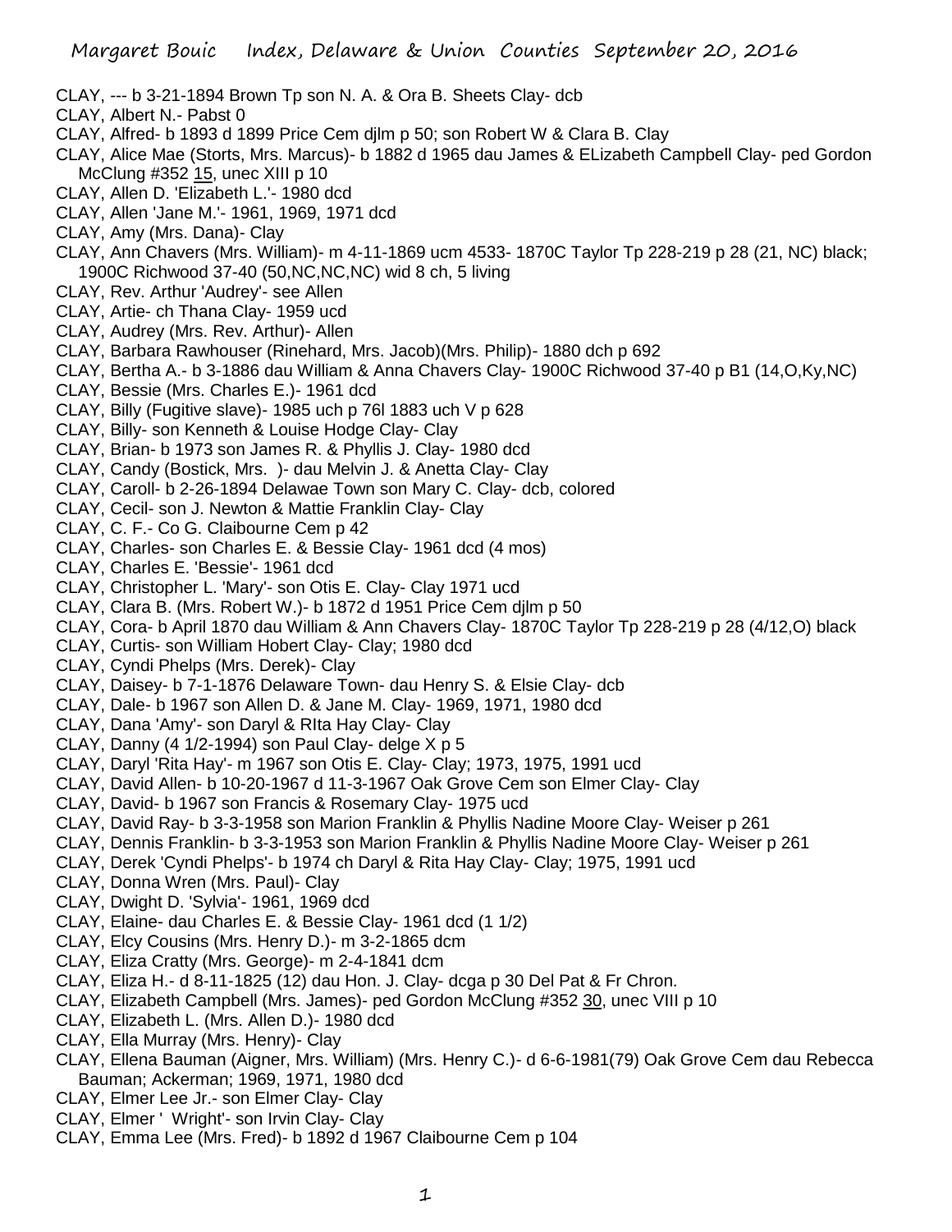CLAY, --- b 3-21-1894 Brown Tp son N. A. & Ora B. Sheets Clay- dcb
CLAY, Albert N.- Pabst 0
CLAY, Alfred- b 1893 d 1899 Price Cem djlm p 50; son Robert W & Clara B. Clay
CLAY, Alice Mae (Storts, Mrs. Marcus)- b 1882 d 1965 dau James & ELizabeth Campbell Clay- ped Gordon McClung #352 15, unec XIII p 10
CLAY, Allen D. 'Elizabeth L.'- 1980 dcd
CLAY, Allen 'Jane M.'- 1961, 1969, 1971 dcd
CLAY, Amy (Mrs. Dana)- Clay
CLAY, Ann Chavers (Mrs. William)- m 4-11-1869 ucm 4533- 1870C Taylor Tp 228-219 p 28 (21, NC) black; 1900C Richwood 37-40 (50,NC,NC,NC) wid 8 ch, 5 living
CLAY, Rev. Arthur 'Audrey'- see Allen
CLAY, Artie- ch Thana Clay- 1959 ucd
CLAY, Audrey (Mrs. Rev. Arthur)- Allen
CLAY, Barbara Rawhouser (Rinehard, Mrs. Jacob)(Mrs. Philip)- 1880 dch p 692
CLAY, Bertha A.- b 3-1886 dau William & Anna Chavers Clay- 1900C Richwood 37-40 p B1 (14,O,Ky,NC)
CLAY, Bessie (Mrs. Charles E.)- 1961 dcd
CLAY, Billy (Fugitive slave)- 1985 uch p 76l 1883 uch V p 628
CLAY, Billy- son Kenneth & Louise Hodge Clay- Clay
CLAY, Brian- b 1973 son James R. & Phyllis J. Clay- 1980 dcd
CLAY, Candy (Bostick, Mrs. )- dau Melvin J. & Anetta Clay- Clay
CLAY, Caroll- b 2-26-1894 Delawae Town son Mary C. Clay- dcb, colored
CLAY, Cecil- son J. Newton & Mattie Franklin Clay- Clay
CLAY, C. F.- Co G. Claibourne Cem p 42
CLAY, Charles- son Charles E. & Bessie Clay- 1961 dcd (4 mos)
CLAY, Charles E. 'Bessie'- 1961 dcd
CLAY, Christopher L. 'Mary'- son Otis E. Clay- Clay 1971 ucd
CLAY, Clara B. (Mrs. Robert W.)- b 1872 d 1951 Price Cem djlm p 50
CLAY, Cora- b April 1870 dau William & Ann Chavers Clay- 1870C Taylor Tp 228-219 p 28 (4/12,O) black
CLAY, Curtis- son William Hobert Clay- Clay; 1980 dcd
CLAY, Cyndi Phelps (Mrs. Derek)- Clay
CLAY, Daisey- b 7-1-1876 Delaware Town- dau Henry S. & Elsie Clay- dcb
CLAY, Dale- b 1967 son Allen D. & Jane M. Clay- 1969, 1971, 1980 dcd
CLAY, Dana 'Amy'- son Daryl & RIta Hay Clay- Clay
CLAY, Danny (4 1/2-1994) son Paul Clay- delge X p 5
CLAY, Daryl 'Rita Hay'- m 1967 son Otis E. Clay- Clay; 1973, 1975, 1991 ucd
CLAY, David Allen- b 10-20-1967 d 11-3-1967 Oak Grove Cem son Elmer Clay- Clay
CLAY, David- b 1967 son Francis & Rosemary Clay- 1975 ucd
CLAY, David Ray- b 3-3-1958 son Marion Franklin & Phyllis Nadine Moore Clay- Weiser p 261
CLAY, Dennis Franklin- b 3-3-1953 son Marion Franklin & Phyllis Nadine Moore Clay- Weiser p 261
CLAY, Derek 'Cyndi Phelps'- b 1974 ch Daryl & Rita Hay Clay- Clay; 1975, 1991 ucd
CLAY, Donna Wren (Mrs. Paul)- Clay
CLAY, Dwight D. 'Sylvia'- 1961, 1969 dcd
CLAY, Elaine- dau Charles E. & Bessie Clay- 1961 dcd (1 1/2)
CLAY, Elcy Cousins (Mrs. Henry D.)- m 3-2-1865 dcm
CLAY, Eliza Cratty (Mrs. George)- m 2-4-1841 dcm
CLAY, Eliza H.- d 8-11-1825 (12) dau Hon. J. Clay- dcga p 30 Del Pat & Fr Chron.
CLAY, Elizabeth Campbell (Mrs. James)- ped Gordon McClung #352 30, unec VIII p 10
CLAY, Elizabeth L. (Mrs. Allen D.)- 1980 dcd
CLAY, Ella Murray (Mrs. Henry)- Clay
CLAY, Ellena Bauman (Aigner, Mrs. William) (Mrs. Henry C.)- d 6-6-1981(79) Oak Grove Cem dau Rebecca Bauman; Ackerman; 1969, 1971, 1980 dcd
CLAY, Elmer Lee Jr.- son Elmer Clay- Clay
CLAY, Elmer ' Wright'- son Irvin Clay- Clay
CLAY, Emma Lee (Mrs. Fred)- b 1892 d 1967 Claibourne Cem p 104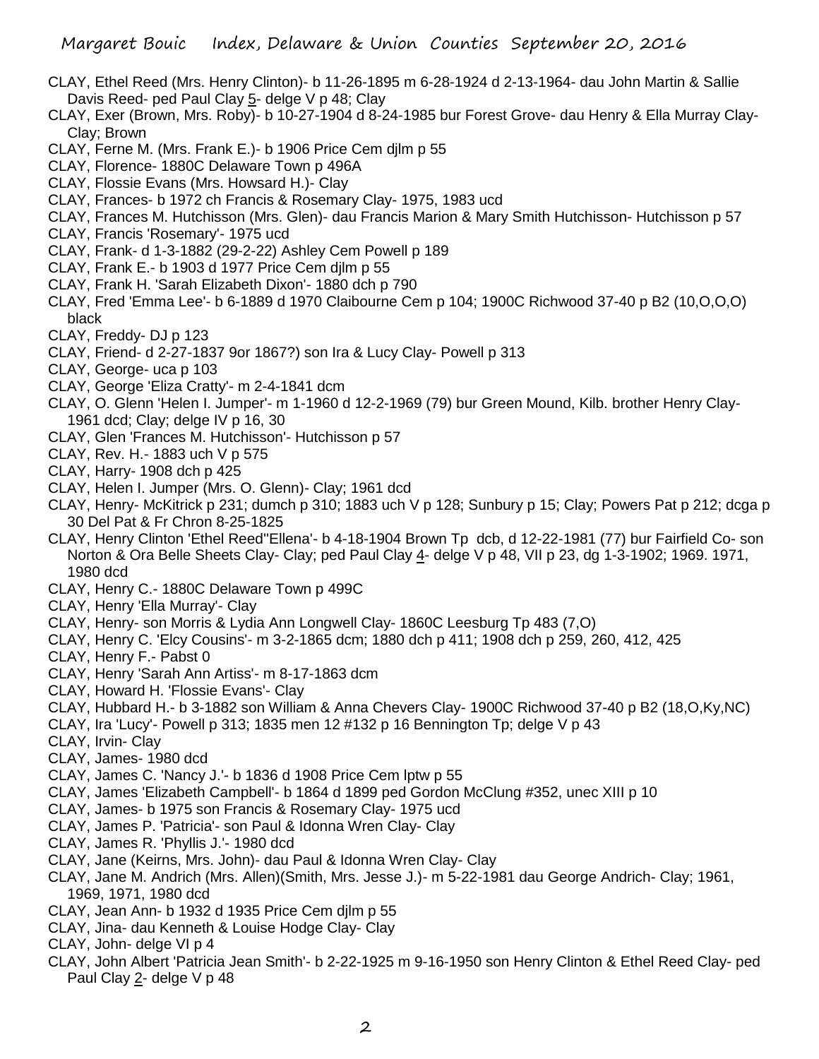CLAY, Ethel Reed (Mrs. Henry Clinton)- b 11-26-1895 m 6-28-1924 d 2-13-1964- dau John Martin & Sallie Davis Reed- ped Paul Clay 5- delge V p 48; Clay

CLAY, Exer (Brown, Mrs. Roby)- b 10-27-1904 d 8-24-1985 bur Forest Grove- dau Henry & Ella Murray Clay- Clay; Brown

CLAY, Ferne M. (Mrs. Frank E.)- b 1906 Price Cem djlm p 55

CLAY, Florence- 1880C Delaware Town p 496A

CLAY, Flossie Evans (Mrs. Howsard H.)- Clay

CLAY, Frances- b 1972 ch Francis & Rosemary Clay- 1975, 1983 ucd

CLAY, Frances M. Hutchisson (Mrs. Glen)- dau Francis Marion & Mary Smith Hutchisson- Hutchisson p 57

CLAY, Francis 'Rosemary'- 1975 ucd

CLAY, Frank- d 1-3-1882 (29-2-22) Ashley Cem Powell p 189

CLAY, Frank E.- b 1903 d 1977 Price Cem djlm p 55

CLAY, Frank H. 'Sarah Elizabeth Dixon'- 1880 dch p 790

CLAY, Fred 'Emma Lee'- b 6-1889 d 1970 Claibourne Cem p 104; 1900C Richwood 37-40 p B2 (10,O,O,O) black

CLAY, Freddy- DJ p 123

CLAY, Friend- d 2-27-1837 9or 1867?) son Ira & Lucy Clay- Powell p 313

CLAY, George- uca p 103

CLAY, George 'Eliza Cratty'- m 2-4-1841 dcm

CLAY, O. Glenn 'Helen I. Jumper'- m 1-1960 d 12-2-1969 (79) bur Green Mound, Kilb. brother Henry Clay- 1961 dcd; Clay; delge IV p 16, 30

CLAY, Glen 'Frances M. Hutchisson'- Hutchisson p 57

CLAY, Rev. H.- 1883 uch V p 575

CLAY, Harry- 1908 dch p 425

CLAY, Helen I. Jumper (Mrs. O. Glenn)- Clay; 1961 dcd

CLAY, Henry- McKitrick p 231; dumch p 310; 1883 uch V p 128; Sunbury p 15; Clay; Powers Pat p 212; dcga p 30 Del Pat & Fr Chron 8-25-1825

CLAY, Henry Clinton 'Ethel Reed''Ellena'- b 4-18-1904 Brown Tp dcb, d 12-22-1981 (77) bur Fairfield Co- son Norton & Ora Belle Sheets Clay- Clay; ped Paul Clay 4- delge V p 48, VII p 23, dg 1-3-1902; 1969. 1971, 1980 dcd

CLAY, Henry C.- 1880C Delaware Town p 499C

CLAY, Henry 'Ella Murray'- Clay

CLAY, Henry- son Morris & Lydia Ann Longwell Clay- 1860C Leesburg Tp 483 (7,O)

CLAY, Henry C. 'Elcy Cousins'- m 3-2-1865 dcm; 1880 dch p 411; 1908 dch p 259, 260, 412, 425

CLAY, Henry F.- Pabst 0

CLAY, Henry 'Sarah Ann Artiss'- m 8-17-1863 dcm

CLAY, Howard H. 'Flossie Evans'- Clay

CLAY, Hubbard H.- b 3-1882 son William & Anna Chevers Clay- 1900C Richwood 37-40 p B2 (18,O,Ky,NC)

CLAY, Ira 'Lucy'- Powell p 313; 1835 men 12 #132 p 16 Bennington Tp; delge V p 43

CLAY, Irvin- Clay

CLAY, James- 1980 dcd

CLAY, James C. 'Nancy J.'- b 1836 d 1908 Price Cem lptw p 55

CLAY, James 'Elizabeth Campbell'- b 1864 d 1899 ped Gordon McClung #352, unec XIII p 10

CLAY, James- b 1975 son Francis & Rosemary Clay- 1975 ucd

CLAY, James P. 'Patricia'- son Paul & Idonna Wren Clay- Clay

CLAY, James R. 'Phyllis J.'- 1980 dcd

CLAY, Jane (Keirns, Mrs. John)- dau Paul & Idonna Wren Clay- Clay

CLAY, Jane M. Andrich (Mrs. Allen)(Smith, Mrs. Jesse J.)- m 5-22-1981 dau George Andrich- Clay; 1961, 1969, 1971, 1980 dcd

CLAY, Jean Ann- b 1932 d 1935 Price Cem djlm p 55

CLAY, Jina- dau Kenneth & Louise Hodge Clay- Clay

CLAY, John- delge VI p 4

CLAY, John Albert 'Patricia Jean Smith'- b 2-22-1925 m 9-16-1950 son Henry Clinton & Ethel Reed Clay- ped Paul Clay 2- delge V p 48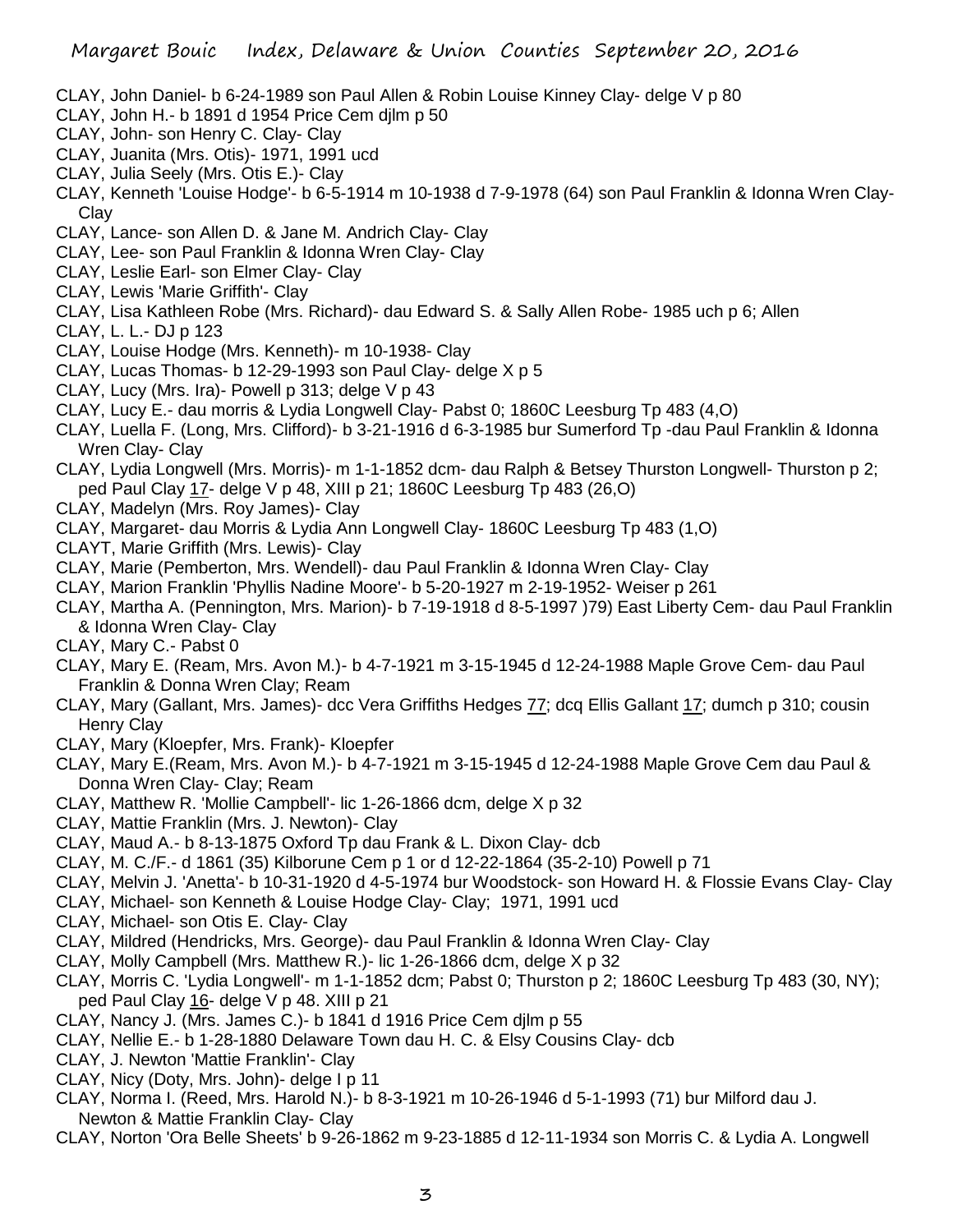CLAY, John Daniel- b 6-24-1989 son Paul Allen & Robin Louise Kinney Clay- delge V p 80

CLAY, John H.- b 1891 d 1954 Price Cem djlm p 50

CLAY, John- son Henry C. Clay- Clay

CLAY, Juanita (Mrs. Otis)- 1971, 1991 ucd

CLAY, Julia Seely (Mrs. Otis E.)- Clay

CLAY, Kenneth 'Louise Hodge'- b 6-5-1914 m 10-1938 d 7-9-1978 (64) son Paul Franklin & Idonna Wren Clay- Clay

CLAY, Lance- son Allen D. & Jane M. Andrich Clay- Clay

CLAY, Lee- son Paul Franklin & Idonna Wren Clay- Clay

CLAY, Leslie Earl- son Elmer Clay- Clay

CLAY, Lewis 'Marie Griffith'- Clay

CLAY, Lisa Kathleen Robe (Mrs. Richard)- dau Edward S. & Sally Allen Robe- 1985 uch p 6; Allen

CLAY, L. L.- DJ p 123

CLAY, Louise Hodge (Mrs. Kenneth)- m 10-1938- Clay

CLAY, Lucas Thomas- b 12-29-1993 son Paul Clay- delge X p 5

CLAY, Lucy (Mrs. Ira)- Powell p 313; delge V p 43

CLAY, Lucy E.- dau morris & Lydia Longwell Clay- Pabst 0; 1860C Leesburg Tp 483 (4,O)

CLAY, Luella F. (Long, Mrs. Clifford)- b 3-21-1916 d 6-3-1985 bur Sumerford Tp -dau Paul Franklin & Idonna Wren Clay- Clay

CLAY, Lydia Longwell (Mrs. Morris)- m 1-1-1852 dcm- dau Ralph & Betsey Thurston Longwell- Thurston p 2; ped Paul Clay 17- delge V p 48, XIII p 21; 1860C Leesburg Tp 483 (26,O)

CLAY, Madelyn (Mrs. Roy James)- Clay

CLAY, Margaret- dau Morris & Lydia Ann Longwell Clay- 1860C Leesburg Tp 483 (1,O)

CLAYT, Marie Griffith (Mrs. Lewis)- Clay

CLAY, Marie (Pemberton, Mrs. Wendell)- dau Paul Franklin & Idonna Wren Clay- Clay

CLAY, Marion Franklin 'Phyllis Nadine Moore'- b 5-20-1927 m 2-19-1952- Weiser p 261

CLAY, Martha A. (Pennington, Mrs. Marion)- b 7-19-1918 d 8-5-1997 )79) East Liberty Cem- dau Paul Franklin & Idonna Wren Clay- Clay

CLAY, Mary C.- Pabst 0

CLAY, Mary E. (Ream, Mrs. Avon M.)- b 4-7-1921 m 3-15-1945 d 12-24-1988 Maple Grove Cem- dau Paul Franklin & Donna Wren Clay; Ream

CLAY, Mary (Gallant, Mrs. James)- dcc Vera Griffiths Hedges 77; dcq Ellis Gallant 17; dumch p 310; cousin Henry Clay

CLAY, Mary (Kloepfer, Mrs. Frank)- Kloepfer

CLAY, Mary E.(Ream, Mrs. Avon M.)- b 4-7-1921 m 3-15-1945 d 12-24-1988 Maple Grove Cem dau Paul & Donna Wren Clay- Clay; Ream

CLAY, Matthew R. 'Mollie Campbell'- lic 1-26-1866 dcm, delge X p 32

CLAY, Mattie Franklin (Mrs. J. Newton)- Clay

CLAY, Maud A.- b 8-13-1875 Oxford Tp dau Frank & L. Dixon Clay- dcb

CLAY, M. C./F.- d 1861 (35) Kilborune Cem p 1 or d 12-22-1864 (35-2-10) Powell p 71

CLAY, Melvin J. 'Anetta'- b 10-31-1920 d 4-5-1974 bur Woodstock- son Howard H. & Flossie Evans Clay- Clay

CLAY, Michael- son Kenneth & Louise Hodge Clay- Clay; 1971, 1991 ucd

CLAY, Michael- son Otis E. Clay- Clay

CLAY, Mildred (Hendricks, Mrs. George)- dau Paul Franklin & Idonna Wren Clay- Clay

CLAY, Molly Campbell (Mrs. Matthew R.)- lic 1-26-1866 dcm, delge X p 32

CLAY, Morris C. 'Lydia Longwell'- m 1-1-1852 dcm; Pabst 0; Thurston p 2; 1860C Leesburg Tp 483 (30, NY); ped Paul Clay 16- delge V p 48. XIII p 21

CLAY, Nancy J. (Mrs. James C.)- b 1841 d 1916 Price Cem djlm p 55

CLAY, Nellie E.- b 1-28-1880 Delaware Town dau H. C. & Elsy Cousins Clay- dcb

CLAY, J. Newton 'Mattie Franklin'- Clay

CLAY, Nicy (Doty, Mrs. John)- delge I p 11

CLAY, Norma I. (Reed, Mrs. Harold N.)- b 8-3-1921 m 10-26-1946 d 5-1-1993 (71) bur Milford dau J. Newton & Mattie Franklin Clay- Clay

CLAY, Norton 'Ora Belle Sheets' b 9-26-1862 m 9-23-1885 d 12-11-1934 son Morris C. & Lydia A. Longwell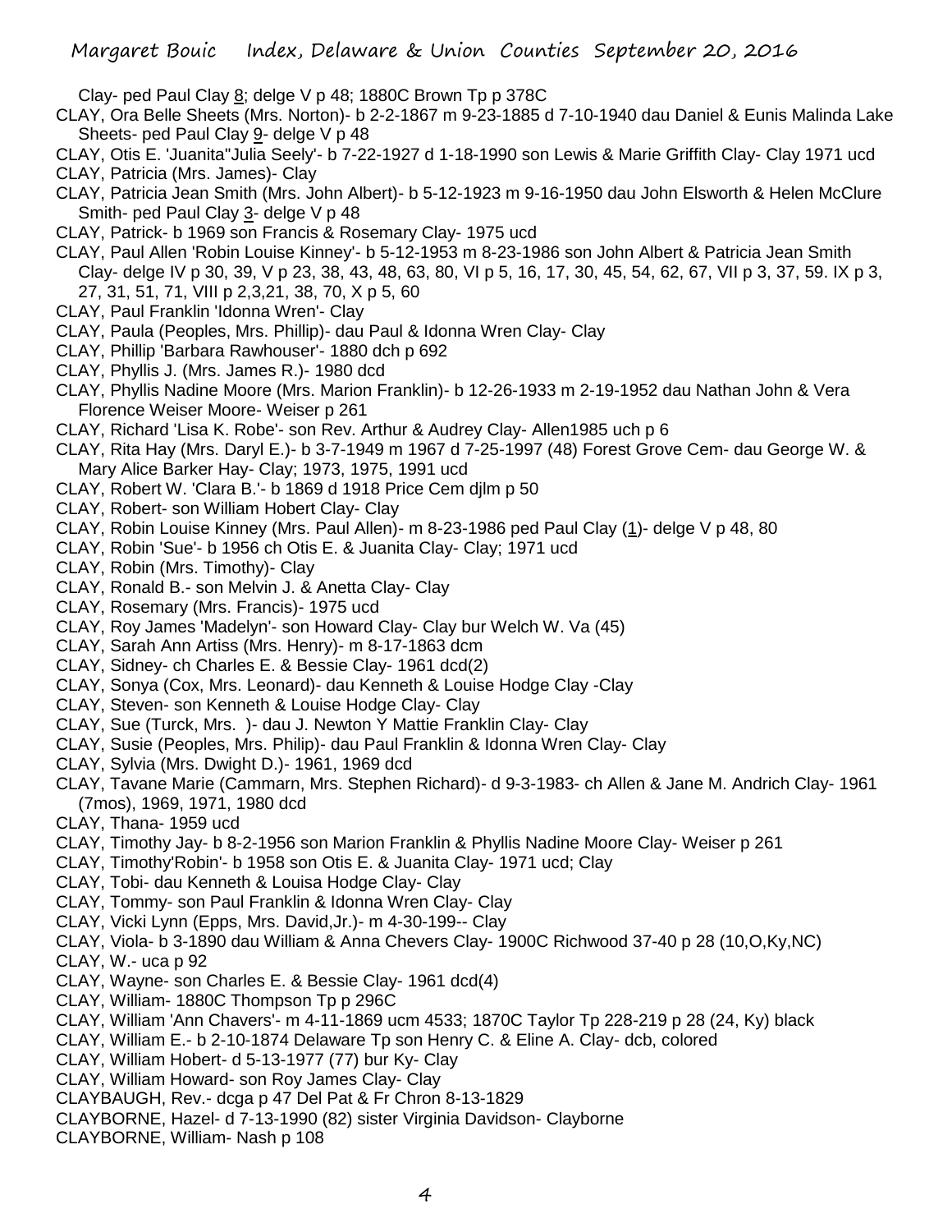Clay- ped Paul Clay 8; delge V p 48; 1880C Brown Tp p 378C

CLAY, Ora Belle Sheets (Mrs. Norton)- b 2-2-1867 m 9-23-1885 d 7-10-1940 dau Daniel & Eunis Malinda Lake Sheets- ped Paul Clay 9- delge V p 48

CLAY, Otis E. 'Juanita"Julia Seely'- b 7-22-1927 d 1-18-1990 son Lewis & Marie Griffith Clay- Clay 1971 ucd

CLAY, Patricia (Mrs. James)- Clay

CLAY, Patricia Jean Smith (Mrs. John Albert)- b 5-12-1923 m 9-16-1950 dau John Elsworth & Helen McClure Smith- ped Paul Clay 3- delge V p 48

CLAY, Patrick- b 1969 son Francis & Rosemary Clay- 1975 ucd

CLAY, Paul Allen 'Robin Louise Kinney'- b 5-12-1953 m 8-23-1986 son John Albert & Patricia Jean Smith Clay- delge IV p 30, 39, V p 23, 38, 43, 48, 63, 80, VI p 5, 16, 17, 30, 45, 54, 62, 67, VII p 3, 37, 59. IX p 3, 27, 31, 51, 71, VIII p 2,3,21, 38, 70, X p 5, 60

CLAY, Paul Franklin 'Idonna Wren'- Clay

CLAY, Paula (Peoples, Mrs. Phillip)- dau Paul & Idonna Wren Clay- Clay

CLAY, Phillip 'Barbara Rawhouser'- 1880 dch p 692

CLAY, Phyllis J. (Mrs. James R.)- 1980 dcd

CLAY, Phyllis Nadine Moore (Mrs. Marion Franklin)- b 12-26-1933 m 2-19-1952 dau Nathan John & Vera Florence Weiser Moore- Weiser p 261

CLAY, Richard 'Lisa K. Robe'- son Rev. Arthur & Audrey Clay- Allen1985 uch p 6

CLAY, Rita Hay (Mrs. Daryl E.)- b 3-7-1949 m 1967 d 7-25-1997 (48) Forest Grove Cem- dau George W. & Mary Alice Barker Hay- Clay; 1973, 1975, 1991 ucd

CLAY, Robert W. 'Clara B.'- b 1869 d 1918 Price Cem djlm p 50

CLAY, Robert- son William Hobert Clay- Clay

CLAY, Robin Louise Kinney (Mrs. Paul Allen)- m 8-23-1986 ped Paul Clay (1)- delge V p 48, 80

CLAY, Robin 'Sue'- b 1956 ch Otis E. & Juanita Clay- Clay; 1971 ucd

CLAY, Robin (Mrs. Timothy)- Clay

CLAY, Ronald B.- son Melvin J. & Anetta Clay- Clay

CLAY, Rosemary (Mrs. Francis)- 1975 ucd

CLAY, Roy James 'Madelyn'- son Howard Clay- Clay bur Welch W. Va (45)

CLAY, Sarah Ann Artiss (Mrs. Henry)- m 8-17-1863 dcm

CLAY, Sidney- ch Charles E. & Bessie Clay- 1961 dcd(2)

CLAY, Sonya (Cox, Mrs. Leonard)- dau Kenneth & Louise Hodge Clay -Clay

CLAY, Steven- son Kenneth & Louise Hodge Clay- Clay

CLAY, Sue (Turck, Mrs. )- dau J. Newton Y Mattie Franklin Clay- Clay

CLAY, Susie (Peoples, Mrs. Philip)- dau Paul Franklin & Idonna Wren Clay- Clay

CLAY, Sylvia (Mrs. Dwight D.)- 1961, 1969 dcd

CLAY, Tavane Marie (Cammarn, Mrs. Stephen Richard)- d 9-3-1983- ch Allen & Jane M. Andrich Clay- 1961 (7mos), 1969, 1971, 1980 dcd

CLAY, Thana- 1959 ucd

CLAY, Timothy Jay- b 8-2-1956 son Marion Franklin & Phyllis Nadine Moore Clay- Weiser p 261

CLAY, Timothy'Robin'- b 1958 son Otis E. & Juanita Clay- 1971 ucd; Clay

CLAY, Tobi- dau Kenneth & Louisa Hodge Clay- Clay

CLAY, Tommy- son Paul Franklin & Idonna Wren Clay- Clay

CLAY, Vicki Lynn (Epps, Mrs. David,Jr.)- m 4-30-199-- Clay

CLAY, Viola- b 3-1890 dau William & Anna Chevers Clay- 1900C Richwood 37-40 p 28 (10,O,Ky,NC)

CLAY, W.- uca p 92

CLAY, Wayne- son Charles E. & Bessie Clay- 1961 dcd(4)

CLAY, William- 1880C Thompson Tp p 296C

CLAY, William 'Ann Chavers'- m 4-11-1869 ucm 4533; 1870C Taylor Tp 228-219 p 28 (24, Ky) black

CLAY, William E.- b 2-10-1874 Delaware Tp son Henry C. & Eline A. Clay- dcb, colored

CLAY, William Hobert- d 5-13-1977 (77) bur Ky- Clay

CLAY, William Howard- son Roy James Clay- Clay

CLAYBAUGH, Rev.- dcga p 47 Del Pat & Fr Chron 8-13-1829

CLAYBORNE, Hazel- d 7-13-1990 (82) sister Virginia Davidson- Clayborne

CLAYBORNE, William- Nash p 108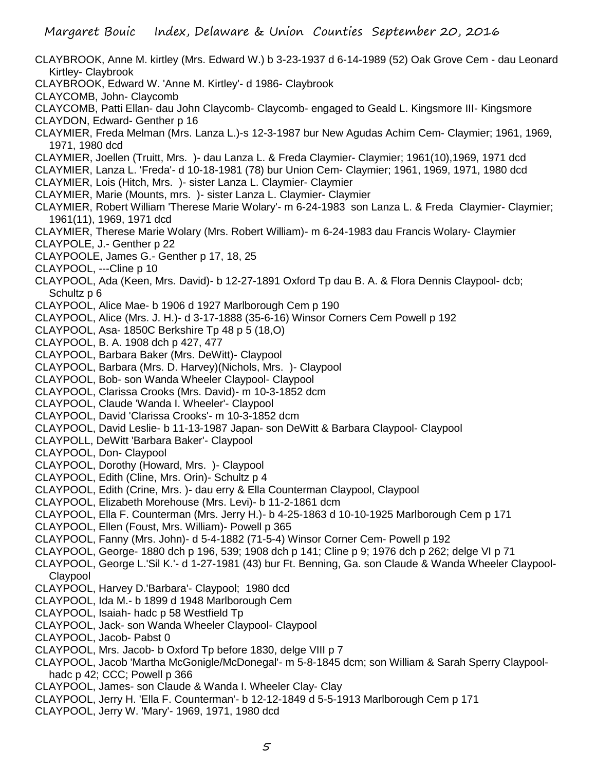CLAYBROOK, Anne M. kirtley (Mrs. Edward W.) b 3-23-1937 d 6-14-1989 (52) Oak Grove Cem - dau Leonard Kirtley- Claybrook

CLAYBROOK, Edward W. 'Anne M. Kirtley'- d 1986- Claybrook

CLAYCOMB, John- Claycomb

CLAYCOMB, Patti Ellan- dau John Claycomb- Claycomb- engaged to Geald L. Kingsmore III- Kingsmore

CLAYDON, Edward- Genther p 16

CLAYMIER, Freda Melman (Mrs. Lanza L.)-s 12-3-1987 bur New Agudas Achim Cem- Claymier; 1961, 1969, 1971, 1980 dcd

CLAYMIER, Joellen (Truitt, Mrs. )- dau Lanza L. & Freda Claymier- Claymier; 1961(10),1969, 1971 dcd

CLAYMIER, Lanza L. 'Freda'- d 10-18-1981 (78) bur Union Cem- Claymier; 1961, 1969, 1971, 1980 dcd

CLAYMIER, Lois (Hitch, Mrs. )- sister Lanza L. Claymier- Claymier

CLAYMIER, Marie (Mounts, mrs. )- sister Lanza L. Claymier- Claymier

CLAYMIER, Robert William 'Therese Marie Wolary'- m 6-24-1983 son Lanza L. & Freda Claymier- Claymier; 1961(11), 1969, 1971 dcd

CLAYMIER, Therese Marie Wolary (Mrs. Robert William)- m 6-24-1983 dau Francis Wolary- Claymier

CLAYPOLE, J.- Genther p 22

CLAYPOOLE, James G.- Genther p 17, 18, 25

CLAYPOOL, ---Cline p 10

CLAYPOOL, Ada (Keen, Mrs. David)- b 12-27-1891 Oxford Tp dau B. A. & Flora Dennis Claypool- dcb; Schultz p 6

CLAYPOOL, Alice Mae- b 1906 d 1927 Marlborough Cem p 190

CLAYPOOL, Alice (Mrs. J. H.)- d 3-17-1888 (35-6-16) Winsor Corners Cem Powell p 192

CLAYPOOL, Asa- 1850C Berkshire Tp 48 p 5 (18,O)

CLAYPOOL, B. A. 1908 dch p 427, 477

CLAYPOOL, Barbara Baker (Mrs. DeWitt)- Claypool

CLAYPOOL, Barbara (Mrs. D. Harvey)(Nichols, Mrs. )- Claypool

CLAYPOOL, Bob- son Wanda Wheeler Claypool- Claypool

CLAYPOOL, Clarissa Crooks (Mrs. David)- m 10-3-1852 dcm

CLAYPOOL, Claude 'Wanda I. Wheeler'- Claypool

CLAYPOOL, David 'Clarissa Crooks'- m 10-3-1852 dcm

CLAYPOOL, David Leslie- b 11-13-1987 Japan- son DeWitt & Barbara Claypool- Claypool

CLAYPOLL, DeWitt 'Barbara Baker'- Claypool

CLAYPOOL, Don- Claypool

CLAYPOOL, Dorothy (Howard, Mrs. )- Claypool

CLAYPOOL, Edith (Cline, Mrs. Orin)- Schultz p 4

CLAYPOOL, Edith (Crine, Mrs. )- dau erry & Ella Counterman Claypool, Claypool

CLAYPOOL, Elizabeth Morehouse (Mrs. Levi)- b 11-2-1861 dcm

CLAYPOOL, Ella F. Counterman (Mrs. Jerry H.)- b 4-25-1863 d 10-10-1925 Marlborough Cem p 171

CLAYPOOL, Ellen (Foust, Mrs. William)- Powell p 365

CLAYPOOL, Fanny (Mrs. John)- d 5-4-1882 (71-5-4) Winsor Corner Cem- Powell p 192

CLAYPOOL, George- 1880 dch p 196, 539; 1908 dch p 141; Cline p 9; 1976 dch p 262; delge VI p 71

CLAYPOOL, George L.'Sil K.'- d 1-27-1981 (43) bur Ft. Benning, Ga. son Claude & Wanda Wheeler Claypool- Claypool

CLAYPOOL, Harvey D.'Barbara'- Claypool; 1980 dcd

CLAYPOOL, Ida M.- b 1899 d 1948 Marlborough Cem

CLAYPOOL, Isaiah- hadc p 58 Westfield Tp

CLAYPOOL, Jack- son Wanda Wheeler Claypool- Claypool

CLAYPOOL, Jacob- Pabst 0

CLAYPOOL, Mrs. Jacob- b Oxford Tp before 1830, delge VIII p 7

CLAYPOOL, Jacob 'Martha McGonigle/McDonegal'- m 5-8-1845 dcm; son William & Sarah Sperry Claypool- hadc p 42; CCC; Powell p 366

CLAYPOOL, James- son Claude & Wanda I. Wheeler Clay- Clay

CLAYPOOL, Jerry H. 'Ella F. Counterman'- b 12-12-1849 d 5-5-1913 Marlborough Cem p 171

CLAYPOOL, Jerry W. 'Mary'- 1969, 1971, 1980 dcd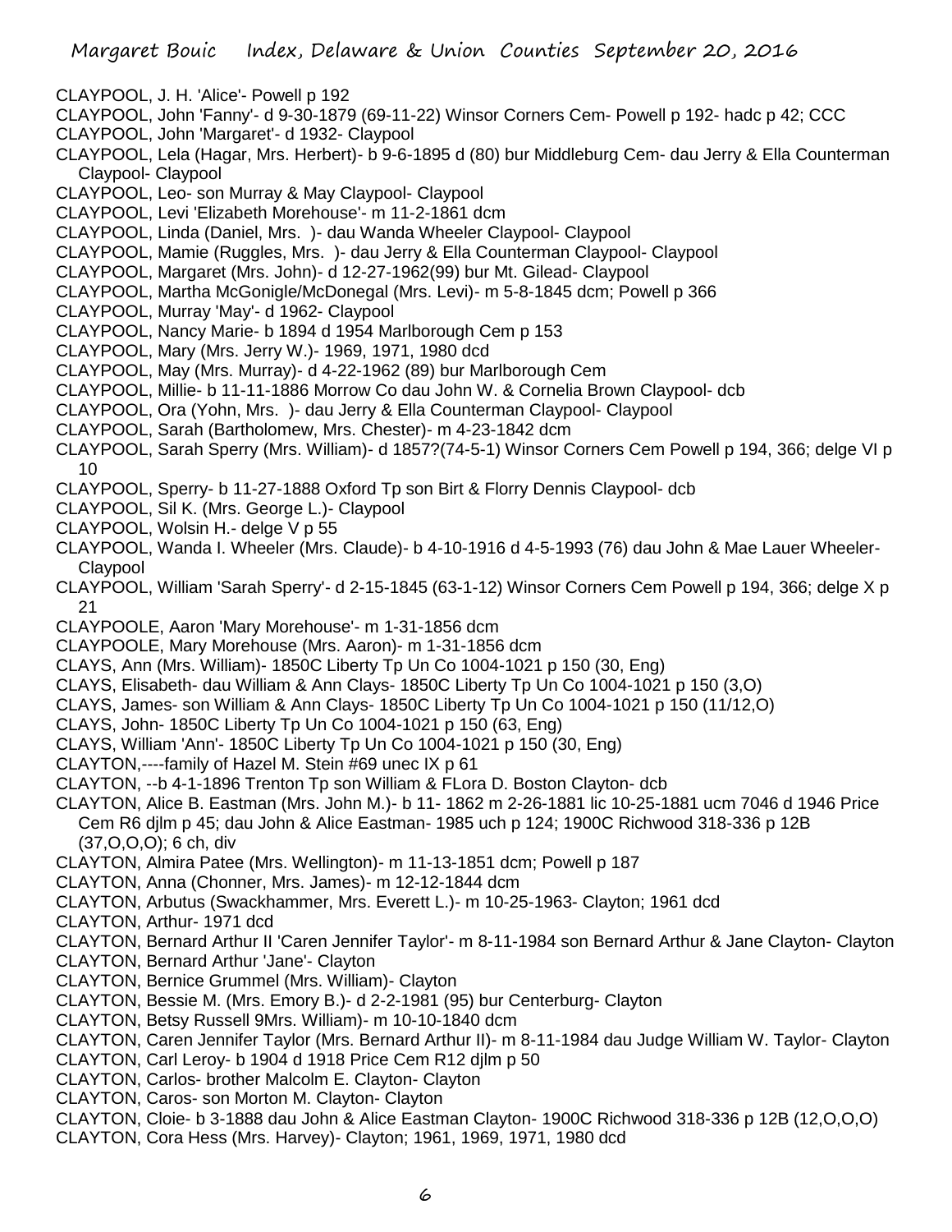CLAYPOOL, J. H. 'Alice'- Powell p 192

CLAYPOOL, John 'Fanny'- d 9-30-1879 (69-11-22) Winsor Corners Cem- Powell p 192- hadc p 42; CCC

CLAYPOOL, John 'Margaret'- d 1932- Claypool

CLAYPOOL, Lela (Hagar, Mrs. Herbert)- b 9-6-1895 d (80) bur Middleburg Cem- dau Jerry & Ella Counterman Claypool- Claypool

CLAYPOOL, Leo- son Murray & May Claypool- Claypool

CLAYPOOL, Levi 'Elizabeth Morehouse'- m 11-2-1861 dcm

CLAYPOOL, Linda (Daniel, Mrs. )- dau Wanda Wheeler Claypool- Claypool

CLAYPOOL, Mamie (Ruggles, Mrs. )- dau Jerry & Ella Counterman Claypool- Claypool

CLAYPOOL, Margaret (Mrs. John)- d 12-27-1962(99) bur Mt. Gilead- Claypool

CLAYPOOL, Martha McGonigle/McDonegal (Mrs. Levi)- m 5-8-1845 dcm; Powell p 366

CLAYPOOL, Murray 'May'- d 1962- Claypool

CLAYPOOL, Nancy Marie- b 1894 d 1954 Marlborough Cem p 153

CLAYPOOL, Mary (Mrs. Jerry W.)- 1969, 1971, 1980 dcd

CLAYPOOL, May (Mrs. Murray)- d 4-22-1962 (89) bur Marlborough Cem

CLAYPOOL, Millie- b 11-11-1886 Morrow Co dau John W. & Cornelia Brown Claypool- dcb

CLAYPOOL, Ora (Yohn, Mrs. )- dau Jerry & Ella Counterman Claypool- Claypool

CLAYPOOL, Sarah (Bartholomew, Mrs. Chester)- m 4-23-1842 dcm

CLAYPOOL, Sarah Sperry (Mrs. William)- d 1857?(74-5-1) Winsor Corners Cem Powell p 194, 366; delge VI p 10

CLAYPOOL, Sperry- b 11-27-1888 Oxford Tp son Birt & Florry Dennis Claypool- dcb

CLAYPOOL, Sil K. (Mrs. George L.)- Claypool

CLAYPOOL, Wolsin H.- delge V p 55

CLAYPOOL, Wanda I. Wheeler (Mrs. Claude)- b 4-10-1916 d 4-5-1993 (76) dau John & Mae Lauer Wheeler- Claypool

CLAYPOOL, William 'Sarah Sperry'- d 2-15-1845 (63-1-12) Winsor Corners Cem Powell p 194, 366; delge X p 21

CLAYPOOLE, Aaron 'Mary Morehouse'- m 1-31-1856 dcm

CLAYPOOLE, Mary Morehouse (Mrs. Aaron)- m 1-31-1856 dcm

CLAYS, Ann (Mrs. William)- 1850C Liberty Tp Un Co 1004-1021 p 150 (30, Eng)

CLAYS, Elisabeth- dau William & Ann Clays- 1850C Liberty Tp Un Co 1004-1021 p 150 (3,O)

CLAYS, James- son William & Ann Clays- 1850C Liberty Tp Un Co 1004-1021 p 150 (11/12,O)

CLAYS, John- 1850C Liberty Tp Un Co 1004-1021 p 150 (63, Eng)

CLAYS, William 'Ann'- 1850C Liberty Tp Un Co 1004-1021 p 150 (30, Eng)

CLAYTON,----family of Hazel M. Stein #69 unec IX p 61

CLAYTON, --b 4-1-1896 Trenton Tp son William & FLora D. Boston Clayton- dcb

CLAYTON, Alice B. Eastman (Mrs. John M.)- b 11- 1862 m 2-26-1881 lic 10-25-1881 ucm 7046 d 1946 Price Cem R6 djlm p 45; dau John & Alice Eastman- 1985 uch p 124; 1900C Richwood 318-336 p 12B (37,O,O,O); 6 ch, div

CLAYTON, Almira Patee (Mrs. Wellington)- m 11-13-1851 dcm; Powell p 187

CLAYTON, Anna (Chonner, Mrs. James)- m 12-12-1844 dcm

CLAYTON, Arbutus (Swackhammer, Mrs. Everett L.)- m 10-25-1963- Clayton; 1961 dcd

CLAYTON, Arthur- 1971 dcd

CLAYTON, Bernard Arthur II 'Caren Jennifer Taylor'- m 8-11-1984 son Bernard Arthur & Jane Clayton- Clayton

CLAYTON, Bernard Arthur 'Jane'- Clayton

CLAYTON, Bernice Grummel (Mrs. William)- Clayton

CLAYTON, Bessie M. (Mrs. Emory B.)- d 2-2-1981 (95) bur Centerburg- Clayton

CLAYTON, Betsy Russell 9Mrs. William)- m 10-10-1840 dcm

CLAYTON, Caren Jennifer Taylor (Mrs. Bernard Arthur II)- m 8-11-1984 dau Judge William W. Taylor- Clayton

CLAYTON, Carl Leroy- b 1904 d 1918 Price Cem R12 djlm p 50

CLAYTON, Carlos- brother Malcolm E. Clayton- Clayton

CLAYTON, Caros- son Morton M. Clayton- Clayton

CLAYTON, Cloie- b 3-1888 dau John & Alice Eastman Clayton- 1900C Richwood 318-336 p 12B (12,O,O,O)

CLAYTON, Cora Hess (Mrs. Harvey)- Clayton; 1961, 1969, 1971, 1980 dcd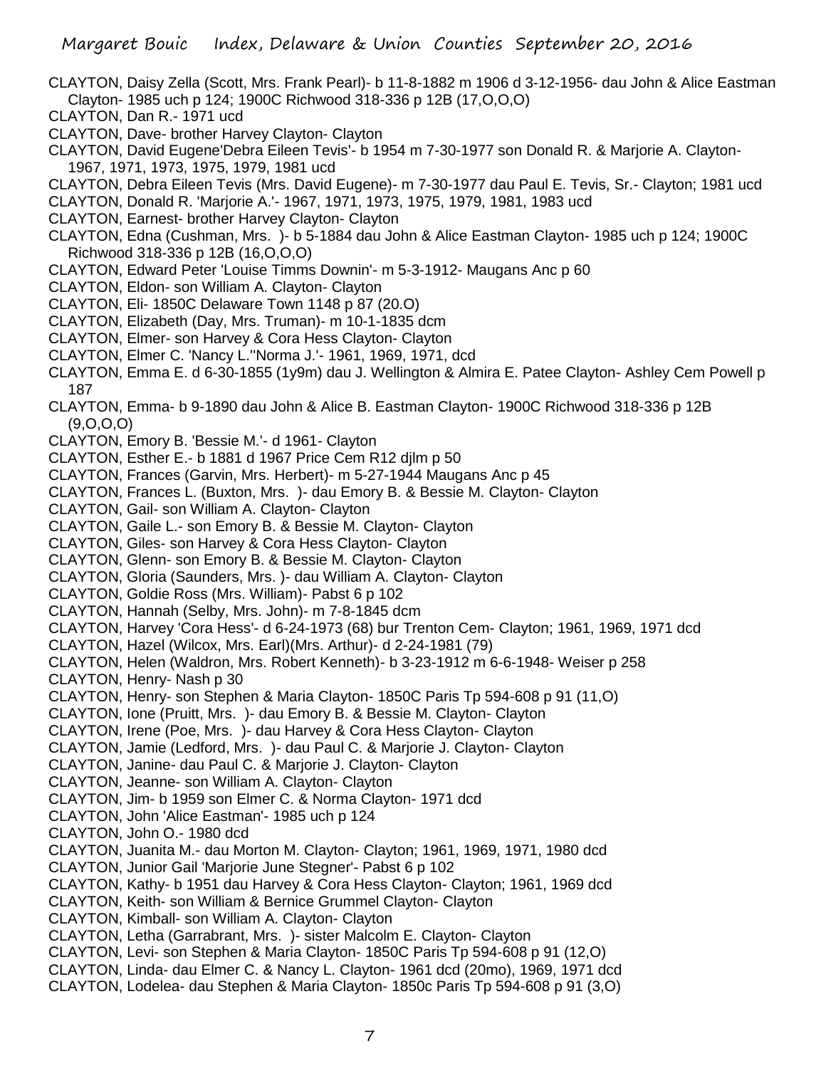CLAYTON, Daisy Zella (Scott, Mrs. Frank Pearl)- b 11-8-1882 m 1906 d 3-12-1956- dau John & Alice Eastman Clayton- 1985 uch p 124; 1900C Richwood 318-336 p 12B (17,O,O,O)

CLAYTON, Dan R.- 1971 ucd

CLAYTON, Dave- brother Harvey Clayton- Clayton

CLAYTON, David Eugene'Debra Eileen Tevis'- b 1954 m 7-30-1977 son Donald R. & Marjorie A. Clayton- 1967, 1971, 1973, 1975, 1979, 1981 ucd

CLAYTON, Debra Eileen Tevis (Mrs. David Eugene)- m 7-30-1977 dau Paul E. Tevis, Sr.- Clayton; 1981 ucd

CLAYTON, Donald R. 'Marjorie A.'- 1967, 1971, 1973, 1975, 1979, 1981, 1983 ucd

CLAYTON, Earnest- brother Harvey Clayton- Clayton

CLAYTON, Edna (Cushman, Mrs. )- b 5-1884 dau John & Alice Eastman Clayton- 1985 uch p 124; 1900C Richwood 318-336 p 12B (16,O,O,O)

CLAYTON, Edward Peter 'Louise Timms Downin'- m 5-3-1912- Maugans Anc p 60

CLAYTON, Eldon- son William A. Clayton- Clayton

CLAYTON, Eli- 1850C Delaware Town 1148 p 87 (20.O)

CLAYTON, Elizabeth (Day, Mrs. Truman)- m 10-1-1835 dcm

CLAYTON, Elmer- son Harvey & Cora Hess Clayton- Clayton

CLAYTON, Elmer C. 'Nancy L.''Norma J.'- 1961, 1969, 1971, dcd

CLAYTON, Emma E. d 6-30-1855 (1y9m) dau J. Wellington & Almira E. Patee Clayton- Ashley Cem Powell p 187

CLAYTON, Emma- b 9-1890 dau John & Alice B. Eastman Clayton- 1900C Richwood 318-336 p 12B (9,O,O,O)

CLAYTON, Emory B. 'Bessie M.'- d 1961- Clayton

CLAYTON, Esther E.- b 1881 d 1967 Price Cem R12 djlm p 50

CLAYTON, Frances (Garvin, Mrs. Herbert)- m 5-27-1944 Maugans Anc p 45

CLAYTON, Frances L. (Buxton, Mrs. )- dau Emory B. & Bessie M. Clayton- Clayton

CLAYTON, Gail- son William A. Clayton- Clayton

CLAYTON, Gaile L.- son Emory B. & Bessie M. Clayton- Clayton

CLAYTON, Giles- son Harvey & Cora Hess Clayton- Clayton

CLAYTON, Glenn- son Emory B. & Bessie M. Clayton- Clayton

CLAYTON, Gloria (Saunders, Mrs. )- dau William A. Clayton- Clayton

CLAYTON, Goldie Ross (Mrs. William)- Pabst 6 p 102

CLAYTON, Hannah (Selby, Mrs. John)- m 7-8-1845 dcm

CLAYTON, Harvey 'Cora Hess'- d 6-24-1973 (68) bur Trenton Cem- Clayton; 1961, 1969, 1971 dcd

CLAYTON, Hazel (Wilcox, Mrs. Earl)(Mrs. Arthur)- d 2-24-1981 (79)

CLAYTON, Helen (Waldron, Mrs. Robert Kenneth)- b 3-23-1912 m 6-6-1948- Weiser p 258

CLAYTON, Henry- Nash p 30

CLAYTON, Henry- son Stephen & Maria Clayton- 1850C Paris Tp 594-608 p 91 (11,O)

CLAYTON, Ione (Pruitt, Mrs. )- dau Emory B. & Bessie M. Clayton- Clayton

CLAYTON, Irene (Poe, Mrs. )- dau Harvey & Cora Hess Clayton- Clayton

CLAYTON, Jamie (Ledford, Mrs. )- dau Paul C. & Marjorie J. Clayton- Clayton

CLAYTON, Janine- dau Paul C. & Marjorie J. Clayton- Clayton

CLAYTON, Jeanne- son William A. Clayton- Clayton

CLAYTON, Jim- b 1959 son Elmer C. & Norma Clayton- 1971 dcd

CLAYTON, John 'Alice Eastman'- 1985 uch p 124

CLAYTON, John O.- 1980 dcd

CLAYTON, Juanita M.- dau Morton M. Clayton- Clayton; 1961, 1969, 1971, 1980 dcd

CLAYTON, Junior Gail 'Marjorie June Stegner'- Pabst 6 p 102

CLAYTON, Kathy- b 1951 dau Harvey & Cora Hess Clayton- Clayton; 1961, 1969 dcd

CLAYTON, Keith- son William & Bernice Grummel Clayton- Clayton

CLAYTON, Kimball- son William A. Clayton- Clayton

CLAYTON, Letha (Garrabrant, Mrs. )- sister Malcolm E. Clayton- Clayton

CLAYTON, Levi- son Stephen & Maria Clayton- 1850C Paris Tp 594-608 p 91 (12,O)

CLAYTON, Linda- dau Elmer C. & Nancy L. Clayton- 1961 dcd (20mo), 1969, 1971 dcd

CLAYTON, Lodelea- dau Stephen & Maria Clayton- 1850c Paris Tp 594-608 p 91 (3,O)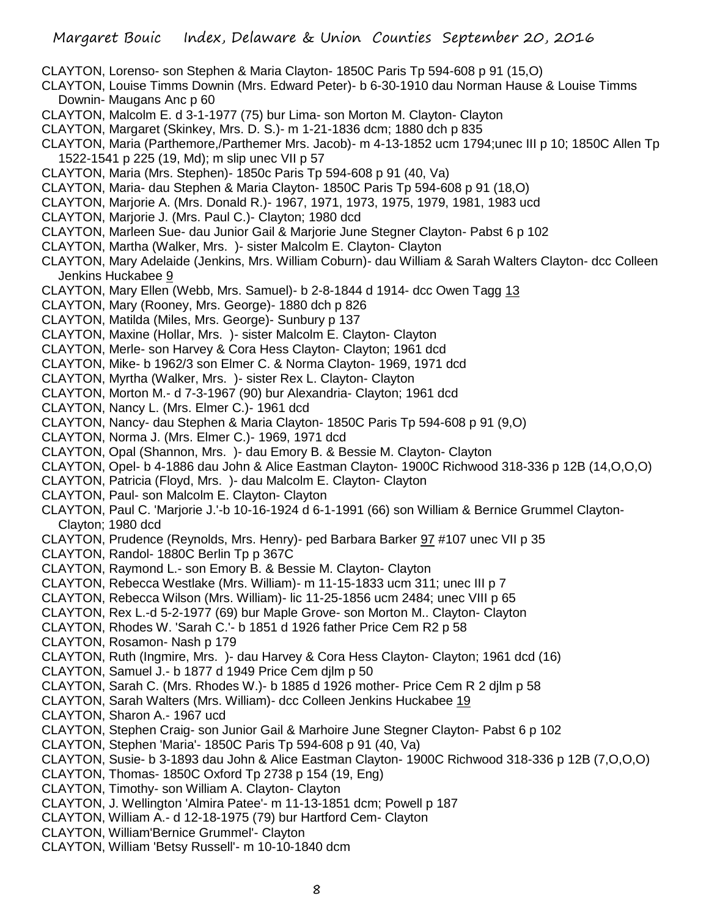CLAYTON, Lorenso- son Stephen & Maria Clayton- 1850C Paris Tp 594-608 p 91 (15,O)

CLAYTON, Louise Timms Downin (Mrs. Edward Peter)- b 6-30-1910 dau Norman Hause & Louise Timms Downin- Maugans Anc p 60

CLAYTON, Malcolm E. d 3-1-1977 (75) bur Lima- son Morton M. Clayton- Clayton

CLAYTON, Margaret (Skinkey, Mrs. D. S.)- m 1-21-1836 dcm; 1880 dch p 835

CLAYTON, Maria (Parthemore,/Parthemer Mrs. Jacob)- m 4-13-1852 ucm 1794;unec III p 10; 1850C Allen Tp 1522-1541 p 225 (19, Md); m slip unec VII p 57

CLAYTON, Maria (Mrs. Stephen)- 1850c Paris Tp 594-608 p 91 (40, Va)

CLAYTON, Maria- dau Stephen & Maria Clayton- 1850C Paris Tp 594-608 p 91 (18,O)

CLAYTON, Marjorie A. (Mrs. Donald R.)- 1967, 1971, 1973, 1975, 1979, 1981, 1983 ucd

CLAYTON, Marjorie J. (Mrs. Paul C.)- Clayton; 1980 dcd

CLAYTON, Marleen Sue- dau Junior Gail & Marjorie June Stegner Clayton- Pabst 6 p 102

CLAYTON, Martha (Walker, Mrs. )- sister Malcolm E. Clayton- Clayton

CLAYTON, Mary Adelaide (Jenkins, Mrs. William Coburn)- dau William & Sarah Walters Clayton- dcc Colleen Jenkins Huckabee 9

CLAYTON, Mary Ellen (Webb, Mrs. Samuel)- b 2-8-1844 d 1914- dcc Owen Tagg 13

CLAYTON, Mary (Rooney, Mrs. George)- 1880 dch p 826

CLAYTON, Matilda (Miles, Mrs. George)- Sunbury p 137

CLAYTON, Maxine (Hollar, Mrs. )- sister Malcolm E. Clayton- Clayton

CLAYTON, Merle- son Harvey & Cora Hess Clayton- Clayton; 1961 dcd

CLAYTON, Mike- b 1962/3 son Elmer C. & Norma Clayton- 1969, 1971 dcd

CLAYTON, Myrtha (Walker, Mrs. )- sister Rex L. Clayton- Clayton

CLAYTON, Morton M.- d 7-3-1967 (90) bur Alexandria- Clayton; 1961 dcd

CLAYTON, Nancy L. (Mrs. Elmer C.)- 1961 dcd

CLAYTON, Nancy- dau Stephen & Maria Clayton- 1850C Paris Tp 594-608 p 91 (9,O)

CLAYTON, Norma J. (Mrs. Elmer C.)- 1969, 1971 dcd

CLAYTON, Opal (Shannon, Mrs. )- dau Emory B. & Bessie M. Clayton- Clayton

CLAYTON, Opel- b 4-1886 dau John & Alice Eastman Clayton- 1900C Richwood 318-336 p 12B (14,O,O,O)

CLAYTON, Patricia (Floyd, Mrs. )- dau Malcolm E. Clayton- Clayton

CLAYTON, Paul- son Malcolm E. Clayton- Clayton

CLAYTON, Paul C. 'Marjorie J.'-b 10-16-1924 d 6-1-1991 (66) son William & Bernice Grummel Clayton- Clayton; 1980 dcd

CLAYTON, Prudence (Reynolds, Mrs. Henry)- ped Barbara Barker 97 #107 unec VII p 35

CLAYTON, Randol- 1880C Berlin Tp p 367C

CLAYTON, Raymond L.- son Emory B. & Bessie M. Clayton- Clayton

CLAYTON, Rebecca Westlake (Mrs. William)- m 11-15-1833 ucm 311; unec III p 7

CLAYTON, Rebecca Wilson (Mrs. William)- lic 11-25-1856 ucm 2484; unec VIII p 65

CLAYTON, Rex L.-d 5-2-1977 (69) bur Maple Grove- son Morton M.. Clayton- Clayton

CLAYTON, Rhodes W. 'Sarah C.'- b 1851 d 1926 father Price Cem R2 p 58

CLAYTON, Rosamon- Nash p 179

CLAYTON, Ruth (Ingmire, Mrs. )- dau Harvey & Cora Hess Clayton- Clayton; 1961 dcd (16)

CLAYTON, Samuel J.- b 1877 d 1949 Price Cem djlm p 50

CLAYTON, Sarah C. (Mrs. Rhodes W.)- b 1885 d 1926 mother- Price Cem R 2 djlm p 58

CLAYTON, Sarah Walters (Mrs. William)- dcc Colleen Jenkins Huckabee 19

CLAYTON, Sharon A.- 1967 ucd

CLAYTON, Stephen Craig- son Junior Gail & Marhoire June Stegner Clayton- Pabst 6 p 102

CLAYTON, Stephen 'Maria'- 1850C Paris Tp 594-608 p 91 (40, Va)

CLAYTON, Susie- b 3-1893 dau John & Alice Eastman Clayton- 1900C Richwood 318-336 p 12B (7,O,O,O)

CLAYTON, Thomas- 1850C Oxford Tp 2738 p 154 (19, Eng)

CLAYTON, Timothy- son William A. Clayton- Clayton

CLAYTON, J. Wellington 'Almira Patee'- m 11-13-1851 dcm; Powell p 187

CLAYTON, William A.- d 12-18-1975 (79) bur Hartford Cem- Clayton

CLAYTON, William'Bernice Grummel'- Clayton

CLAYTON, William 'Betsy Russell'- m 10-10-1840 dcm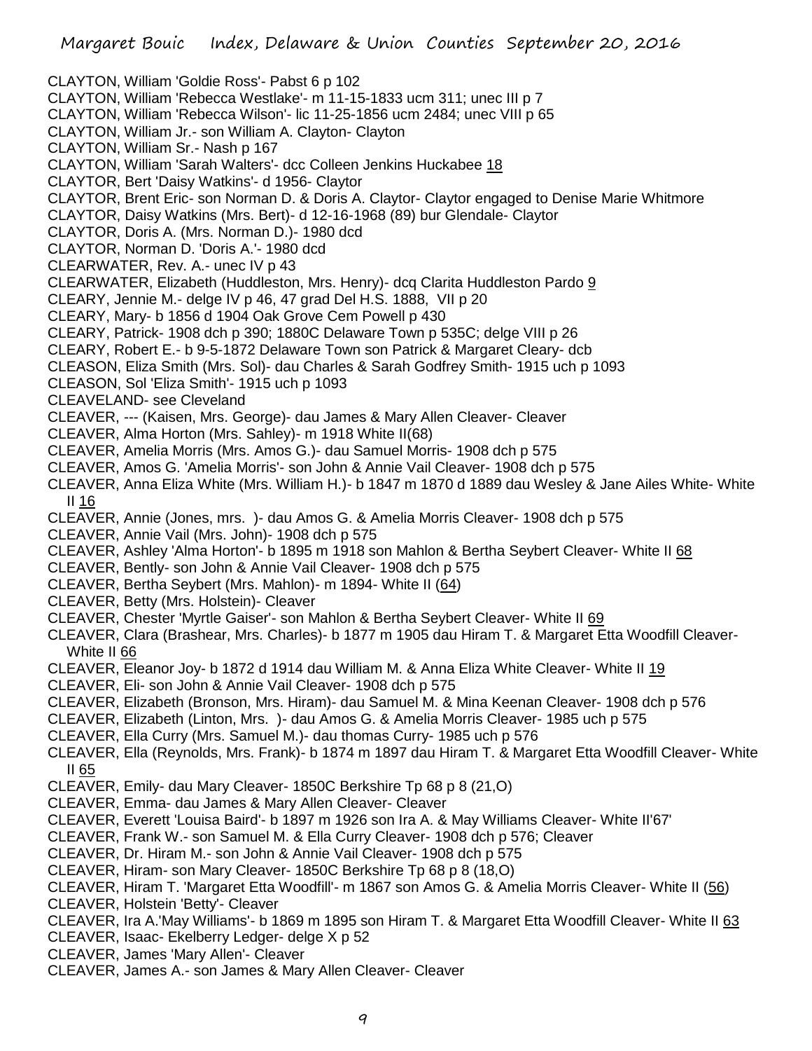CLAYTON, William 'Goldie Ross'- Pabst 6 p 102
CLAYTON, William 'Rebecca Westlake'- m 11-15-1833 ucm 311; unec III p 7
CLAYTON, William 'Rebecca Wilson'- lic 11-25-1856 ucm 2484; unec VIII p 65
CLAYTON, William Jr.- son William A. Clayton- Clayton
CLAYTON, William Sr.- Nash p 167
CLAYTON, William 'Sarah Walters'- dcc Colleen Jenkins Huckabee 18
CLAYTOR, Bert 'Daisy Watkins'- d 1956- Claytor
CLAYTOR, Brent Eric- son Norman D. & Doris A. Claytor- Claytor engaged to Denise Marie Whitmore
CLAYTOR, Daisy Watkins (Mrs. Bert)- d 12-16-1968 (89) bur Glendale- Claytor
CLAYTOR, Doris A. (Mrs. Norman D.)- 1980 dcd
CLAYTOR, Norman D. 'Doris A.'- 1980 dcd
CLEARWATER, Rev. A.- unec IV p 43
CLEARWATER, Elizabeth (Huddleston, Mrs. Henry)- dcq Clarita Huddleston Pardo 9
CLEARY, Jennie M.- delge IV p 46, 47 grad Del H.S. 1888, VII p 20
CLEARY, Mary- b 1856 d 1904 Oak Grove Cem Powell p 430
CLEARY, Patrick- 1908 dch p 390; 1880C Delaware Town p 535C; delge VIII p 26
CLEARY, Robert E.- b 9-5-1872 Delaware Town son Patrick & Margaret Cleary- dcb
CLEASON, Eliza Smith (Mrs. Sol)- dau Charles & Sarah Godfrey Smith- 1915 uch p 1093
CLEASON, Sol 'Eliza Smith'- 1915 uch p 1093
CLEAVELAND- see Cleveland
CLEAVER, --- (Kaisen, Mrs. George)- dau James & Mary Allen Cleaver- Cleaver
CLEAVER, Alma Horton (Mrs. Sahley)- m 1918 White II(68)
CLEAVER, Amelia Morris (Mrs. Amos G.)- dau Samuel Morris- 1908 dch p 575
CLEAVER, Amos G. 'Amelia Morris'- son John & Annie Vail Cleaver- 1908 dch p 575
CLEAVER, Anna Eliza White (Mrs. William H.)- b 1847 m 1870 d 1889 dau Wesley & Jane Ailes White- White II 16
CLEAVER, Annie (Jones, mrs. )- dau Amos G. & Amelia Morris Cleaver- 1908 dch p 575
CLEAVER, Annie Vail (Mrs. John)- 1908 dch p 575
CLEAVER, Ashley 'Alma Horton'- b 1895 m 1918 son Mahlon & Bertha Seybert Cleaver- White II 68
CLEAVER, Bently- son John & Annie Vail Cleaver- 1908 dch p 575
CLEAVER, Bertha Seybert (Mrs. Mahlon)- m 1894- White II (64)
CLEAVER, Betty (Mrs. Holstein)- Cleaver
CLEAVER, Chester 'Myrtle Gaiser'- son Mahlon & Bertha Seybert Cleaver- White II 69
CLEAVER, Clara (Brashear, Mrs. Charles)- b 1877 m 1905 dau Hiram T. & Margaret Etta Woodfill Cleaver- White II 66
CLEAVER, Eleanor Joy- b 1872 d 1914 dau William M. & Anna Eliza White Cleaver- White II 19
CLEAVER, Eli- son John & Annie Vail Cleaver- 1908 dch p 575
CLEAVER, Elizabeth (Bronson, Mrs. Hiram)- dau Samuel M. & Mina Keenan Cleaver- 1908 dch p 576
CLEAVER, Elizabeth (Linton, Mrs. )- dau Amos G. & Amelia Morris Cleaver- 1985 uch p 575
CLEAVER, Ella Curry (Mrs. Samuel M.)- dau thomas Curry- 1985 uch p 576
CLEAVER, Ella (Reynolds, Mrs. Frank)- b 1874 m 1897 dau Hiram T. & Margaret Etta Woodfill Cleaver- White II 65
CLEAVER, Emily- dau Mary Cleaver- 1850C Berkshire Tp 68 p 8 (21,O)
CLEAVER, Emma- dau James & Mary Allen Cleaver- Cleaver
CLEAVER, Everett 'Louisa Baird'- b 1897 m 1926 son Ira A. & May Williams Cleaver- White II'67'
CLEAVER, Frank W.- son Samuel M. & Ella Curry Cleaver- 1908 dch p 576; Cleaver
CLEAVER, Dr. Hiram M.- son John & Annie Vail Cleaver- 1908 dch p 575
CLEAVER, Hiram- son Mary Cleaver- 1850C Berkshire Tp 68 p 8 (18,O)
CLEAVER, Hiram T. 'Margaret Etta Woodfill'- m 1867 son Amos G. & Amelia Morris Cleaver- White II (56)
CLEAVER, Holstein 'Betty'- Cleaver
CLEAVER, Ira A.'May Williams'- b 1869 m 1895 son Hiram T. & Margaret Etta Woodfill Cleaver- White II 63
CLEAVER, Isaac- Ekelberry Ledger- delge X p 52
CLEAVER, James 'Mary Allen'- Cleaver
CLEAVER, James A.- son James & Mary Allen Cleaver- Cleaver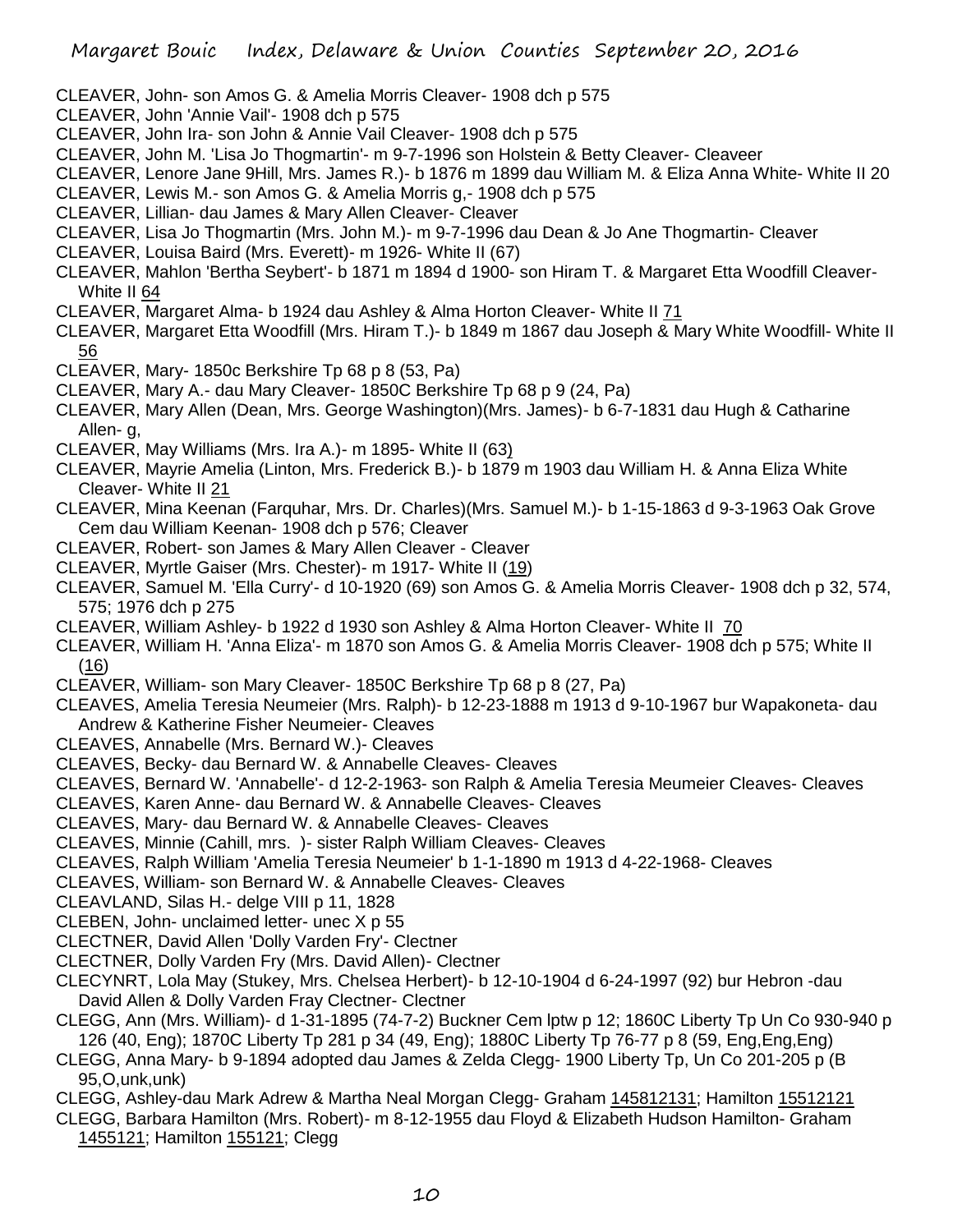CLEAVER, John- son Amos G. & Amelia Morris Cleaver- 1908 dch p 575

CLEAVER, John 'Annie Vail'- 1908 dch p 575

CLEAVER, John Ira- son John & Annie Vail Cleaver- 1908 dch p 575

CLEAVER, John M. 'Lisa Jo Thogmartin'- m 9-7-1996 son Holstein & Betty Cleaver- Cleaveer

CLEAVER, Lenore Jane 9Hill, Mrs. James R.)- b 1876 m 1899 dau William M. & Eliza Anna White- White II 20

CLEAVER, Lewis M.- son Amos G. & Amelia Morris g,- 1908 dch p 575

CLEAVER, Lillian- dau James & Mary Allen Cleaver- Cleaver

CLEAVER, Lisa Jo Thogmartin (Mrs. John M.)- m 9-7-1996 dau Dean & Jo Ane Thogmartin- Cleaver

CLEAVER, Louisa Baird (Mrs. Everett)- m 1926- White II (67)

CLEAVER, Mahlon 'Bertha Seybert'- b 1871 m 1894 d 1900- son Hiram T. & Margaret Etta Woodfill Cleaver- White II 64

CLEAVER, Margaret Alma- b 1924 dau Ashley & Alma Horton Cleaver- White II 71

CLEAVER, Margaret Etta Woodfill (Mrs. Hiram T.)- b 1849 m 1867 dau Joseph & Mary White Woodfill- White II 56

CLEAVER, Mary- 1850c Berkshire Tp 68 p 8 (53, Pa)

CLEAVER, Mary A.- dau Mary Cleaver- 1850C Berkshire Tp 68 p 9 (24, Pa)

CLEAVER, Mary Allen (Dean, Mrs. George Washington)(Mrs. James)- b 6-7-1831 dau Hugh & Catharine Allen- g,

CLEAVER, May Williams (Mrs. Ira A.)- m 1895- White II (63)

CLEAVER, Mayrie Amelia (Linton, Mrs. Frederick B.)- b 1879 m 1903 dau William H. & Anna Eliza White Cleaver- White II 21

CLEAVER, Mina Keenan (Farquhar, Mrs. Dr. Charles)(Mrs. Samuel M.)- b 1-15-1863 d 9-3-1963 Oak Grove Cem dau William Keenan- 1908 dch p 576; Cleaver

CLEAVER, Robert- son James & Mary Allen Cleaver - Cleaver

CLEAVER, Myrtle Gaiser (Mrs. Chester)- m 1917- White II (19)

CLEAVER, Samuel M. 'Ella Curry'- d 10-1920 (69) son Amos G. & Amelia Morris Cleaver- 1908 dch p 32, 574, 575; 1976 dch p 275

CLEAVER, William Ashley- b 1922 d 1930 son Ashley & Alma Horton Cleaver- White II 70

CLEAVER, William H. 'Anna Eliza'- m 1870 son Amos G. & Amelia Morris Cleaver- 1908 dch p 575; White II (16)

CLEAVER, William- son Mary Cleaver- 1850C Berkshire Tp 68 p 8 (27, Pa)

CLEAVES, Amelia Teresia Neumeier (Mrs. Ralph)- b 12-23-1888 m 1913 d 9-10-1967 bur Wapakoneta- dau Andrew & Katherine Fisher Neumeier- Cleaves

CLEAVES, Annabelle (Mrs. Bernard W.)- Cleaves

CLEAVES, Becky- dau Bernard W. & Annabelle Cleaves- Cleaves

CLEAVES, Bernard W. 'Annabelle'- d 12-2-1963- son Ralph & Amelia Teresia Meumeier Cleaves- Cleaves

CLEAVES, Karen Anne- dau Bernard W. & Annabelle Cleaves- Cleaves

CLEAVES, Mary- dau Bernard W. & Annabelle Cleaves- Cleaves

CLEAVES, Minnie (Cahill, mrs. )- sister Ralph William Cleaves- Cleaves

CLEAVES, Ralph William 'Amelia Teresia Neumeier' b 1-1-1890 m 1913 d 4-22-1968- Cleaves

CLEAVES, William- son Bernard W. & Annabelle Cleaves- Cleaves

CLEAVLAND, Silas H.- delge VIII p 11, 1828

CLEBEN, John- unclaimed letter- unec X p 55

CLECTNER, David Allen 'Dolly Varden Fry'- Clectner

CLECTNER, Dolly Varden Fry (Mrs. David Allen)- Clectner

CLECYNRT, Lola May (Stukey, Mrs. Chelsea Herbert)- b 12-10-1904 d 6-24-1997 (92) bur Hebron -dau David Allen & Dolly Varden Fray Clectner- Clectner

CLEGG, Ann (Mrs. William)- d 1-31-1895 (74-7-2) Buckner Cem lptw p 12; 1860C Liberty Tp Un Co 930-940 p 126 (40, Eng); 1870C Liberty Tp 281 p 34 (49, Eng); 1880C Liberty Tp 76-77 p 8 (59, Eng,Eng,Eng)

CLEGG, Anna Mary- b 9-1894 adopted dau James & Zelda Clegg- 1900 Liberty Tp, Un Co 201-205 p (B 95,O,unk,unk)

CLEGG, Ashley-dau Mark Adrew & Martha Neal Morgan Clegg- Graham 145812131; Hamilton 15512121

CLEGG, Barbara Hamilton (Mrs. Robert)- m 8-12-1955 dau Floyd & Elizabeth Hudson Hamilton- Graham 1455121; Hamilton 155121; Clegg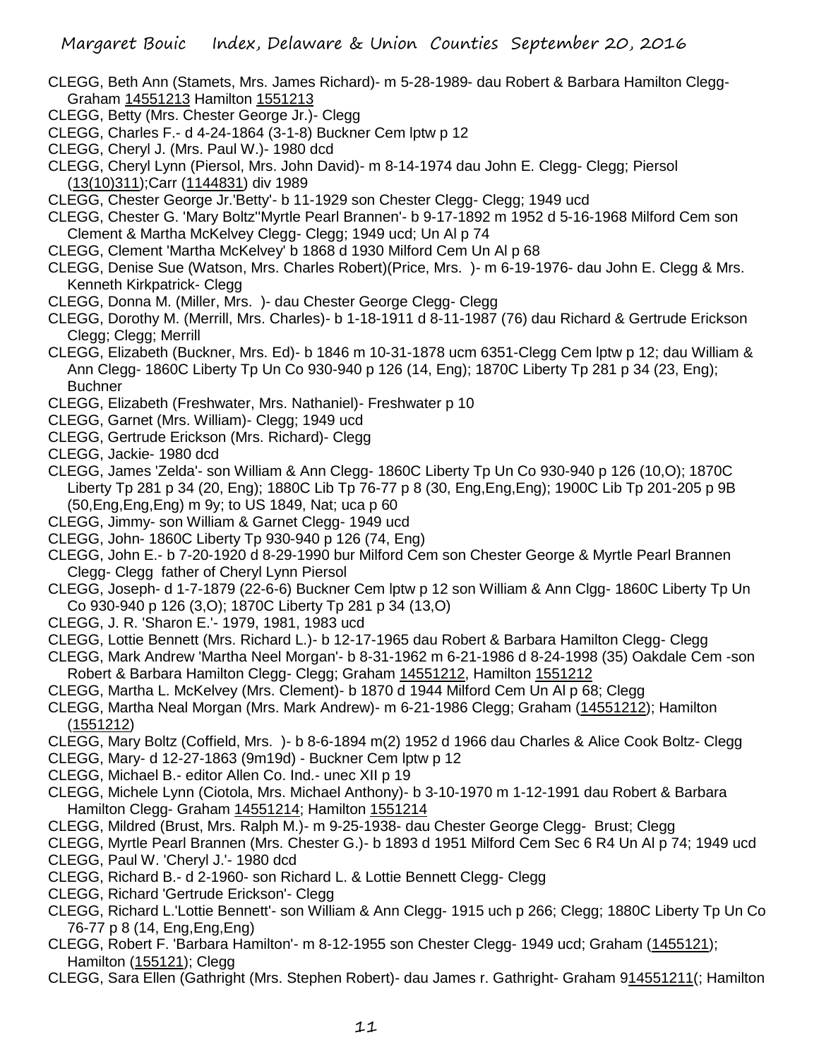CLEGG, Beth Ann (Stamets, Mrs. James Richard)- m 5-28-1989- dau Robert & Barbara Hamilton Clegg- Graham 14551213 Hamilton 1551213

CLEGG, Betty (Mrs. Chester George Jr.)- Clegg

CLEGG, Charles F.- d 4-24-1864 (3-1-8) Buckner Cem lptw p 12

CLEGG, Cheryl J. (Mrs. Paul W.)- 1980 dcd

CLEGG, Cheryl Lynn (Piersol, Mrs. John David)- m 8-14-1974 dau John E. Clegg- Clegg; Piersol (13(10)311);Carr (1144831) div 1989

CLEGG, Chester George Jr.'Betty'- b 11-1929 son Chester Clegg- Clegg; 1949 ucd

CLEGG, Chester G. 'Mary Boltz''Myrtle Pearl Brannen'- b 9-17-1892 m 1952 d 5-16-1968 Milford Cem son Clement & Martha McKelvey Clegg- Clegg; 1949 ucd; Un Al p 74

CLEGG, Clement 'Martha McKelvey' b 1868 d 1930 Milford Cem Un Al p 68

CLEGG, Denise Sue (Watson, Mrs. Charles Robert)(Price, Mrs. )- m 6-19-1976- dau John E. Clegg & Mrs. Kenneth Kirkpatrick- Clegg

CLEGG, Donna M. (Miller, Mrs. )- dau Chester George Clegg- Clegg

CLEGG, Dorothy M. (Merrill, Mrs. Charles)- b 1-18-1911 d 8-11-1987 (76) dau Richard & Gertrude Erickson Clegg; Clegg; Merrill

CLEGG, Elizabeth (Buckner, Mrs. Ed)- b 1846 m 10-31-1878 ucm 6351-Clegg Cem lptw p 12; dau William & Ann Clegg- 1860C Liberty Tp Un Co 930-940 p 126 (14, Eng); 1870C Liberty Tp 281 p 34 (23, Eng); Buchner

CLEGG, Elizabeth (Freshwater, Mrs. Nathaniel)- Freshwater p 10

CLEGG, Garnet (Mrs. William)- Clegg; 1949 ucd

CLEGG, Gertrude Erickson (Mrs. Richard)- Clegg

CLEGG, Jackie- 1980 dcd

CLEGG, James 'Zelda'- son William & Ann Clegg- 1860C Liberty Tp Un Co 930-940 p 126 (10,O); 1870C Liberty Tp 281 p 34 (20, Eng); 1880C Lib Tp 76-77 p 8 (30, Eng,Eng,Eng); 1900C Lib Tp 201-205 p 9B (50,Eng,Eng,Eng) m 9y; to US 1849, Nat; uca p 60

CLEGG, Jimmy- son William & Garnet Clegg- 1949 ucd

CLEGG, John- 1860C Liberty Tp 930-940 p 126 (74, Eng)

CLEGG, John E.- b 7-20-1920 d 8-29-1990 bur Milford Cem son Chester George & Myrtle Pearl Brannen Clegg- Clegg father of Cheryl Lynn Piersol

CLEGG, Joseph- d 1-7-1879 (22-6-6) Buckner Cem lptw p 12 son William & Ann Clgg- 1860C Liberty Tp Un Co 930-940 p 126 (3,O); 1870C Liberty Tp 281 p 34 (13,O)

CLEGG, J. R. 'Sharon E.'- 1979, 1981, 1983 ucd

CLEGG, Lottie Bennett (Mrs. Richard L.)- b 12-17-1965 dau Robert & Barbara Hamilton Clegg- Clegg

CLEGG, Mark Andrew 'Martha Neel Morgan'- b 8-31-1962 m 6-21-1986 d 8-24-1998 (35) Oakdale Cem -son Robert & Barbara Hamilton Clegg- Clegg; Graham 14551212, Hamilton 1551212

CLEGG, Martha L. McKelvey (Mrs. Clement)- b 1870 d 1944 Milford Cem Un Al p 68; Clegg

CLEGG, Martha Neal Morgan (Mrs. Mark Andrew)- m 6-21-1986 Clegg; Graham (14551212); Hamilton (1551212)

CLEGG, Mary Boltz (Coffield, Mrs. )- b 8-6-1894 m(2) 1952 d 1966 dau Charles & Alice Cook Boltz- Clegg

CLEGG, Mary- d 12-27-1863 (9m19d) - Buckner Cem lptw p 12

CLEGG, Michael B.- editor Allen Co. Ind.- unec XII p 19

CLEGG, Michele Lynn (Ciotola, Mrs. Michael Anthony)- b 3-10-1970 m 1-12-1991 dau Robert & Barbara Hamilton Clegg- Graham 14551214; Hamilton 1551214

CLEGG, Mildred (Brust, Mrs. Ralph M.)- m 9-25-1938- dau Chester George Clegg- Brust; Clegg

CLEGG, Myrtle Pearl Brannen (Mrs. Chester G.)- b 1893 d 1951 Milford Cem Sec 6 R4 Un Al p 74; 1949 ucd

CLEGG, Paul W. 'Cheryl J.'- 1980 dcd

CLEGG, Richard B.- d 2-1960- son Richard L. & Lottie Bennett Clegg- Clegg

CLEGG, Richard 'Gertrude Erickson'- Clegg

CLEGG, Richard L.'Lottie Bennett'- son William & Ann Clegg- 1915 uch p 266; Clegg; 1880C Liberty Tp Un Co 76-77 p 8 (14, Eng,Eng,Eng)

CLEGG, Robert F. 'Barbara Hamilton'- m 8-12-1955 son Chester Clegg- 1949 ucd; Graham (1455121); Hamilton (155121); Clegg

CLEGG, Sara Ellen (Gathright (Mrs. Stephen Robert)- dau James r. Gathright- Graham 914551211(; Hamilton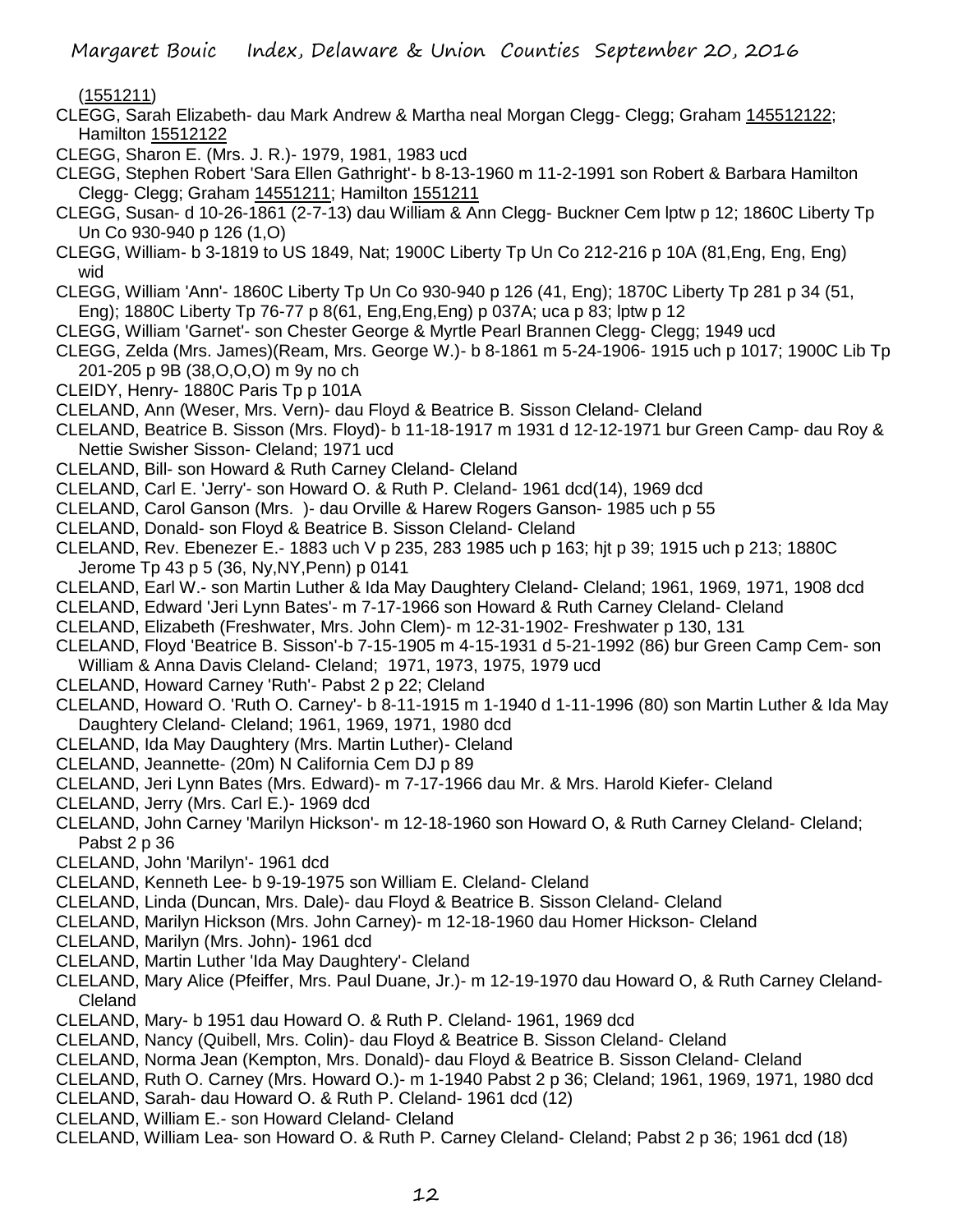(1551211)

CLEGG, Sarah Elizabeth- dau Mark Andrew & Martha neal Morgan Clegg- Clegg; Graham 145512122; Hamilton 15512122

CLEGG, Sharon E. (Mrs. J. R.)- 1979, 1981, 1983 ucd

CLEGG, Stephen Robert 'Sara Ellen Gathright'- b 8-13-1960 m 11-2-1991 son Robert & Barbara Hamilton Clegg- Clegg; Graham 14551211; Hamilton 1551211

CLEGG, Susan- d 10-26-1861 (2-7-13) dau William & Ann Clegg- Buckner Cem lptw p 12; 1860C Liberty Tp Un Co 930-940 p 126 (1,O)

CLEGG, William- b 3-1819 to US 1849, Nat; 1900C Liberty Tp Un Co 212-216 p 10A (81,Eng, Eng, Eng) wid

CLEGG, William 'Ann'- 1860C Liberty Tp Un Co 930-940 p 126 (41, Eng); 1870C Liberty Tp 281 p 34 (51, Eng); 1880C Liberty Tp 76-77 p 8(61, Eng,Eng,Eng) p 037A; uca p 83; lptw p 12

CLEGG, William 'Garnet'- son Chester George & Myrtle Pearl Brannen Clegg- Clegg; 1949 ucd

CLEGG, Zelda (Mrs. James)(Ream, Mrs. George W.)- b 8-1861 m 5-24-1906- 1915 uch p 1017; 1900C Lib Tp 201-205 p 9B (38,O,O,O) m 9y no ch

CLEIDY, Henry- 1880C Paris Tp p 101A

CLELAND, Ann (Weser, Mrs. Vern)- dau Floyd & Beatrice B. Sisson Cleland- Cleland

CLELAND, Beatrice B. Sisson (Mrs. Floyd)- b 11-18-1917 m 1931 d 12-12-1971 bur Green Camp- dau Roy & Nettie Swisher Sisson- Cleland; 1971 ucd

CLELAND, Bill- son Howard & Ruth Carney Cleland- Cleland

CLELAND, Carl E. 'Jerry'- son Howard O. & Ruth P. Cleland- 1961 dcd(14), 1969 dcd

CLELAND, Carol Ganson (Mrs. )- dau Orville & Harew Rogers Ganson- 1985 uch p 55

CLELAND, Donald- son Floyd & Beatrice B. Sisson Cleland- Cleland

CLELAND, Rev. Ebenezer E.- 1883 uch V p 235, 283 1985 uch p 163; hjt p 39; 1915 uch p 213; 1880C Jerome Tp 43 p 5 (36, Ny,NY,Penn) p 0141

CLELAND, Earl W.- son Martin Luther & Ida May Daughtery Cleland- Cleland; 1961, 1969, 1971, 1908 dcd

CLELAND, Edward 'Jeri Lynn Bates'- m 7-17-1966 son Howard & Ruth Carney Cleland- Cleland

CLELAND, Elizabeth (Freshwater, Mrs. John Clem)- m 12-31-1902- Freshwater p 130, 131

CLELAND, Floyd 'Beatrice B. Sisson'-b 7-15-1905 m 4-15-1931 d 5-21-1992 (86) bur Green Camp Cem- son William & Anna Davis Cleland- Cleland; 1971, 1973, 1975, 1979 ucd

CLELAND, Howard Carney 'Ruth'- Pabst 2 p 22; Cleland

CLELAND, Howard O. 'Ruth O. Carney'- b 8-11-1915 m 1-1940 d 1-11-1996 (80) son Martin Luther & Ida May Daughtery Cleland- Cleland; 1961, 1969, 1971, 1980 dcd

CLELAND, Ida May Daughtery (Mrs. Martin Luther)- Cleland

CLELAND, Jeannette- (20m) N California Cem DJ p 89

CLELAND, Jeri Lynn Bates (Mrs. Edward)- m 7-17-1966 dau Mr. & Mrs. Harold Kiefer- Cleland

CLELAND, Jerry (Mrs. Carl E.)- 1969 dcd

CLELAND, John Carney 'Marilyn Hickson'- m 12-18-1960 son Howard O, & Ruth Carney Cleland- Cleland; Pabst 2 p 36

CLELAND, John 'Marilyn'- 1961 dcd

CLELAND, Kenneth Lee- b 9-19-1975 son William E. Cleland- Cleland

CLELAND, Linda (Duncan, Mrs. Dale)- dau Floyd & Beatrice B. Sisson Cleland- Cleland

CLELAND, Marilyn Hickson (Mrs. John Carney)- m 12-18-1960 dau Homer Hickson- Cleland

CLELAND, Marilyn (Mrs. John)- 1961 dcd

CLELAND, Martin Luther 'Ida May Daughtery'- Cleland

CLELAND, Mary Alice (Pfeiffer, Mrs. Paul Duane, Jr.)- m 12-19-1970 dau Howard O, & Ruth Carney Cleland- Cleland

CLELAND, Mary- b 1951 dau Howard O. & Ruth P. Cleland- 1961, 1969 dcd

CLELAND, Nancy (Quibell, Mrs. Colin)- dau Floyd & Beatrice B. Sisson Cleland- Cleland

CLELAND, Norma Jean (Kempton, Mrs. Donald)- dau Floyd & Beatrice B. Sisson Cleland- Cleland

CLELAND, Ruth O. Carney (Mrs. Howard O.)- m 1-1940 Pabst 2 p 36; Cleland; 1961, 1969, 1971, 1980 dcd

CLELAND, Sarah- dau Howard O. & Ruth P. Cleland- 1961 dcd (12)

CLELAND, William E.- son Howard Cleland- Cleland

CLELAND, William Lea- son Howard O. & Ruth P. Carney Cleland- Cleland; Pabst 2 p 36; 1961 dcd (18)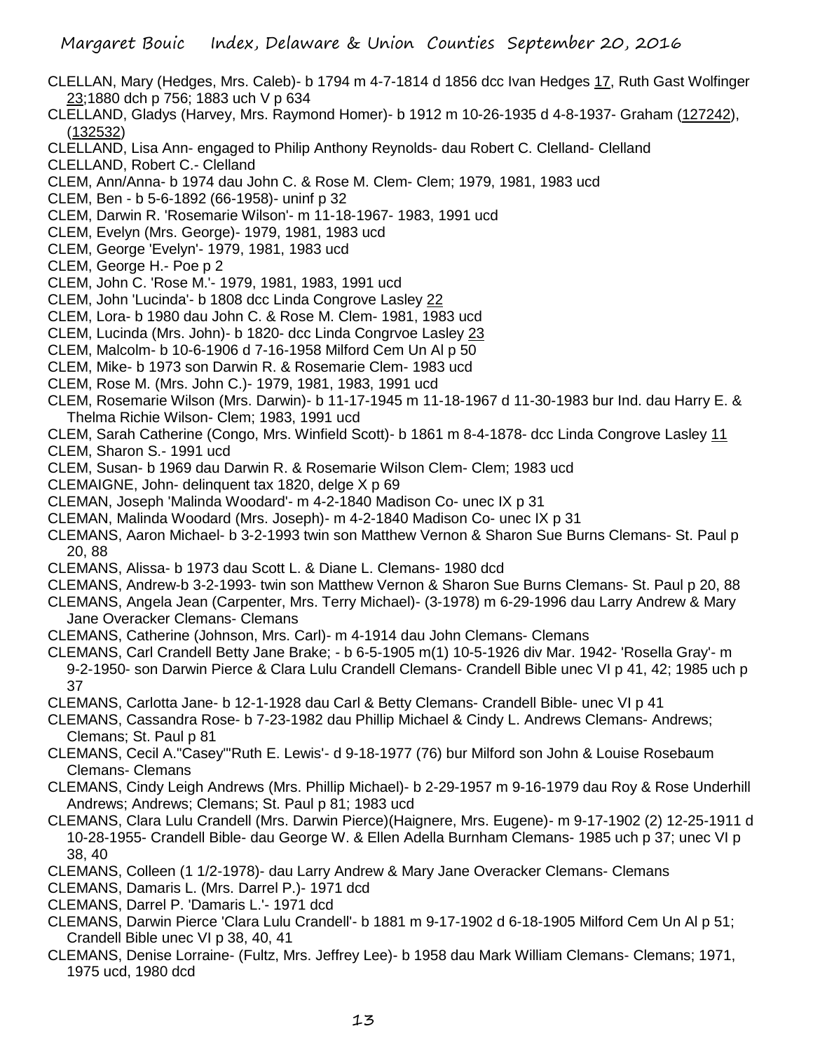CLELLAN, Mary (Hedges, Mrs. Caleb)- b 1794 m 4-7-1814 d 1856 dcc Ivan Hedges 17, Ruth Gast Wolfinger 23;1880 dch p 756; 1883 uch V p 634

CLELLAND, Gladys (Harvey, Mrs. Raymond Homer)- b 1912 m 10-26-1935 d 4-8-1937- Graham (127242), (132532)

CLELLAND, Lisa Ann- engaged to Philip Anthony Reynolds- dau Robert C. Clelland- Clelland

CLELLAND, Robert C.- Clelland

CLEM, Ann/Anna- b 1974 dau John C. & Rose M. Clem- Clem; 1979, 1981, 1983 ucd

CLEM, Ben - b 5-6-1892 (66-1958)- uninf p 32

CLEM, Darwin R. 'Rosemarie Wilson'- m 11-18-1967- 1983, 1991 ucd

CLEM, Evelyn (Mrs. George)- 1979, 1981, 1983 ucd

CLEM, George 'Evelyn'- 1979, 1981, 1983 ucd

CLEM, George H.- Poe p 2

CLEM, John C. 'Rose M.'- 1979, 1981, 1983, 1991 ucd

CLEM, John 'Lucinda'- b 1808 dcc Linda Congrove Lasley 22

CLEM, Lora- b 1980 dau John C. & Rose M. Clem- 1981, 1983 ucd

CLEM, Lucinda (Mrs. John)- b 1820- dcc Linda Congrvoe Lasley 23

CLEM, Malcolm- b 10-6-1906 d 7-16-1958 Milford Cem Un Al p 50

CLEM, Mike- b 1973 son Darwin R. & Rosemarie Clem- 1983 ucd

CLEM, Rose M. (Mrs. John C.)- 1979, 1981, 1983, 1991 ucd

CLEM, Rosemarie Wilson (Mrs. Darwin)- b 11-17-1945 m 11-18-1967 d 11-30-1983 bur Ind. dau Harry E. & Thelma Richie Wilson- Clem; 1983, 1991 ucd

CLEM, Sarah Catherine (Congo, Mrs. Winfield Scott)- b 1861 m 8-4-1878- dcc Linda Congrove Lasley 11

CLEM, Sharon S.- 1991 ucd

CLEM, Susan- b 1969 dau Darwin R. & Rosemarie Wilson Clem- Clem; 1983 ucd

CLEMAIGNE, John- delinquent tax 1820, delge X p 69

CLEMAN, Joseph 'Malinda Woodard'- m 4-2-1840 Madison Co- unec IX p 31

CLEMAN, Malinda Woodard (Mrs. Joseph)- m 4-2-1840 Madison Co- unec IX p 31

CLEMANS, Aaron Michael- b 3-2-1993 twin son Matthew Vernon & Sharon Sue Burns Clemans- St. Paul p 20, 88

CLEMANS, Alissa- b 1973 dau Scott L. & Diane L. Clemans- 1980 dcd

CLEMANS, Andrew-b 3-2-1993- twin son Matthew Vernon & Sharon Sue Burns Clemans- St. Paul p 20, 88

CLEMANS, Angela Jean (Carpenter, Mrs. Terry Michael)- (3-1978) m 6-29-1996 dau Larry Andrew & Mary Jane Overacker Clemans- Clemans

CLEMANS, Catherine (Johnson, Mrs. Carl)- m 4-1914 dau John Clemans- Clemans

CLEMANS, Carl Crandell Betty Jane Brake; - b 6-5-1905 m(1) 10-5-1926 div Mar. 1942- 'Rosella Gray'- m 9-2-1950- son Darwin Pierce & Clara Lulu Crandell Clemans- Crandell Bible unec VI p 41, 42; 1985 uch p 37

CLEMANS, Carlotta Jane- b 12-1-1928 dau Carl & Betty Clemans- Crandell Bible- unec VI p 41

CLEMANS, Cassandra Rose- b 7-23-1982 dau Phillip Michael & Cindy L. Andrews Clemans- Andrews; Clemans; St. Paul p 81

CLEMANS, Cecil A."Casey"'Ruth E. Lewis'- d 9-18-1977 (76) bur Milford son John & Louise Rosebaum Clemans- Clemans

CLEMANS, Cindy Leigh Andrews (Mrs. Phillip Michael)- b 2-29-1957 m 9-16-1979 dau Roy & Rose Underhill Andrews; Andrews; Clemans; St. Paul p 81; 1983 ucd

CLEMANS, Clara Lulu Crandell (Mrs. Darwin Pierce)(Haignere, Mrs. Eugene)- m 9-17-1902 (2) 12-25-1911 d 10-28-1955- Crandell Bible- dau George W. & Ellen Adella Burnham Clemans- 1985 uch p 37; unec VI p 38, 40

CLEMANS, Colleen (1 1/2-1978)- dau Larry Andrew & Mary Jane Overacker Clemans- Clemans

CLEMANS, Damaris L. (Mrs. Darrel P.)- 1971 dcd

CLEMANS, Darrel P. 'Damaris L.'- 1971 dcd

CLEMANS, Darwin Pierce 'Clara Lulu Crandell'- b 1881 m 9-17-1902 d 6-18-1905 Milford Cem Un Al p 51; Crandell Bible unec VI p 38, 40, 41

CLEMANS, Denise Lorraine- (Fultz, Mrs. Jeffrey Lee)- b 1958 dau Mark William Clemans- Clemans; 1971, 1975 ucd, 1980 dcd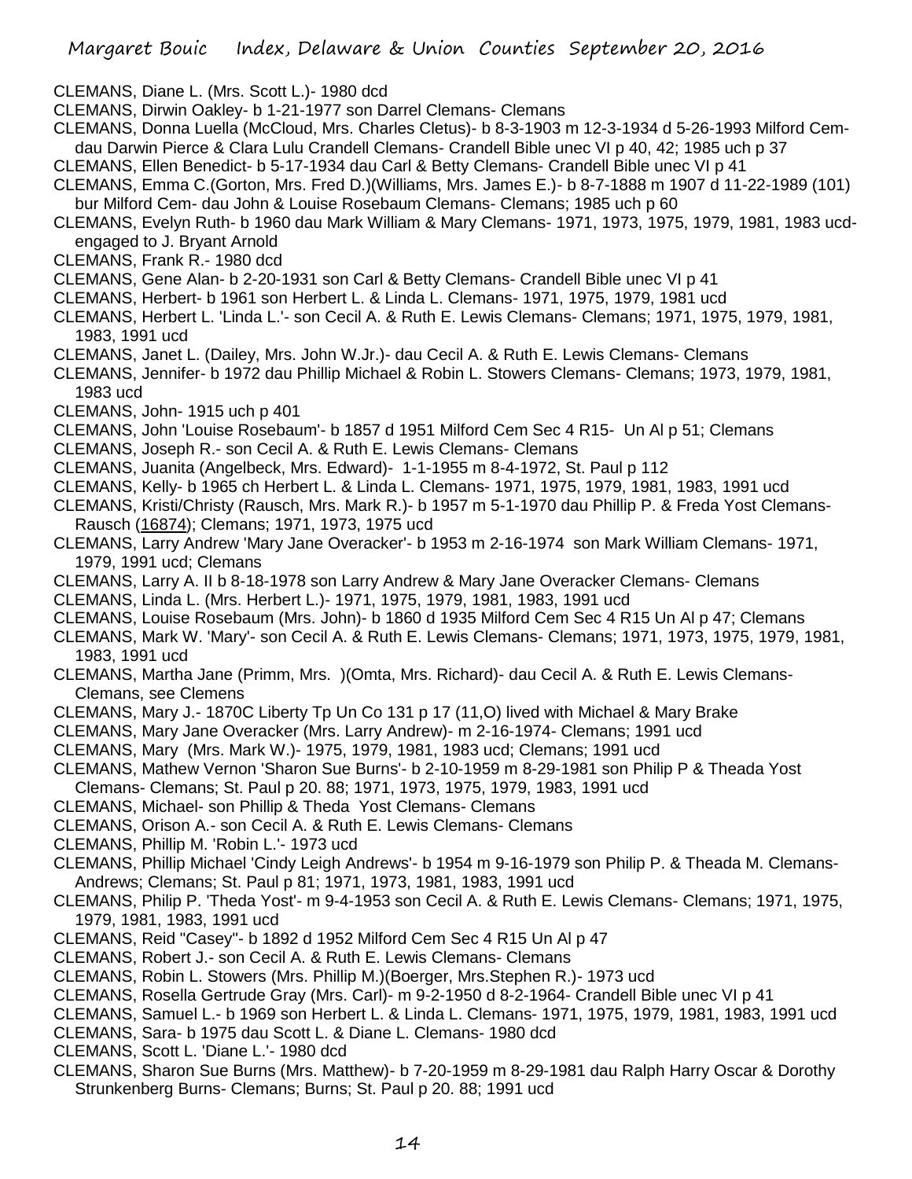CLEMANS, Diane L. (Mrs. Scott L.)- 1980 dcd

CLEMANS, Dirwin Oakley- b 1-21-1977 son Darrel Clemans- Clemans

CLEMANS, Donna Luella (McCloud, Mrs. Charles Cletus)- b 8-3-1903 m 12-3-1934 d 5-26-1993 Milford Cem- dau Darwin Pierce & Clara Lulu Crandell Clemans- Crandell Bible unec VI p 40, 42; 1985 uch p 37

CLEMANS, Ellen Benedict- b 5-17-1934 dau Carl & Betty Clemans- Crandell Bible unec VI p 41

CLEMANS, Emma C.(Gorton, Mrs. Fred D.)(Williams, Mrs. James E.)- b 8-7-1888 m 1907 d 11-22-1989 (101) bur Milford Cem- dau John & Louise Rosebaum Clemans- Clemans; 1985 uch p 60

CLEMANS, Evelyn Ruth- b 1960 dau Mark William & Mary Clemans- 1971, 1973, 1975, 1979, 1981, 1983 ucd- engaged to J. Bryant Arnold

CLEMANS, Frank R.- 1980 dcd

CLEMANS, Gene Alan- b 2-20-1931 son Carl & Betty Clemans- Crandell Bible unec VI p 41

CLEMANS, Herbert- b 1961 son Herbert L. & Linda L. Clemans- 1971, 1975, 1979, 1981 ucd

CLEMANS, Herbert L. 'Linda L.'- son Cecil A. & Ruth E. Lewis Clemans- Clemans; 1971, 1975, 1979, 1981, 1983, 1991 ucd

CLEMANS, Janet L. (Dailey, Mrs. John W.Jr.)- dau Cecil A. & Ruth E. Lewis Clemans- Clemans

CLEMANS, Jennifer- b 1972 dau Phillip Michael & Robin L. Stowers Clemans- Clemans; 1973, 1979, 1981, 1983 ucd

CLEMANS, John- 1915 uch p 401

CLEMANS, John 'Louise Rosebaum'- b 1857 d 1951 Milford Cem Sec 4 R15- Un Al p 51; Clemans

CLEMANS, Joseph R.- son Cecil A. & Ruth E. Lewis Clemans- Clemans

CLEMANS, Juanita (Angelbeck, Mrs. Edward)- 1-1-1955 m 8-4-1972, St. Paul p 112

CLEMANS, Kelly- b 1965 ch Herbert L. & Linda L. Clemans- 1971, 1975, 1979, 1981, 1983, 1991 ucd

CLEMANS, Kristi/Christy (Rausch, Mrs. Mark R.)- b 1957 m 5-1-1970 dau Phillip P. & Freda Yost Clemans- Rausch (16874); Clemans; 1971, 1973, 1975 ucd

CLEMANS, Larry Andrew 'Mary Jane Overacker'- b 1953 m 2-16-1974 son Mark William Clemans- 1971, 1979, 1991 ucd; Clemans

CLEMANS, Larry A. II b 8-18-1978 son Larry Andrew & Mary Jane Overacker Clemans- Clemans

CLEMANS, Linda L. (Mrs. Herbert L.)- 1971, 1975, 1979, 1981, 1983, 1991 ucd

CLEMANS, Louise Rosebaum (Mrs. John)- b 1860 d 1935 Milford Cem Sec 4 R15 Un Al p 47; Clemans

CLEMANS, Mark W. 'Mary'- son Cecil A. & Ruth E. Lewis Clemans- Clemans; 1971, 1973, 1975, 1979, 1981, 1983, 1991 ucd

CLEMANS, Martha Jane (Primm, Mrs. )(Omta, Mrs. Richard)- dau Cecil A. & Ruth E. Lewis Clemans- Clemans, see Clemens

CLEMANS, Mary J.- 1870C Liberty Tp Un Co 131 p 17 (11,O) lived with Michael & Mary Brake

CLEMANS, Mary Jane Overacker (Mrs. Larry Andrew)- m 2-16-1974- Clemans; 1991 ucd

CLEMANS, Mary (Mrs. Mark W.)- 1975, 1979, 1981, 1983 ucd; Clemans; 1991 ucd

CLEMANS, Mathew Vernon 'Sharon Sue Burns'- b 2-10-1959 m 8-29-1981 son Philip P & Theada Yost Clemans- Clemans; St. Paul p 20. 88; 1971, 1973, 1975, 1979, 1983, 1991 ucd

CLEMANS, Michael- son Phillip & Theda Yost Clemans- Clemans

CLEMANS, Orison A.- son Cecil A. & Ruth E. Lewis Clemans- Clemans

CLEMANS, Phillip M. 'Robin L.'- 1973 ucd

CLEMANS, Phillip Michael 'Cindy Leigh Andrews'- b 1954 m 9-16-1979 son Philip P. & Theada M. Clemans- Andrews; Clemans; St. Paul p 81; 1971, 1973, 1981, 1983, 1991 ucd

CLEMANS, Philip P. 'Theda Yost'- m 9-4-1953 son Cecil A. & Ruth E. Lewis Clemans- Clemans; 1971, 1975, 1979, 1981, 1983, 1991 ucd

CLEMANS, Reid "Casey"- b 1892 d 1952 Milford Cem Sec 4 R15 Un Al p 47

CLEMANS, Robert J.- son Cecil A. & Ruth E. Lewis Clemans- Clemans

CLEMANS, Robin L. Stowers (Mrs. Phillip M.)(Boerger, Mrs.Stephen R.)- 1973 ucd

CLEMANS, Rosella Gertrude Gray (Mrs. Carl)- m 9-2-1950 d 8-2-1964- Crandell Bible unec VI p 41

CLEMANS, Samuel L.- b 1969 son Herbert L. & Linda L. Clemans- 1971, 1975, 1979, 1981, 1983, 1991 ucd

CLEMANS, Sara- b 1975 dau Scott L. & Diane L. Clemans- 1980 dcd

CLEMANS, Scott L. 'Diane L.'- 1980 dcd

CLEMANS, Sharon Sue Burns (Mrs. Matthew)- b 7-20-1959 m 8-29-1981 dau Ralph Harry Oscar & Dorothy Strunkenberg Burns- Clemans; Burns; St. Paul p 20. 88; 1991 ucd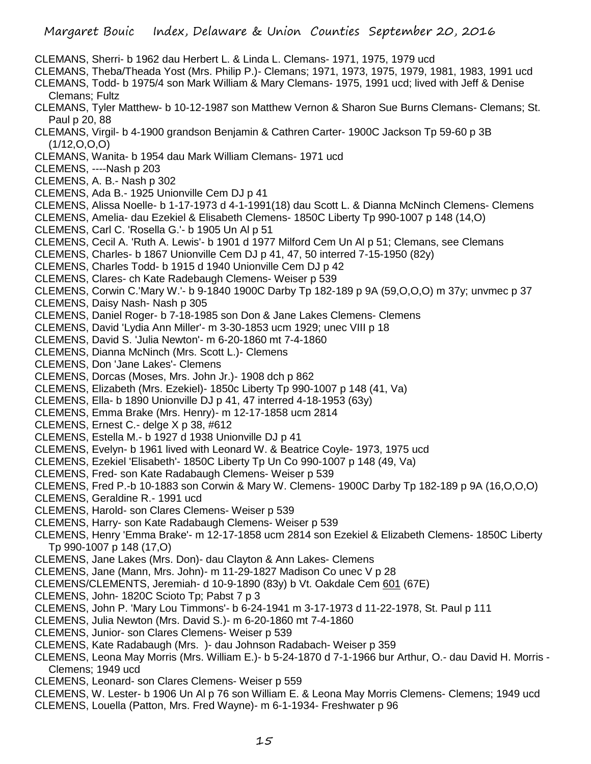CLEMANS, Sherri- b 1962 dau Herbert L. & Linda L. Clemans- 1971, 1975, 1979 ucd

CLEMANS, Theba/Theada Yost (Mrs. Philip P.)- Clemans; 1971, 1973, 1975, 1979, 1981, 1983, 1991 ucd

CLEMANS, Todd- b 1975/4 son Mark William & Mary Clemans- 1975, 1991 ucd; lived with Jeff & Denise Clemans; Fultz

CLEMANS, Tyler Matthew- b 10-12-1987 son Matthew Vernon & Sharon Sue Burns Clemans- Clemans; St. Paul p 20, 88

CLEMANS, Virgil- b 4-1900 grandson Benjamin & Cathren Carter- 1900C Jackson Tp 59-60 p 3B (1/12,O,O,O)

CLEMANS, Wanita- b 1954 dau Mark William Clemans- 1971 ucd

CLEMENS, ----Nash p 203

CLEMENS, A. B.- Nash p 302

CLEMENS, Ada B.- 1925 Unionville Cem DJ p 41

CLEMENS, Alissa Noelle- b 1-17-1973 d 4-1-1991(18) dau Scott L. & Dianna McNinch Clemens- Clemens

CLEMENS, Amelia- dau Ezekiel & Elisabeth Clemens- 1850C Liberty Tp 990-1007 p 148 (14,O)

CLEMENS, Carl C. 'Rosella G.'- b 1905 Un Al p 51

CLEMENS, Cecil A. 'Ruth A. Lewis'- b 1901 d 1977 Milford Cem Un Al p 51; Clemans, see Clemans

CLEMENS, Charles- b 1867 Unionville Cem DJ p 41, 47, 50 interred 7-15-1950 (82y)

CLEMENS, Charles Todd- b 1915 d 1940 Unionville Cem DJ p 42

CLEMENS, Clares- ch Kate Radebaugh Clemens- Weiser p 539

CLEMENS, Corwin C.'Mary W.'- b 9-1840 1900C Darby Tp 182-189 p 9A (59,O,O,O) m 37y; unvmec p 37

CLEMENS, Daisy Nash- Nash p 305

CLEMENS, Daniel Roger- b 7-18-1985 son Don & Jane Lakes Clemens- Clemens

CLEMENS, David 'Lydia Ann Miller'- m 3-30-1853 ucm 1929; unec VIII p 18

CLEMENS, David S. 'Julia Newton'- m 6-20-1860 mt 7-4-1860

CLEMENS, Dianna McNinch (Mrs. Scott L.)- Clemens

CLEMENS, Don 'Jane Lakes'- Clemens

CLEMENS, Dorcas (Moses, Mrs. John Jr.)- 1908 dch p 862

CLEMENS, Elizabeth (Mrs. Ezekiel)- 1850c Liberty Tp 990-1007 p 148 (41, Va)

CLEMENS, Ella- b 1890 Unionville DJ p 41, 47 interred 4-18-1953 (63y)

CLEMENS, Emma Brake (Mrs. Henry)- m 12-17-1858 ucm 2814

CLEMENS, Ernest C.- delge X p 38, #612

CLEMENS, Estella M.- b 1927 d 1938 Unionville DJ p 41

CLEMENS, Evelyn- b 1961 lived with Leonard W. & Beatrice Coyle- 1973, 1975 ucd

CLEMENS, Ezekiel 'Elisabeth'- 1850C Liberty Tp Un Co 990-1007 p 148 (49, Va)

CLEMENS, Fred- son Kate Radabaugh Clemens- Weiser p 539

CLEMENS, Fred P.-b 10-1883 son Corwin & Mary W. Clemens- 1900C Darby Tp 182-189 p 9A (16,O,O,O)

CLEMENS, Geraldine R.- 1991 ucd

CLEMENS, Harold- son Clares Clemens- Weiser p 539

CLEMENS, Harry- son Kate Radabaugh Clemens- Weiser p 539

CLEMENS, Henry 'Emma Brake'- m 12-17-1858 ucm 2814 son Ezekiel & Elizabeth Clemens- 1850C Liberty Tp 990-1007 p 148 (17,O)

CLEMENS, Jane Lakes (Mrs. Don)- dau Clayton & Ann Lakes- Clemens

CLEMENS, Jane (Mann, Mrs. John)- m 11-29-1827 Madison Co unec V p 28

CLEMENS/CLEMENTS, Jeremiah- d 10-9-1890 (83y) b Vt. Oakdale Cem 601 (67E)

CLEMENS, John- 1820C Scioto Tp; Pabst 7 p 3

CLEMENS, John P. 'Mary Lou Timmons'- b 6-24-1941 m 3-17-1973 d 11-22-1978, St. Paul p 111

CLEMENS, Julia Newton (Mrs. David S.)- m 6-20-1860 mt 7-4-1860

CLEMENS, Junior- son Clares Clemens- Weiser p 539

CLEMENS, Kate Radabaugh (Mrs. )- dau Johnson Radabach- Weiser p 359

CLEMENS, Leona May Morris (Mrs. William E.)- b 5-24-1870 d 7-1-1966 bur Arthur, O.- dau David H. Morris - Clemens; 1949 ucd

CLEMENS, Leonard- son Clares Clemens- Weiser p 559

CLEMENS, W. Lester- b 1906 Un Al p 76 son William E. & Leona May Morris Clemens- Clemens; 1949 ucd

CLEMENS, Louella (Patton, Mrs. Fred Wayne)- m 6-1-1934- Freshwater p 96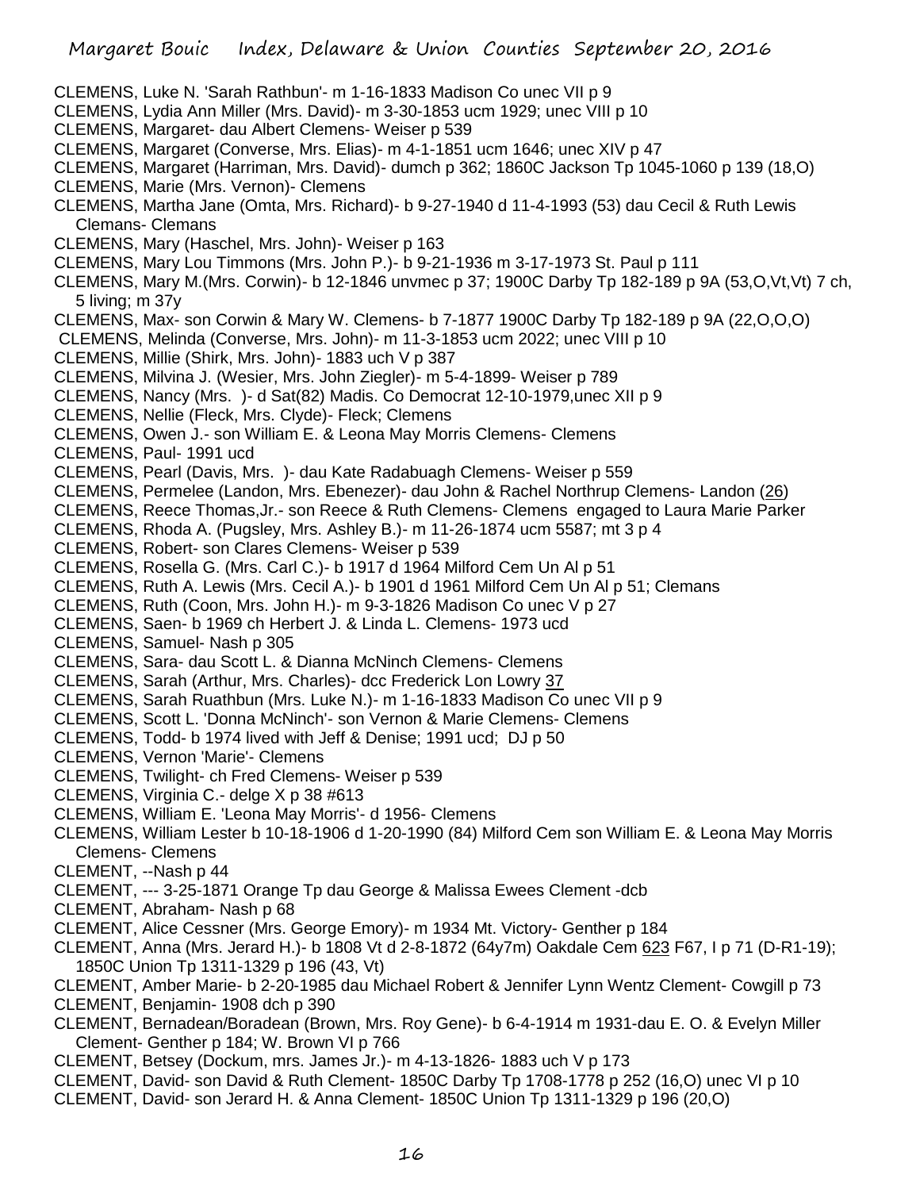CLEMENS, Luke N. 'Sarah Rathbun'- m 1-16-1833 Madison Co unec VII p 9
CLEMENS, Lydia Ann Miller (Mrs. David)- m 3-30-1853 ucm 1929; unec VIII p 10
CLEMENS, Margaret- dau Albert Clemens- Weiser p 539
CLEMENS, Margaret (Converse, Mrs. Elias)- m 4-1-1851 ucm 1646; unec XIV p 47
CLEMENS, Margaret (Harriman, Mrs. David)- dumch p 362; 1860C Jackson Tp 1045-1060 p 139 (18,O)
CLEMENS, Marie (Mrs. Vernon)- Clemens
CLEMENS, Martha Jane (Omta, Mrs. Richard)- b 9-27-1940 d 11-4-1993 (53) dau Cecil & Ruth Lewis Clemans- Clemans
CLEMENS, Mary (Haschel, Mrs. John)- Weiser p 163
CLEMENS, Mary Lou Timmons (Mrs. John P.)- b 9-21-1936 m 3-17-1973 St. Paul p 111
CLEMENS, Mary M.(Mrs. Corwin)- b 12-1846 unvmec p 37; 1900C Darby Tp 182-189 p 9A (53,O,Vt,Vt) 7 ch, 5 living; m 37y
CLEMENS, Max- son Corwin & Mary W. Clemens- b 7-1877 1900C Darby Tp 182-189 p 9A (22,O,O,O)
CLEMENS, Melinda (Converse, Mrs. John)- m 11-3-1853 ucm 2022; unec VIII p 10
CLEMENS, Millie (Shirk, Mrs. John)- 1883 uch V p 387
CLEMENS, Milvina J. (Wesier, Mrs. John Ziegler)- m 5-4-1899- Weiser p 789
CLEMENS, Nancy (Mrs. )- d Sat(82) Madis. Co Democrat 12-10-1979,unec XII p 9
CLEMENS, Nellie (Fleck, Mrs. Clyde)- Fleck; Clemens
CLEMENS, Owen J.- son William E. & Leona May Morris Clemens- Clemens
CLEMENS, Paul- 1991 ucd
CLEMENS, Pearl (Davis, Mrs. )- dau Kate Radabuagh Clemens- Weiser p 559
CLEMENS, Permelee (Landon, Mrs. Ebenezer)- dau John & Rachel Northrup Clemens- Landon (26)
CLEMENS, Reece Thomas,Jr.- son Reece & Ruth Clemens- Clemens engaged to Laura Marie Parker
CLEMENS, Rhoda A. (Pugsley, Mrs. Ashley B.)- m 11-26-1874 ucm 5587; mt 3 p 4
CLEMENS, Robert- son Clares Clemens- Weiser p 539
CLEMENS, Rosella G. (Mrs. Carl C.)- b 1917 d 1964 Milford Cem Un Al p 51
CLEMENS, Ruth A. Lewis (Mrs. Cecil A.)- b 1901 d 1961 Milford Cem Un Al p 51; Clemans
CLEMENS, Ruth (Coon, Mrs. John H.)- m 9-3-1826 Madison Co unec V p 27
CLEMENS, Saen- b 1969 ch Herbert J. & Linda L. Clemens- 1973 ucd
CLEMENS, Samuel- Nash p 305
CLEMENS, Sara- dau Scott L. & Dianna McNinch Clemens- Clemens
CLEMENS, Sarah (Arthur, Mrs. Charles)- dcc Frederick Lon Lowry 37
CLEMENS, Sarah Ruathbun (Mrs. Luke N.)- m 1-16-1833 Madison Co unec VII p 9
CLEMENS, Scott L. 'Donna McNinch'- son Vernon & Marie Clemens- Clemens
CLEMENS, Todd- b 1974 lived with Jeff & Denise; 1991 ucd; DJ p 50
CLEMENS, Vernon 'Marie'- Clemens
CLEMENS, Twilight- ch Fred Clemens- Weiser p 539
CLEMENS, Virginia C.- delge X p 38 #613
CLEMENS, William E. 'Leona May Morris'- d 1956- Clemens
CLEMENS, William Lester b 10-18-1906 d 1-20-1990 (84) Milford Cem son William E. & Leona May Morris Clemens- Clemens
CLEMENT, --Nash p 44
CLEMENT, --- 3-25-1871 Orange Tp dau George & Malissa Ewees Clement -dcb
CLEMENT, Abraham- Nash p 68
CLEMENT, Alice Cessner (Mrs. George Emory)- m 1934 Mt. Victory- Genther p 184
CLEMENT, Anna (Mrs. Jerard H.)- b 1808 Vt d 2-8-1872 (64y7m) Oakdale Cem 623 F67, I p 71 (D-R1-19); 1850C Union Tp 1311-1329 p 196 (43, Vt)
CLEMENT, Amber Marie- b 2-20-1985 dau Michael Robert & Jennifer Lynn Wentz Clement- Cowgill p 73
CLEMENT, Benjamin- 1908 dch p 390
CLEMENT, Bernadean/Boradean (Brown, Mrs. Roy Gene)- b 6-4-1914 m 1931-dau E. O. & Evelyn Miller Clement- Genther p 184; W. Brown VI p 766
CLEMENT, Betsey (Dockum, mrs. James Jr.)- m 4-13-1826- 1883 uch V p 173
CLEMENT, David- son David & Ruth Clement- 1850C Darby Tp 1708-1778 p 252 (16,O) unec VI p 10
CLEMENT, David- son Jerard H. & Anna Clement- 1850C Union Tp 1311-1329 p 196 (20,O)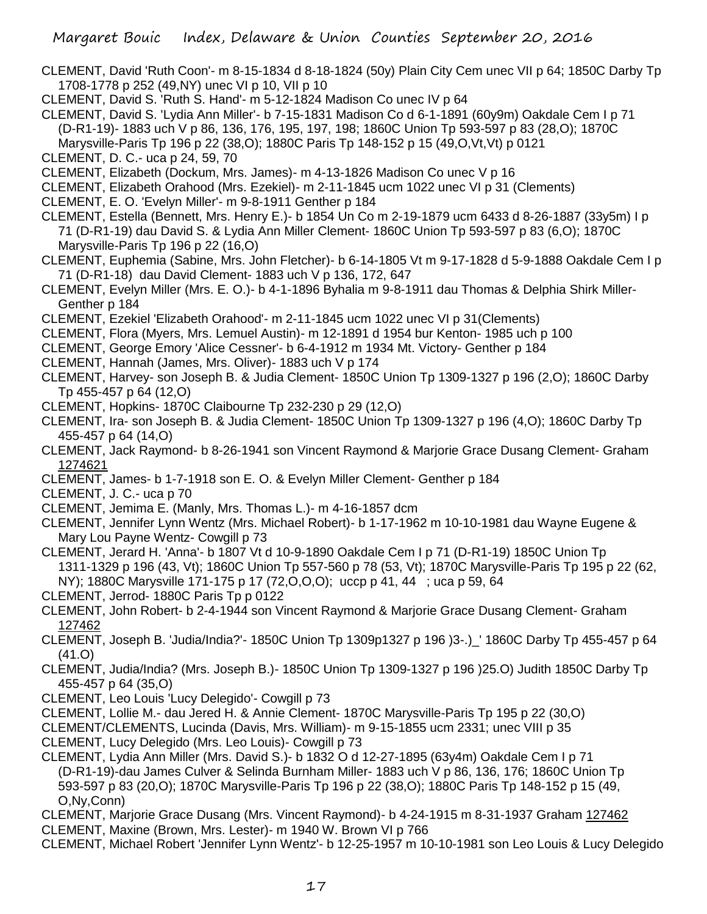CLEMENT, David 'Ruth Coon'- m 8-15-1834 d 8-18-1824 (50y) Plain City Cem unec VII p 64; 1850C Darby Tp 1708-1778 p 252 (49,NY) unec VI p 10, VII p 10

CLEMENT, David S. 'Ruth S. Hand'- m 5-12-1824 Madison Co unec IV p 64

CLEMENT, David S. 'Lydia Ann Miller'- b 7-15-1831 Madison Co d 6-1-1891 (60y9m) Oakdale Cem I p 71 (D-R1-19)- 1883 uch V p 86, 136, 176, 195, 197, 198; 1860C Union Tp 593-597 p 83 (28,O); 1870C Marysville-Paris Tp 196 p 22 (38,O); 1880C Paris Tp 148-152 p 15 (49,O,Vt,Vt) p 0121

CLEMENT, D. C.- uca p 24, 59, 70

CLEMENT, Elizabeth (Dockum, Mrs. James)- m 4-13-1826 Madison Co unec V p 16

CLEMENT, Elizabeth Orahood (Mrs. Ezekiel)- m 2-11-1845 ucm 1022 unec VI p 31 (Clements)

CLEMENT, E. O. 'Evelyn Miller'- m 9-8-1911 Genther p 184

CLEMENT, Estella (Bennett, Mrs. Henry E.)- b 1854 Un Co m 2-19-1879 ucm 6433 d 8-26-1887 (33y5m) I p 71 (D-R1-19) dau David S. & Lydia Ann Miller Clement- 1860C Union Tp 593-597 p 83 (6,O); 1870C Marysville-Paris Tp 196 p 22 (16,O)

CLEMENT, Euphemia (Sabine, Mrs. John Fletcher)- b 6-14-1805 Vt m 9-17-1828 d 5-9-1888 Oakdale Cem I p 71 (D-R1-18) dau David Clement- 1883 uch V p 136, 172, 647

CLEMENT, Evelyn Miller (Mrs. E. O.)- b 4-1-1896 Byhalia m 9-8-1911 dau Thomas & Delphia Shirk Miller- Genther p 184

CLEMENT, Ezekiel 'Elizabeth Orahood'- m 2-11-1845 ucm 1022 unec VI p 31(Clements)

CLEMENT, Flora (Myers, Mrs. Lemuel Austin)- m 12-1891 d 1954 bur Kenton- 1985 uch p 100

CLEMENT, George Emory 'Alice Cessner'- b 6-4-1912 m 1934 Mt. Victory- Genther p 184

CLEMENT, Hannah (James, Mrs. Oliver)- 1883 uch V p 174

CLEMENT, Harvey- son Joseph B. & Judia Clement- 1850C Union Tp 1309-1327 p 196 (2,O); 1860C Darby Tp 455-457 p 64 (12,O)

CLEMENT, Hopkins- 1870C Claibourne Tp 232-230 p 29 (12,O)

CLEMENT, Ira- son Joseph B. & Judia Clement- 1850C Union Tp 1309-1327 p 196 (4,O); 1860C Darby Tp 455-457 p 64 (14,O)

CLEMENT, Jack Raymond- b 8-26-1941 son Vincent Raymond & Marjorie Grace Dusang Clement- Graham 1274621

CLEMENT, James- b 1-7-1918 son E. O. & Evelyn Miller Clement- Genther p 184

CLEMENT, J. C.- uca p 70

CLEMENT, Jemima E. (Manly, Mrs. Thomas L.)- m 4-16-1857 dcm

CLEMENT, Jennifer Lynn Wentz (Mrs. Michael Robert)- b 1-17-1962 m 10-10-1981 dau Wayne Eugene & Mary Lou Payne Wentz- Cowgill p 73

CLEMENT, Jerard H. 'Anna'- b 1807 Vt d 10-9-1890 Oakdale Cem I p 71 (D-R1-19) 1850C Union Tp 1311-1329 p 196 (43, Vt); 1860C Union Tp 557-560 p 78 (53, Vt); 1870C Marysville-Paris Tp 195 p 22 (62, NY); 1880C Marysville 171-175 p 17 (72,O,O,O); uccp p 41, 44 ; uca p 59, 64

CLEMENT, Jerrod- 1880C Paris Tp p 0122

CLEMENT, John Robert- b 2-4-1944 son Vincent Raymond & Marjorie Grace Dusang Clement- Graham 127462

CLEMENT, Joseph B. 'Judia/India?'- 1850C Union Tp 1309p1327 p 196 )3-.)_' 1860C Darby Tp 455-457 p 64 (41.O)

CLEMENT, Judia/India? (Mrs. Joseph B.)- 1850C Union Tp 1309-1327 p 196 )25.O) Judith 1850C Darby Tp 455-457 p 64 (35,O)

CLEMENT, Leo Louis 'Lucy Delegido'- Cowgill p 73

CLEMENT, Lollie M.- dau Jered H. & Annie Clement- 1870C Marysville-Paris Tp 195 p 22 (30,O)

CLEMENT/CLEMENTS, Lucinda (Davis, Mrs. William)- m 9-15-1855 ucm 2331; unec VIII p 35

CLEMENT, Lucy Delegido (Mrs. Leo Louis)- Cowgill p 73

CLEMENT, Lydia Ann Miller (Mrs. David S.)- b 1832 O d 12-27-1895 (63y4m) Oakdale Cem I p 71 (D-R1-19)-dau James Culver & Selinda Burnham Miller- 1883 uch V p 86, 136, 176; 1860C Union Tp 593-597 p 83 (20,O); 1870C Marysville-Paris Tp 196 p 22 (38,O); 1880C Paris Tp 148-152 p 15 (49, O,Ny,Conn)

CLEMENT, Marjorie Grace Dusang (Mrs. Vincent Raymond)- b 4-24-1915 m 8-31-1937 Graham 127462

CLEMENT, Maxine (Brown, Mrs. Lester)- m 1940 W. Brown VI p 766

CLEMENT, Michael Robert 'Jennifer Lynn Wentz'- b 12-25-1957 m 10-10-1981 son Leo Louis & Lucy Delegido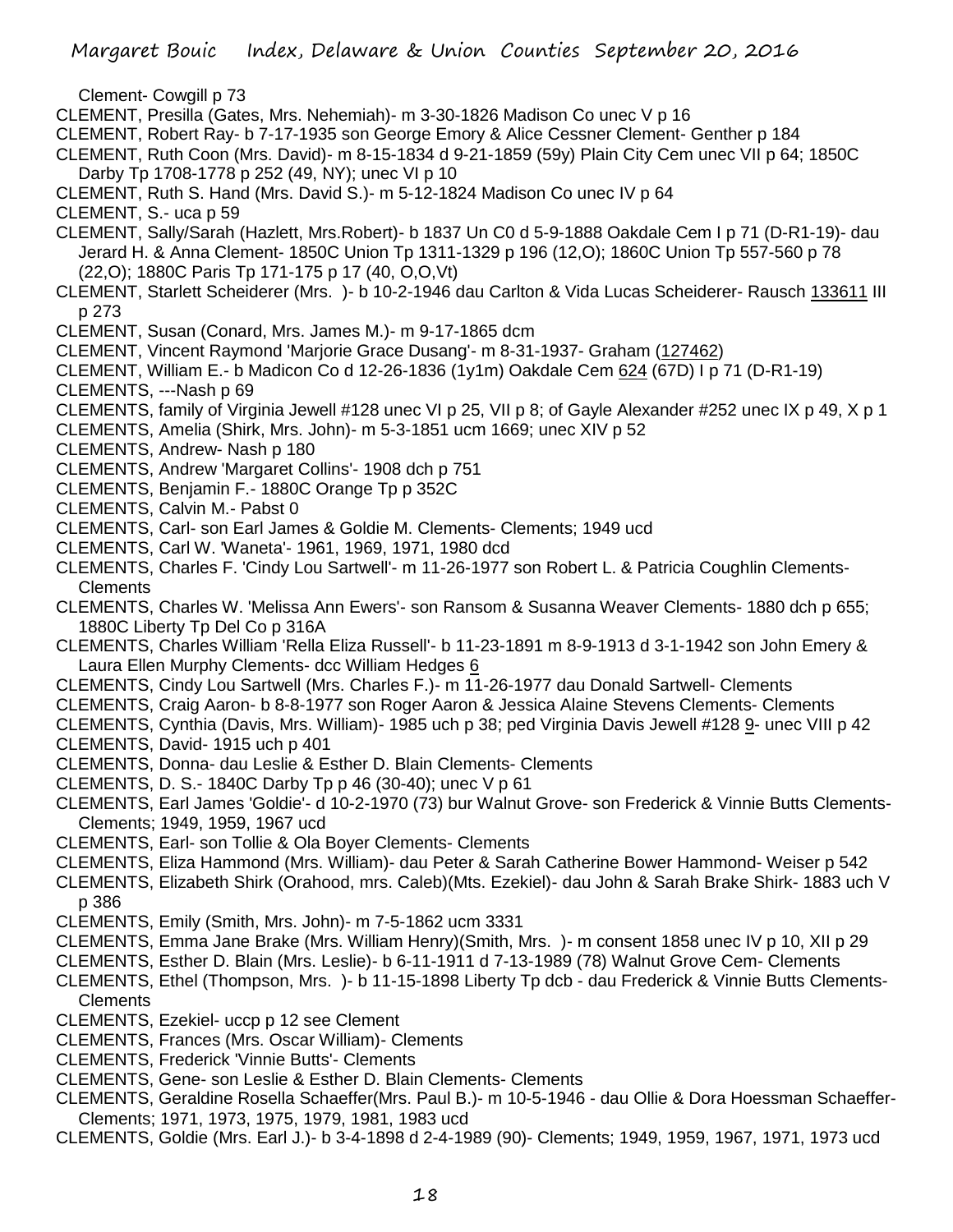Clement- Cowgill p 73

CLEMENT, Presilla (Gates, Mrs. Nehemiah)- m 3-30-1826 Madison Co unec V p 16

CLEMENT, Robert Ray- b 7-17-1935 son George Emory & Alice Cessner Clement- Genther p 184

CLEMENT, Ruth Coon (Mrs. David)- m 8-15-1834 d 9-21-1859 (59y) Plain City Cem unec VII p 64; 1850C Darby Tp 1708-1778 p 252 (49, NY); unec VI p 10

CLEMENT, Ruth S. Hand (Mrs. David S.)- m 5-12-1824 Madison Co unec IV p 64

CLEMENT, S.- uca p 59

CLEMENT, Sally/Sarah (Hazlett, Mrs.Robert)- b 1837 Un C0 d 5-9-1888 Oakdale Cem I p 71 (D-R1-19)- dau Jerard H. & Anna Clement- 1850C Union Tp 1311-1329 p 196 (12,O); 1860C Union Tp 557-560 p 78 (22,O); 1880C Paris Tp 171-175 p 17 (40, O,O,Vt)

CLEMENT, Starlett Scheiderer (Mrs. )- b 10-2-1946 dau Carlton & Vida Lucas Scheiderer- Rausch 133611 III p 273

CLEMENT, Susan (Conard, Mrs. James M.)- m 9-17-1865 dcm

CLEMENT, Vincent Raymond 'Marjorie Grace Dusang'- m 8-31-1937- Graham (127462)

CLEMENT, William E.- b Madicon Co d 12-26-1836 (1y1m) Oakdale Cem 624 (67D) I p 71 (D-R1-19)

CLEMENTS, ---Nash p 69

CLEMENTS, family of Virginia Jewell #128 unec VI p 25, VII p 8; of Gayle Alexander #252 unec IX p 49, X p 1

CLEMENTS, Amelia (Shirk, Mrs. John)- m 5-3-1851 ucm 1669; unec XIV p 52

CLEMENTS, Andrew- Nash p 180

CLEMENTS, Andrew 'Margaret Collins'- 1908 dch p 751

CLEMENTS, Benjamin F.- 1880C Orange Tp p 352C

CLEMENTS, Calvin M.- Pabst 0

CLEMENTS, Carl- son Earl James & Goldie M. Clements- Clements; 1949 ucd

CLEMENTS, Carl W. 'Waneta'- 1961, 1969, 1971, 1980 dcd

CLEMENTS, Charles F. 'Cindy Lou Sartwell'- m 11-26-1977 son Robert L. & Patricia Coughlin Clements- Clements

CLEMENTS, Charles W. 'Melissa Ann Ewers'- son Ransom & Susanna Weaver Clements- 1880 dch p 655; 1880C Liberty Tp Del Co p 316A

CLEMENTS, Charles William 'Rella Eliza Russell'- b 11-23-1891 m 8-9-1913 d 3-1-1942 son John Emery & Laura Ellen Murphy Clements- dcc William Hedges 6

CLEMENTS, Cindy Lou Sartwell (Mrs. Charles F.)- m 11-26-1977 dau Donald Sartwell- Clements

CLEMENTS, Craig Aaron- b 8-8-1977 son Roger Aaron & Jessica Alaine Stevens Clements- Clements

CLEMENTS, Cynthia (Davis, Mrs. William)- 1985 uch p 38; ped Virginia Davis Jewell #128 9- unec VIII p 42

CLEMENTS, David- 1915 uch p 401

CLEMENTS, Donna- dau Leslie & Esther D. Blain Clements- Clements

CLEMENTS, D. S.- 1840C Darby Tp p 46 (30-40); unec V p 61

CLEMENTS, Earl James 'Goldie'- d 10-2-1970 (73) bur Walnut Grove- son Frederick & Vinnie Butts Clements- Clements; 1949, 1959, 1967 ucd

CLEMENTS, Earl- son Tollie & Ola Boyer Clements- Clements

CLEMENTS, Eliza Hammond (Mrs. William)- dau Peter & Sarah Catherine Bower Hammond- Weiser p 542

CLEMENTS, Elizabeth Shirk (Orahood, mrs. Caleb)(Mts. Ezekiel)- dau John & Sarah Brake Shirk- 1883 uch V p 386

CLEMENTS, Emily (Smith, Mrs. John)- m 7-5-1862 ucm 3331

CLEMENTS, Emma Jane Brake (Mrs. William Henry)(Smith, Mrs. )- m consent 1858 unec IV p 10, XII p 29

CLEMENTS, Esther D. Blain (Mrs. Leslie)- b 6-11-1911 d 7-13-1989 (78) Walnut Grove Cem- Clements

CLEMENTS, Ethel (Thompson, Mrs. )- b 11-15-1898 Liberty Tp dcb - dau Frederick & Vinnie Butts Clements- Clements

CLEMENTS, Ezekiel- uccp p 12 see Clement

CLEMENTS, Frances (Mrs. Oscar William)- Clements

CLEMENTS, Frederick 'Vinnie Butts'- Clements

CLEMENTS, Gene- son Leslie & Esther D. Blain Clements- Clements

CLEMENTS, Geraldine Rosella Schaeffer(Mrs. Paul B.)- m 10-5-1946 - dau Ollie & Dora Hoessman Schaeffer- Clements; 1971, 1973, 1975, 1979, 1981, 1983 ucd

CLEMENTS, Goldie (Mrs. Earl J.)- b 3-4-1898 d 2-4-1989 (90)- Clements; 1949, 1959, 1967, 1971, 1973 ucd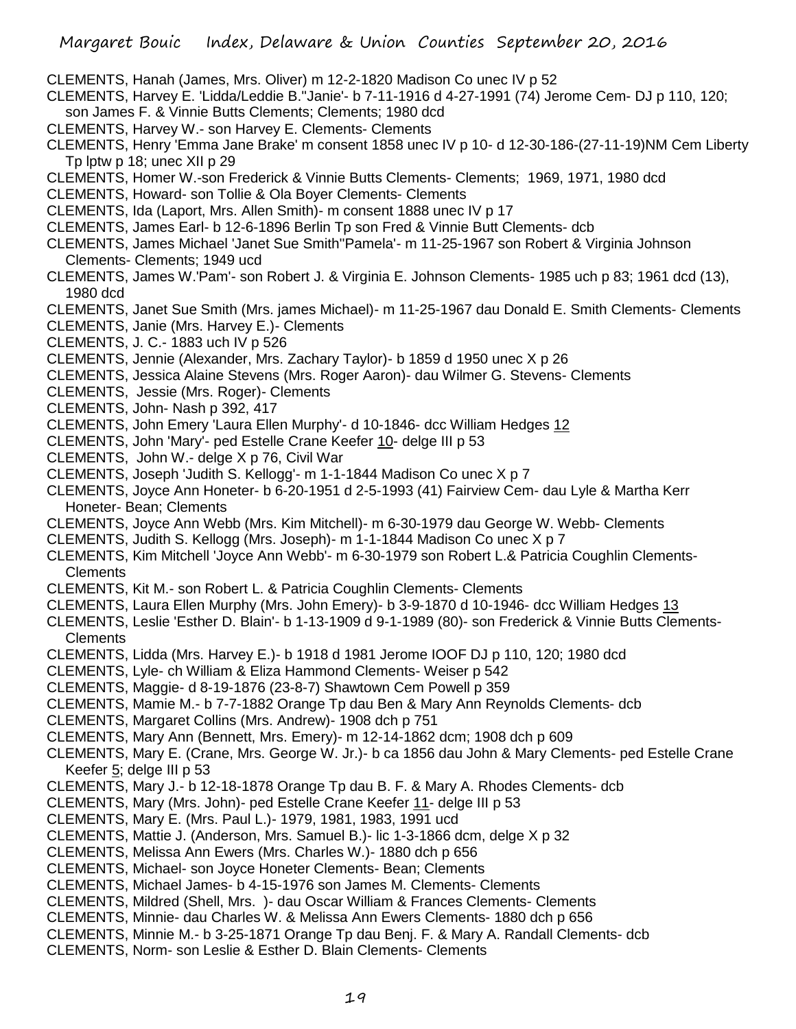CLEMENTS, Hanah (James, Mrs. Oliver) m 12-2-1820 Madison Co unec IV p 52

CLEMENTS, Harvey E. 'Lidda/Leddie B.''Janie'- b 7-11-1916 d 4-27-1991 (74) Jerome Cem- DJ p 110, 120; son James F. & Vinnie Butts Clements; Clements; 1980 dcd

CLEMENTS, Harvey W.- son Harvey E. Clements- Clements

CLEMENTS, Henry 'Emma Jane Brake' m consent 1858 unec IV p 10- d 12-30-186-(27-11-19)NM Cem Liberty Tp lptw p 18; unec XII p 29

CLEMENTS, Homer W.-son Frederick & Vinnie Butts Clements- Clements; 1969, 1971, 1980 dcd

CLEMENTS, Howard- son Tollie & Ola Boyer Clements- Clements

CLEMENTS, Ida (Laport, Mrs. Allen Smith)- m consent 1888 unec IV p 17

CLEMENTS, James Earl- b 12-6-1896 Berlin Tp son Fred & Vinnie Butt Clements- dcb

CLEMENTS, James Michael 'Janet Sue Smith''Pamela'- m 11-25-1967 son Robert & Virginia Johnson Clements- Clements; 1949 ucd

CLEMENTS, James W.'Pam'- son Robert J. & Virginia E. Johnson Clements- 1985 uch p 83; 1961 dcd (13), 1980 dcd

CLEMENTS, Janet Sue Smith (Mrs. james Michael)- m 11-25-1967 dau Donald E. Smith Clements- Clements

CLEMENTS, Janie (Mrs. Harvey E.)- Clements

CLEMENTS, J. C.- 1883 uch IV p 526

CLEMENTS, Jennie (Alexander, Mrs. Zachary Taylor)- b 1859 d 1950 unec X p 26

CLEMENTS, Jessica Alaine Stevens (Mrs. Roger Aaron)- dau Wilmer G. Stevens- Clements

CLEMENTS, Jessie (Mrs. Roger)- Clements

CLEMENTS, John- Nash p 392, 417

CLEMENTS, John Emery 'Laura Ellen Murphy'- d 10-1846- dcc William Hedges 12

CLEMENTS, John 'Mary'- ped Estelle Crane Keefer 10- delge III p 53

CLEMENTS, John W.- delge X p 76, Civil War

CLEMENTS, Joseph 'Judith S. Kellogg'- m 1-1-1844 Madison Co unec X p 7

CLEMENTS, Joyce Ann Honeter- b 6-20-1951 d 2-5-1993 (41) Fairview Cem- dau Lyle & Martha Kerr Honeter- Bean; Clements

CLEMENTS, Joyce Ann Webb (Mrs. Kim Mitchell)- m 6-30-1979 dau George W. Webb- Clements

CLEMENTS, Judith S. Kellogg (Mrs. Joseph)- m 1-1-1844 Madison Co unec X p 7

CLEMENTS, Kim Mitchell 'Joyce Ann Webb'- m 6-30-1979 son Robert L.& Patricia Coughlin Clements- Clements

CLEMENTS, Kit M.- son Robert L. & Patricia Coughlin Clements- Clements

CLEMENTS, Laura Ellen Murphy (Mrs. John Emery)- b 3-9-1870 d 10-1946- dcc William Hedges 13

CLEMENTS, Leslie 'Esther D. Blain'- b 1-13-1909 d 9-1-1989 (80)- son Frederick & Vinnie Butts Clements- Clements

CLEMENTS, Lidda (Mrs. Harvey E.)- b 1918 d 1981 Jerome IOOF DJ p 110, 120; 1980 dcd

CLEMENTS, Lyle- ch William & Eliza Hammond Clements- Weiser p 542

CLEMENTS, Maggie- d 8-19-1876 (23-8-7) Shawtown Cem Powell p 359

CLEMENTS, Mamie M.- b 7-7-1882 Orange Tp dau Ben & Mary Ann Reynolds Clements- dcb

CLEMENTS, Margaret Collins (Mrs. Andrew)- 1908 dch p 751

CLEMENTS, Mary Ann (Bennett, Mrs. Emery)- m 12-14-1862 dcm; 1908 dch p 609

CLEMENTS, Mary E. (Crane, Mrs. George W. Jr.)- b ca 1856 dau John & Mary Clements- ped Estelle Crane Keefer 5; delge III p 53

CLEMENTS, Mary J.- b 12-18-1878 Orange Tp dau B. F. & Mary A. Rhodes Clements- dcb

CLEMENTS, Mary (Mrs. John)- ped Estelle Crane Keefer 11- delge III p 53

CLEMENTS, Mary E. (Mrs. Paul L.)- 1979, 1981, 1983, 1991 ucd

CLEMENTS, Mattie J. (Anderson, Mrs. Samuel B.)- lic 1-3-1866 dcm, delge X p 32

CLEMENTS, Melissa Ann Ewers (Mrs. Charles W.)- 1880 dch p 656

CLEMENTS, Michael- son Joyce Honeter Clements- Bean; Clements

CLEMENTS, Michael James- b 4-15-1976 son James M. Clements- Clements

CLEMENTS, Mildred (Shell, Mrs. )- dau Oscar William & Frances Clements- Clements

CLEMENTS, Minnie- dau Charles W. & Melissa Ann Ewers Clements- 1880 dch p 656

CLEMENTS, Minnie M.- b 3-25-1871 Orange Tp dau Benj. F. & Mary A. Randall Clements- dcb

CLEMENTS, Norm- son Leslie & Esther D. Blain Clements- Clements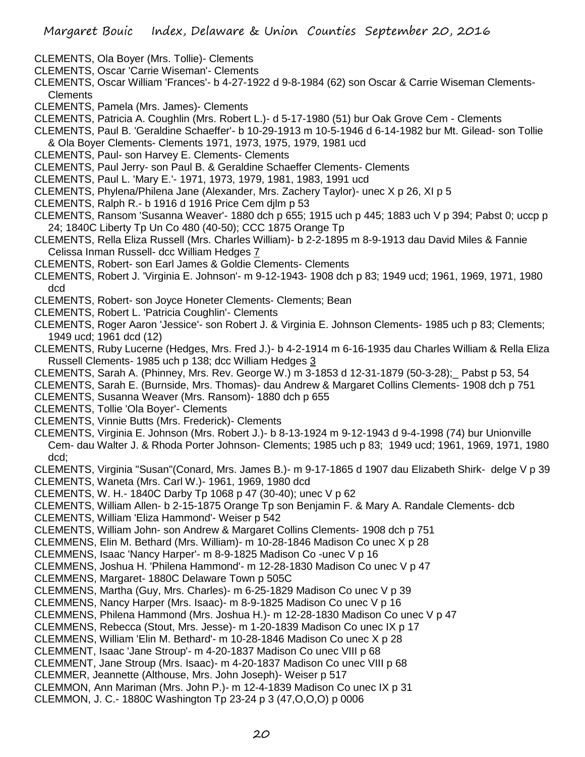CLEMENTS, Ola Boyer (Mrs. Tollie)- Clements
CLEMENTS, Oscar 'Carrie Wiseman'- Clements
CLEMENTS, Oscar William 'Frances'- b 4-27-1922 d 9-8-1984 (62) son Oscar & Carrie Wiseman Clements- Clements
CLEMENTS, Pamela (Mrs. James)- Clements
CLEMENTS, Patricia A. Coughlin (Mrs. Robert L.)- d 5-17-1980 (51) bur Oak Grove Cem - Clements
CLEMENTS, Paul B. 'Geraldine Schaeffer'- b 10-29-1913 m 10-5-1946 d 6-14-1982 bur Mt. Gilead- son Tollie & Ola Boyer Clements- Clements 1971, 1973, 1975, 1979, 1981 ucd
CLEMENTS, Paul- son Harvey E. Clements- Clements
CLEMENTS, Paul Jerry- son Paul B. & Geraldine Schaeffer Clements- Clements
CLEMENTS, Paul L. 'Mary E.'- 1971, 1973, 1979, 1981, 1983, 1991 ucd
CLEMENTS, Phylena/Philena Jane (Alexander, Mrs. Zachery Taylor)- unec X p 26, XI p 5
CLEMENTS, Ralph R.- b 1916 d 1916 Price Cem djlm p 53
CLEMENTS, Ransom 'Susanna Weaver'- 1880 dch p 655; 1915 uch p 445; 1883 uch V p 394; Pabst 0; uccp p 24; 1840C Liberty Tp Un Co 480 (40-50); CCC 1875 Orange Tp
CLEMENTS, Rella Eliza Russell (Mrs. Charles William)- b 2-2-1895 m 8-9-1913 dau David Miles & Fannie Celissa Inman Russell- dcc William Hedges 7
CLEMENTS, Robert- son Earl James & Goldie Clements- Clements
CLEMENTS, Robert J. 'Virginia E. Johnson'- m 9-12-1943- 1908 dch p 83; 1949 ucd; 1961, 1969, 1971, 1980 dcd
CLEMENTS, Robert- son Joyce Honeter Clements- Clements; Bean
CLEMENTS, Robert L. 'Patricia Coughlin'- Clements
CLEMENTS, Roger Aaron 'Jessice'- son Robert J. & Virginia E. Johnson Clements- 1985 uch p 83; Clements; 1949 ucd; 1961 dcd (12)
CLEMENTS, Ruby Lucerne (Hedges, Mrs. Fred J.)- b 4-2-1914 m 6-16-1935 dau Charles William & Rella Eliza Russell Clements- 1985 uch p 138; dcc William Hedges 3
CLEMENTS, Sarah A. (Phinney, Mrs. Rev. George W.) m 3-1853 d 12-31-1879 (50-3-28);_ Pabst p 53, 54
CLEMENTS, Sarah E. (Burnside, Mrs. Thomas)- dau Andrew & Margaret Collins Clements- 1908 dch p 751
CLEMENTS, Susanna Weaver (Mrs. Ransom)- 1880 dch p 655
CLEMENTS, Tollie 'Ola Boyer'- Clements
CLEMENTS, Vinnie Butts (Mrs. Frederick)- Clements
CLEMENTS, Virginia E. Johnson (Mrs. Robert J.)- b 8-13-1924 m 9-12-1943 d 9-4-1998 (74) bur Unionville Cem- dau Walter J. & Rhoda Porter Johnson- Clements; 1985 uch p 83; 1949 ucd; 1961, 1969, 1971, 1980 dcd;
CLEMENTS, Virginia "Susan"(Conard, Mrs. James B.)- m 9-17-1865 d 1907 dau Elizabeth Shirk- delge V p 39
CLEMENTS, Waneta (Mrs. Carl W.)- 1961, 1969, 1980 dcd
CLEMENTS, W. H.- 1840C Darby Tp 1068 p 47 (30-40); unec V p 62
CLEMENTS, William Allen- b 2-15-1875 Orange Tp son Benjamin F. & Mary A. Randale Clements- dcb
CLEMENTS, William 'Eliza Hammond'- Weiser p 542
CLEMENTS, William John- son Andrew & Margaret Collins Clements- 1908 dch p 751
CLEMMENS, Elin M. Bethard (Mrs. William)- m 10-28-1846 Madison Co unec X p 28
CLEMMENS, Isaac 'Nancy Harper'- m 8-9-1825 Madison Co -unec V p 16
CLEMMENS, Joshua H. 'Philena Hammond'- m 12-28-1830 Madison Co unec V p 47
CLEMMENS, Margaret- 1880C Delaware Town p 505C
CLEMMENS, Martha (Guy, Mrs. Charles)- m 6-25-1829 Madison Co unec V p 39
CLEMMENS, Nancy Harper (Mrs. Isaac)- m 8-9-1825 Madison Co unec V p 16
CLEMMENS, Philena Hammond (Mrs. Joshua H.)- m 12-28-1830 Madison Co unec V p 47
CLEMMENS, Rebecca (Stout, Mrs. Jesse)- m 1-20-1839 Madison Co unec IX p 17
CLEMMENS, William 'Elin M. Bethard'- m 10-28-1846 Madison Co unec X p 28
CLEMMENT, Isaac 'Jane Stroup'- m 4-20-1837 Madison Co unec VIII p 68
CLEMMENT, Jane Stroup (Mrs. Isaac)- m 4-20-1837 Madison Co unec VIII p 68
CLEMMER, Jeannette (Althouse, Mrs. John Joseph)- Weiser p 517
CLEMMON, Ann Mariman (Mrs. John P.)- m 12-4-1839 Madison Co unec IX p 31
CLEMMON, J. C.- 1880C Washington Tp 23-24 p 3 (47,O,O,O) p 0006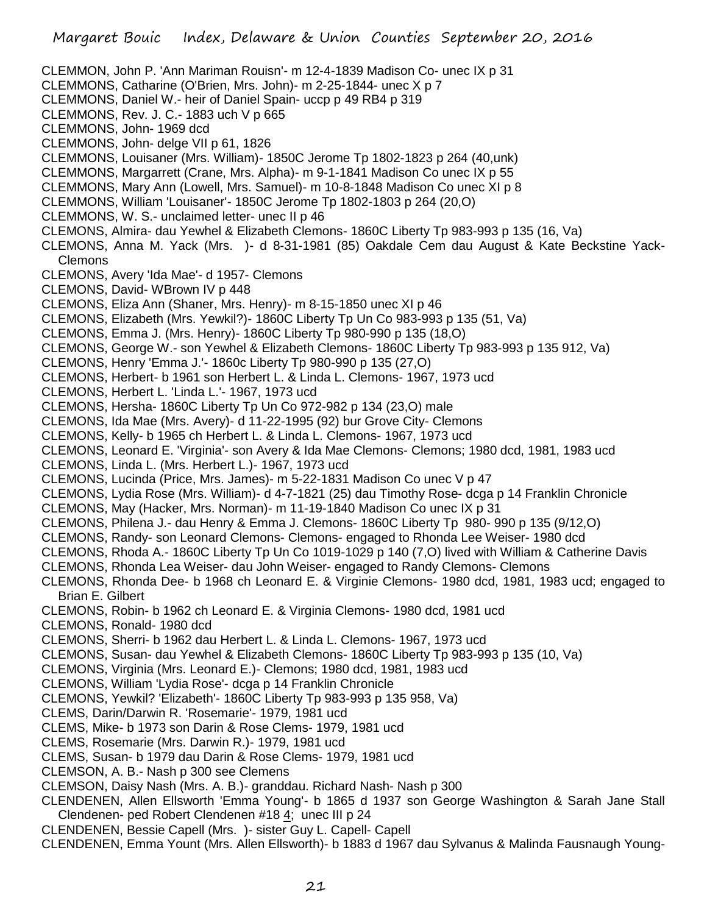CLEMMON, John P. 'Ann Mariman Rouisn'- m 12-4-1839 Madison Co- unec IX p 31
CLEMMONS, Catharine (O'Brien, Mrs. John)- m 2-25-1844- unec X p 7
CLEMMONS, Daniel W.- heir of Daniel Spain- uccp p 49 RB4 p 319
CLEMMONS, Rev. J. C.- 1883 uch V p 665
CLEMMONS, John- 1969 dcd
CLEMMONS, John- delge VII p 61, 1826
CLEMMONS, Louisaner (Mrs. William)- 1850C Jerome Tp 1802-1823 p 264 (40,unk)
CLEMMONS, Margarrett (Crane, Mrs. Alpha)- m 9-1-1841 Madison Co unec IX p 55
CLEMMONS, Mary Ann (Lowell, Mrs. Samuel)- m 10-8-1848 Madison Co unec XI p 8
CLEMMONS, William 'Louisaner'- 1850C Jerome Tp 1802-1803 p 264 (20,O)
CLEMMONS, W. S.- unclaimed letter- unec II p 46
CLEMONS, Almira- dau Yewhel & Elizabeth Clemons- 1860C Liberty Tp 983-993 p 135 (16, Va)
CLEMONS, Anna M. Yack (Mrs. )- d 8-31-1981 (85) Oakdale Cem dau August & Kate Beckstine Yack- Clemons
CLEMONS, Avery 'Ida Mae'- d 1957- Clemons
CLEMONS, David- WBrown IV p 448
CLEMONS, Eliza Ann (Shaner, Mrs. Henry)- m 8-15-1850 unec XI p 46
CLEMONS, Elizabeth (Mrs. Yewkil?)- 1860C Liberty Tp Un Co 983-993 p 135 (51, Va)
CLEMONS, Emma J. (Mrs. Henry)- 1860C Liberty Tp 980-990 p 135 (18,O)
CLEMONS, George W.- son Yewhel & Elizabeth Clemons- 1860C Liberty Tp 983-993 p 135 912, Va)
CLEMONS, Henry 'Emma J.'- 1860c Liberty Tp 980-990 p 135 (27,O)
CLEMONS, Herbert- b 1961 son Herbert L. & Linda L. Clemons- 1967, 1973 ucd
CLEMONS, Herbert L. 'Linda L.'- 1967, 1973 ucd
CLEMONS, Hersha- 1860C Liberty Tp Un Co 972-982 p 134 (23,O) male
CLEMONS, Ida Mae (Mrs. Avery)- d 11-22-1995 (92) bur Grove City- Clemons
CLEMONS, Kelly- b 1965 ch Herbert L. & Linda L. Clemons- 1967, 1973 ucd
CLEMONS, Leonard E. 'Virginia'- son Avery & Ida Mae Clemons- Clemons; 1980 dcd, 1981, 1983 ucd
CLEMONS, Linda L. (Mrs. Herbert L.)- 1967, 1973 ucd
CLEMONS, Lucinda (Price, Mrs. James)- m 5-22-1831 Madison Co unec V p 47
CLEMONS, Lydia Rose (Mrs. William)- d 4-7-1821 (25) dau Timothy Rose- dcga p 14 Franklin Chronicle
CLEMONS, May (Hacker, Mrs. Norman)- m 11-19-1840 Madison Co unec IX p 31
CLEMONS, Philena J.- dau Henry & Emma J. Clemons- 1860C Liberty Tp 980- 990 p 135 (9/12,O)
CLEMONS, Randy- son Leonard Clemons- Clemons- engaged to Rhonda Lee Weiser- 1980 dcd
CLEMONS, Rhoda A.- 1860C Liberty Tp Un Co 1019-1029 p 140 (7,O) lived with William & Catherine Davis
CLEMONS, Rhonda Lea Weiser- dau John Weiser- engaged to Randy Clemons- Clemons
CLEMONS, Rhonda Dee- b 1968 ch Leonard E. & Virginie Clemons- 1980 dcd, 1981, 1983 ucd; engaged to Brian E. Gilbert
CLEMONS, Robin- b 1962 ch Leonard E. & Virginia Clemons- 1980 dcd, 1981 ucd
CLEMONS, Ronald- 1980 dcd
CLEMONS, Sherri- b 1962 dau Herbert L. & Linda L. Clemons- 1967, 1973 ucd
CLEMONS, Susan- dau Yewhel & Elizabeth Clemons- 1860C Liberty Tp 983-993 p 135 (10, Va)
CLEMONS, Virginia (Mrs. Leonard E.)- Clemons; 1980 dcd, 1981, 1983 ucd
CLEMONS, William 'Lydia Rose'- dcga p 14 Franklin Chronicle
CLEMONS, Yewkil? 'Elizabeth'- 1860C Liberty Tp 983-993 p 135 958, Va)
CLEMS, Darin/Darwin R. 'Rosemarie'- 1979, 1981 ucd
CLEMS, Mike- b 1973 son Darin & Rose Clems- 1979, 1981 ucd
CLEMS, Rosemarie (Mrs. Darwin R.)- 1979, 1981 ucd
CLEMS, Susan- b 1979 dau Darin & Rose Clems- 1979, 1981 ucd
CLEMSON, A. B.- Nash p 300 see Clemens
CLEMSON, Daisy Nash (Mrs. A. B.)- granddau. Richard Nash- Nash p 300
CLENDENEN, Allen Ellsworth 'Emma Young'- b 1865 d 1937 son George Washington & Sarah Jane Stall Clendenen- ped Robert Clendenen #18 4; unec III p 24
CLENDENEN, Bessie Capell (Mrs. )- sister Guy L. Capell- Capell
CLENDENEN, Emma Yount (Mrs. Allen Ellsworth)- b 1883 d 1967 dau Sylvanus & Malinda Fausnaugh Young-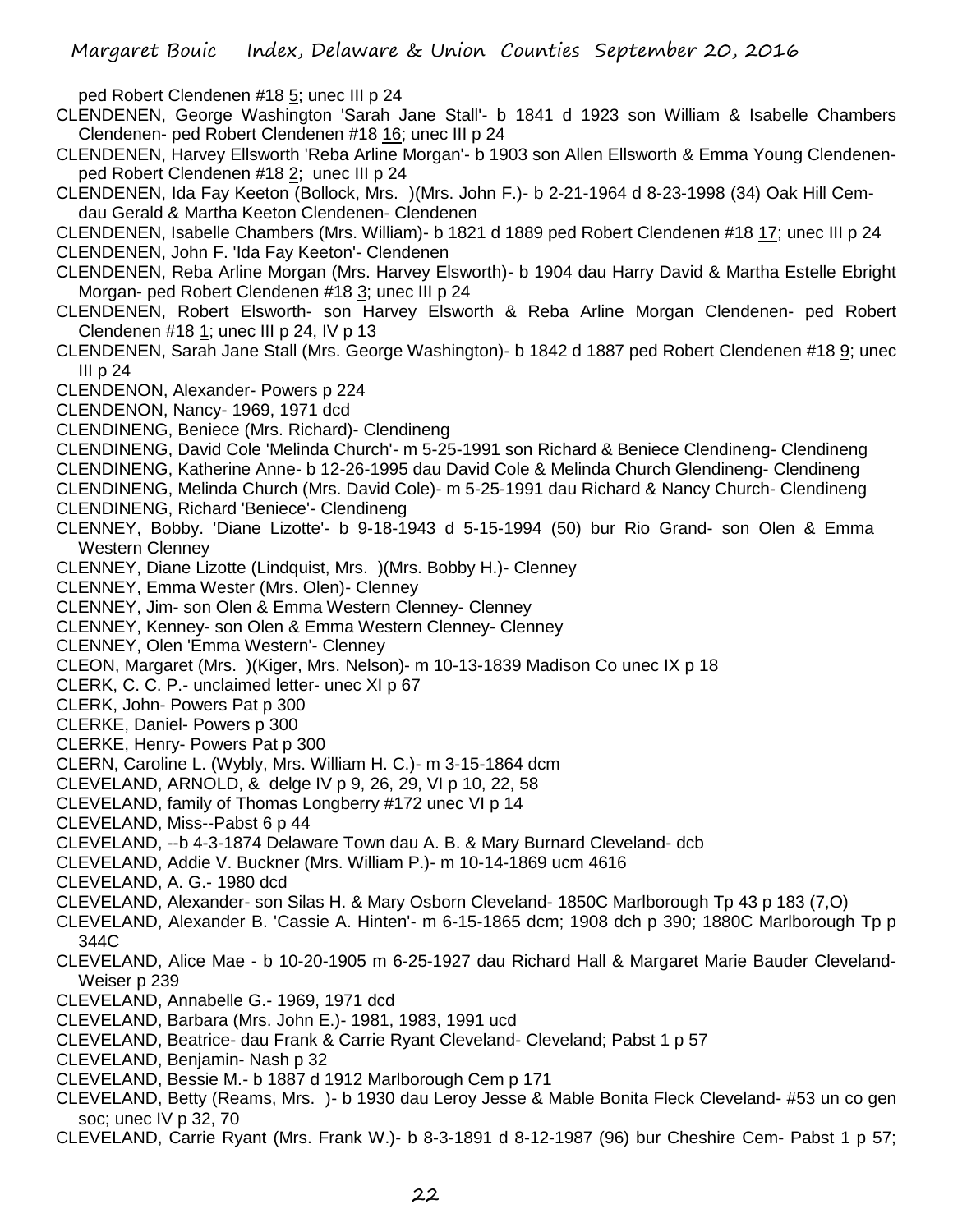ped Robert Clendenen #18 5; unec III p 24

CLENDENEN, George Washington 'Sarah Jane Stall'- b 1841 d 1923 son William & Isabelle Chambers Clendenen- ped Robert Clendenen #18 16; unec III p 24

CLENDENEN, Harvey Ellsworth 'Reba Arline Morgan'- b 1903 son Allen Ellsworth & Emma Young Clendenen- ped Robert Clendenen #18 2; unec III p 24

CLENDENEN, Ida Fay Keeton (Bollock, Mrs. )(Mrs. John F.)- b 2-21-1964 d 8-23-1998 (34) Oak Hill Cem- dau Gerald & Martha Keeton Clendenen- Clendenen

CLENDENEN, Isabelle Chambers (Mrs. William)- b 1821 d 1889 ped Robert Clendenen #18 17; unec III p 24

CLENDENEN, John F. 'Ida Fay Keeton'- Clendenen

CLENDENEN, Reba Arline Morgan (Mrs. Harvey Elsworth)- b 1904 dau Harry David & Martha Estelle Ebright Morgan- ped Robert Clendenen #18 3; unec III p 24

CLENDENEN, Robert Elsworth- son Harvey Elsworth & Reba Arline Morgan Clendenen- ped Robert Clendenen #18 1; unec III p 24, IV p 13

CLENDENEN, Sarah Jane Stall (Mrs. George Washington)- b 1842 d 1887 ped Robert Clendenen #18 9; unec III p 24

CLENDENON, Alexander- Powers p 224

CLENDENON, Nancy- 1969, 1971 dcd

CLENDINENG, Beniece (Mrs. Richard)- Clendineng

CLENDINENG, David Cole 'Melinda Church'- m 5-25-1991 son Richard & Beniece Clendineng- Clendineng

CLENDINENG, Katherine Anne- b 12-26-1995 dau David Cole & Melinda Church Glendineng- Clendineng

CLENDINENG, Melinda Church (Mrs. David Cole)- m 5-25-1991 dau Richard & Nancy Church- Clendineng

CLENDINENG, Richard 'Beniece'- Clendineng

CLENNEY, Bobby. 'Diane Lizotte'- b 9-18-1943 d 5-15-1994 (50) bur Rio Grand- son Olen & Emma Western Clenney

CLENNEY, Diane Lizotte (Lindquist, Mrs. )(Mrs. Bobby H.)- Clenney

CLENNEY, Emma Wester (Mrs. Olen)- Clenney

CLENNEY, Jim- son Olen & Emma Western Clenney- Clenney

CLENNEY, Kenney- son Olen & Emma Western Clenney- Clenney

CLENNEY, Olen 'Emma Western'- Clenney

CLEON, Margaret (Mrs. )(Kiger, Mrs. Nelson)- m 10-13-1839 Madison Co unec IX p 18

CLERK, C. C. P.- unclaimed letter- unec XI p 67

CLERK, John- Powers Pat p 300

CLERKE, Daniel- Powers p 300

CLERKE, Henry- Powers Pat p 300

CLERN, Caroline L. (Wybly, Mrs. William H. C.)- m 3-15-1864 dcm

CLEVELAND, ARNOLD, & delge IV p 9, 26, 29, VI p 10, 22, 58

CLEVELAND, family of Thomas Longberry #172 unec VI p 14

CLEVELAND, Miss--Pabst 6 p 44

CLEVELAND, --b 4-3-1874 Delaware Town dau A. B. & Mary Burnard Cleveland- dcb

CLEVELAND, Addie V. Buckner (Mrs. William P.)- m 10-14-1869 ucm 4616

CLEVELAND, A. G.- 1980 dcd

CLEVELAND, Alexander- son Silas H. & Mary Osborn Cleveland- 1850C Marlborough Tp 43 p 183 (7,O)

CLEVELAND, Alexander B. 'Cassie A. Hinten'- m 6-15-1865 dcm; 1908 dch p 390; 1880C Marlborough Tp p 344C

CLEVELAND, Alice Mae - b 10-20-1905 m 6-25-1927 dau Richard Hall & Margaret Marie Bauder Cleveland- Weiser p 239

CLEVELAND, Annabelle G.- 1969, 1971 dcd

CLEVELAND, Barbara (Mrs. John E.)- 1981, 1983, 1991 ucd

CLEVELAND, Beatrice- dau Frank & Carrie Ryant Cleveland- Cleveland; Pabst 1 p 57

CLEVELAND, Benjamin- Nash p 32

CLEVELAND, Bessie M.- b 1887 d 1912 Marlborough Cem p 171

CLEVELAND, Betty (Reams, Mrs. )- b 1930 dau Leroy Jesse & Mable Bonita Fleck Cleveland- #53 un co gen soc; unec IV p 32, 70

CLEVELAND, Carrie Ryant (Mrs. Frank W.)- b 8-3-1891 d 8-12-1987 (96) bur Cheshire Cem- Pabst 1 p 57;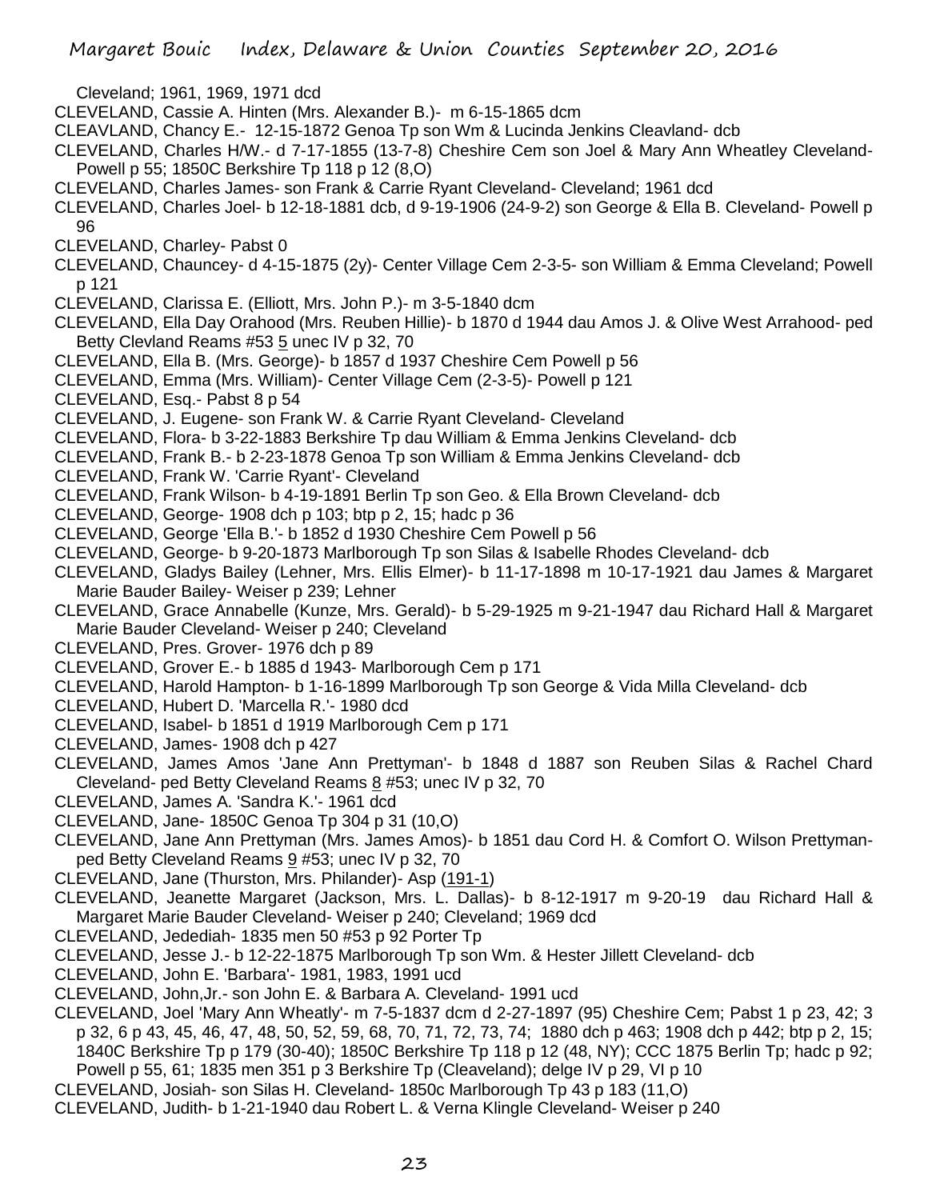Cleveland; 1961, 1969, 1971 dcd

CLEVELAND, Cassie A. Hinten (Mrs. Alexander B.)- m 6-15-1865 dcm

CLEAVLAND, Chancy E.- 12-15-1872 Genoa Tp son Wm & Lucinda Jenkins Cleavland- dcb

CLEVELAND, Charles H/W.- d 7-17-1855 (13-7-8) Cheshire Cem son Joel & Mary Ann Wheatley Cleveland- Powell p 55; 1850C Berkshire Tp 118 p 12 (8,O)

CLEVELAND, Charles James- son Frank & Carrie Ryant Cleveland- Cleveland; 1961 dcd

CLEVELAND, Charles Joel- b 12-18-1881 dcb, d 9-19-1906 (24-9-2) son George & Ella B. Cleveland- Powell p 96

CLEVELAND, Charley- Pabst 0

CLEVELAND, Chauncey- d 4-15-1875 (2y)- Center Village Cem 2-3-5- son William & Emma Cleveland; Powell p 121

CLEVELAND, Clarissa E. (Elliott, Mrs. John P.)- m 3-5-1840 dcm

CLEVELAND, Ella Day Orahood (Mrs. Reuben Hillie)- b 1870 d 1944 dau Amos J. & Olive West Arrahood- ped Betty Clevland Reams #53 5 unec IV p 32, 70

CLEVELAND, Ella B. (Mrs. George)- b 1857 d 1937 Cheshire Cem Powell p 56

CLEVELAND, Emma (Mrs. William)- Center Village Cem (2-3-5)- Powell p 121

CLEVELAND, Esq.- Pabst 8 p 54

CLEVELAND, J. Eugene- son Frank W. & Carrie Ryant Cleveland- Cleveland

CLEVELAND, Flora- b 3-22-1883 Berkshire Tp dau William & Emma Jenkins Cleveland- dcb

CLEVELAND, Frank B.- b 2-23-1878 Genoa Tp son William & Emma Jenkins Cleveland- dcb

CLEVELAND, Frank W. 'Carrie Ryant'- Cleveland

CLEVELAND, Frank Wilson- b 4-19-1891 Berlin Tp son Geo. & Ella Brown Cleveland- dcb

CLEVELAND, George- 1908 dch p 103; btp p 2, 15; hadc p 36

CLEVELAND, George 'Ella B.'- b 1852 d 1930 Cheshire Cem Powell p 56

CLEVELAND, George- b 9-20-1873 Marlborough Tp son Silas & Isabelle Rhodes Cleveland- dcb

CLEVELAND, Gladys Bailey (Lehner, Mrs. Ellis Elmer)- b 11-17-1898 m 10-17-1921 dau James & Margaret Marie Bauder Bailey- Weiser p 239; Lehner

CLEVELAND, Grace Annabelle (Kunze, Mrs. Gerald)- b 5-29-1925 m 9-21-1947 dau Richard Hall & Margaret Marie Bauder Cleveland- Weiser p 240; Cleveland

CLEVELAND, Pres. Grover- 1976 dch p 89

CLEVELAND, Grover E.- b 1885 d 1943- Marlborough Cem p 171

CLEVELAND, Harold Hampton- b 1-16-1899 Marlborough Tp son George & Vida Milla Cleveland- dcb

CLEVELAND, Hubert D. 'Marcella R.'- 1980 dcd

CLEVELAND, Isabel- b 1851 d 1919 Marlborough Cem p 171

CLEVELAND, James- 1908 dch p 427

CLEVELAND, James Amos 'Jane Ann Prettyman'- b 1848 d 1887 son Reuben Silas & Rachel Chard Cleveland- ped Betty Cleveland Reams 8 #53; unec IV p 32, 70

CLEVELAND, James A. 'Sandra K.'- 1961 dcd

CLEVELAND, Jane- 1850C Genoa Tp 304 p 31 (10,O)

CLEVELAND, Jane Ann Prettyman (Mrs. James Amos)- b 1851 dau Cord H. & Comfort O. Wilson Prettyman- ped Betty Cleveland Reams 9 #53; unec IV p 32, 70

CLEVELAND, Jane (Thurston, Mrs. Philander)- Asp (191-1)

CLEVELAND, Jeanette Margaret (Jackson, Mrs. L. Dallas)- b 8-12-1917 m 9-20-19 dau Richard Hall & Margaret Marie Bauder Cleveland- Weiser p 240; Cleveland; 1969 dcd

CLEVELAND, Jedediah- 1835 men 50 #53 p 92 Porter Tp

CLEVELAND, Jesse J.- b 12-22-1875 Marlborough Tp son Wm. & Hester Jillett Cleveland- dcb

CLEVELAND, John E. 'Barbara'- 1981, 1983, 1991 ucd

CLEVELAND, John,Jr.- son John E. & Barbara A. Cleveland- 1991 ucd

CLEVELAND, Joel 'Mary Ann Wheatly'- m 7-5-1837 dcm d 2-27-1897 (95) Cheshire Cem; Pabst 1 p 23, 42; 3 p 32, 6 p 43, 45, 46, 47, 48, 50, 52, 59, 68, 70, 71, 72, 73, 74; 1880 dch p 463; 1908 dch p 442; btp p 2, 15; 1840C Berkshire Tp p 179 (30-40); 1850C Berkshire Tp 118 p 12 (48, NY); CCC 1875 Berlin Tp; hadc p 92; Powell p 55, 61; 1835 men 351 p 3 Berkshire Tp (Cleaveland); delge IV p 29, VI p 10

CLEVELAND, Josiah- son Silas H. Cleveland- 1850c Marlborough Tp 43 p 183 (11,O)

CLEVELAND, Judith- b 1-21-1940 dau Robert L. & Verna Klingle Cleveland- Weiser p 240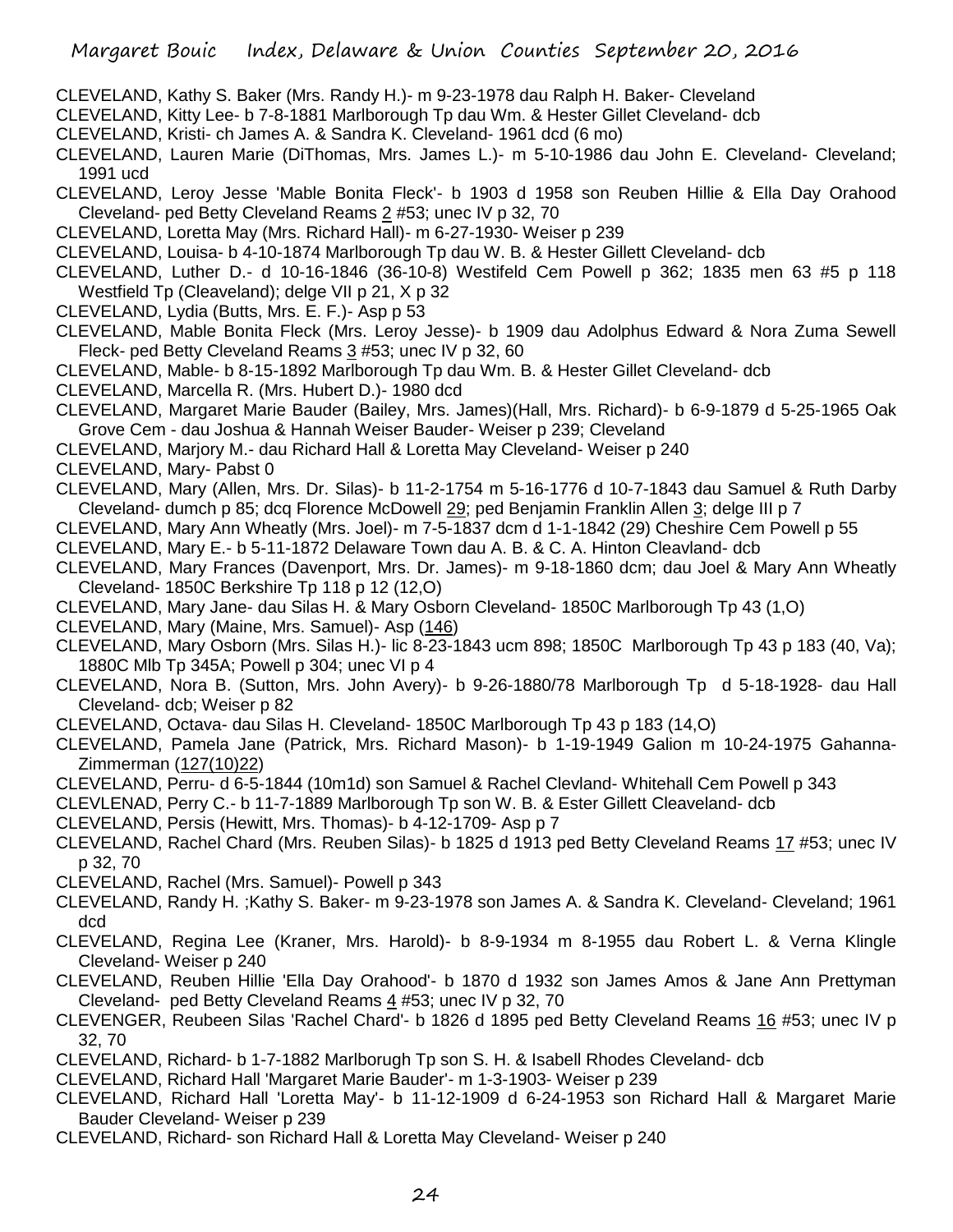CLEVELAND, Kathy S. Baker (Mrs. Randy H.)- m 9-23-1978 dau Ralph H. Baker- Cleveland

CLEVELAND, Kitty Lee- b 7-8-1881 Marlborough Tp dau Wm. & Hester Gillet Cleveland- dcb

CLEVELAND, Kristi- ch James A. & Sandra K. Cleveland- 1961 dcd (6 mo)

CLEVELAND, Lauren Marie (DiThomas, Mrs. James L.)- m 5-10-1986 dau John E. Cleveland- Cleveland; 1991 ucd

CLEVELAND, Leroy Jesse 'Mable Bonita Fleck'- b 1903 d 1958 son Reuben Hillie & Ella Day Orahood Cleveland- ped Betty Cleveland Reams 2 #53; unec IV p 32, 70

CLEVELAND, Loretta May (Mrs. Richard Hall)- m 6-27-1930- Weiser p 239

CLEVELAND, Louisa- b 4-10-1874 Marlborough Tp dau W. B. & Hester Gillett Cleveland- dcb

CLEVELAND, Luther D.- d 10-16-1846 (36-10-8) Westifeld Cem Powell p 362; 1835 men 63 #5 p 118 Westfield Tp (Cleaveland); delge VII p 21, X p 32

CLEVELAND, Lydia (Butts, Mrs. E. F.)- Asp p 53

CLEVELAND, Mable Bonita Fleck (Mrs. Leroy Jesse)- b 1909 dau Adolphus Edward & Nora Zuma Sewell Fleck- ped Betty Cleveland Reams 3 #53; unec IV p 32, 60

CLEVELAND, Mable- b 8-15-1892 Marlborough Tp dau Wm. B. & Hester Gillet Cleveland- dcb

CLEVELAND, Marcella R. (Mrs. Hubert D.)- 1980 dcd

CLEVELAND, Margaret Marie Bauder (Bailey, Mrs. James)(Hall, Mrs. Richard)- b 6-9-1879 d 5-25-1965 Oak Grove Cem - dau Joshua & Hannah Weiser Bauder- Weiser p 239; Cleveland

CLEVELAND, Marjory M.- dau Richard Hall & Loretta May Cleveland- Weiser p 240

CLEVELAND, Mary- Pabst 0

CLEVELAND, Mary (Allen, Mrs. Dr. Silas)- b 11-2-1754 m 5-16-1776 d 10-7-1843 dau Samuel & Ruth Darby Cleveland- dumch p 85; dcq Florence McDowell 29; ped Benjamin Franklin Allen 3; delge III p 7

CLEVELAND, Mary Ann Wheatly (Mrs. Joel)- m 7-5-1837 dcm d 1-1-1842 (29) Cheshire Cem Powell p 55

CLEVELAND, Mary E.- b 5-11-1872 Delaware Town dau A. B. & C. A. Hinton Cleavland- dcb

CLEVELAND, Mary Frances (Davenport, Mrs. Dr. James)- m 9-18-1860 dcm; dau Joel & Mary Ann Wheatly Cleveland- 1850C Berkshire Tp 118 p 12 (12,O)

CLEVELAND, Mary Jane- dau Silas H. & Mary Osborn Cleveland- 1850C Marlborough Tp 43 (1,O)

CLEVELAND, Mary (Maine, Mrs. Samuel)- Asp (146)

CLEVELAND, Mary Osborn (Mrs. Silas H.)- lic 8-23-1843 ucm 898; 1850C Marlborough Tp 43 p 183 (40, Va); 1880C Mlb Tp 345A; Powell p 304; unec VI p 4

CLEVELAND, Nora B. (Sutton, Mrs. John Avery)- b 9-26-1880/78 Marlborough Tp d 5-18-1928- dau Hall Cleveland- dcb; Weiser p 82

CLEVELAND, Octava- dau Silas H. Cleveland- 1850C Marlborough Tp 43 p 183 (14,O)

CLEVELAND, Pamela Jane (Patrick, Mrs. Richard Mason)- b 1-19-1949 Galion m 10-24-1975 Gahanna- Zimmerman (127(10)22)

CLEVELAND, Perru- d 6-5-1844 (10m1d) son Samuel & Rachel Clevland- Whitehall Cem Powell p 343

CLEVLENAD, Perry C.- b 11-7-1889 Marlborough Tp son W. B. & Ester Gillett Cleaveland- dcb

CLEVELAND, Persis (Hewitt, Mrs. Thomas)- b 4-12-1709- Asp p 7

CLEVELAND, Rachel Chard (Mrs. Reuben Silas)- b 1825 d 1913 ped Betty Cleveland Reams 17 #53; unec IV p 32, 70

CLEVELAND, Rachel (Mrs. Samuel)- Powell p 343

CLEVELAND, Randy H. ;Kathy S. Baker- m 9-23-1978 son James A. & Sandra K. Cleveland- Cleveland; 1961 dcd

CLEVELAND, Regina Lee (Kraner, Mrs. Harold)- b 8-9-1934 m 8-1955 dau Robert L. & Verna Klingle Cleveland- Weiser p 240

CLEVELAND, Reuben Hillie 'Ella Day Orahood'- b 1870 d 1932 son James Amos & Jane Ann Prettyman Cleveland- ped Betty Cleveland Reams 4 #53; unec IV p 32, 70

CLEVENGER, Reubeen Silas 'Rachel Chard'- b 1826 d 1895 ped Betty Cleveland Reams 16 #53; unec IV p 32, 70

CLEVELAND, Richard- b 1-7-1882 Marlborugh Tp son S. H. & Isabell Rhodes Cleveland- dcb

CLEVELAND, Richard Hall 'Margaret Marie Bauder'- m 1-3-1903- Weiser p 239

CLEVELAND, Richard Hall 'Loretta May'- b 11-12-1909 d 6-24-1953 son Richard Hall & Margaret Marie Bauder Cleveland- Weiser p 239

CLEVELAND, Richard- son Richard Hall & Loretta May Cleveland- Weiser p 240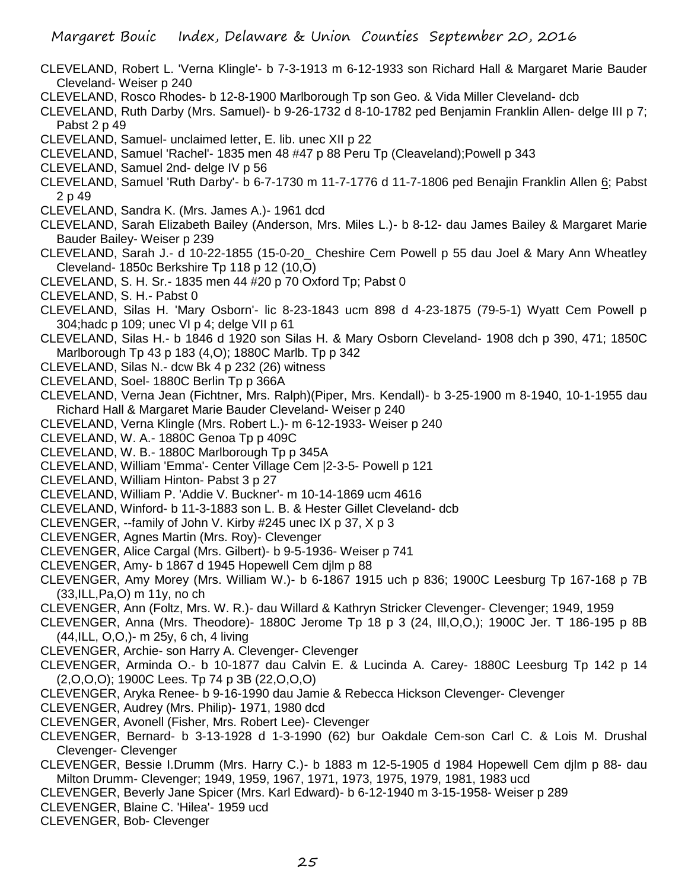CLEVELAND, Robert L. 'Verna Klingle'- b 7-3-1913 m 6-12-1933 son Richard Hall & Margaret Marie Bauder Cleveland- Weiser p 240

CLEVELAND, Rosco Rhodes- b 12-8-1900 Marlborough Tp son Geo. & Vida Miller Cleveland- dcb

CLEVELAND, Ruth Darby (Mrs. Samuel)- b 9-26-1732 d 8-10-1782 ped Benjamin Franklin Allen- delge III p 7; Pabst 2 p 49

CLEVELAND, Samuel- unclaimed letter, E. lib. unec XII p 22

CLEVELAND, Samuel 'Rachel'- 1835 men 48 #47 p 88 Peru Tp (Cleaveland);Powell p 343

CLEVELAND, Samuel 2nd- delge IV p 56

CLEVELAND, Samuel 'Ruth Darby'- b 6-7-1730 m 11-7-1776 d 11-7-1806 ped Benajin Franklin Allen 6; Pabst 2 p 49

CLEVELAND, Sandra K. (Mrs. James A.)- 1961 dcd

CLEVELAND, Sarah Elizabeth Bailey (Anderson, Mrs. Miles L.)- b 8-12- dau James Bailey & Margaret Marie Bauder Bailey- Weiser p 239

CLEVELAND, Sarah J.- d 10-22-1855 (15-0-20_ Cheshire Cem Powell p 55 dau Joel & Mary Ann Wheatley Cleveland- 1850c Berkshire Tp 118 p 12 (10,O)

CLEVELAND, S. H. Sr.- 1835 men 44 #20 p 70 Oxford Tp; Pabst 0

CLEVELAND, S. H.- Pabst 0

CLEVELAND, Silas H. 'Mary Osborn'- lic 8-23-1843 ucm 898 d 4-23-1875 (79-5-1) Wyatt Cem Powell p 304;hadc p 109; unec VI p 4; delge VII p 61

CLEVELAND, Silas H.- b 1846 d 1920 son Silas H. & Mary Osborn Cleveland- 1908 dch p 390, 471; 1850C Marlborough Tp 43 p 183 (4,O); 1880C Marlb. Tp p 342

CLEVELAND, Silas N.- dcw Bk 4 p 232 (26) witness

CLEVELAND, Soel- 1880C Berlin Tp p 366A

CLEVELAND, Verna Jean (Fichtner, Mrs. Ralph)(Piper, Mrs. Kendall)- b 3-25-1900 m 8-1940, 10-1-1955 dau Richard Hall & Margaret Marie Bauder Cleveland- Weiser p 240

CLEVELAND, Verna Klingle (Mrs. Robert L.)- m 6-12-1933- Weiser p 240

CLEVELAND, W. A.- 1880C Genoa Tp p 409C

CLEVELAND, W. B.- 1880C Marlborough Tp p 345A

CLEVELAND, William 'Emma'- Center Village Cem |2-3-5- Powell p 121

CLEVELAND, William Hinton- Pabst 3 p 27

CLEVELAND, William P. 'Addie V. Buckner'- m 10-14-1869 ucm 4616

CLEVELAND, Winford- b 11-3-1883 son L. B. & Hester Gillet Cleveland- dcb

CLEVENGER, --family of John V. Kirby #245 unec IX p 37, X p 3

CLEVENGER, Agnes Martin (Mrs. Roy)- Clevenger

CLEVENGER, Alice Cargal (Mrs. Gilbert)- b 9-5-1936- Weiser p 741

CLEVENGER, Amy- b 1867 d 1945 Hopewell Cem djlm p 88

CLEVENGER, Amy Morey (Mrs. William W.)- b 6-1867 1915 uch p 836; 1900C Leesburg Tp 167-168 p 7B (33,ILL,Pa,O) m 11y, no ch

CLEVENGER, Ann (Foltz, Mrs. W. R.)- dau Willard & Kathryn Stricker Clevenger- Clevenger; 1949, 1959

CLEVENGER, Anna (Mrs. Theodore)- 1880C Jerome Tp 18 p 3 (24, Ill,O,O,); 1900C Jer. T 186-195 p 8B (44,ILL, O,O,)- m 25y, 6 ch, 4 living

CLEVENGER, Archie- son Harry A. Clevenger- Clevenger

CLEVENGER, Arminda O.- b 10-1877 dau Calvin E. & Lucinda A. Carey- 1880C Leesburg Tp 142 p 14 (2,O,O,O); 1900C Lees. Tp 74 p 3B (22,O,O,O)

CLEVENGER, Aryka Renee- b 9-16-1990 dau Jamie & Rebecca Hickson Clevenger- Clevenger

CLEVENGER, Audrey (Mrs. Philip)- 1971, 1980 dcd

CLEVENGER, Avonell (Fisher, Mrs. Robert Lee)- Clevenger

CLEVENGER, Bernard- b 3-13-1928 d 1-3-1990 (62) bur Oakdale Cem-son Carl C. & Lois M. Drushal Clevenger- Clevenger

CLEVENGER, Bessie I.Drumm (Mrs. Harry C.)- b 1883 m 12-5-1905 d 1984 Hopewell Cem djlm p 88- dau Milton Drumm- Clevenger; 1949, 1959, 1967, 1971, 1973, 1975, 1979, 1981, 1983 ucd

CLEVENGER, Beverly Jane Spicer (Mrs. Karl Edward)- b 6-12-1940 m 3-15-1958- Weiser p 289

CLEVENGER, Blaine C. 'Hilea'- 1959 ucd

CLEVENGER, Bob- Clevenger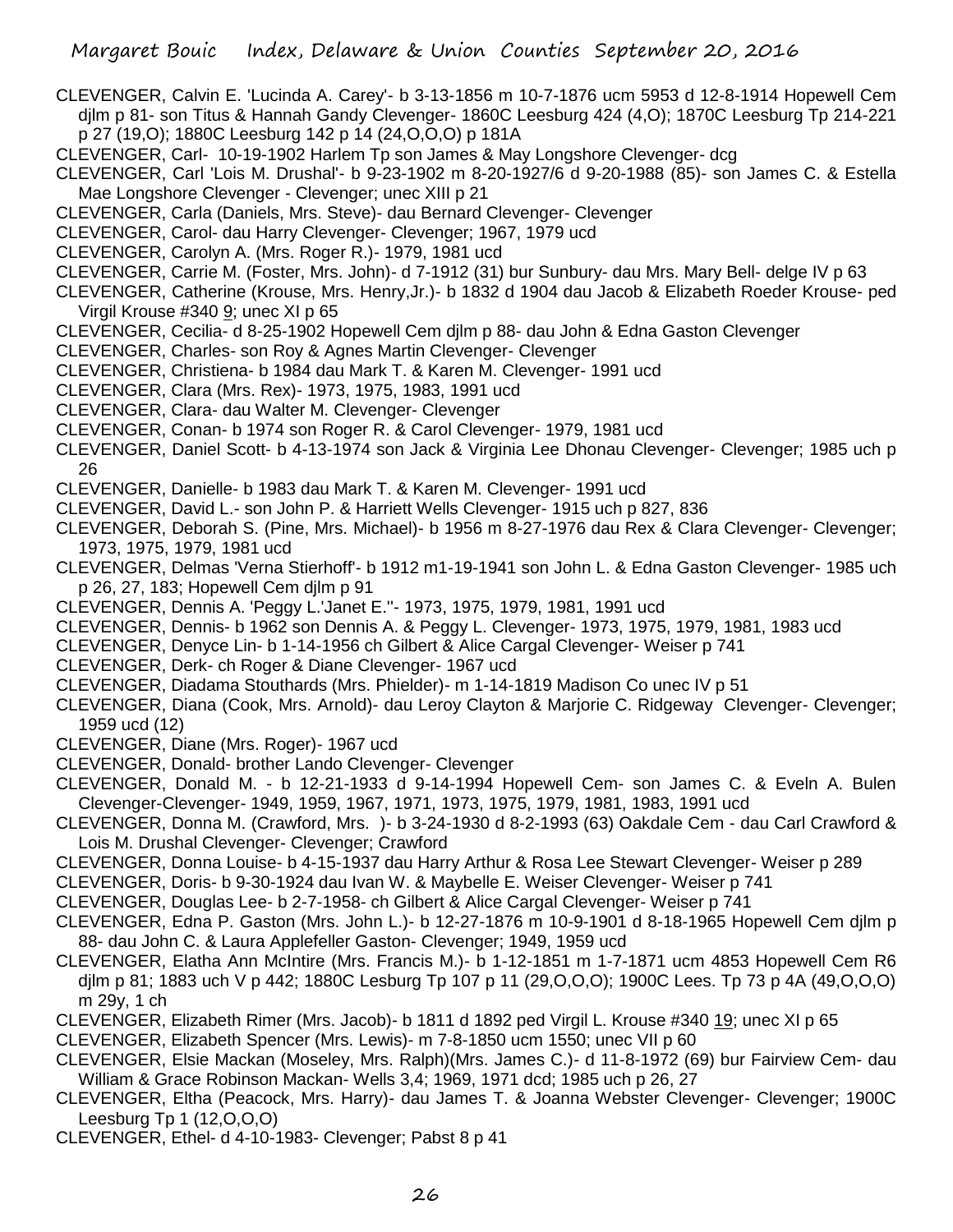CLEVENGER, Calvin E. 'Lucinda A. Carey'- b 3-13-1856 m 10-7-1876 ucm 5953 d 12-8-1914 Hopewell Cem djlm p 81- son Titus & Hannah Gandy Clevenger- 1860C Leesburg 424 (4,O); 1870C Leesburg Tp 214-221 p 27 (19,O); 1880C Leesburg 142 p 14 (24,O,O,O) p 181A

CLEVENGER, Carl- 10-19-1902 Harlem Tp son James & May Longshore Clevenger- dcg

CLEVENGER, Carl 'Lois M. Drushal'- b 9-23-1902 m 8-20-1927/6 d 9-20-1988 (85)- son James C. & Estella Mae Longshore Clevenger - Clevenger; unec XIII p 21

CLEVENGER, Carla (Daniels, Mrs. Steve)- dau Bernard Clevenger- Clevenger

CLEVENGER, Carol- dau Harry Clevenger- Clevenger; 1967, 1979 ucd

CLEVENGER, Carolyn A. (Mrs. Roger R.)- 1979, 1981 ucd

CLEVENGER, Carrie M. (Foster, Mrs. John)- d 7-1912 (31) bur Sunbury- dau Mrs. Mary Bell- delge IV p 63

CLEVENGER, Catherine (Krouse, Mrs. Henry,Jr.)- b 1832 d 1904 dau Jacob & Elizabeth Roeder Krouse- ped Virgil Krouse #340 9; unec XI p 65

CLEVENGER, Cecilia- d 8-25-1902 Hopewell Cem djlm p 88- dau John & Edna Gaston Clevenger

CLEVENGER, Charles- son Roy & Agnes Martin Clevenger- Clevenger

CLEVENGER, Christiena- b 1984 dau Mark T. & Karen M. Clevenger- 1991 ucd

CLEVENGER, Clara (Mrs. Rex)- 1973, 1975, 1983, 1991 ucd

CLEVENGER, Clara- dau Walter M. Clevenger- Clevenger

CLEVENGER, Conan- b 1974 son Roger R. & Carol Clevenger- 1979, 1981 ucd

CLEVENGER, Daniel Scott- b 4-13-1974 son Jack & Virginia Lee Dhonau Clevenger- Clevenger; 1985 uch p 26

CLEVENGER, Danielle- b 1983 dau Mark T. & Karen M. Clevenger- 1991 ucd

CLEVENGER, David L.- son John P. & Harriett Wells Clevenger- 1915 uch p 827, 836

CLEVENGER, Deborah S. (Pine, Mrs. Michael)- b 1956 m 8-27-1976 dau Rex & Clara Clevenger- Clevenger; 1973, 1975, 1979, 1981 ucd

CLEVENGER, Delmas 'Verna Stierhoff'- b 1912 m1-19-1941 son John L. & Edna Gaston Clevenger- 1985 uch p 26, 27, 183; Hopewell Cem djlm p 91

CLEVENGER, Dennis A. 'Peggy L.'Janet E.''- 1973, 1975, 1979, 1981, 1991 ucd

CLEVENGER, Dennis- b 1962 son Dennis A. & Peggy L. Clevenger- 1973, 1975, 1979, 1981, 1983 ucd

CLEVENGER, Denyce Lin- b 1-14-1956 ch Gilbert & Alice Cargal Clevenger- Weiser p 741

CLEVENGER, Derk- ch Roger & Diane Clevenger- 1967 ucd

CLEVENGER, Diadama Stouthards (Mrs. Phielder)- m 1-14-1819 Madison Co unec IV p 51

CLEVENGER, Diana (Cook, Mrs. Arnold)- dau Leroy Clayton & Marjorie C. Ridgeway Clevenger- Clevenger; 1959 ucd (12)

CLEVENGER, Diane (Mrs. Roger)- 1967 ucd

CLEVENGER, Donald- brother Lando Clevenger- Clevenger

CLEVENGER, Donald M. - b 12-21-1933 d 9-14-1994 Hopewell Cem- son James C. & Eveln A. Bulen Clevenger-Clevenger- 1949, 1959, 1967, 1971, 1973, 1975, 1979, 1981, 1983, 1991 ucd

CLEVENGER, Donna M. (Crawford, Mrs. )- b 3-24-1930 d 8-2-1993 (63) Oakdale Cem - dau Carl Crawford & Lois M. Drushal Clevenger- Clevenger; Crawford

CLEVENGER, Donna Louise- b 4-15-1937 dau Harry Arthur & Rosa Lee Stewart Clevenger- Weiser p 289

CLEVENGER, Doris- b 9-30-1924 dau Ivan W. & Maybelle E. Weiser Clevenger- Weiser p 741

CLEVENGER, Douglas Lee- b 2-7-1958- ch Gilbert & Alice Cargal Clevenger- Weiser p 741

CLEVENGER, Edna P. Gaston (Mrs. John L.)- b 12-27-1876 m 10-9-1901 d 8-18-1965 Hopewell Cem djlm p 88- dau John C. & Laura Applefeller Gaston- Clevenger; 1949, 1959 ucd

CLEVENGER, Elatha Ann McIntire (Mrs. Francis M.)- b 1-12-1851 m 1-7-1871 ucm 4853 Hopewell Cem R6 djlm p 81; 1883 uch V p 442; 1880C Lesburg Tp 107 p 11 (29,O,O,O); 1900C Lees. Tp 73 p 4A (49,O,O,O) m 29y, 1 ch

CLEVENGER, Elizabeth Rimer (Mrs. Jacob)- b 1811 d 1892 ped Virgil L. Krouse #340 19; unec XI p 65

CLEVENGER, Elizabeth Spencer (Mrs. Lewis)- m 7-8-1850 ucm 1550; unec VII p 60

CLEVENGER, Elsie Mackan (Moseley, Mrs. Ralph)(Mrs. James C.)- d 11-8-1972 (69) bur Fairview Cem- dau William & Grace Robinson Mackan- Wells 3,4; 1969, 1971 dcd; 1985 uch p 26, 27

CLEVENGER, Eltha (Peacock, Mrs. Harry)- dau James T. & Joanna Webster Clevenger- Clevenger; 1900C Leesburg Tp 1 (12,O,O,O)

CLEVENGER, Ethel- d 4-10-1983- Clevenger; Pabst 8 p 41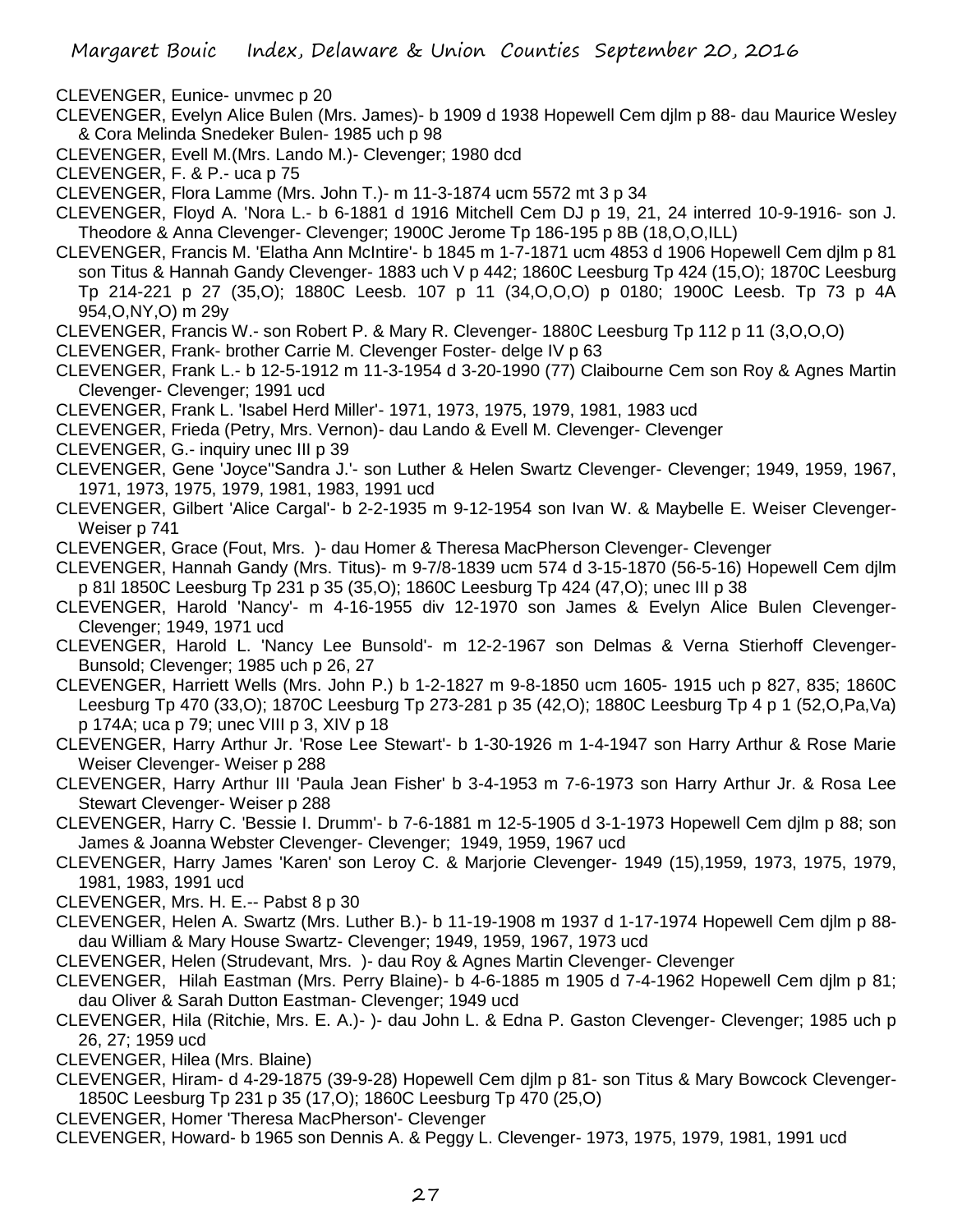CLEVENGER, Eunice- unvmec p 20

CLEVENGER, Evelyn Alice Bulen (Mrs. James)- b 1909 d 1938 Hopewell Cem djlm p 88- dau Maurice Wesley & Cora Melinda Snedeker Bulen- 1985 uch p 98

CLEVENGER, Evell M.(Mrs. Lando M.)- Clevenger; 1980 dcd

CLEVENGER, F. & P.- uca p 75

CLEVENGER, Flora Lamme (Mrs. John T.)- m 11-3-1874 ucm 5572 mt 3 p 34

CLEVENGER, Floyd A. 'Nora L.- b 6-1881 d 1916 Mitchell Cem DJ p 19, 21, 24 interred 10-9-1916- son J. Theodore & Anna Clevenger- Clevenger; 1900C Jerome Tp 186-195 p 8B (18,O,O,ILL)

CLEVENGER, Francis M. 'Elatha Ann McIntire'- b 1845 m 1-7-1871 ucm 4853 d 1906 Hopewell Cem djlm p 81 son Titus & Hannah Gandy Clevenger- 1883 uch V p 442; 1860C Leesburg Tp 424 (15,O); 1870C Leesburg Tp 214-221 p 27 (35,O); 1880C Leesb. 107 p 11 (34,O,O,O) p 0180; 1900C Leesb. Tp 73 p 4A 954,O,NY,O) m 29y

CLEVENGER, Francis W.- son Robert P. & Mary R. Clevenger- 1880C Leesburg Tp 112 p 11 (3,O,O,O)

CLEVENGER, Frank- brother Carrie M. Clevenger Foster- delge IV p 63

CLEVENGER, Frank L.- b 12-5-1912 m 11-3-1954 d 3-20-1990 (77) Claibourne Cem son Roy & Agnes Martin Clevenger- Clevenger; 1991 ucd

CLEVENGER, Frank L. 'Isabel Herd Miller'- 1971, 1973, 1975, 1979, 1981, 1983 ucd

CLEVENGER, Frieda (Petry, Mrs. Vernon)- dau Lando & Evell M. Clevenger- Clevenger

CLEVENGER, G.- inquiry unec III p 39

CLEVENGER, Gene 'Joyce''Sandra J.'- son Luther & Helen Swartz Clevenger- Clevenger; 1949, 1959, 1967, 1971, 1973, 1975, 1979, 1981, 1983, 1991 ucd

CLEVENGER, Gilbert 'Alice Cargal'- b 2-2-1935 m 9-12-1954 son Ivan W. & Maybelle E. Weiser Clevenger- Weiser p 741

CLEVENGER, Grace (Fout, Mrs. )- dau Homer & Theresa MacPherson Clevenger- Clevenger

CLEVENGER, Hannah Gandy (Mrs. Titus)- m 9-7/8-1839 ucm 574 d 3-15-1870 (56-5-16) Hopewell Cem djlm p 81l 1850C Leesburg Tp 231 p 35 (35,O); 1860C Leesburg Tp 424 (47,O); unec III p 38

CLEVENGER, Harold 'Nancy'- m 4-16-1955 div 12-1970 son James & Evelyn Alice Bulen Clevenger- Clevenger; 1949, 1971 ucd

CLEVENGER, Harold L. 'Nancy Lee Bunsold'- m 12-2-1967 son Delmas & Verna Stierhoff Clevenger- Bunsold; Clevenger; 1985 uch p 26, 27

CLEVENGER, Harriett Wells (Mrs. John P.) b 1-2-1827 m 9-8-1850 ucm 1605- 1915 uch p 827, 835; 1860C Leesburg Tp 470 (33,O); 1870C Leesburg Tp 273-281 p 35 (42,O); 1880C Leesburg Tp 4 p 1 (52,O,Pa,Va) p 174A; uca p 79; unec VIII p 3, XIV p 18

CLEVENGER, Harry Arthur Jr. 'Rose Lee Stewart'- b 1-30-1926 m 1-4-1947 son Harry Arthur & Rose Marie Weiser Clevenger- Weiser p 288

CLEVENGER, Harry Arthur III 'Paula Jean Fisher' b 3-4-1953 m 7-6-1973 son Harry Arthur Jr. & Rosa Lee Stewart Clevenger- Weiser p 288

CLEVENGER, Harry C. 'Bessie I. Drumm'- b 7-6-1881 m 12-5-1905 d 3-1-1973 Hopewell Cem djlm p 88; son James & Joanna Webster Clevenger- Clevenger; 1949, 1959, 1967 ucd

CLEVENGER, Harry James 'Karen' son Leroy C. & Marjorie Clevenger- 1949 (15),1959, 1973, 1975, 1979, 1981, 1983, 1991 ucd

CLEVENGER, Mrs. H. E.-- Pabst 8 p 30

CLEVENGER, Helen A. Swartz (Mrs. Luther B.)- b 11-19-1908 m 1937 d 1-17-1974 Hopewell Cem djlm p 88- dau William & Mary House Swartz- Clevenger; 1949, 1959, 1967, 1973 ucd

CLEVENGER, Helen (Strudevant, Mrs. )- dau Roy & Agnes Martin Clevenger- Clevenger

CLEVENGER, Hilah Eastman (Mrs. Perry Blaine)- b 4-6-1885 m 1905 d 7-4-1962 Hopewell Cem djlm p 81; dau Oliver & Sarah Dutton Eastman- Clevenger; 1949 ucd

CLEVENGER, Hila (Ritchie, Mrs. E. A.)- )- dau John L. & Edna P. Gaston Clevenger- Clevenger; 1985 uch p 26, 27; 1959 ucd

CLEVENGER, Hilea (Mrs. Blaine)

CLEVENGER, Hiram- d 4-29-1875 (39-9-28) Hopewell Cem djlm p 81- son Titus & Mary Bowcock Clevenger- 1850C Leesburg Tp 231 p 35 (17,O); 1860C Leesburg Tp 470 (25,O)

CLEVENGER, Homer 'Theresa MacPherson'- Clevenger

CLEVENGER, Howard- b 1965 son Dennis A. & Peggy L. Clevenger- 1973, 1975, 1979, 1981, 1991 ucd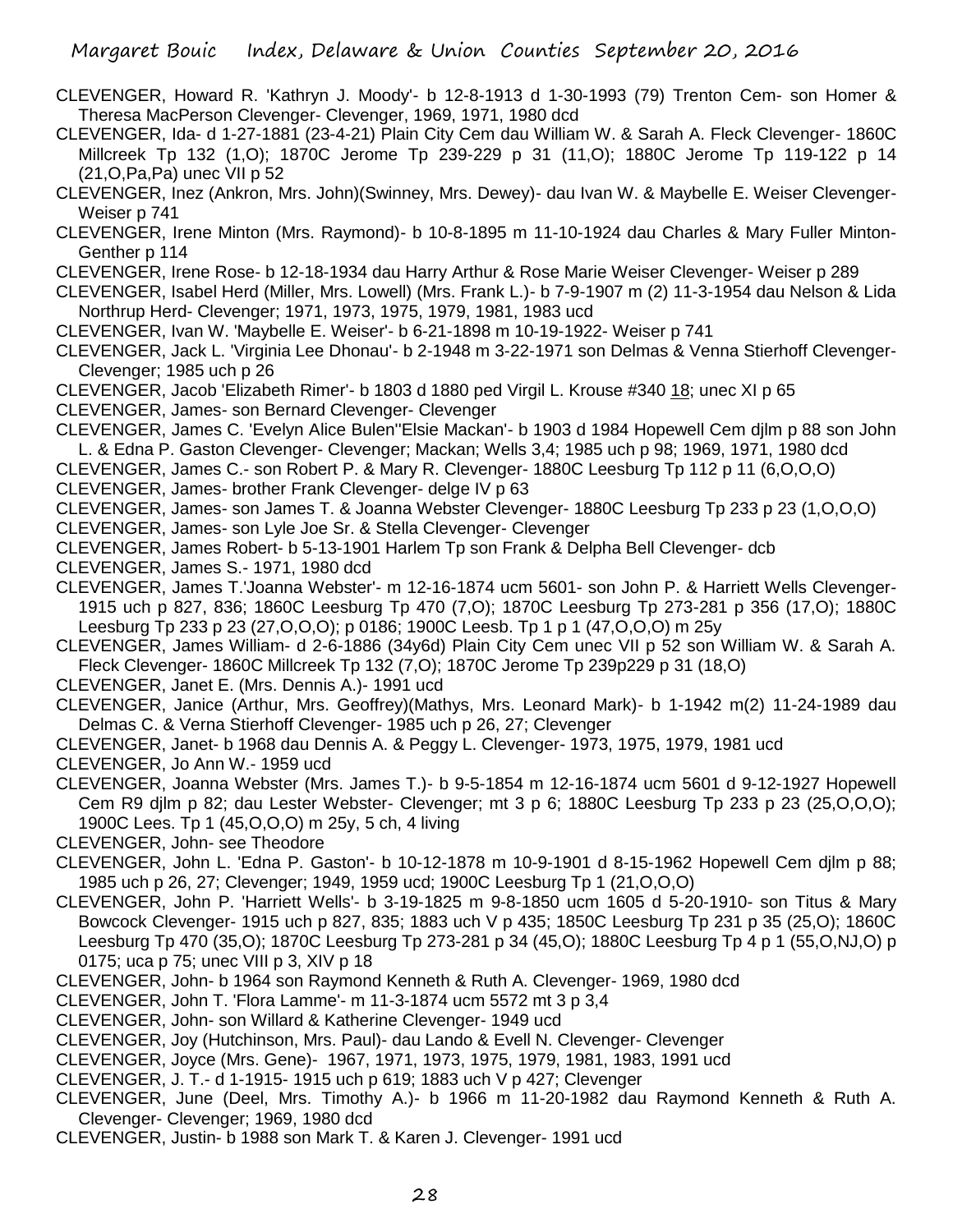CLEVENGER, Howard R. 'Kathryn J. Moody'- b 12-8-1913 d 1-30-1993 (79) Trenton Cem- son Homer & Theresa MacPerson Clevenger- Clevenger, 1969, 1971, 1980 dcd

CLEVENGER, Ida- d 1-27-1881 (23-4-21) Plain City Cem dau William W. & Sarah A. Fleck Clevenger- 1860C Millcreek Tp 132 (1,O); 1870C Jerome Tp 239-229 p 31 (11,O); 1880C Jerome Tp 119-122 p 14 (21,O,Pa,Pa) unec VII p 52

CLEVENGER, Inez (Ankron, Mrs. John)(Swinney, Mrs. Dewey)- dau Ivan W. & Maybelle E. Weiser Clevenger- Weiser p 741

CLEVENGER, Irene Minton (Mrs. Raymond)- b 10-8-1895 m 11-10-1924 dau Charles & Mary Fuller Minton- Genther p 114

CLEVENGER, Irene Rose- b 12-18-1934 dau Harry Arthur & Rose Marie Weiser Clevenger- Weiser p 289

CLEVENGER, Isabel Herd (Miller, Mrs. Lowell) (Mrs. Frank L.)- b 7-9-1907 m (2) 11-3-1954 dau Nelson & Lida Northrup Herd- Clevenger; 1971, 1973, 1975, 1979, 1981, 1983 ucd

CLEVENGER, Ivan W. 'Maybelle E. Weiser'- b 6-21-1898 m 10-19-1922- Weiser p 741

CLEVENGER, Jack L. 'Virginia Lee Dhonau'- b 2-1948 m 3-22-1971 son Delmas & Venna Stierhoff Clevenger- Clevenger; 1985 uch p 26

CLEVENGER, Jacob 'Elizabeth Rimer'- b 1803 d 1880 ped Virgil L. Krouse #340 18; unec XI p 65

CLEVENGER, James- son Bernard Clevenger- Clevenger

CLEVENGER, James C. 'Evelyn Alice Bulen''Elsie Mackan'- b 1903 d 1984 Hopewell Cem djlm p 88 son John L. & Edna P. Gaston Clevenger- Clevenger; Mackan; Wells 3,4; 1985 uch p 98; 1969, 1971, 1980 dcd

CLEVENGER, James C.- son Robert P. & Mary R. Clevenger- 1880C Leesburg Tp 112 p 11 (6,O,O,O)

CLEVENGER, James- brother Frank Clevenger- delge IV p 63

CLEVENGER, James- son James T. & Joanna Webster Clevenger- 1880C Leesburg Tp 233 p 23 (1,O,O,O)

CLEVENGER, James- son Lyle Joe Sr. & Stella Clevenger- Clevenger

CLEVENGER, James Robert- b 5-13-1901 Harlem Tp son Frank & Delpha Bell Clevenger- dcb

CLEVENGER, James S.- 1971, 1980 dcd

CLEVENGER, James T.'Joanna Webster'- m 12-16-1874 ucm 5601- son John P. & Harriett Wells Clevenger- 1915 uch p 827, 836; 1860C Leesburg Tp 470 (7,O); 1870C Leesburg Tp 273-281 p 356 (17,O); 1880C Leesburg Tp 233 p 23 (27,O,O,O); p 0186; 1900C Leesb. Tp 1 p 1 (47,O,O,O) m 25y

CLEVENGER, James William- d 2-6-1886 (34y6d) Plain City Cem unec VII p 52 son William W. & Sarah A. Fleck Clevenger- 1860C Millcreek Tp 132 (7,O); 1870C Jerome Tp 239p229 p 31 (18,O)

CLEVENGER, Janet E. (Mrs. Dennis A.)- 1991 ucd

CLEVENGER, Janice (Arthur, Mrs. Geoffrey)(Mathys, Mrs. Leonard Mark)- b 1-1942 m(2) 11-24-1989 dau Delmas C. & Verna Stierhoff Clevenger- 1985 uch p 26, 27; Clevenger

CLEVENGER, Janet- b 1968 dau Dennis A. & Peggy L. Clevenger- 1973, 1975, 1979, 1981 ucd

CLEVENGER, Jo Ann W.- 1959 ucd

CLEVENGER, Joanna Webster (Mrs. James T.)- b 9-5-1854 m 12-16-1874 ucm 5601 d 9-12-1927 Hopewell Cem R9 djlm p 82; dau Lester Webster- Clevenger; mt 3 p 6; 1880C Leesburg Tp 233 p 23 (25,O,O,O); 1900C Lees. Tp 1 (45,O,O,O) m 25y, 5 ch, 4 living

CLEVENGER, John- see Theodore

CLEVENGER, John L. 'Edna P. Gaston'- b 10-12-1878 m 10-9-1901 d 8-15-1962 Hopewell Cem djlm p 88; 1985 uch p 26, 27; Clevenger; 1949, 1959 ucd; 1900C Leesburg Tp 1 (21,O,O,O)

CLEVENGER, John P. 'Harriett Wells'- b 3-19-1825 m 9-8-1850 ucm 1605 d 5-20-1910- son Titus & Mary Bowcock Clevenger- 1915 uch p 827, 835; 1883 uch V p 435; 1850C Leesburg Tp 231 p 35 (25,O); 1860C Leesburg Tp 470 (35,O); 1870C Leesburg Tp 273-281 p 34 (45,O); 1880C Leesburg Tp 4 p 1 (55,O,NJ,O) p 0175; uca p 75; unec VIII p 3, XIV p 18

CLEVENGER, John- b 1964 son Raymond Kenneth & Ruth A. Clevenger- 1969, 1980 dcd

CLEVENGER, John T. 'Flora Lamme'- m 11-3-1874 ucm 5572 mt 3 p 3,4

CLEVENGER, John- son Willard & Katherine Clevenger- 1949 ucd

CLEVENGER, Joy (Hutchinson, Mrs. Paul)- dau Lando & Evell N. Clevenger- Clevenger

CLEVENGER, Joyce (Mrs. Gene)- 1967, 1971, 1973, 1975, 1979, 1981, 1983, 1991 ucd

CLEVENGER, J. T.- d 1-1915- 1915 uch p 619; 1883 uch V p 427; Clevenger

CLEVENGER, June (Deel, Mrs. Timothy A.)- b 1966 m 11-20-1982 dau Raymond Kenneth & Ruth A. Clevenger- Clevenger; 1969, 1980 dcd

CLEVENGER, Justin- b 1988 son Mark T. & Karen J. Clevenger- 1991 ucd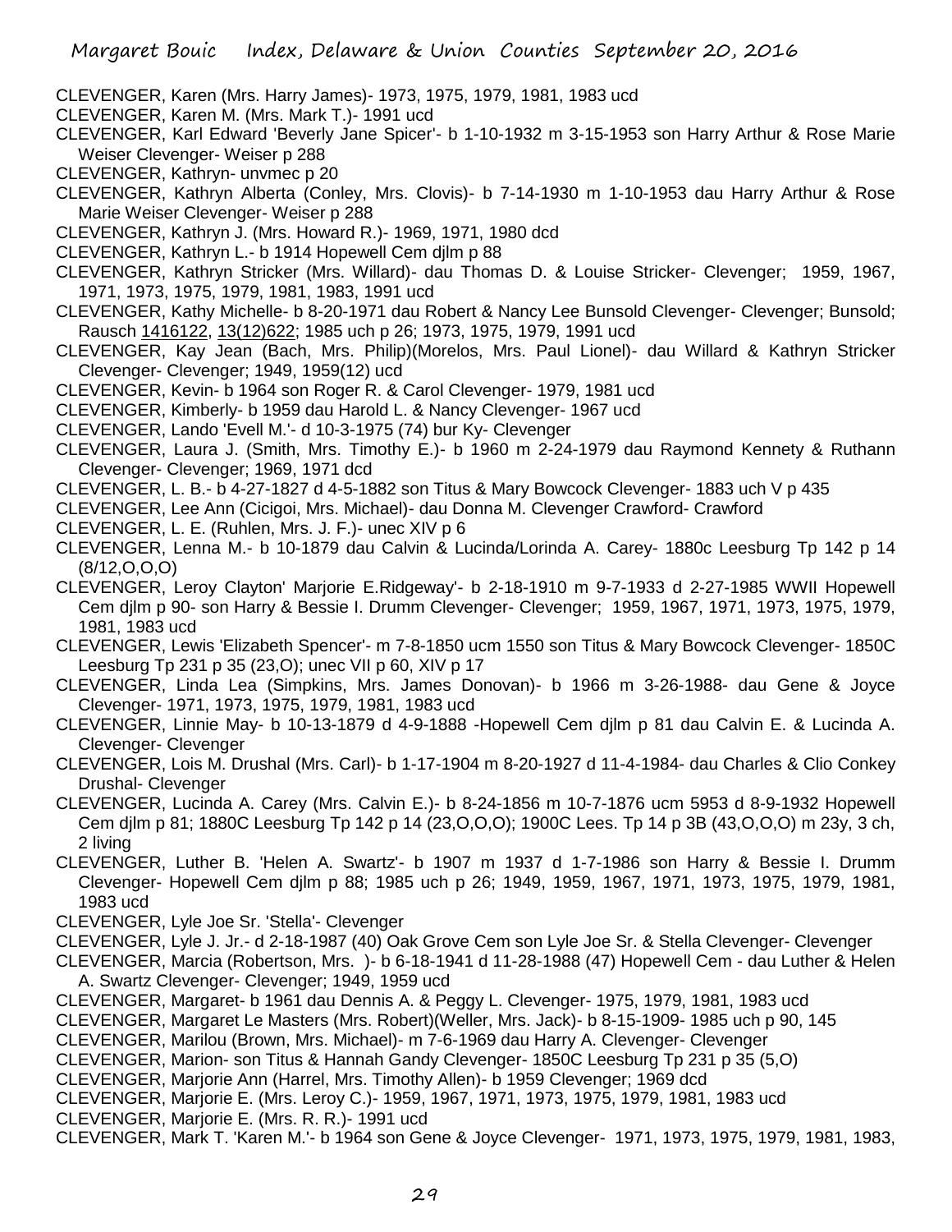CLEVENGER, Karen (Mrs. Harry James)- 1973, 1975, 1979, 1981, 1983 ucd

CLEVENGER, Karen M. (Mrs. Mark T.)- 1991 ucd

CLEVENGER, Karl Edward 'Beverly Jane Spicer'- b 1-10-1932 m 3-15-1953 son Harry Arthur & Rose Marie Weiser Clevenger- Weiser p 288

CLEVENGER, Kathryn- unvmec p 20

CLEVENGER, Kathryn Alberta (Conley, Mrs. Clovis)- b 7-14-1930 m 1-10-1953 dau Harry Arthur & Rose Marie Weiser Clevenger- Weiser p 288

CLEVENGER, Kathryn J. (Mrs. Howard R.)- 1969, 1971, 1980 dcd

CLEVENGER, Kathryn L.- b 1914 Hopewell Cem djlm p 88

CLEVENGER, Kathryn Stricker (Mrs. Willard)- dau Thomas D. & Louise Stricker- Clevenger; 1959, 1967, 1971, 1973, 1975, 1979, 1981, 1983, 1991 ucd

CLEVENGER, Kathy Michelle- b 8-20-1971 dau Robert & Nancy Lee Bunsold Clevenger- Clevenger; Bunsold; Rausch 1416122, 13(12)622; 1985 uch p 26; 1973, 1975, 1979, 1991 ucd

CLEVENGER, Kay Jean (Bach, Mrs. Philip)(Morelos, Mrs. Paul Lionel)- dau Willard & Kathryn Stricker Clevenger- Clevenger; 1949, 1959(12) ucd

CLEVENGER, Kevin- b 1964 son Roger R. & Carol Clevenger- 1979, 1981 ucd

CLEVENGER, Kimberly- b 1959 dau Harold L. & Nancy Clevenger- 1967 ucd

CLEVENGER, Lando 'Evell M.'- d 10-3-1975 (74) bur Ky- Clevenger

CLEVENGER, Laura J. (Smith, Mrs. Timothy E.)- b 1960 m 2-24-1979 dau Raymond Kennety & Ruthann Clevenger- Clevenger; 1969, 1971 dcd

CLEVENGER, L. B.- b 4-27-1827 d 4-5-1882 son Titus & Mary Bowcock Clevenger- 1883 uch V p 435

CLEVENGER, Lee Ann (Cicigoi, Mrs. Michael)- dau Donna M. Clevenger Crawford- Crawford

CLEVENGER, L. E. (Ruhlen, Mrs. J. F.)- unec XIV p 6

CLEVENGER, Lenna M.- b 10-1879 dau Calvin & Lucinda/Lorinda A. Carey- 1880c Leesburg Tp 142 p 14 (8/12,O,O,O)

CLEVENGER, Leroy Clayton' Marjorie E.Ridgeway'- b 2-18-1910 m 9-7-1933 d 2-27-1985 WWII Hopewell Cem djlm p 90- son Harry & Bessie I. Drumm Clevenger- Clevenger; 1959, 1967, 1971, 1973, 1975, 1979, 1981, 1983 ucd

CLEVENGER, Lewis 'Elizabeth Spencer'- m 7-8-1850 ucm 1550 son Titus & Mary Bowcock Clevenger- 1850C Leesburg Tp 231 p 35 (23,O); unec VII p 60, XIV p 17

CLEVENGER, Linda Lea (Simpkins, Mrs. James Donovan)- b 1966 m 3-26-1988- dau Gene & Joyce Clevenger- 1971, 1973, 1975, 1979, 1981, 1983 ucd

CLEVENGER, Linnie May- b 10-13-1879 d 4-9-1888 -Hopewell Cem djlm p 81 dau Calvin E. & Lucinda A. Clevenger- Clevenger

CLEVENGER, Lois M. Drushal (Mrs. Carl)- b 1-17-1904 m 8-20-1927 d 11-4-1984- dau Charles & Clio Conkey Drushal- Clevenger

CLEVENGER, Lucinda A. Carey (Mrs. Calvin E.)- b 8-24-1856 m 10-7-1876 ucm 5953 d 8-9-1932 Hopewell Cem djlm p 81; 1880C Leesburg Tp 142 p 14 (23,O,O,O); 1900C Lees. Tp 14 p 3B (43,O,O,O) m 23y, 3 ch, 2 living

CLEVENGER, Luther B. 'Helen A. Swartz'- b 1907 m 1937 d 1-7-1986 son Harry & Bessie I. Drumm Clevenger- Hopewell Cem djlm p 88; 1985 uch p 26; 1949, 1959, 1967, 1971, 1973, 1975, 1979, 1981, 1983 ucd

CLEVENGER, Lyle Joe Sr. 'Stella'- Clevenger

CLEVENGER, Lyle J. Jr.- d 2-18-1987 (40) Oak Grove Cem son Lyle Joe Sr. & Stella Clevenger- Clevenger

CLEVENGER, Marcia (Robertson, Mrs. )- b 6-18-1941 d 11-28-1988 (47) Hopewell Cem - dau Luther & Helen A. Swartz Clevenger- Clevenger; 1949, 1959 ucd

CLEVENGER, Margaret- b 1961 dau Dennis A. & Peggy L. Clevenger- 1975, 1979, 1981, 1983 ucd

CLEVENGER, Margaret Le Masters (Mrs. Robert)(Weller, Mrs. Jack)- b 8-15-1909- 1985 uch p 90, 145

CLEVENGER, Marilou (Brown, Mrs. Michael)- m 7-6-1969 dau Harry A. Clevenger- Clevenger

CLEVENGER, Marion- son Titus & Hannah Gandy Clevenger- 1850C Leesburg Tp 231 p 35 (5,O)

CLEVENGER, Marjorie Ann (Harrel, Mrs. Timothy Allen)- b 1959 Clevenger; 1969 dcd

CLEVENGER, Marjorie E. (Mrs. Leroy C.)- 1959, 1967, 1971, 1973, 1975, 1979, 1981, 1983 ucd

CLEVENGER, Marjorie E. (Mrs. R. R.)- 1991 ucd

CLEVENGER, Mark T. 'Karen M.'- b 1964 son Gene & Joyce Clevenger- 1971, 1973, 1975, 1979, 1981, 1983,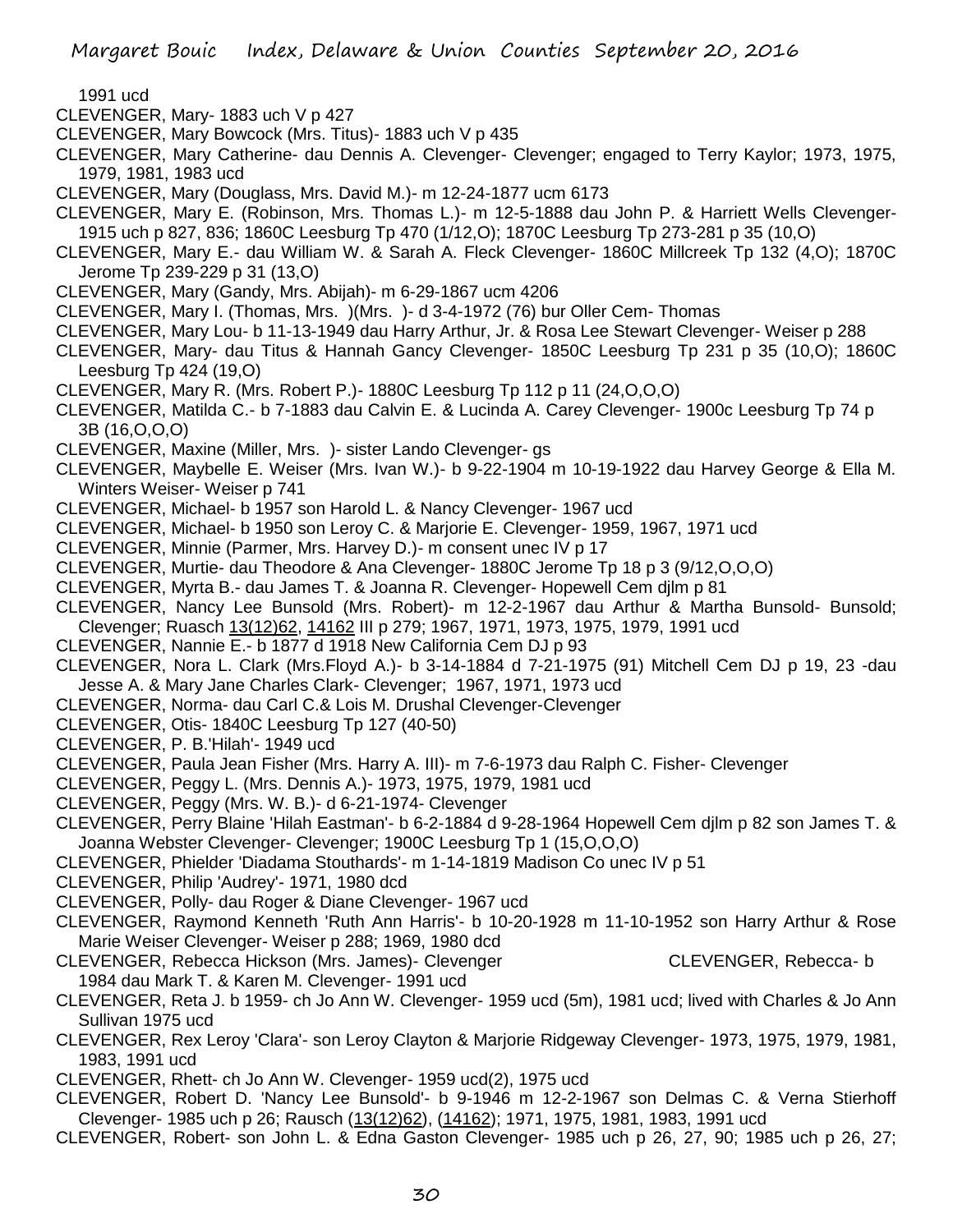1991 ucd

CLEVENGER, Mary- 1883 uch V p 427

CLEVENGER, Mary Bowcock (Mrs. Titus)- 1883 uch V p 435

CLEVENGER, Mary Catherine- dau Dennis A. Clevenger- Clevenger; engaged to Terry Kaylor; 1973, 1975, 1979, 1981, 1983 ucd

CLEVENGER, Mary (Douglass, Mrs. David M.)- m 12-24-1877 ucm 6173

CLEVENGER, Mary E. (Robinson, Mrs. Thomas L.)- m 12-5-1888 dau John P. & Harriett Wells Clevenger- 1915 uch p 827, 836; 1860C Leesburg Tp 470 (1/12,O); 1870C Leesburg Tp 273-281 p 35 (10,O)

CLEVENGER, Mary E.- dau William W. & Sarah A. Fleck Clevenger- 1860C Millcreek Tp 132 (4,O); 1870C Jerome Tp 239-229 p 31 (13,O)

CLEVENGER, Mary (Gandy, Mrs. Abijah)- m 6-29-1867 ucm 4206

CLEVENGER, Mary I. (Thomas, Mrs. )(Mrs. )- d 3-4-1972 (76) bur Oller Cem- Thomas

CLEVENGER, Mary Lou- b 11-13-1949 dau Harry Arthur, Jr. & Rosa Lee Stewart Clevenger- Weiser p 288

CLEVENGER, Mary- dau Titus & Hannah Gancy Clevenger- 1850C Leesburg Tp 231 p 35 (10,O); 1860C Leesburg Tp 424 (19,O)

CLEVENGER, Mary R. (Mrs. Robert P.)- 1880C Leesburg Tp 112 p 11 (24,O,O,O)

CLEVENGER, Matilda C.- b 7-1883 dau Calvin E. & Lucinda A. Carey Clevenger- 1900c Leesburg Tp 74 p 3B (16,O,O,O)

CLEVENGER, Maxine (Miller, Mrs. )- sister Lando Clevenger- gs

CLEVENGER, Maybelle E. Weiser (Mrs. Ivan W.)- b 9-22-1904 m 10-19-1922 dau Harvey George & Ella M. Winters Weiser- Weiser p 741

CLEVENGER, Michael- b 1957 son Harold L. & Nancy Clevenger- 1967 ucd

CLEVENGER, Michael- b 1950 son Leroy C. & Marjorie E. Clevenger- 1959, 1967, 1971 ucd

CLEVENGER, Minnie (Parmer, Mrs. Harvey D.)- m consent unec IV p 17

CLEVENGER, Murtie- dau Theodore & Ana Clevenger- 1880C Jerome Tp 18 p 3 (9/12,O,O,O)

CLEVENGER, Myrta B.- dau James T. & Joanna R. Clevenger- Hopewell Cem djlm p 81

CLEVENGER, Nancy Lee Bunsold (Mrs. Robert)- m 12-2-1967 dau Arthur & Martha Bunsold- Bunsold; Clevenger; Ruasch 13(12)62, 14162 III p 279; 1967, 1971, 1973, 1975, 1979, 1991 ucd

CLEVENGER, Nannie E.- b 1877 d 1918 New California Cem DJ p 93

CLEVENGER, Nora L. Clark (Mrs.Floyd A.)- b 3-14-1884 d 7-21-1975 (91) Mitchell Cem DJ p 19, 23 -dau Jesse A. & Mary Jane Charles Clark- Clevenger; 1967, 1971, 1973 ucd

CLEVENGER, Norma- dau Carl C.& Lois M. Drushal Clevenger-Clevenger

CLEVENGER, Otis- 1840C Leesburg Tp 127 (40-50)

CLEVENGER, P. B.'Hilah'- 1949 ucd

CLEVENGER, Paula Jean Fisher (Mrs. Harry A. III)- m 7-6-1973 dau Ralph C. Fisher- Clevenger

CLEVENGER, Peggy L. (Mrs. Dennis A.)- 1973, 1975, 1979, 1981 ucd

CLEVENGER, Peggy (Mrs. W. B.)- d 6-21-1974- Clevenger

CLEVENGER, Perry Blaine 'Hilah Eastman'- b 6-2-1884 d 9-28-1964 Hopewell Cem djlm p 82 son James T. & Joanna Webster Clevenger- Clevenger; 1900C Leesburg Tp 1 (15,O,O,O)

CLEVENGER, Phielder 'Diadama Stouthards'- m 1-14-1819 Madison Co unec IV p 51

CLEVENGER, Philip 'Audrey'- 1971, 1980 dcd

CLEVENGER, Polly- dau Roger & Diane Clevenger- 1967 ucd

CLEVENGER, Raymond Kenneth 'Ruth Ann Harris'- b 10-20-1928 m 11-10-1952 son Harry Arthur & Rose Marie Weiser Clevenger- Weiser p 288; 1969, 1980 dcd

CLEVENGER, Rebecca Hickson (Mrs. James)- Clevenger

CLEVENGER, Rebecca- b 1984 dau Mark T. & Karen M. Clevenger- 1991 ucd

CLEVENGER, Reta J. b 1959- ch Jo Ann W. Clevenger- 1959 ucd (5m), 1981 ucd; lived with Charles & Jo Ann Sullivan 1975 ucd

CLEVENGER, Rex Leroy 'Clara'- son Leroy Clayton & Marjorie Ridgeway Clevenger- 1973, 1975, 1979, 1981, 1983, 1991 ucd

CLEVENGER, Rhett- ch Jo Ann W. Clevenger- 1959 ucd(2), 1975 ucd

CLEVENGER, Robert D. 'Nancy Lee Bunsold'- b 9-1946 m 12-2-1967 son Delmas C. & Verna Stierhoff Clevenger- 1985 uch p 26; Rausch (13(12)62), (14162); 1971, 1975, 1981, 1983, 1991 ucd

CLEVENGER, Robert- son John L. & Edna Gaston Clevenger- 1985 uch p 26, 27, 90; 1985 uch p 26, 27;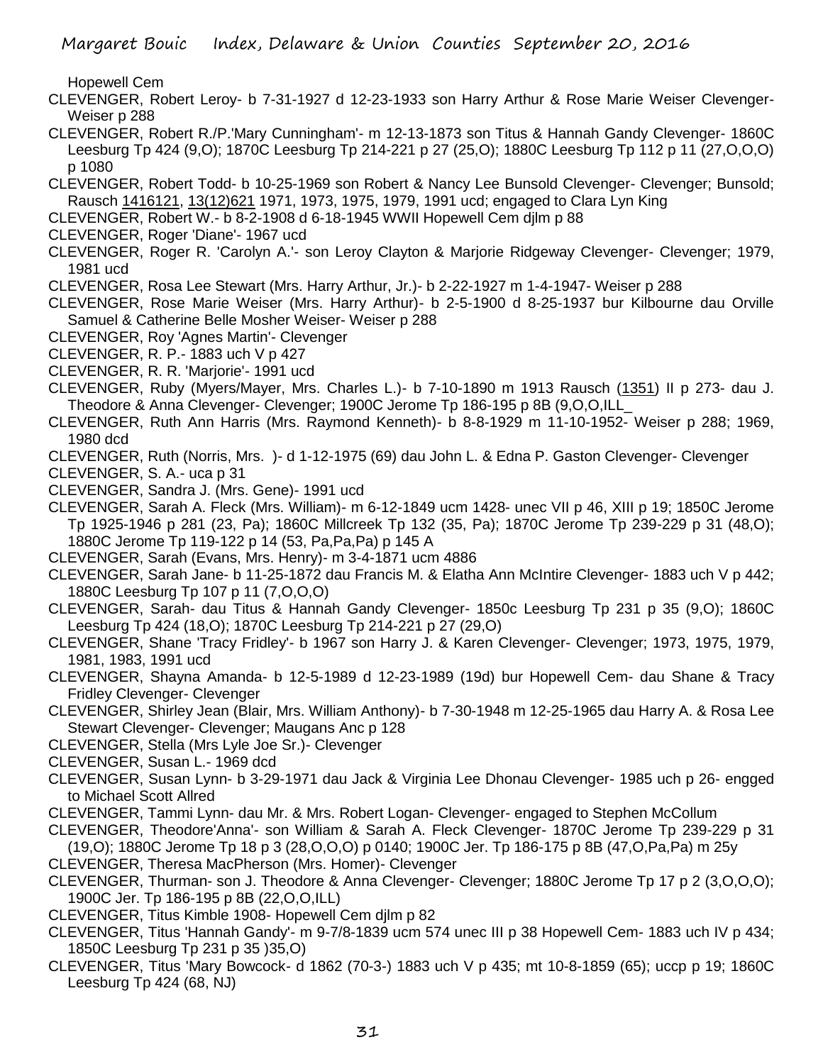Hopewell Cem

CLEVENGER, Robert Leroy- b 7-31-1927 d 12-23-1933 son Harry Arthur & Rose Marie Weiser Clevenger- Weiser p 288

CLEVENGER, Robert R./P.'Mary Cunningham'- m 12-13-1873 son Titus & Hannah Gandy Clevenger- 1860C Leesburg Tp 424 (9,O); 1870C Leesburg Tp 214-221 p 27 (25,O); 1880C Leesburg Tp 112 p 11 (27,O,O,O) p 1080

CLEVENGER, Robert Todd- b 10-25-1969 son Robert & Nancy Lee Bunsold Clevenger- Clevenger; Bunsold; Rausch 1416121, 13(12)621 1971, 1973, 1975, 1979, 1991 ucd; engaged to Clara Lyn King

CLEVENGER, Robert W.- b 8-2-1908 d 6-18-1945 WWII Hopewell Cem djlm p 88

CLEVENGER, Roger 'Diane'- 1967 ucd

CLEVENGER, Roger R. 'Carolyn A.'- son Leroy Clayton & Marjorie Ridgeway Clevenger- Clevenger; 1979, 1981 ucd

CLEVENGER, Rosa Lee Stewart (Mrs. Harry Arthur, Jr.)- b 2-22-1927 m 1-4-1947- Weiser p 288

CLEVENGER, Rose Marie Weiser (Mrs. Harry Arthur)- b 2-5-1900 d 8-25-1937 bur Kilbourne dau Orville Samuel & Catherine Belle Mosher Weiser- Weiser p 288

CLEVENGER, Roy 'Agnes Martin'- Clevenger

CLEVENGER, R. P.- 1883 uch V p 427

CLEVENGER, R. R. 'Marjorie'- 1991 ucd

CLEVENGER, Ruby (Myers/Mayer, Mrs. Charles L.)- b 7-10-1890 m 1913 Rausch (1351) II p 273- dau J. Theodore & Anna Clevenger- Clevenger; 1900C Jerome Tp 186-195 p 8B (9,O,O,ILL_

CLEVENGER, Ruth Ann Harris (Mrs. Raymond Kenneth)- b 8-8-1929 m 11-10-1952- Weiser p 288; 1969, 1980 dcd

CLEVENGER, Ruth (Norris, Mrs. )- d 1-12-1975 (69) dau John L. & Edna P. Gaston Clevenger- Clevenger

CLEVENGER, S. A.- uca p 31

CLEVENGER, Sandra J. (Mrs. Gene)- 1991 ucd

CLEVENGER, Sarah A. Fleck (Mrs. William)- m 6-12-1849 ucm 1428- unec VII p 46, XIII p 19; 1850C Jerome Tp 1925-1946 p 281 (23, Pa); 1860C Millcreek Tp 132 (35, Pa); 1870C Jerome Tp 239-229 p 31 (48,O); 1880C Jerome Tp 119-122 p 14 (53, Pa,Pa,Pa) p 145 A

CLEVENGER, Sarah (Evans, Mrs. Henry)- m 3-4-1871 ucm 4886

CLEVENGER, Sarah Jane- b 11-25-1872 dau Francis M. & Elatha Ann McIntire Clevenger- 1883 uch V p 442; 1880C Leesburg Tp 107 p 11 (7,O,O,O)

CLEVENGER, Sarah- dau Titus & Hannah Gandy Clevenger- 1850c Leesburg Tp 231 p 35 (9,O); 1860C Leesburg Tp 424 (18,O); 1870C Leesburg Tp 214-221 p 27 (29,O)

CLEVENGER, Shane 'Tracy Fridley'- b 1967 son Harry J. & Karen Clevenger- Clevenger; 1973, 1975, 1979, 1981, 1983, 1991 ucd

CLEVENGER, Shayna Amanda- b 12-5-1989 d 12-23-1989 (19d) bur Hopewell Cem- dau Shane & Tracy Fridley Clevenger- Clevenger

CLEVENGER, Shirley Jean (Blair, Mrs. William Anthony)- b 7-30-1948 m 12-25-1965 dau Harry A. & Rosa Lee Stewart Clevenger- Clevenger; Maugans Anc p 128

CLEVENGER, Stella (Mrs Lyle Joe Sr.)- Clevenger

CLEVENGER, Susan L.- 1969 dcd

CLEVENGER, Susan Lynn- b 3-29-1971 dau Jack & Virginia Lee Dhonau Clevenger- 1985 uch p 26- engged to Michael Scott Allred

CLEVENGER, Tammi Lynn- dau Mr. & Mrs. Robert Logan- Clevenger- engaged to Stephen McCollum

CLEVENGER, Theodore'Anna'- son William & Sarah A. Fleck Clevenger- 1870C Jerome Tp 239-229 p 31 (19,O); 1880C Jerome Tp 18 p 3 (28,O,O,O) p 0140; 1900C Jer. Tp 186-175 p 8B (47,O,Pa,Pa) m 25y

CLEVENGER, Theresa MacPherson (Mrs. Homer)- Clevenger

CLEVENGER, Thurman- son J. Theodore & Anna Clevenger- Clevenger; 1880C Jerome Tp 17 p 2 (3,O,O,O); 1900C Jer. Tp 186-195 p 8B (22,O,O,ILL)

CLEVENGER, Titus Kimble 1908- Hopewell Cem djlm p 82

CLEVENGER, Titus 'Hannah Gandy'- m 9-7/8-1839 ucm 574 unec III p 38 Hopewell Cem- 1883 uch IV p 434; 1850C Leesburg Tp 231 p 35 )35,O)

CLEVENGER, Titus 'Mary Bowcock- d 1862 (70-3-) 1883 uch V p 435; mt 10-8-1859 (65); uccp p 19; 1860C Leesburg Tp 424 (68, NJ)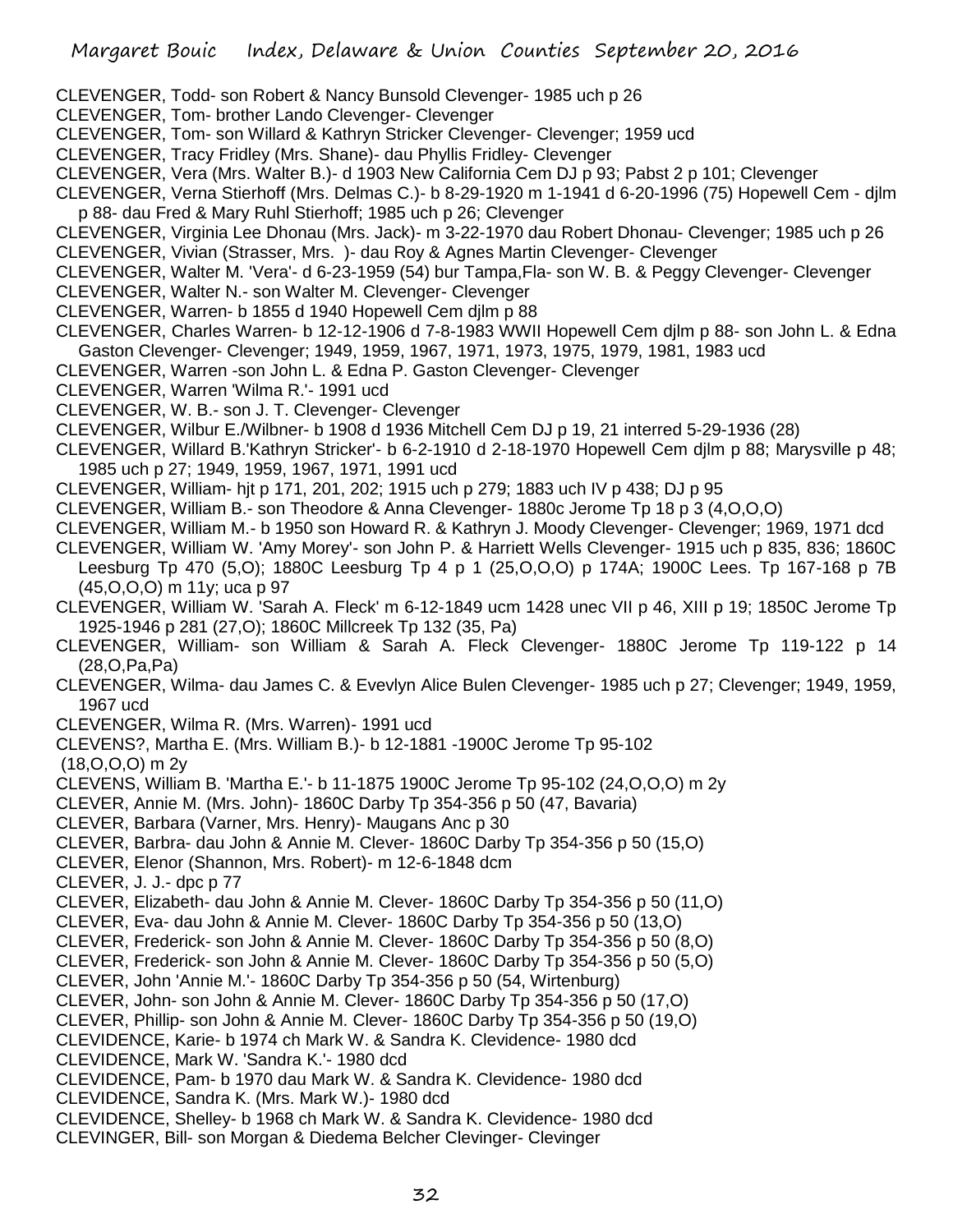CLEVENGER, Todd- son Robert & Nancy Bunsold Clevenger- 1985 uch p 26

CLEVENGER, Tom- brother Lando Clevenger- Clevenger

CLEVENGER, Tom- son Willard & Kathryn Stricker Clevenger- Clevenger; 1959 ucd

CLEVENGER, Tracy Fridley (Mrs. Shane)- dau Phyllis Fridley- Clevenger

CLEVENGER, Vera (Mrs. Walter B.)- d 1903 New California Cem DJ p 93; Pabst 2 p 101; Clevenger

CLEVENGER, Verna Stierhoff (Mrs. Delmas C.)- b 8-29-1920 m 1-1941 d 6-20-1996 (75) Hopewell Cem - djlm p 88- dau Fred & Mary Ruhl Stierhoff; 1985 uch p 26; Clevenger

CLEVENGER, Virginia Lee Dhonau (Mrs. Jack)- m 3-22-1970 dau Robert Dhonau- Clevenger; 1985 uch p 26

CLEVENGER, Vivian (Strasser, Mrs. )- dau Roy & Agnes Martin Clevenger- Clevenger

CLEVENGER, Walter M. 'Vera'- d 6-23-1959 (54) bur Tampa,Fla- son W. B. & Peggy Clevenger- Clevenger

CLEVENGER, Walter N.- son Walter M. Clevenger- Clevenger

CLEVENGER, Warren- b 1855 d 1940 Hopewell Cem djlm p 88

CLEVENGER, Charles Warren- b 12-12-1906 d 7-8-1983 WWII Hopewell Cem djlm p 88- son John L. & Edna Gaston Clevenger- Clevenger; 1949, 1959, 1967, 1971, 1973, 1975, 1979, 1981, 1983 ucd

CLEVENGER, Warren -son John L. & Edna P. Gaston Clevenger- Clevenger

CLEVENGER, Warren 'Wilma R.'- 1991 ucd

CLEVENGER, W. B.- son J. T. Clevenger- Clevenger

CLEVENGER, Wilbur E./Wilbner- b 1908 d 1936 Mitchell Cem DJ p 19, 21 interred 5-29-1936 (28)

CLEVENGER, Willard B.'Kathryn Stricker'- b 6-2-1910 d 2-18-1970 Hopewell Cem djlm p 88; Marysville p 48; 1985 uch p 27; 1949, 1959, 1967, 1971, 1991 ucd

CLEVENGER, William- hjt p 171, 201, 202; 1915 uch p 279; 1883 uch IV p 438; DJ p 95

CLEVENGER, William B.- son Theodore & Anna Clevenger- 1880c Jerome Tp 18 p 3 (4,O,O,O)

CLEVENGER, William M.- b 1950 son Howard R. & Kathryn J. Moody Clevenger- Clevenger; 1969, 1971 dcd

CLEVENGER, William W. 'Amy Morey'- son John P. & Harriett Wells Clevenger- 1915 uch p 835, 836; 1860C Leesburg Tp 470 (5,O); 1880C Leesburg Tp 4 p 1 (25,O,O,O) p 174A; 1900C Lees. Tp 167-168 p 7B (45,O,O,O) m 11y; uca p 97

CLEVENGER, William W. 'Sarah A. Fleck' m 6-12-1849 ucm 1428 unec VII p 46, XIII p 19; 1850C Jerome Tp 1925-1946 p 281 (27,O); 1860C Millcreek Tp 132 (35, Pa)

CLEVENGER, William- son William & Sarah A. Fleck Clevenger- 1880C Jerome Tp 119-122 p 14 (28,O,Pa,Pa)

CLEVENGER, Wilma- dau James C. & Evevlyn Alice Bulen Clevenger- 1985 uch p 27; Clevenger; 1949, 1959, 1967 ucd

CLEVENGER, Wilma R. (Mrs. Warren)- 1991 ucd

CLEVENS?, Martha E. (Mrs. William B.)- b 12-1881 -1900C Jerome Tp 95-102 (18,O,O,O) m 2y

CLEVENS, William B. 'Martha E.'- b 11-1875 1900C Jerome Tp 95-102 (24,O,O,O) m 2y

CLEVER, Annie M. (Mrs. John)- 1860C Darby Tp 354-356 p 50 (47, Bavaria)

CLEVER, Barbara (Varner, Mrs. Henry)- Maugans Anc p 30

CLEVER, Barbra- dau John & Annie M. Clever- 1860C Darby Tp 354-356 p 50 (15,O)

CLEVER, Elenor (Shannon, Mrs. Robert)- m 12-6-1848 dcm

CLEVER, J. J.- dpc p 77

CLEVER, Elizabeth- dau John & Annie M. Clever- 1860C Darby Tp 354-356 p 50 (11,O)

CLEVER, Eva- dau John & Annie M. Clever- 1860C Darby Tp 354-356 p 50 (13,O)

CLEVER, Frederick- son John & Annie M. Clever- 1860C Darby Tp 354-356 p 50 (8,O)

CLEVER, Frederick- son John & Annie M. Clever- 1860C Darby Tp 354-356 p 50 (5,O)

CLEVER, John 'Annie M.'- 1860C Darby Tp 354-356 p 50 (54, Wirtenburg)

CLEVER, John- son John & Annie M. Clever- 1860C Darby Tp 354-356 p 50 (17,O)

CLEVER, Phillip- son John & Annie M. Clever- 1860C Darby Tp 354-356 p 50 (19,O)

CLEVIDENCE, Karie- b 1974 ch Mark W. & Sandra K. Clevidence- 1980 dcd

CLEVIDENCE, Mark W. 'Sandra K.'- 1980 dcd

CLEVIDENCE, Pam- b 1970 dau Mark W. & Sandra K. Clevidence- 1980 dcd

CLEVIDENCE, Sandra K. (Mrs. Mark W.)- 1980 dcd

CLEVIDENCE, Shelley- b 1968 ch Mark W. & Sandra K. Clevidence- 1980 dcd

CLEVINGER, Bill- son Morgan & Diedema Belcher Clevinger- Clevinger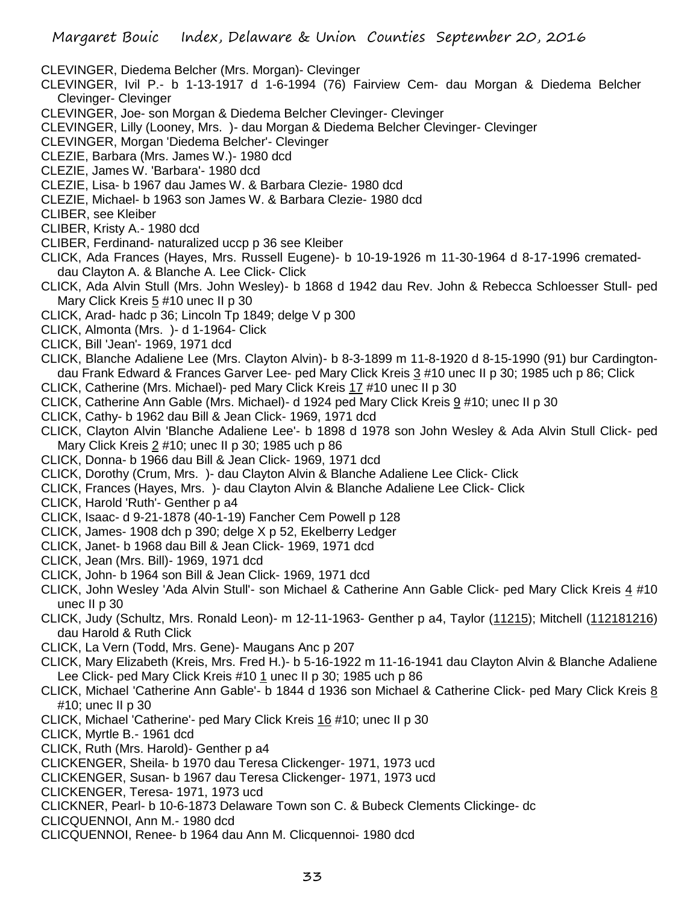CLEVINGER, Diedema Belcher (Mrs. Morgan)- Clevinger
CLEVINGER, Ivil P.- b 1-13-1917 d 1-6-1994 (76) Fairview Cem- dau Morgan & Diedema Belcher Clevinger- Clevinger
CLEVINGER, Joe- son Morgan & Diedema Belcher Clevinger- Clevinger
CLEVINGER, Lilly (Looney, Mrs. )- dau Morgan & Diedema Belcher Clevinger- Clevinger
CLEVINGER, Morgan 'Diedema Belcher'- Clevinger
CLEZIE, Barbara (Mrs. James W.)- 1980 dcd
CLEZIE, James W. 'Barbara'- 1980 dcd
CLEZIE, Lisa- b 1967 dau James W. & Barbara Clezie- 1980 dcd
CLEZIE, Michael- b 1963 son James W. & Barbara Clezie- 1980 dcd
CLIBER, see Kleiber
CLIBER, Kristy A.- 1980 dcd
CLIBER, Ferdinand- naturalized uccp p 36 see Kleiber
CLICK, Ada Frances (Hayes, Mrs. Russell Eugene)- b 10-19-1926 m 11-30-1964 d 8-17-1996 cremated- dau Clayton A. & Blanche A. Lee Click- Click
CLICK, Ada Alvin Stull (Mrs. John Wesley)- b 1868 d 1942 dau Rev. John & Rebecca Schloesser Stull- ped Mary Click Kreis 5 #10 unec II p 30
CLICK, Arad- hadc p 36; Lincoln Tp 1849; delge V p 300
CLICK, Almonta (Mrs. )- d 1-1964- Click
CLICK, Bill 'Jean'- 1969, 1971 dcd
CLICK, Blanche Adaliene Lee (Mrs. Clayton Alvin)- b 8-3-1899 m 11-8-1920 d 8-15-1990 (91) bur Cardington- dau Frank Edward & Frances Garver Lee- ped Mary Click Kreis 3 #10 unec II p 30; 1985 uch p 86; Click
CLICK, Catherine (Mrs. Michael)- ped Mary Click Kreis 17 #10 unec II p 30
CLICK, Catherine Ann Gable (Mrs. Michael)- d 1924 ped Mary Click Kreis 9 #10; unec II p 30
CLICK, Cathy- b 1962 dau Bill & Jean Click- 1969, 1971 dcd
CLICK, Clayton Alvin 'Blanche Adaliene Lee'- b 1898 d 1978 son John Wesley & Ada Alvin Stull Click- ped Mary Click Kreis 2 #10; unec II p 30; 1985 uch p 86
CLICK, Donna- b 1966 dau Bill & Jean Click- 1969, 1971 dcd
CLICK, Dorothy (Crum, Mrs. )- dau Clayton Alvin & Blanche Adaliene Lee Click- Click
CLICK, Frances (Hayes, Mrs. )- dau Clayton Alvin & Blanche Adaliene Lee Click- Click
CLICK, Harold 'Ruth'- Genther p a4
CLICK, Isaac- d 9-21-1878 (40-1-19) Fancher Cem Powell p 128
CLICK, James- 1908 dch p 390; delge X p 52, Ekelberry Ledger
CLICK, Janet- b 1968 dau Bill & Jean Click- 1969, 1971 dcd
CLICK, Jean (Mrs. Bill)- 1969, 1971 dcd
CLICK, John- b 1964 son Bill & Jean Click- 1969, 1971 dcd
CLICK, John Wesley 'Ada Alvin Stull'- son Michael & Catherine Ann Gable Click- ped Mary Click Kreis 4 #10 unec II p 30
CLICK, Judy (Schultz, Mrs. Ronald Leon)- m 12-11-1963- Genther p a4, Taylor (11215); Mitchell (112181216) dau Harold & Ruth Click
CLICK, La Vern (Todd, Mrs. Gene)- Maugans Anc p 207
CLICK, Mary Elizabeth (Kreis, Mrs. Fred H.)- b 5-16-1922 m 11-16-1941 dau Clayton Alvin & Blanche Adaliene Lee Click- ped Mary Click Kreis #10 1 unec II p 30; 1985 uch p 86
CLICK, Michael 'Catherine Ann Gable'- b 1844 d 1936 son Michael & Catherine Click- ped Mary Click Kreis 8 #10; unec II p 30
CLICK, Michael 'Catherine'- ped Mary Click Kreis 16 #10; unec II p 30
CLICK, Myrtle B.- 1961 dcd
CLICK, Ruth (Mrs. Harold)- Genther p a4
CLICKENGER, Sheila- b 1970 dau Teresa Clickenger- 1971, 1973 ucd
CLICKENGER, Susan- b 1967 dau Teresa Clickenger- 1971, 1973 ucd
CLICKENGER, Teresa- 1971, 1973 ucd
CLICKNER, Pearl- b 10-6-1873 Delaware Town son C. & Bubeck Clements Clickinge- dc
CLICQUENNOI, Ann M.- 1980 dcd
CLICQUENNOI, Renee- b 1964 dau Ann M. Clicquennoi- 1980 dcd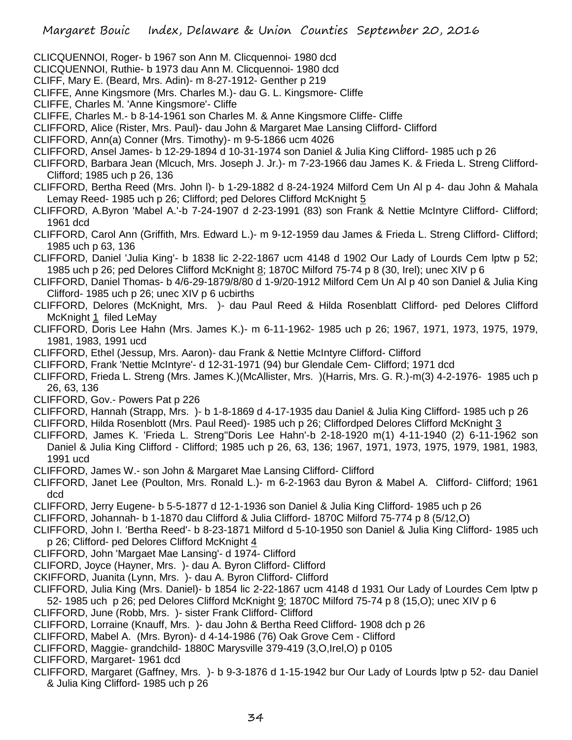CLICQUENNOI, Roger- b 1967 son Ann M. Clicquennoi- 1980 dcd

CLICQUENNOI, Ruthie- b 1973 dau Ann M. Clicquennoi- 1980 dcd

CLIFF, Mary E. (Beard, Mrs. Adin)- m 8-27-1912- Genther p 219

CLIFFE, Anne Kingsmore (Mrs. Charles M.)- dau G. L. Kingsmore- Cliffe

CLIFFE, Charles M. 'Anne Kingsmore'- Cliffe

CLIFFE, Charles M.- b 8-14-1961 son Charles M. & Anne Kingsmore Cliffe- Cliffe

CLIFFORD, Alice (Rister, Mrs. Paul)- dau John & Margaret Mae Lansing Clifford- Clifford

CLIFFORD, Ann(a) Conner (Mrs. Timothy)- m 9-5-1866 ucm 4026

CLIFFORD, Ansel James- b 12-29-1894 d 10-31-1974 son Daniel & Julia King Clifford- 1985 uch p 26

CLIFFORD, Barbara Jean (Mlcuch, Mrs. Joseph J. Jr.)- m 7-23-1966 dau James K. & Frieda L. Streng Clifford- Clifford; 1985 uch p 26, 136

CLIFFORD, Bertha Reed (Mrs. John l)- b 1-29-1882 d 8-24-1924 Milford Cem Un Al p 4- dau John & Mahala Lemay Reed- 1985 uch p 26; Clifford; ped Delores Clifford McKnight 5

CLIFFORD, A.Byron 'Mabel A.'-b 7-24-1907 d 2-23-1991 (83) son Frank & Nettie McIntyre Clifford- Clifford; 1961 dcd

CLIFFORD, Carol Ann (Griffith, Mrs. Edward L.)- m 9-12-1959 dau James & Frieda L. Streng Clifford- Clifford; 1985 uch p 63, 136

CLIFFORD, Daniel 'Julia King'- b 1838 lic 2-22-1867 ucm 4148 d 1902 Our Lady of Lourds Cem lptw p 52; 1985 uch p 26; ped Delores Clifford McKnight 8; 1870C Milford 75-74 p 8 (30, Irel); unec XIV p 6

CLIFFORD, Daniel Thomas- b 4/6-29-1879/8/80 d 1-9/20-1912 Milford Cem Un Al p 40 son Daniel & Julia King Clifford- 1985 uch p 26; unec XIV p 6 ucbirths

CLIFFORD, Delores (McKnight, Mrs. )- dau Paul Reed & Hilda Rosenblatt Clifford- ped Delores Clifford McKnight 1 filed LeMay

CLIFFORD, Doris Lee Hahn (Mrs. James K.)- m 6-11-1962- 1985 uch p 26; 1967, 1971, 1973, 1975, 1979, 1981, 1983, 1991 ucd

CLIFFORD, Ethel (Jessup, Mrs. Aaron)- dau Frank & Nettie McIntyre Clifford- Clifford

CLIFFORD, Frank 'Nettie McIntyre'- d 12-31-1971 (94) bur Glendale Cem- Clifford; 1971 dcd

CLIFFORD, Frieda L. Streng (Mrs. James K.)(McAllister, Mrs. )(Harris, Mrs. G. R.)-m(3) 4-2-1976- 1985 uch p 26, 63, 136

CLIFFORD, Gov.- Powers Pat p 226

CLIFFORD, Hannah (Strapp, Mrs. )- b 1-8-1869 d 4-17-1935 dau Daniel & Julia King Clifford- 1985 uch p 26

CLIFFORD, Hilda Rosenblott (Mrs. Paul Reed)- 1985 uch p 26; Cliffordped Delores Clifford McKnight 3

CLIFFORD, James K. 'Frieda L. Streng''Doris Lee Hahn'-b 2-18-1920 m(1) 4-11-1940 (2) 6-11-1962 son Daniel & Julia King Clifford - Clifford; 1985 uch p 26, 63, 136; 1967, 1971, 1973, 1975, 1979, 1981, 1983, 1991 ucd

CLIFFORD, James W.- son John & Margaret Mae Lansing Clifford- Clifford

CLIFFORD, Janet Lee (Poulton, Mrs. Ronald L.)- m 6-2-1963 dau Byron & Mabel A. Clifford- Clifford; 1961 dcd

CLIFFORD, Jerry Eugene- b 5-5-1877 d 12-1-1936 son Daniel & Julia King Clifford- 1985 uch p 26

CLIFFORD, Johannah- b 1-1870 dau Clifford & Julia Clifford- 1870C Milford 75-774 p 8 (5/12,O)

CLIFFORD, John I. 'Bertha Reed'- b 8-23-1871 Milford d 5-10-1950 son Daniel & Julia King Clifford- 1985 uch p 26; Clifford- ped Delores Clifford McKnight 4

CLIFFORD, John 'Margaet Mae Lansing'- d 1974- Clifford

CLIFORD, Joyce (Hayner, Mrs. )- dau A. Byron Clifford- Clifford

CKIFFORD, Juanita (Lynn, Mrs. )- dau A. Byron Clifford- Clifford

CLIFFORD, Julia King (Mrs. Daniel)- b 1854 lic 2-22-1867 ucm 4148 d 1931 Our Lady of Lourdes Cem lptw p 52- 1985 uch p 26; ped Delores Clifford McKnight 9; 1870C Milford 75-74 p 8 (15,O); unec XIV p 6

CLIFFORD, June (Robb, Mrs. )- sister Frank Clifford- Clifford

CLIFFORD, Lorraine (Knauff, Mrs. )- dau John & Bertha Reed Clifford- 1908 dch p 26

CLIFFORD, Mabel A. (Mrs. Byron)- d 4-14-1986 (76) Oak Grove Cem - Clifford

CLIFFORD, Maggie- grandchild- 1880C Marysville 379-419 (3,O,Irel,O) p 0105

CLIFFORD, Margaret- 1961 dcd

CLIFFORD, Margaret (Gaffney, Mrs. )- b 9-3-1876 d 1-15-1942 bur Our Lady of Lourds lptw p 52- dau Daniel & Julia King Clifford- 1985 uch p 26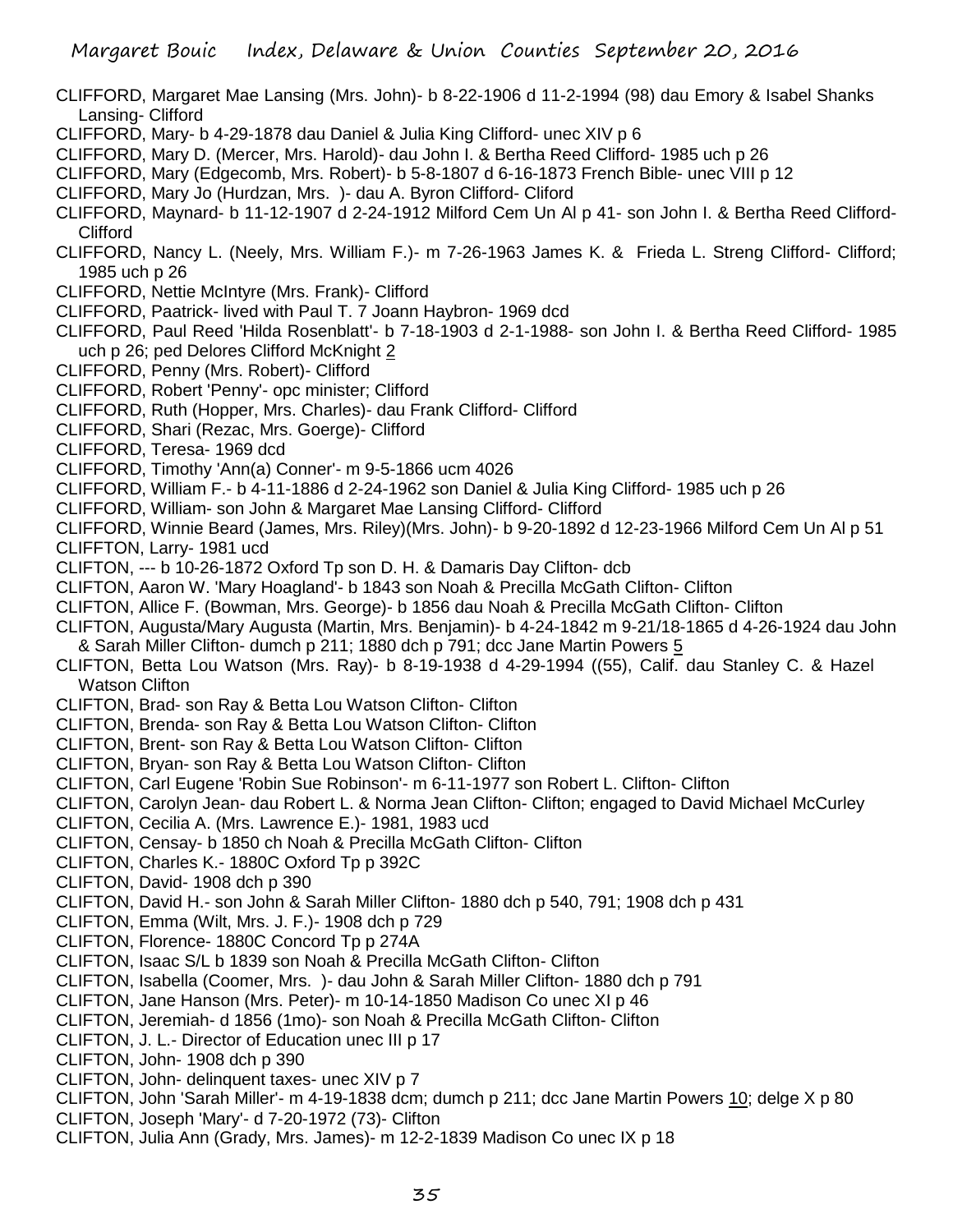CLIFFORD, Margaret Mae Lansing (Mrs. John)- b 8-22-1906 d 11-2-1994 (98) dau Emory & Isabel Shanks Lansing- Clifford

CLIFFORD, Mary- b 4-29-1878 dau Daniel & Julia King Clifford- unec XIV p 6

CLIFFORD, Mary D. (Mercer, Mrs. Harold)- dau John I. & Bertha Reed Clifford- 1985 uch p 26

CLIFFORD, Mary (Edgecomb, Mrs. Robert)- b 5-8-1807 d 6-16-1873 French Bible- unec VIII p 12

CLIFFORD, Mary Jo (Hurdzan, Mrs. )- dau A. Byron Clifford- Cliford

CLIFFORD, Maynard- b 11-12-1907 d 2-24-1912 Milford Cem Un Al p 41- son John I. & Bertha Reed Clifford- Clifford

CLIFFORD, Nancy L. (Neely, Mrs. William F.)- m 7-26-1963 James K. & Frieda L. Streng Clifford- Clifford; 1985 uch p 26

CLIFFORD, Nettie McIntyre (Mrs. Frank)- Clifford

CLIFFORD, Paatrick- lived with Paul T. 7 Joann Haybron- 1969 dcd

CLIFFORD, Paul Reed 'Hilda Rosenblatt'- b 7-18-1903 d 2-1-1988- son John I. & Bertha Reed Clifford- 1985 uch p 26; ped Delores Clifford McKnight 2

CLIFFORD, Penny (Mrs. Robert)- Clifford

CLIFFORD, Robert 'Penny'- opc minister; Clifford

CLIFFORD, Ruth (Hopper, Mrs. Charles)- dau Frank Clifford- Clifford

CLIFFORD, Shari (Rezac, Mrs. Goerge)- Clifford

CLIFFORD, Teresa- 1969 dcd

CLIFFORD, Timothy 'Ann(a) Conner'- m 9-5-1866 ucm 4026

CLIFFORD, William F.- b 4-11-1886 d 2-24-1962 son Daniel & Julia King Clifford- 1985 uch p 26

CLIFFORD, William- son John & Margaret Mae Lansing Clifford- Clifford

CLIFFORD, Winnie Beard (James, Mrs. Riley)(Mrs. John)- b 9-20-1892 d 12-23-1966 Milford Cem Un Al p 51

CLIFFTON, Larry- 1981 ucd

CLIFTON, --- b 10-26-1872 Oxford Tp son D. H. & Damaris Day Clifton- dcb

CLIFTON, Aaron W. 'Mary Hoagland'- b 1843 son Noah & Precilla McGath Clifton- Clifton

CLIFTON, Allice F. (Bowman, Mrs. George)- b 1856 dau Noah & Precilla McGath Clifton- Clifton

CLIFTON, Augusta/Mary Augusta (Martin, Mrs. Benjamin)- b 4-24-1842 m 9-21/18-1865 d 4-26-1924 dau John & Sarah Miller Clifton- dumch p 211; 1880 dch p 791; dcc Jane Martin Powers 5

CLIFTON, Betta Lou Watson (Mrs. Ray)- b 8-19-1938 d 4-29-1994 ((55), Calif. dau Stanley C. & Hazel Watson Clifton

CLIFTON, Brad- son Ray & Betta Lou Watson Clifton- Clifton

CLIFTON, Brenda- son Ray & Betta Lou Watson Clifton- Clifton

CLIFTON, Brent- son Ray & Betta Lou Watson Clifton- Clifton

CLIFTON, Bryan- son Ray & Betta Lou Watson Clifton- Clifton

CLIFTON, Carl Eugene 'Robin Sue Robinson'- m 6-11-1977 son Robert L. Clifton- Clifton

CLIFTON, Carolyn Jean- dau Robert L. & Norma Jean Clifton- Clifton; engaged to David Michael McCurley

CLIFTON, Cecilia A. (Mrs. Lawrence E.)- 1981, 1983 ucd

CLIFTON, Censay- b 1850 ch Noah & Precilla McGath Clifton- Clifton

CLIFTON, Charles K.- 1880C Oxford Tp p 392C

CLIFTON, David- 1908 dch p 390

CLIFTON, David H.- son John & Sarah Miller Clifton- 1880 dch p 540, 791; 1908 dch p 431

CLIFTON, Emma (Wilt, Mrs. J. F.)- 1908 dch p 729

CLIFTON, Florence- 1880C Concord Tp p 274A

CLIFTON, Isaac S/L b 1839 son Noah & Precilla McGath Clifton- Clifton

CLIFTON, Isabella (Coomer, Mrs. )- dau John & Sarah Miller Clifton- 1880 dch p 791

CLIFTON, Jane Hanson (Mrs. Peter)- m 10-14-1850 Madison Co unec XI p 46

CLIFTON, Jeremiah- d 1856 (1mo)- son Noah & Precilla McGath Clifton- Clifton

CLIFTON, J. L.- Director of Education unec III p 17

CLIFTON, John- 1908 dch p 390

CLIFTON, John- delinquent taxes- unec XIV p 7

CLIFTON, John 'Sarah Miller'- m 4-19-1838 dcm; dumch p 211; dcc Jane Martin Powers 10; delge X p 80

CLIFTON, Joseph 'Mary'- d 7-20-1972 (73)- Clifton

CLIFTON, Julia Ann (Grady, Mrs. James)- m 12-2-1839 Madison Co unec IX p 18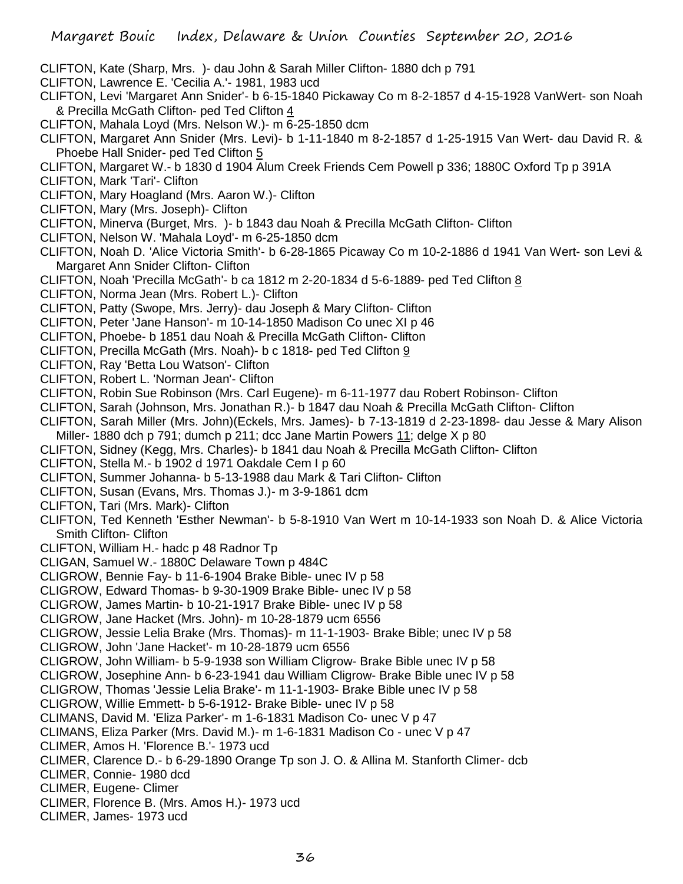CLIFTON, Kate (Sharp, Mrs. )- dau John & Sarah Miller Clifton- 1880 dch p 791
CLIFTON, Lawrence E. 'Cecilia A.'- 1981, 1983 ucd
CLIFTON, Levi 'Margaret Ann Snider'- b 6-15-1840 Pickaway Co m 8-2-1857 d 4-15-1928 VanWert- son Noah & Precilla McGath Clifton- ped Ted Clifton 4
CLIFTON, Mahala Loyd (Mrs. Nelson W.)- m 6-25-1850 dcm
CLIFTON, Margaret Ann Snider (Mrs. Levi)- b 1-11-1840 m 8-2-1857 d 1-25-1915 Van Wert- dau David R. & Phoebe Hall Snider- ped Ted Clifton 5
CLIFTON, Margaret W.- b 1830 d 1904 Alum Creek Friends Cem Powell p 336; 1880C Oxford Tp p 391A
CLIFTON, Mark 'Tari'- Clifton
CLIFTON, Mary Hoagland (Mrs. Aaron W.)- Clifton
CLIFTON, Mary (Mrs. Joseph)- Clifton
CLIFTON, Minerva (Burget, Mrs. )- b 1843 dau Noah & Precilla McGath Clifton- Clifton
CLIFTON, Nelson W. 'Mahala Loyd'- m 6-25-1850 dcm
CLIFTON, Noah D. 'Alice Victoria Smith'- b 6-28-1865 Picaway Co m 10-2-1886 d 1941 Van Wert- son Levi & Margaret Ann Snider Clifton- Clifton
CLIFTON, Noah 'Precilla McGath'- b ca 1812 m 2-20-1834 d 5-6-1889- ped Ted Clifton 8
CLIFTON, Norma Jean (Mrs. Robert L.)- Clifton
CLIFTON, Patty (Swope, Mrs. Jerry)- dau Joseph & Mary Clifton- Clifton
CLIFTON, Peter 'Jane Hanson'- m 10-14-1850 Madison Co unec XI p 46
CLIFTON, Phoebe- b 1851 dau Noah & Precilla McGath Clifton- Clifton
CLIFTON, Precilla McGath (Mrs. Noah)- b c 1818- ped Ted Clifton 9
CLIFTON, Ray 'Betta Lou Watson'- Clifton
CLIFTON, Robert L. 'Norman Jean'- Clifton
CLIFTON, Robin Sue Robinson (Mrs. Carl Eugene)- m 6-11-1977 dau Robert Robinson- Clifton
CLIFTON, Sarah (Johnson, Mrs. Jonathan R.)- b 1847 dau Noah & Precilla McGath Clifton- Clifton
CLIFTON, Sarah Miller (Mrs. John)(Eckels, Mrs. James)- b 7-13-1819 d 2-23-1898- dau Jesse & Mary Alison Miller- 1880 dch p 791; dumch p 211; dcc Jane Martin Powers 11; delge X p 80
CLIFTON, Sidney (Kegg, Mrs. Charles)- b 1841 dau Noah & Precilla McGath Clifton- Clifton
CLIFTON, Stella M.- b 1902 d 1971 Oakdale Cem I p 60
CLIFTON, Summer Johanna- b 5-13-1988 dau Mark & Tari Clifton- Clifton
CLIFTON, Susan (Evans, Mrs. Thomas J.)- m 3-9-1861 dcm
CLIFTON, Tari (Mrs. Mark)- Clifton
CLIFTON, Ted Kenneth 'Esther Newman'- b 5-8-1910 Van Wert m 10-14-1933 son Noah D. & Alice Victoria Smith Clifton- Clifton
CLIFTON, William H.- hadc p 48 Radnor Tp
CLIGAN, Samuel W.- 1880C Delaware Town p 484C
CLIGROW, Bennie Fay- b 11-6-1904 Brake Bible- unec IV p 58
CLIGROW, Edward Thomas- b 9-30-1909 Brake Bible- unec IV p 58
CLIGROW, James Martin- b 10-21-1917 Brake Bible- unec IV p 58
CLIGROW, Jane Hacket (Mrs. John)- m 10-28-1879 ucm 6556
CLIGROW, Jessie Lelia Brake (Mrs. Thomas)- m 11-1-1903- Brake Bible; unec IV p 58
CLIGROW, John 'Jane Hacket'- m 10-28-1879 ucm 6556
CLIGROW, John William- b 5-9-1938 son William Cligrow- Brake Bible unec IV p 58
CLIGROW, Josephine Ann- b 6-23-1941 dau William Cligrow- Brake Bible unec IV p 58
CLIGROW, Thomas 'Jessie Lelia Brake'- m 11-1-1903- Brake Bible unec IV p 58
CLIGROW, Willie Emmett- b 5-6-1912- Brake Bible- unec IV p 58
CLIMANS, David M. 'Eliza Parker'- m 1-6-1831 Madison Co- unec V p 47
CLIMANS, Eliza Parker (Mrs. David M.)- m 1-6-1831 Madison Co - unec V p 47
CLIMER, Amos H. 'Florence B.'- 1973 ucd
CLIMER, Clarence D.- b 6-29-1890 Orange Tp son J. O. & Allina M. Stanforth Climer- dcb
CLIMER, Connie- 1980 dcd
CLIMER, Eugene- Climer
CLIMER, Florence B. (Mrs. Amos H.)- 1973 ucd
CLIMER, James- 1973 ucd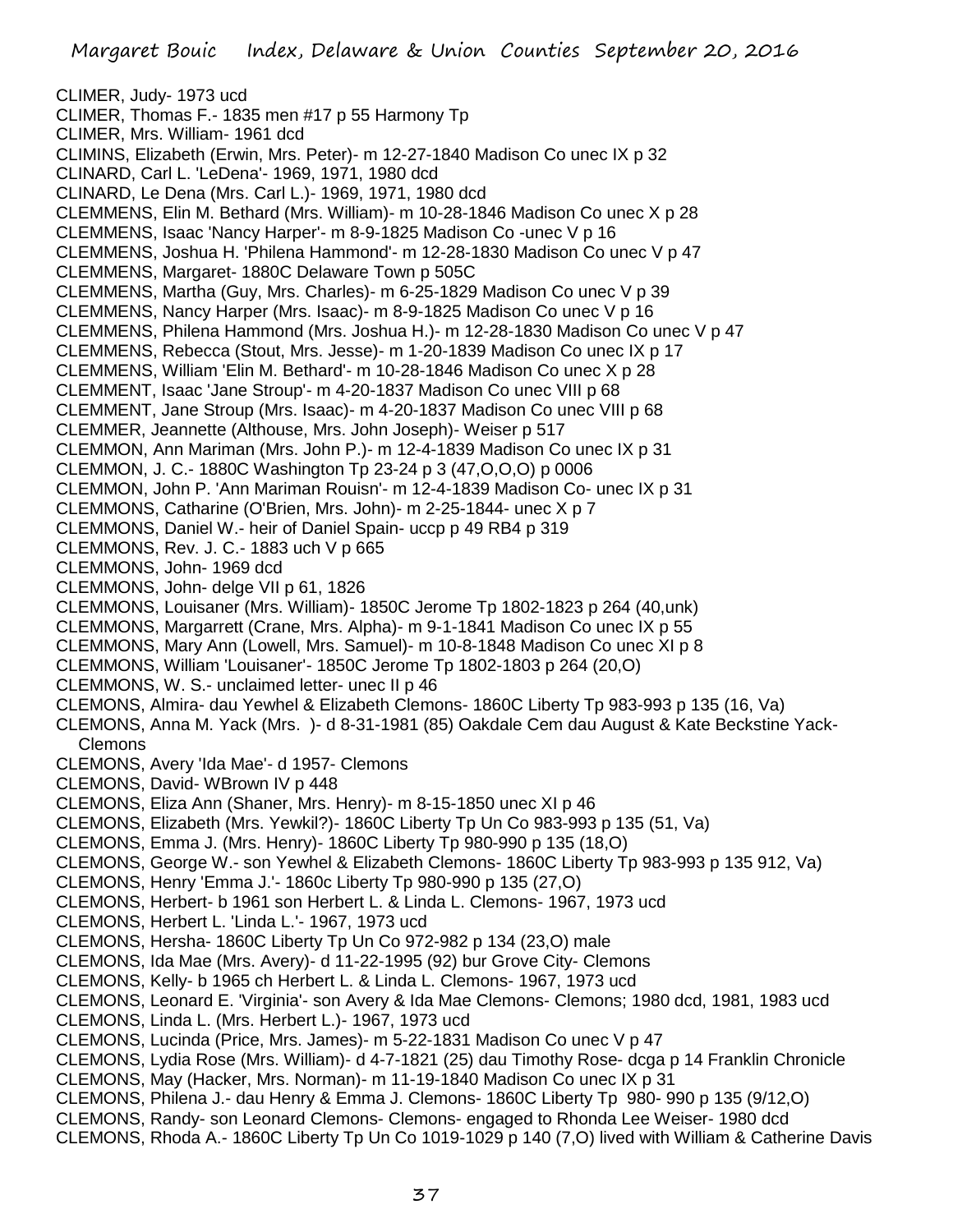CLIMER, Judy- 1973 ucd
CLIMER, Thomas F.- 1835 men #17 p 55 Harmony Tp
CLIMER, Mrs. William- 1961 dcd
CLIMINS, Elizabeth (Erwin, Mrs. Peter)- m 12-27-1840 Madison Co unec IX p 32
CLINARD, Carl L. 'LeDena'- 1969, 1971, 1980 dcd
CLINARD, Le Dena (Mrs. Carl L.)- 1969, 1971, 1980 dcd
CLEMMENS, Elin M. Bethard (Mrs. William)- m 10-28-1846 Madison Co unec X p 28
CLEMMENS, Isaac 'Nancy Harper'- m 8-9-1825 Madison Co -unec V p 16
CLEMMENS, Joshua H. 'Philena Hammond'- m 12-28-1830 Madison Co unec V p 47
CLEMMENS, Margaret- 1880C Delaware Town p 505C
CLEMMENS, Martha (Guy, Mrs. Charles)- m 6-25-1829 Madison Co unec V p 39
CLEMMENS, Nancy Harper (Mrs. Isaac)- m 8-9-1825 Madison Co unec V p 16
CLEMMENS, Philena Hammond (Mrs. Joshua H.)- m 12-28-1830 Madison Co unec V p 47
CLEMMENS, Rebecca (Stout, Mrs. Jesse)- m 1-20-1839 Madison Co unec IX p 17
CLEMMENS, William 'Elin M. Bethard'- m 10-28-1846 Madison Co unec X p 28
CLEMMENT, Isaac 'Jane Stroup'- m 4-20-1837 Madison Co unec VIII p 68
CLEMMENT, Jane Stroup (Mrs. Isaac)- m 4-20-1837 Madison Co unec VIII p 68
CLEMMER, Jeannette (Althouse, Mrs. John Joseph)- Weiser p 517
CLEMMON, Ann Mariman (Mrs. John P.)- m 12-4-1839 Madison Co unec IX p 31
CLEMMON, J. C.- 1880C Washington Tp 23-24 p 3 (47,O,O,O) p 0006
CLEMMON, John P. 'Ann Mariman Rouisn'- m 12-4-1839 Madison Co- unec IX p 31
CLEMMONS, Catharine (O'Brien, Mrs. John)- m 2-25-1844- unec X p 7
CLEMMONS, Daniel W.- heir of Daniel Spain- uccp p 49 RB4 p 319
CLEMMONS, Rev. J. C.- 1883 uch V p 665
CLEMMONS, John- 1969 dcd
CLEMMONS, John- delge VII p 61, 1826
CLEMMONS, Louisaner (Mrs. William)- 1850C Jerome Tp 1802-1823 p 264 (40,unk)
CLEMMONS, Margarrett (Crane, Mrs. Alpha)- m 9-1-1841 Madison Co unec IX p 55
CLEMMONS, Mary Ann (Lowell, Mrs. Samuel)- m 10-8-1848 Madison Co unec XI p 8
CLEMMONS, William 'Louisaner'- 1850C Jerome Tp 1802-1803 p 264 (20,O)
CLEMMONS, W. S.- unclaimed letter- unec II p 46
CLEMONS, Almira- dau Yewhel & Elizabeth Clemons- 1860C Liberty Tp 983-993 p 135 (16, Va)
CLEMONS, Anna M. Yack (Mrs. )- d 8-31-1981 (85) Oakdale Cem dau August & Kate Beckstine Yack- Clemons
CLEMONS, Avery 'Ida Mae'- d 1957- Clemons
CLEMONS, David- WBrown IV p 448
CLEMONS, Eliza Ann (Shaner, Mrs. Henry)- m 8-15-1850 unec XI p 46
CLEMONS, Elizabeth (Mrs. Yewkil?)- 1860C Liberty Tp Un Co 983-993 p 135 (51, Va)
CLEMONS, Emma J. (Mrs. Henry)- 1860C Liberty Tp 980-990 p 135 (18,O)
CLEMONS, George W.- son Yewhel & Elizabeth Clemons- 1860C Liberty Tp 983-993 p 135 912, Va)
CLEMONS, Henry 'Emma J.'- 1860c Liberty Tp 980-990 p 135 (27,O)
CLEMONS, Herbert- b 1961 son Herbert L. & Linda L. Clemons- 1967, 1973 ucd
CLEMONS, Herbert L. 'Linda L.'- 1967, 1973 ucd
CLEMONS, Hersha- 1860C Liberty Tp Un Co 972-982 p 134 (23,O) male
CLEMONS, Ida Mae (Mrs. Avery)- d 11-22-1995 (92) bur Grove City- Clemons
CLEMONS, Kelly- b 1965 ch Herbert L. & Linda L. Clemons- 1967, 1973 ucd
CLEMONS, Leonard E. 'Virginia'- son Avery & Ida Mae Clemons- Clemons; 1980 dcd, 1981, 1983 ucd
CLEMONS, Linda L. (Mrs. Herbert L.)- 1967, 1973 ucd
CLEMONS, Lucinda (Price, Mrs. James)- m 5-22-1831 Madison Co unec V p 47
CLEMONS, Lydia Rose (Mrs. William)- d 4-7-1821 (25) dau Timothy Rose- dcga p 14 Franklin Chronicle
CLEMONS, May (Hacker, Mrs. Norman)- m 11-19-1840 Madison Co unec IX p 31
CLEMONS, Philena J.- dau Henry & Emma J. Clemons- 1860C Liberty Tp 980- 990 p 135 (9/12,O)
CLEMONS, Randy- son Leonard Clemons- Clemons- engaged to Rhonda Lee Weiser- 1980 dcd
CLEMONS, Rhoda A.- 1860C Liberty Tp Un Co 1019-1029 p 140 (7,O) lived with William & Catherine Davis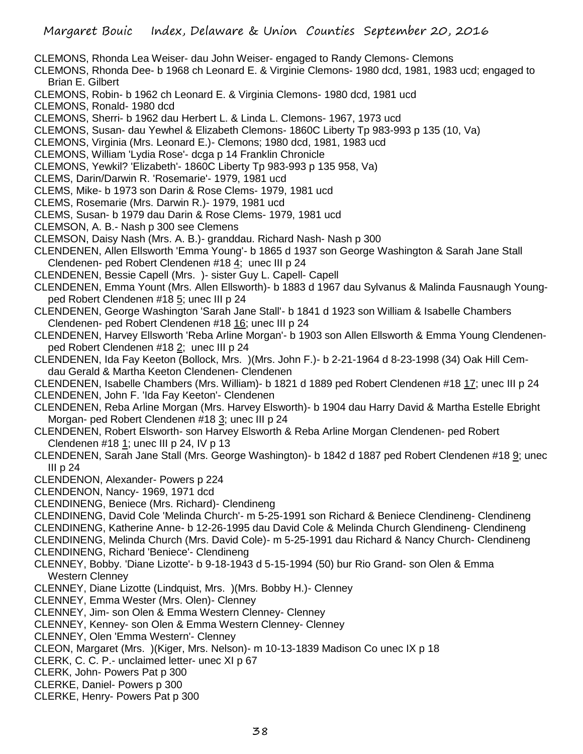CLEMONS, Rhonda Lea Weiser- dau John Weiser- engaged to Randy Clemons- Clemons
CLEMONS, Rhonda Dee- b 1968 ch Leonard E. & Virginie Clemons- 1980 dcd, 1981, 1983 ucd; engaged to Brian E. Gilbert
CLEMONS, Robin- b 1962 ch Leonard E. & Virginia Clemons- 1980 dcd, 1981 ucd
CLEMONS, Ronald- 1980 dcd
CLEMONS, Sherri- b 1962 dau Herbert L. & Linda L. Clemons- 1967, 1973 ucd
CLEMONS, Susan- dau Yewhel & Elizabeth Clemons- 1860C Liberty Tp 983-993 p 135 (10, Va)
CLEMONS, Virginia (Mrs. Leonard E.)- Clemons; 1980 dcd, 1981, 1983 ucd
CLEMONS, William 'Lydia Rose'- dcga p 14 Franklin Chronicle
CLEMONS, Yewkil? 'Elizabeth'- 1860C Liberty Tp 983-993 p 135 958, Va)
CLEMS, Darin/Darwin R. 'Rosemarie'- 1979, 1981 ucd
CLEMS, Mike- b 1973 son Darin & Rose Clems- 1979, 1981 ucd
CLEMS, Rosemarie (Mrs. Darwin R.)- 1979, 1981 ucd
CLEMS, Susan- b 1979 dau Darin & Rose Clems- 1979, 1981 ucd
CLEMSON, A. B.- Nash p 300 see Clemens
CLEMSON, Daisy Nash (Mrs. A. B.)- granddau. Richard Nash- Nash p 300
CLENDENEN, Allen Ellsworth 'Emma Young'- b 1865 d 1937 son George Washington & Sarah Jane Stall Clendenen- ped Robert Clendenen #18 4; unec III p 24
CLENDENEN, Bessie Capell (Mrs. )- sister Guy L. Capell- Capell
CLENDENEN, Emma Yount (Mrs. Allen Ellsworth)- b 1883 d 1967 dau Sylvanus & Malinda Fausnaugh Young- ped Robert Clendenen #18 5; unec III p 24
CLENDENEN, George Washington 'Sarah Jane Stall'- b 1841 d 1923 son William & Isabelle Chambers Clendenen- ped Robert Clendenen #18 16; unec III p 24
CLENDENEN, Harvey Ellsworth 'Reba Arline Morgan'- b 1903 son Allen Ellsworth & Emma Young Clendenen- ped Robert Clendenen #18 2; unec III p 24
CLENDENEN, Ida Fay Keeton (Bollock, Mrs. )(Mrs. John F.)- b 2-21-1964 d 8-23-1998 (34) Oak Hill Cem- dau Gerald & Martha Keeton Clendenen- Clendenen
CLENDENEN, Isabelle Chambers (Mrs. William)- b 1821 d 1889 ped Robert Clendenen #18 17; unec III p 24
CLENDENEN, John F. 'Ida Fay Keeton'- Clendenen
CLENDENEN, Reba Arline Morgan (Mrs. Harvey Elsworth)- b 1904 dau Harry David & Martha Estelle Ebright Morgan- ped Robert Clendenen #18 3; unec III p 24
CLENDENEN, Robert Elsworth- son Harvey Elsworth & Reba Arline Morgan Clendenen- ped Robert Clendenen #18 1; unec III p 24, IV p 13
CLENDENEN, Sarah Jane Stall (Mrs. George Washington)- b 1842 d 1887 ped Robert Clendenen #18 9; unec III p 24
CLENDENON, Alexander- Powers p 224
CLENDENON, Nancy- 1969, 1971 dcd
CLENDINENG, Beniece (Mrs. Richard)- Clendineng
CLENDINENG, David Cole 'Melinda Church'- m 5-25-1991 son Richard & Beniece Clendineng- Clendineng
CLENDINENG, Katherine Anne- b 12-26-1995 dau David Cole & Melinda Church Glendineng- Clendineng
CLENDINENG, Melinda Church (Mrs. David Cole)- m 5-25-1991 dau Richard & Nancy Church- Clendineng
CLENDINENG, Richard 'Beniece'- Clendineng
CLENNEY, Bobby. 'Diane Lizotte'- b 9-18-1943 d 5-15-1994 (50) bur Rio Grand- son Olen & Emma Western Clenney
CLENNEY, Diane Lizotte (Lindquist, Mrs. )(Mrs. Bobby H.)- Clenney
CLENNEY, Emma Wester (Mrs. Olen)- Clenney
CLENNEY, Jim- son Olen & Emma Western Clenney- Clenney
CLENNEY, Kenney- son Olen & Emma Western Clenney- Clenney
CLENNEY, Olen 'Emma Western'- Clenney
CLEON, Margaret (Mrs. )(Kiger, Mrs. Nelson)- m 10-13-1839 Madison Co unec IX p 18
CLERK, C. C. P.- unclaimed letter- unec XI p 67
CLERK, John- Powers Pat p 300
CLERKE, Daniel- Powers p 300
CLERKE, Henry- Powers Pat p 300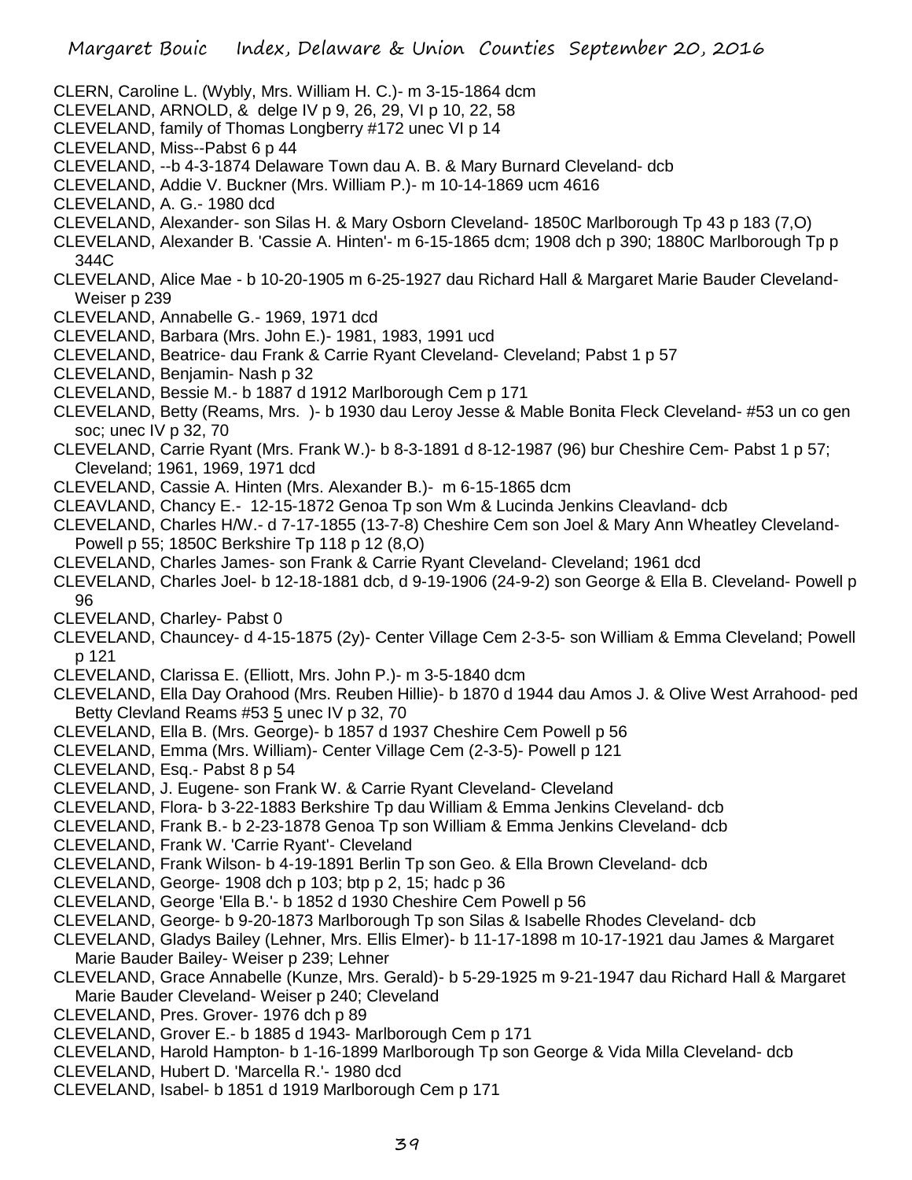CLERN, Caroline L. (Wybly, Mrs. William H. C.)- m 3-15-1864 dcm

CLEVELAND, ARNOLD, & delge IV p 9, 26, 29, VI p 10, 22, 58

CLEVELAND, family of Thomas Longberry #172 unec VI p 14

CLEVELAND, Miss--Pabst 6 p 44

CLEVELAND, --b 4-3-1874 Delaware Town dau A. B. & Mary Burnard Cleveland- dcb

CLEVELAND, Addie V. Buckner (Mrs. William P.)- m 10-14-1869 ucm 4616

CLEVELAND, A. G.- 1980 dcd

CLEVELAND, Alexander- son Silas H. & Mary Osborn Cleveland- 1850C Marlborough Tp 43 p 183 (7,O)

CLEVELAND, Alexander B. 'Cassie A. Hinten'- m 6-15-1865 dcm; 1908 dch p 390; 1880C Marlborough Tp p 344C

CLEVELAND, Alice Mae - b 10-20-1905 m 6-25-1927 dau Richard Hall & Margaret Marie Bauder Cleveland- Weiser p 239

CLEVELAND, Annabelle G.- 1969, 1971 dcd

CLEVELAND, Barbara (Mrs. John E.)- 1981, 1983, 1991 ucd

CLEVELAND, Beatrice- dau Frank & Carrie Ryant Cleveland- Cleveland; Pabst 1 p 57

CLEVELAND, Benjamin- Nash p 32

CLEVELAND, Bessie M.- b 1887 d 1912 Marlborough Cem p 171

CLEVELAND, Betty (Reams, Mrs. )- b 1930 dau Leroy Jesse & Mable Bonita Fleck Cleveland- #53 un co gen soc; unec IV p 32, 70

CLEVELAND, Carrie Ryant (Mrs. Frank W.)- b 8-3-1891 d 8-12-1987 (96) bur Cheshire Cem- Pabst 1 p 57; Cleveland; 1961, 1969, 1971 dcd

CLEVELAND, Cassie A. Hinten (Mrs. Alexander B.)- m 6-15-1865 dcm

CLEAVLAND, Chancy E.- 12-15-1872 Genoa Tp son Wm & Lucinda Jenkins Cleavland- dcb

CLEVELAND, Charles H/W.- d 7-17-1855 (13-7-8) Cheshire Cem son Joel & Mary Ann Wheatley Cleveland- Powell p 55; 1850C Berkshire Tp 118 p 12 (8,O)

CLEVELAND, Charles James- son Frank & Carrie Ryant Cleveland- Cleveland; 1961 dcd

CLEVELAND, Charles Joel- b 12-18-1881 dcb, d 9-19-1906 (24-9-2) son George & Ella B. Cleveland- Powell p 96

CLEVELAND, Charley- Pabst 0

CLEVELAND, Chauncey- d 4-15-1875 (2y)- Center Village Cem 2-3-5- son William & Emma Cleveland; Powell p 121

CLEVELAND, Clarissa E. (Elliott, Mrs. John P.)- m 3-5-1840 dcm

CLEVELAND, Ella Day Orahood (Mrs. Reuben Hillie)- b 1870 d 1944 dau Amos J. & Olive West Arrahood- ped Betty Clevland Reams #53 5 unec IV p 32, 70

CLEVELAND, Ella B. (Mrs. George)- b 1857 d 1937 Cheshire Cem Powell p 56

CLEVELAND, Emma (Mrs. William)- Center Village Cem (2-3-5)- Powell p 121

CLEVELAND, Esq.- Pabst 8 p 54

CLEVELAND, J. Eugene- son Frank W. & Carrie Ryant Cleveland- Cleveland

CLEVELAND, Flora- b 3-22-1883 Berkshire Tp dau William & Emma Jenkins Cleveland- dcb

CLEVELAND, Frank B.- b 2-23-1878 Genoa Tp son William & Emma Jenkins Cleveland- dcb

CLEVELAND, Frank W. 'Carrie Ryant'- Cleveland

CLEVELAND, Frank Wilson- b 4-19-1891 Berlin Tp son Geo. & Ella Brown Cleveland- dcb

CLEVELAND, George- 1908 dch p 103; btp p 2, 15; hadc p 36

CLEVELAND, George 'Ella B.'- b 1852 d 1930 Cheshire Cem Powell p 56

CLEVELAND, George- b 9-20-1873 Marlborough Tp son Silas & Isabelle Rhodes Cleveland- dcb

CLEVELAND, Gladys Bailey (Lehner, Mrs. Ellis Elmer)- b 11-17-1898 m 10-17-1921 dau James & Margaret Marie Bauder Bailey- Weiser p 239; Lehner

CLEVELAND, Grace Annabelle (Kunze, Mrs. Gerald)- b 5-29-1925 m 9-21-1947 dau Richard Hall & Margaret Marie Bauder Cleveland- Weiser p 240; Cleveland

CLEVELAND, Pres. Grover- 1976 dch p 89

CLEVELAND, Grover E.- b 1885 d 1943- Marlborough Cem p 171

CLEVELAND, Harold Hampton- b 1-16-1899 Marlborough Tp son George & Vida Milla Cleveland- dcb

CLEVELAND, Hubert D. 'Marcella R.'- 1980 dcd

CLEVELAND, Isabel- b 1851 d 1919 Marlborough Cem p 171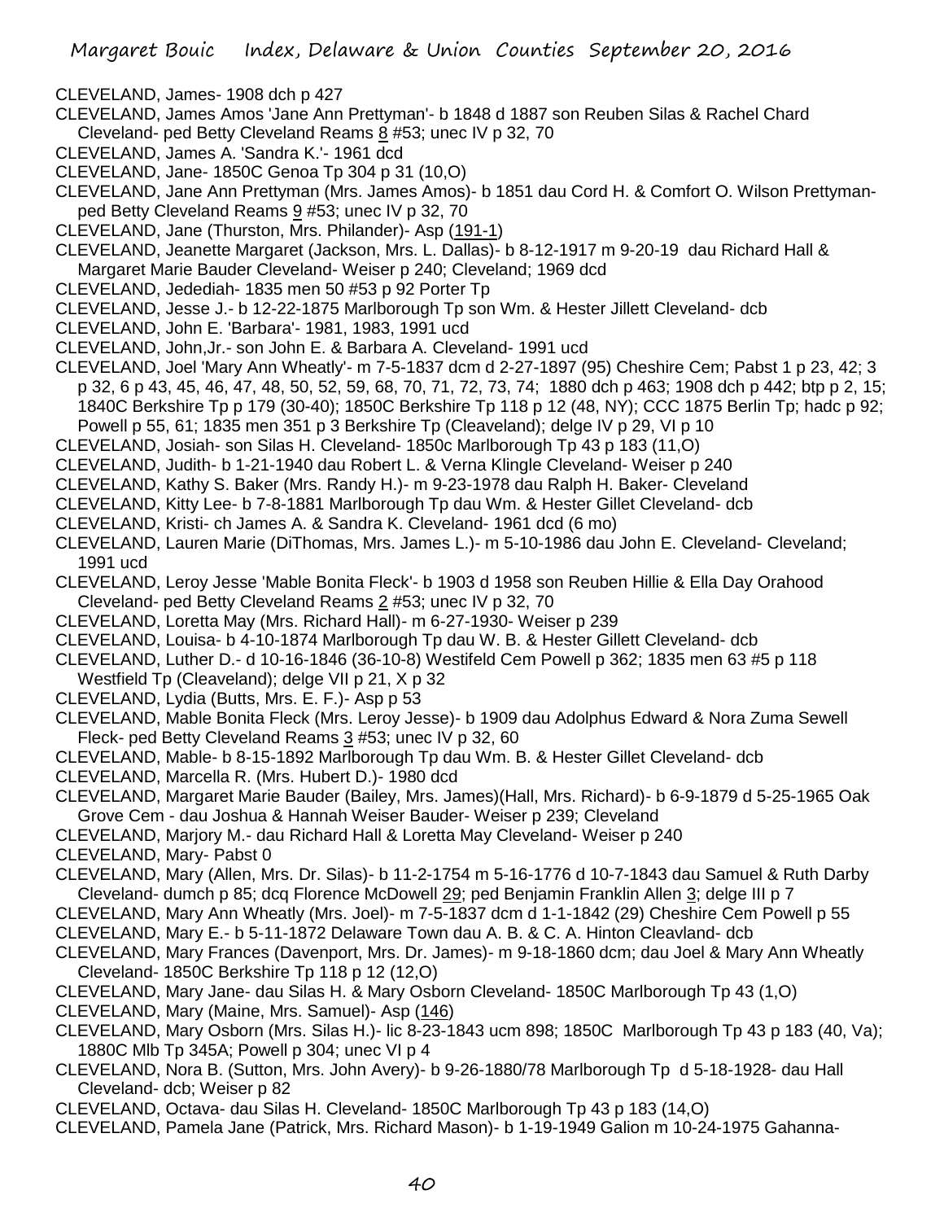CLEVELAND, James- 1908 dch p 427

CLEVELAND, James Amos 'Jane Ann Prettyman'- b 1848 d 1887 son Reuben Silas & Rachel Chard Cleveland- ped Betty Cleveland Reams 8 #53; unec IV p 32, 70

CLEVELAND, James A. 'Sandra K.'- 1961 dcd

CLEVELAND, Jane- 1850C Genoa Tp 304 p 31 (10,O)

CLEVELAND, Jane Ann Prettyman (Mrs. James Amos)- b 1851 dau Cord H. & Comfort O. Wilson Prettyman- ped Betty Cleveland Reams 9 #53; unec IV p 32, 70

CLEVELAND, Jane (Thurston, Mrs. Philander)- Asp (191-1)

CLEVELAND, Jeanette Margaret (Jackson, Mrs. L. Dallas)- b 8-12-1917 m 9-20-19 dau Richard Hall & Margaret Marie Bauder Cleveland- Weiser p 240; Cleveland; 1969 dcd

CLEVELAND, Jedediah- 1835 men 50 #53 p 92 Porter Tp

CLEVELAND, Jesse J.- b 12-22-1875 Marlborough Tp son Wm. & Hester Jillett Cleveland- dcb

CLEVELAND, John E. 'Barbara'- 1981, 1983, 1991 ucd

CLEVELAND, John,Jr.- son John E. & Barbara A. Cleveland- 1991 ucd

CLEVELAND, Joel 'Mary Ann Wheatly'- m 7-5-1837 dcm d 2-27-1897 (95) Cheshire Cem; Pabst 1 p 23, 42; 3 p 32, 6 p 43, 45, 46, 47, 48, 50, 52, 59, 68, 70, 71, 72, 73, 74; 1880 dch p 463; 1908 dch p 442; btp p 2, 15; 1840C Berkshire Tp p 179 (30-40); 1850C Berkshire Tp 118 p 12 (48, NY); CCC 1875 Berlin Tp; hadc p 92; Powell p 55, 61; 1835 men 351 p 3 Berkshire Tp (Cleaveland); delge IV p 29, VI p 10

CLEVELAND, Josiah- son Silas H. Cleveland- 1850c Marlborough Tp 43 p 183 (11,O)

CLEVELAND, Judith- b 1-21-1940 dau Robert L. & Verna Klingle Cleveland- Weiser p 240

CLEVELAND, Kathy S. Baker (Mrs. Randy H.)- m 9-23-1978 dau Ralph H. Baker- Cleveland

CLEVELAND, Kitty Lee- b 7-8-1881 Marlborough Tp dau Wm. & Hester Gillet Cleveland- dcb

CLEVELAND, Kristi- ch James A. & Sandra K. Cleveland- 1961 dcd (6 mo)

CLEVELAND, Lauren Marie (DiThomas, Mrs. James L.)- m 5-10-1986 dau John E. Cleveland- Cleveland; 1991 ucd

CLEVELAND, Leroy Jesse 'Mable Bonita Fleck'- b 1903 d 1958 son Reuben Hillie & Ella Day Orahood Cleveland- ped Betty Cleveland Reams 2 #53; unec IV p 32, 70

CLEVELAND, Loretta May (Mrs. Richard Hall)- m 6-27-1930- Weiser p 239

CLEVELAND, Louisa- b 4-10-1874 Marlborough Tp dau W. B. & Hester Gillett Cleveland- dcb

CLEVELAND, Luther D.- d 10-16-1846 (36-10-8) Westifeld Cem Powell p 362; 1835 men 63 #5 p 118 Westfield Tp (Cleaveland); delge VII p 21, X p 32

CLEVELAND, Lydia (Butts, Mrs. E. F.)- Asp p 53

CLEVELAND, Mable Bonita Fleck (Mrs. Leroy Jesse)- b 1909 dau Adolphus Edward & Nora Zuma Sewell Fleck- ped Betty Cleveland Reams 3 #53; unec IV p 32, 60

CLEVELAND, Mable- b 8-15-1892 Marlborough Tp dau Wm. B. & Hester Gillet Cleveland- dcb

CLEVELAND, Marcella R. (Mrs. Hubert D.)- 1980 dcd

CLEVELAND, Margaret Marie Bauder (Bailey, Mrs. James)(Hall, Mrs. Richard)- b 6-9-1879 d 5-25-1965 Oak Grove Cem - dau Joshua & Hannah Weiser Bauder- Weiser p 239; Cleveland

CLEVELAND, Marjory M.- dau Richard Hall & Loretta May Cleveland- Weiser p 240

CLEVELAND, Mary- Pabst 0

CLEVELAND, Mary (Allen, Mrs. Dr. Silas)- b 11-2-1754 m 5-16-1776 d 10-7-1843 dau Samuel & Ruth Darby Cleveland- dumch p 85; dcq Florence McDowell 29; ped Benjamin Franklin Allen 3; delge III p 7

CLEVELAND, Mary Ann Wheatly (Mrs. Joel)- m 7-5-1837 dcm d 1-1-1842 (29) Cheshire Cem Powell p 55

CLEVELAND, Mary E.- b 5-11-1872 Delaware Town dau A. B. & C. A. Hinton Cleavland- dcb

CLEVELAND, Mary Frances (Davenport, Mrs. Dr. James)- m 9-18-1860 dcm; dau Joel & Mary Ann Wheatly Cleveland- 1850C Berkshire Tp 118 p 12 (12,O)

CLEVELAND, Mary Jane- dau Silas H. & Mary Osborn Cleveland- 1850C Marlborough Tp 43 (1,O)

CLEVELAND, Mary (Maine, Mrs. Samuel)- Asp (146)

CLEVELAND, Mary Osborn (Mrs. Silas H.)- lic 8-23-1843 ucm 898; 1850C Marlborough Tp 43 p 183 (40, Va); 1880C Mlb Tp 345A; Powell p 304; unec VI p 4

CLEVELAND, Nora B. (Sutton, Mrs. John Avery)- b 9-26-1880/78 Marlborough Tp d 5-18-1928- dau Hall Cleveland- dcb; Weiser p 82

CLEVELAND, Octava- dau Silas H. Cleveland- 1850C Marlborough Tp 43 p 183 (14,O)

CLEVELAND, Pamela Jane (Patrick, Mrs. Richard Mason)- b 1-19-1949 Galion m 10-24-1975 Gahanna-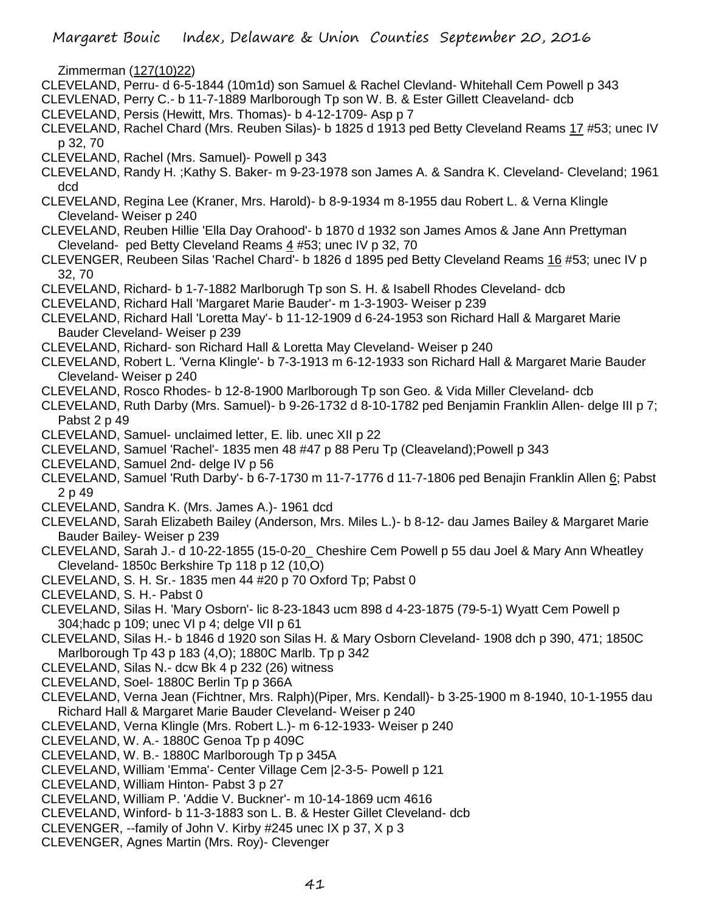Zimmerman (127(10)22)

CLEVELAND, Perru- d 6-5-1844 (10m1d) son Samuel & Rachel Clevland- Whitehall Cem Powell p 343

CLEVLENAD, Perry C.- b 11-7-1889 Marlborough Tp son W. B. & Ester Gillett Cleaveland- dcb

CLEVELAND, Persis (Hewitt, Mrs. Thomas)- b 4-12-1709- Asp p 7

CLEVELAND, Rachel Chard (Mrs. Reuben Silas)- b 1825 d 1913 ped Betty Cleveland Reams 17 #53; unec IV p 32, 70

CLEVELAND, Rachel (Mrs. Samuel)- Powell p 343

CLEVELAND, Randy H. ;Kathy S. Baker- m 9-23-1978 son James A. & Sandra K. Cleveland- Cleveland; 1961 dcd

CLEVELAND, Regina Lee (Kraner, Mrs. Harold)- b 8-9-1934 m 8-1955 dau Robert L. & Verna Klingle Cleveland- Weiser p 240

CLEVELAND, Reuben Hillie 'Ella Day Orahood'- b 1870 d 1932 son James Amos & Jane Ann Prettyman Cleveland- ped Betty Cleveland Reams 4 #53; unec IV p 32, 70

CLEVENGER, Reubeen Silas 'Rachel Chard'- b 1826 d 1895 ped Betty Cleveland Reams 16 #53; unec IV p 32, 70

CLEVELAND, Richard- b 1-7-1882 Marlborugh Tp son S. H. & Isabell Rhodes Cleveland- dcb

CLEVELAND, Richard Hall 'Margaret Marie Bauder'- m 1-3-1903- Weiser p 239

CLEVELAND, Richard Hall 'Loretta May'- b 11-12-1909 d 6-24-1953 son Richard Hall & Margaret Marie Bauder Cleveland- Weiser p 239

CLEVELAND, Richard- son Richard Hall & Loretta May Cleveland- Weiser p 240

CLEVELAND, Robert L. 'Verna Klingle'- b 7-3-1913 m 6-12-1933 son Richard Hall & Margaret Marie Bauder Cleveland- Weiser p 240

CLEVELAND, Rosco Rhodes- b 12-8-1900 Marlborough Tp son Geo. & Vida Miller Cleveland- dcb

CLEVELAND, Ruth Darby (Mrs. Samuel)- b 9-26-1732 d 8-10-1782 ped Benjamin Franklin Allen- delge III p 7; Pabst 2 p 49

CLEVELAND, Samuel- unclaimed letter, E. lib. unec XII p 22

CLEVELAND, Samuel 'Rachel'- 1835 men 48 #47 p 88 Peru Tp (Cleaveland);Powell p 343

CLEVELAND, Samuel 2nd- delge IV p 56

CLEVELAND, Samuel 'Ruth Darby'- b 6-7-1730 m 11-7-1776 d 11-7-1806 ped Benajin Franklin Allen 6; Pabst 2 p 49

CLEVELAND, Sandra K. (Mrs. James A.)- 1961 dcd

CLEVELAND, Sarah Elizabeth Bailey (Anderson, Mrs. Miles L.)- b 8-12- dau James Bailey & Margaret Marie Bauder Bailey- Weiser p 239

CLEVELAND, Sarah J.- d 10-22-1855 (15-0-20_ Cheshire Cem Powell p 55 dau Joel & Mary Ann Wheatley Cleveland- 1850c Berkshire Tp 118 p 12 (10,O)

CLEVELAND, S. H. Sr.- 1835 men 44 #20 p 70 Oxford Tp; Pabst 0

CLEVELAND, S. H.- Pabst 0

CLEVELAND, Silas H. 'Mary Osborn'- lic 8-23-1843 ucm 898 d 4-23-1875 (79-5-1) Wyatt Cem Powell p 304;hadc p 109; unec VI p 4; delge VII p 61

CLEVELAND, Silas H.- b 1846 d 1920 son Silas H. & Mary Osborn Cleveland- 1908 dch p 390, 471; 1850C Marlborough Tp 43 p 183 (4,O); 1880C Marlb. Tp p 342

CLEVELAND, Silas N.- dcw Bk 4 p 232 (26) witness

CLEVELAND, Soel- 1880C Berlin Tp p 366A

CLEVELAND, Verna Jean (Fichtner, Mrs. Ralph)(Piper, Mrs. Kendall)- b 3-25-1900 m 8-1940, 10-1-1955 dau Richard Hall & Margaret Marie Bauder Cleveland- Weiser p 240

CLEVELAND, Verna Klingle (Mrs. Robert L.)- m 6-12-1933- Weiser p 240

CLEVELAND, W. A.- 1880C Genoa Tp p 409C

CLEVELAND, W. B.- 1880C Marlborough Tp p 345A

CLEVELAND, William 'Emma'- Center Village Cem |2-3-5- Powell p 121

CLEVELAND, William Hinton- Pabst 3 p 27

CLEVELAND, William P. 'Addie V. Buckner'- m 10-14-1869 ucm 4616

CLEVELAND, Winford- b 11-3-1883 son L. B. & Hester Gillet Cleveland- dcb

CLEVENGER, --family of John V. Kirby #245 unec IX p 37, X p 3

CLEVENGER, Agnes Martin (Mrs. Roy)- Clevenger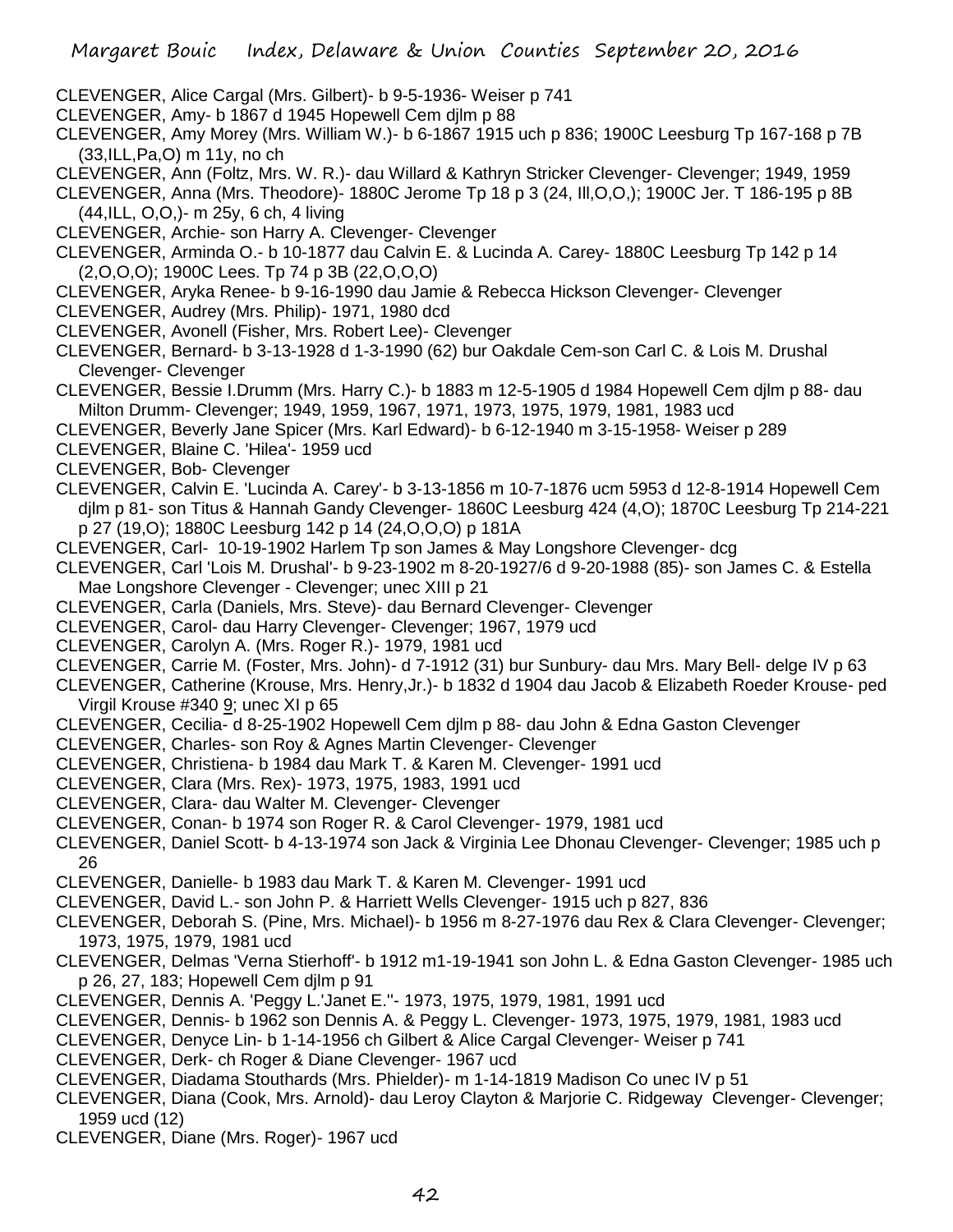CLEVENGER, Alice Cargal (Mrs. Gilbert)- b 9-5-1936- Weiser p 741

CLEVENGER, Amy- b 1867 d 1945 Hopewell Cem djlm p 88

CLEVENGER, Amy Morey (Mrs. William W.)- b 6-1867 1915 uch p 836; 1900C Leesburg Tp 167-168 p 7B (33,ILL,Pa,O) m 11y, no ch

CLEVENGER, Ann (Foltz, Mrs. W. R.)- dau Willard & Kathryn Stricker Clevenger- Clevenger; 1949, 1959

CLEVENGER, Anna (Mrs. Theodore)- 1880C Jerome Tp 18 p 3 (24, Ill,O,O,); 1900C Jer. T 186-195 p 8B (44,ILL, O,O,)- m 25y, 6 ch, 4 living

CLEVENGER, Archie- son Harry A. Clevenger- Clevenger

CLEVENGER, Arminda O.- b 10-1877 dau Calvin E. & Lucinda A. Carey- 1880C Leesburg Tp 142 p 14 (2,O,O,O); 1900C Lees. Tp 74 p 3B (22,O,O,O)

CLEVENGER, Aryka Renee- b 9-16-1990 dau Jamie & Rebecca Hickson Clevenger- Clevenger

CLEVENGER, Audrey (Mrs. Philip)- 1971, 1980 dcd

CLEVENGER, Avonell (Fisher, Mrs. Robert Lee)- Clevenger

CLEVENGER, Bernard- b 3-13-1928 d 1-3-1990 (62) bur Oakdale Cem-son Carl C. & Lois M. Drushal Clevenger- Clevenger

CLEVENGER, Bessie I.Drumm (Mrs. Harry C.)- b 1883 m 12-5-1905 d 1984 Hopewell Cem djlm p 88- dau Milton Drumm- Clevenger; 1949, 1959, 1967, 1971, 1973, 1975, 1979, 1981, 1983 ucd

CLEVENGER, Beverly Jane Spicer (Mrs. Karl Edward)- b 6-12-1940 m 3-15-1958- Weiser p 289

CLEVENGER, Blaine C. 'Hilea'- 1959 ucd

CLEVENGER, Bob- Clevenger

CLEVENGER, Calvin E. 'Lucinda A. Carey'- b 3-13-1856 m 10-7-1876 ucm 5953 d 12-8-1914 Hopewell Cem djlm p 81- son Titus & Hannah Gandy Clevenger- 1860C Leesburg 424 (4,O); 1870C Leesburg Tp 214-221 p 27 (19,O); 1880C Leesburg 142 p 14 (24,O,O,O) p 181A

CLEVENGER, Carl- 10-19-1902 Harlem Tp son James & May Longshore Clevenger- dcg

CLEVENGER, Carl 'Lois M. Drushal'- b 9-23-1902 m 8-20-1927/6 d 9-20-1988 (85)- son James C. & Estella Mae Longshore Clevenger - Clevenger; unec XIII p 21

CLEVENGER, Carla (Daniels, Mrs. Steve)- dau Bernard Clevenger- Clevenger

CLEVENGER, Carol- dau Harry Clevenger- Clevenger; 1967, 1979 ucd

CLEVENGER, Carolyn A. (Mrs. Roger R.)- 1979, 1981 ucd

CLEVENGER, Carrie M. (Foster, Mrs. John)- d 7-1912 (31) bur Sunbury- dau Mrs. Mary Bell- delge IV p 63

CLEVENGER, Catherine (Krouse, Mrs. Henry,Jr.)- b 1832 d 1904 dau Jacob & Elizabeth Roeder Krouse- ped Virgil Krouse #340 9; unec XI p 65

CLEVENGER, Cecilia- d 8-25-1902 Hopewell Cem djlm p 88- dau John & Edna Gaston Clevenger

CLEVENGER, Charles- son Roy & Agnes Martin Clevenger- Clevenger

CLEVENGER, Christiena- b 1984 dau Mark T. & Karen M. Clevenger- 1991 ucd

CLEVENGER, Clara (Mrs. Rex)- 1973, 1975, 1983, 1991 ucd

CLEVENGER, Clara- dau Walter M. Clevenger- Clevenger

CLEVENGER, Conan- b 1974 son Roger R. & Carol Clevenger- 1979, 1981 ucd

CLEVENGER, Daniel Scott- b 4-13-1974 son Jack & Virginia Lee Dhonau Clevenger- Clevenger; 1985 uch p 26

CLEVENGER, Danielle- b 1983 dau Mark T. & Karen M. Clevenger- 1991 ucd

CLEVENGER, David L.- son John P. & Harriett Wells Clevenger- 1915 uch p 827, 836

CLEVENGER, Deborah S. (Pine, Mrs. Michael)- b 1956 m 8-27-1976 dau Rex & Clara Clevenger- Clevenger; 1973, 1975, 1979, 1981 ucd

CLEVENGER, Delmas 'Verna Stierhoff'- b 1912 m1-19-1941 son John L. & Edna Gaston Clevenger- 1985 uch p 26, 27, 183; Hopewell Cem djlm p 91

CLEVENGER, Dennis A. 'Peggy L.'Janet E.''- 1973, 1975, 1979, 1981, 1991 ucd

CLEVENGER, Dennis- b 1962 son Dennis A. & Peggy L. Clevenger- 1973, 1975, 1979, 1981, 1983 ucd

CLEVENGER, Denyce Lin- b 1-14-1956 ch Gilbert & Alice Cargal Clevenger- Weiser p 741

CLEVENGER, Derk- ch Roger & Diane Clevenger- 1967 ucd

CLEVENGER, Diadama Stouthards (Mrs. Phielder)- m 1-14-1819 Madison Co unec IV p 51

CLEVENGER, Diana (Cook, Mrs. Arnold)- dau Leroy Clayton & Marjorie C. Ridgeway Clevenger- Clevenger; 1959 ucd (12)

CLEVENGER, Diane (Mrs. Roger)- 1967 ucd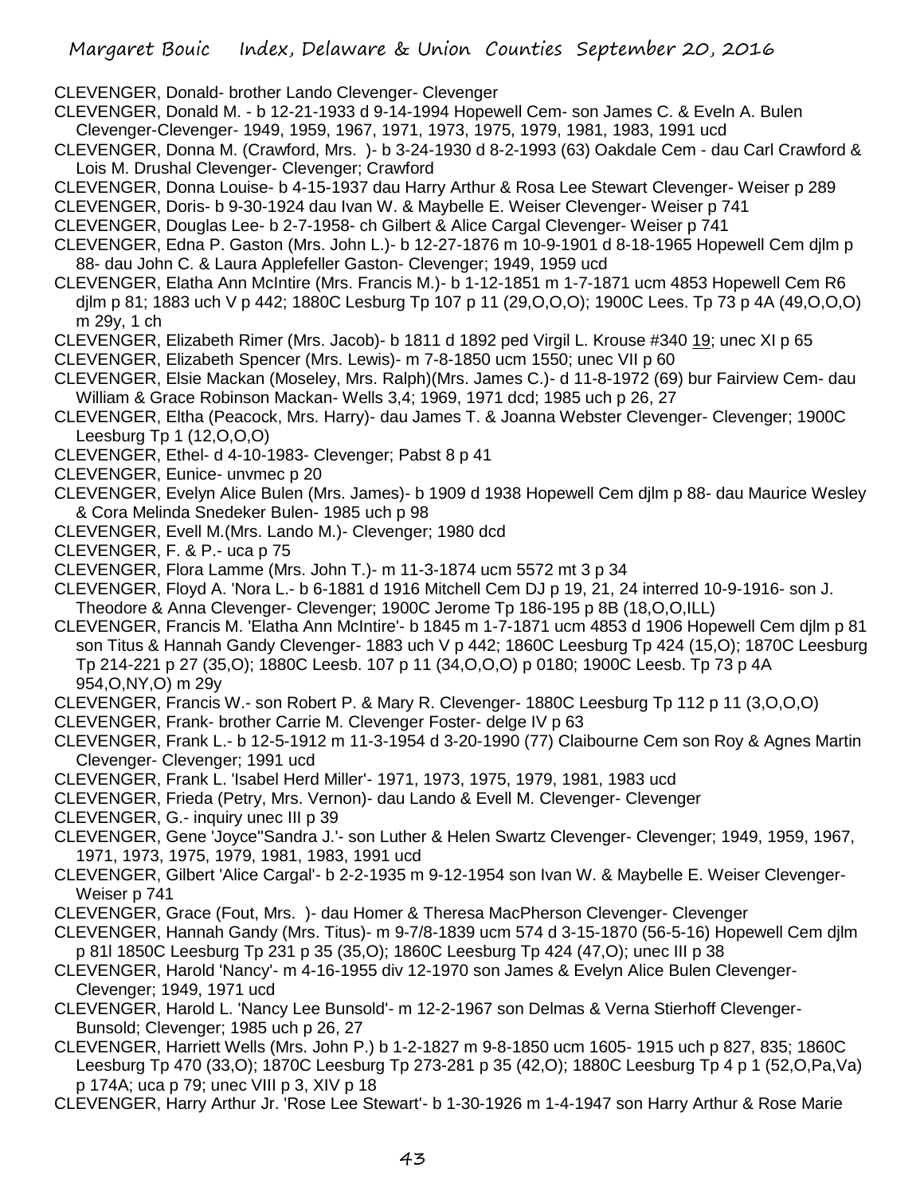CLEVENGER, Donald- brother Lando Clevenger- Clevenger

CLEVENGER, Donald M. - b 12-21-1933 d 9-14-1994 Hopewell Cem- son James C. & Eveln A. Bulen Clevenger-Clevenger- 1949, 1959, 1967, 1971, 1973, 1975, 1979, 1981, 1983, 1991 ucd

CLEVENGER, Donna M. (Crawford, Mrs. )- b 3-24-1930 d 8-2-1993 (63) Oakdale Cem - dau Carl Crawford & Lois M. Drushal Clevenger- Clevenger; Crawford

CLEVENGER, Donna Louise- b 4-15-1937 dau Harry Arthur & Rosa Lee Stewart Clevenger- Weiser p 289

CLEVENGER, Doris- b 9-30-1924 dau Ivan W. & Maybelle E. Weiser Clevenger- Weiser p 741

CLEVENGER, Douglas Lee- b 2-7-1958- ch Gilbert & Alice Cargal Clevenger- Weiser p 741

CLEVENGER, Edna P. Gaston (Mrs. John L.)- b 12-27-1876 m 10-9-1901 d 8-18-1965 Hopewell Cem djlm p 88- dau John C. & Laura Applefeller Gaston- Clevenger; 1949, 1959 ucd

CLEVENGER, Elatha Ann McIntire (Mrs. Francis M.)- b 1-12-1851 m 1-7-1871 ucm 4853 Hopewell Cem R6 djlm p 81; 1883 uch V p 442; 1880C Lesburg Tp 107 p 11 (29,O,O,O); 1900C Lees. Tp 73 p 4A (49,O,O,O) m 29y, 1 ch

CLEVENGER, Elizabeth Rimer (Mrs. Jacob)- b 1811 d 1892 ped Virgil L. Krouse #340 19; unec XI p 65

CLEVENGER, Elizabeth Spencer (Mrs. Lewis)- m 7-8-1850 ucm 1550; unec VII p 60

CLEVENGER, Elsie Mackan (Moseley, Mrs. Ralph)(Mrs. James C.)- d 11-8-1972 (69) bur Fairview Cem- dau William & Grace Robinson Mackan- Wells 3,4; 1969, 1971 dcd; 1985 uch p 26, 27

CLEVENGER, Eltha (Peacock, Mrs. Harry)- dau James T. & Joanna Webster Clevenger- Clevenger; 1900C Leesburg Tp 1 (12,O,O,O)

CLEVENGER, Ethel- d 4-10-1983- Clevenger; Pabst 8 p 41

CLEVENGER, Eunice- unvmec p 20

CLEVENGER, Evelyn Alice Bulen (Mrs. James)- b 1909 d 1938 Hopewell Cem djlm p 88- dau Maurice Wesley & Cora Melinda Snedeker Bulen- 1985 uch p 98

CLEVENGER, Evell M.(Mrs. Lando M.)- Clevenger; 1980 dcd

CLEVENGER, F. & P.- uca p 75

CLEVENGER, Flora Lamme (Mrs. John T.)- m 11-3-1874 ucm 5572 mt 3 p 34

CLEVENGER, Floyd A. 'Nora L.- b 6-1881 d 1916 Mitchell Cem DJ p 19, 21, 24 interred 10-9-1916- son J. Theodore & Anna Clevenger- Clevenger; 1900C Jerome Tp 186-195 p 8B (18,O,O,ILL)

CLEVENGER, Francis M. 'Elatha Ann McIntire'- b 1845 m 1-7-1871 ucm 4853 d 1906 Hopewell Cem djlm p 81 son Titus & Hannah Gandy Clevenger- 1883 uch V p 442; 1860C Leesburg Tp 424 (15,O); 1870C Leesburg Tp 214-221 p 27 (35,O); 1880C Leesb. 107 p 11 (34,O,O,O) p 0180; 1900C Leesb. Tp 73 p 4A 954,O,NY,O) m 29y

CLEVENGER, Francis W.- son Robert P. & Mary R. Clevenger- 1880C Leesburg Tp 112 p 11 (3,O,O,O)

CLEVENGER, Frank- brother Carrie M. Clevenger Foster- delge IV p 63

CLEVENGER, Frank L.- b 12-5-1912 m 11-3-1954 d 3-20-1990 (77) Claibourne Cem son Roy & Agnes Martin Clevenger- Clevenger; 1991 ucd

CLEVENGER, Frank L. 'Isabel Herd Miller'- 1971, 1973, 1975, 1979, 1981, 1983 ucd

CLEVENGER, Frieda (Petry, Mrs. Vernon)- dau Lando & Evell M. Clevenger- Clevenger

CLEVENGER, G.- inquiry unec III p 39

CLEVENGER, Gene 'Joyce''Sandra J.'- son Luther & Helen Swartz Clevenger- Clevenger; 1949, 1959, 1967, 1971, 1973, 1975, 1979, 1981, 1983, 1991 ucd

CLEVENGER, Gilbert 'Alice Cargal'- b 2-2-1935 m 9-12-1954 son Ivan W. & Maybelle E. Weiser Clevenger- Weiser p 741

CLEVENGER, Grace (Fout, Mrs. )- dau Homer & Theresa MacPherson Clevenger- Clevenger

CLEVENGER, Hannah Gandy (Mrs. Titus)- m 9-7/8-1839 ucm 574 d 3-15-1870 (56-5-16) Hopewell Cem djlm p 81l 1850C Leesburg Tp 231 p 35 (35,O); 1860C Leesburg Tp 424 (47,O); unec III p 38

CLEVENGER, Harold 'Nancy'- m 4-16-1955 div 12-1970 son James & Evelyn Alice Bulen Clevenger- Clevenger; 1949, 1971 ucd

CLEVENGER, Harold L. 'Nancy Lee Bunsold'- m 12-2-1967 son Delmas & Verna Stierhoff Clevenger- Bunsold; Clevenger; 1985 uch p 26, 27

CLEVENGER, Harriett Wells (Mrs. John P.) b 1-2-1827 m 9-8-1850 ucm 1605- 1915 uch p 827, 835; 1860C Leesburg Tp 470 (33,O); 1870C Leesburg Tp 273-281 p 35 (42,O); 1880C Leesburg Tp 4 p 1 (52,O,Pa,Va) p 174A; uca p 79; unec VIII p 3, XIV p 18

CLEVENGER, Harry Arthur Jr. 'Rose Lee Stewart'- b 1-30-1926 m 1-4-1947 son Harry Arthur & Rose Marie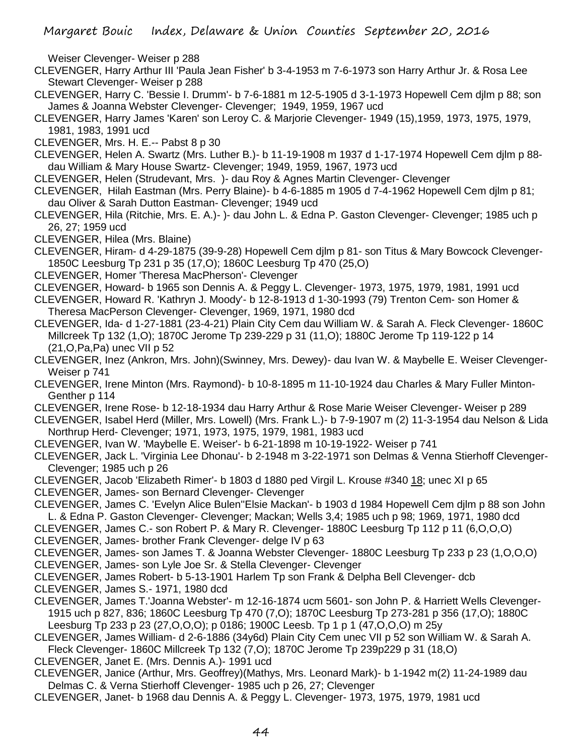Weiser Clevenger- Weiser p 288

CLEVENGER, Harry Arthur III 'Paula Jean Fisher' b 3-4-1953 m 7-6-1973 son Harry Arthur Jr. & Rosa Lee Stewart Clevenger- Weiser p 288

CLEVENGER, Harry C. 'Bessie I. Drumm'- b 7-6-1881 m 12-5-1905 d 3-1-1973 Hopewell Cem djlm p 88; son James & Joanna Webster Clevenger- Clevenger; 1949, 1959, 1967 ucd

CLEVENGER, Harry James 'Karen' son Leroy C. & Marjorie Clevenger- 1949 (15),1959, 1973, 1975, 1979, 1981, 1983, 1991 ucd

CLEVENGER, Mrs. H. E.-- Pabst 8 p 30

CLEVENGER, Helen A. Swartz (Mrs. Luther B.)- b 11-19-1908 m 1937 d 1-17-1974 Hopewell Cem djlm p 88- dau William & Mary House Swartz- Clevenger; 1949, 1959, 1967, 1973 ucd

CLEVENGER, Helen (Strudevant, Mrs. )- dau Roy & Agnes Martin Clevenger- Clevenger

CLEVENGER, Hilah Eastman (Mrs. Perry Blaine)- b 4-6-1885 m 1905 d 7-4-1962 Hopewell Cem djlm p 81; dau Oliver & Sarah Dutton Eastman- Clevenger; 1949 ucd

CLEVENGER, Hila (Ritchie, Mrs. E. A.)- )- dau John L. & Edna P. Gaston Clevenger- Clevenger; 1985 uch p 26, 27; 1959 ucd

CLEVENGER, Hilea (Mrs. Blaine)

CLEVENGER, Hiram- d 4-29-1875 (39-9-28) Hopewell Cem djlm p 81- son Titus & Mary Bowcock Clevenger- 1850C Leesburg Tp 231 p 35 (17,O); 1860C Leesburg Tp 470 (25,O)

CLEVENGER, Homer 'Theresa MacPherson'- Clevenger

CLEVENGER, Howard- b 1965 son Dennis A. & Peggy L. Clevenger- 1973, 1975, 1979, 1981, 1991 ucd

CLEVENGER, Howard R. 'Kathryn J. Moody'- b 12-8-1913 d 1-30-1993 (79) Trenton Cem- son Homer & Theresa MacPerson Clevenger- Clevenger, 1969, 1971, 1980 dcd

CLEVENGER, Ida- d 1-27-1881 (23-4-21) Plain City Cem dau William W. & Sarah A. Fleck Clevenger- 1860C Millcreek Tp 132 (1,O); 1870C Jerome Tp 239-229 p 31 (11,O); 1880C Jerome Tp 119-122 p 14 (21,O,Pa,Pa) unec VII p 52

CLEVENGER, Inez (Ankron, Mrs. John)(Swinney, Mrs. Dewey)- dau Ivan W. & Maybelle E. Weiser Clevenger- Weiser p 741

CLEVENGER, Irene Minton (Mrs. Raymond)- b 10-8-1895 m 11-10-1924 dau Charles & Mary Fuller Minton- Genther p 114

CLEVENGER, Irene Rose- b 12-18-1934 dau Harry Arthur & Rose Marie Weiser Clevenger- Weiser p 289

CLEVENGER, Isabel Herd (Miller, Mrs. Lowell) (Mrs. Frank L.)- b 7-9-1907 m (2) 11-3-1954 dau Nelson & Lida Northrup Herd- Clevenger; 1971, 1973, 1975, 1979, 1981, 1983 ucd

CLEVENGER, Ivan W. 'Maybelle E. Weiser'- b 6-21-1898 m 10-19-1922- Weiser p 741

CLEVENGER, Jack L. 'Virginia Lee Dhonau'- b 2-1948 m 3-22-1971 son Delmas & Venna Stierhoff Clevenger- Clevenger; 1985 uch p 26

CLEVENGER, Jacob 'Elizabeth Rimer'- b 1803 d 1880 ped Virgil L. Krouse #340 18; unec XI p 65

CLEVENGER, James- son Bernard Clevenger- Clevenger

CLEVENGER, James C. 'Evelyn Alice Bulen''Elsie Mackan'- b 1903 d 1984 Hopewell Cem djlm p 88 son John L. & Edna P. Gaston Clevenger- Clevenger; Mackan; Wells 3,4; 1985 uch p 98; 1969, 1971, 1980 dcd

CLEVENGER, James C.- son Robert P. & Mary R. Clevenger- 1880C Leesburg Tp 112 p 11 (6,O,O,O)

CLEVENGER, James- brother Frank Clevenger- delge IV p 63

CLEVENGER, James- son James T. & Joanna Webster Clevenger- 1880C Leesburg Tp 233 p 23 (1,O,O,O)

CLEVENGER, James- son Lyle Joe Sr. & Stella Clevenger- Clevenger

CLEVENGER, James Robert- b 5-13-1901 Harlem Tp son Frank & Delpha Bell Clevenger- dcb

CLEVENGER, James S.- 1971, 1980 dcd

CLEVENGER, James T.'Joanna Webster'- m 12-16-1874 ucm 5601- son John P. & Harriett Wells Clevenger- 1915 uch p 827, 836; 1860C Leesburg Tp 470 (7,O); 1870C Leesburg Tp 273-281 p 356 (17,O); 1880C Leesburg Tp 233 p 23 (27,O,O,O); p 0186; 1900C Leesb. Tp 1 p 1 (47,O,O,O) m 25y

CLEVENGER, James William- d 2-6-1886 (34y6d) Plain City Cem unec VII p 52 son William W. & Sarah A. Fleck Clevenger- 1860C Millcreek Tp 132 (7,O); 1870C Jerome Tp 239p229 p 31 (18,O)

CLEVENGER, Janet E. (Mrs. Dennis A.)- 1991 ucd

CLEVENGER, Janice (Arthur, Mrs. Geoffrey)(Mathys, Mrs. Leonard Mark)- b 1-1942 m(2) 11-24-1989 dau Delmas C. & Verna Stierhoff Clevenger- 1985 uch p 26, 27; Clevenger

CLEVENGER, Janet- b 1968 dau Dennis A. & Peggy L. Clevenger- 1973, 1975, 1979, 1981 ucd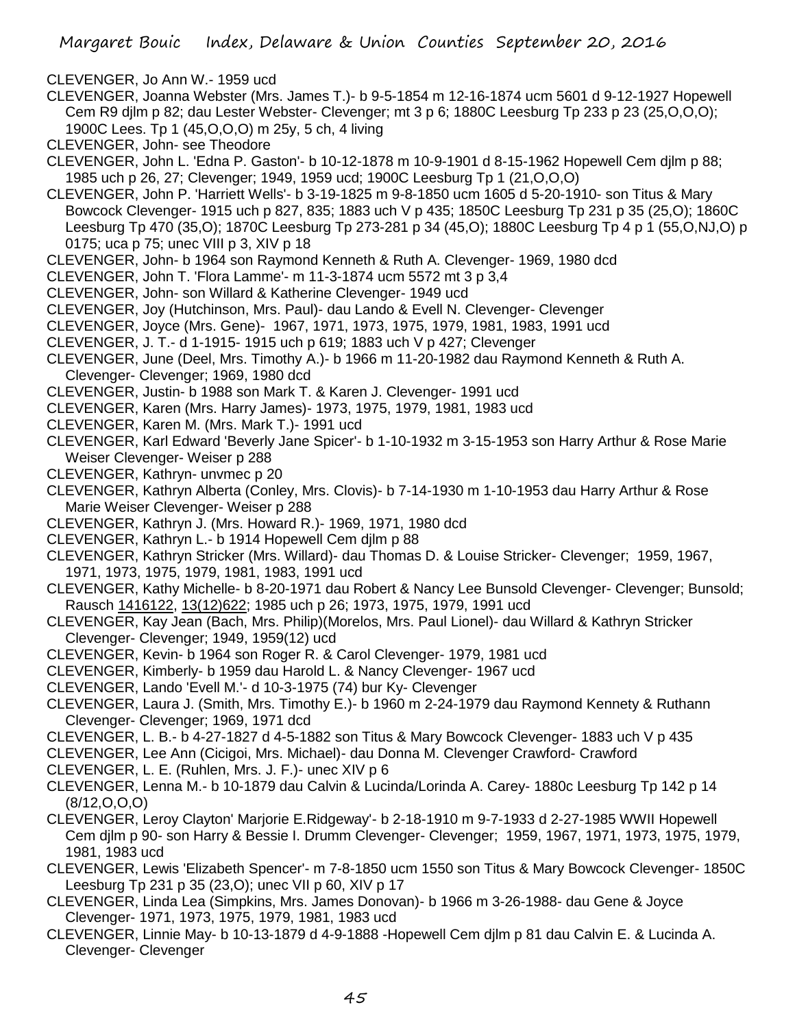CLEVENGER, Jo Ann W.- 1959 ucd

CLEVENGER, Joanna Webster (Mrs. James T.)- b 9-5-1854 m 12-16-1874 ucm 5601 d 9-12-1927 Hopewell Cem R9 djlm p 82; dau Lester Webster- Clevenger; mt 3 p 6; 1880C Leesburg Tp 233 p 23 (25,O,O,O); 1900C Lees. Tp 1 (45,O,O,O) m 25y, 5 ch, 4 living

CLEVENGER, John- see Theodore

CLEVENGER, John L. 'Edna P. Gaston'- b 10-12-1878 m 10-9-1901 d 8-15-1962 Hopewell Cem djlm p 88; 1985 uch p 26, 27; Clevenger; 1949, 1959 ucd; 1900C Leesburg Tp 1 (21,O,O,O)

CLEVENGER, John P. 'Harriett Wells'- b 3-19-1825 m 9-8-1850 ucm 1605 d 5-20-1910- son Titus & Mary Bowcock Clevenger- 1915 uch p 827, 835; 1883 uch V p 435; 1850C Leesburg Tp 231 p 35 (25,O); 1860C Leesburg Tp 470 (35,O); 1870C Leesburg Tp 273-281 p 34 (45,O); 1880C Leesburg Tp 4 p 1 (55,O,NJ,O) p 0175; uca p 75; unec VIII p 3, XIV p 18

CLEVENGER, John- b 1964 son Raymond Kenneth & Ruth A. Clevenger- 1969, 1980 dcd

CLEVENGER, John T. 'Flora Lamme'- m 11-3-1874 ucm 5572 mt 3 p 3,4

CLEVENGER, John- son Willard & Katherine Clevenger- 1949 ucd

CLEVENGER, Joy (Hutchinson, Mrs. Paul)- dau Lando & Evell N. Clevenger- Clevenger

CLEVENGER, Joyce (Mrs. Gene)- 1967, 1971, 1973, 1975, 1979, 1981, 1983, 1991 ucd

CLEVENGER, J. T.- d 1-1915- 1915 uch p 619; 1883 uch V p 427; Clevenger

CLEVENGER, June (Deel, Mrs. Timothy A.)- b 1966 m 11-20-1982 dau Raymond Kenneth & Ruth A. Clevenger- Clevenger; 1969, 1980 dcd

CLEVENGER, Justin- b 1988 son Mark T. & Karen J. Clevenger- 1991 ucd

CLEVENGER, Karen (Mrs. Harry James)- 1973, 1975, 1979, 1981, 1983 ucd

CLEVENGER, Karen M. (Mrs. Mark T.)- 1991 ucd

CLEVENGER, Karl Edward 'Beverly Jane Spicer'- b 1-10-1932 m 3-15-1953 son Harry Arthur & Rose Marie Weiser Clevenger- Weiser p 288

CLEVENGER, Kathryn- unvmec p 20

CLEVENGER, Kathryn Alberta (Conley, Mrs. Clovis)- b 7-14-1930 m 1-10-1953 dau Harry Arthur & Rose Marie Weiser Clevenger- Weiser p 288

CLEVENGER, Kathryn J. (Mrs. Howard R.)- 1969, 1971, 1980 dcd

CLEVENGER, Kathryn L.- b 1914 Hopewell Cem djlm p 88

CLEVENGER, Kathryn Stricker (Mrs. Willard)- dau Thomas D. & Louise Stricker- Clevenger; 1959, 1967, 1971, 1973, 1975, 1979, 1981, 1983, 1991 ucd

CLEVENGER, Kathy Michelle- b 8-20-1971 dau Robert & Nancy Lee Bunsold Clevenger- Clevenger; Bunsold; Rausch 1416122, 13(12)622; 1985 uch p 26; 1973, 1975, 1979, 1991 ucd

CLEVENGER, Kay Jean (Bach, Mrs. Philip)(Morelos, Mrs. Paul Lionel)- dau Willard & Kathryn Stricker Clevenger- Clevenger; 1949, 1959(12) ucd

CLEVENGER, Kevin- b 1964 son Roger R. & Carol Clevenger- 1979, 1981 ucd

CLEVENGER, Kimberly- b 1959 dau Harold L. & Nancy Clevenger- 1967 ucd

CLEVENGER, Lando 'Evell M.'- d 10-3-1975 (74) bur Ky- Clevenger

CLEVENGER, Laura J. (Smith, Mrs. Timothy E.)- b 1960 m 2-24-1979 dau Raymond Kennety & Ruthann Clevenger- Clevenger; 1969, 1971 dcd

CLEVENGER, L. B.- b 4-27-1827 d 4-5-1882 son Titus & Mary Bowcock Clevenger- 1883 uch V p 435

CLEVENGER, Lee Ann (Cicigoi, Mrs. Michael)- dau Donna M. Clevenger Crawford- Crawford

CLEVENGER, L. E. (Ruhlen, Mrs. J. F.)- unec XIV p 6

CLEVENGER, Lenna M.- b 10-1879 dau Calvin & Lucinda/Lorinda A. Carey- 1880c Leesburg Tp 142 p 14 (8/12,O,O,O)

CLEVENGER, Leroy Clayton' Marjorie E.Ridgeway'- b 2-18-1910 m 9-7-1933 d 2-27-1985 WWII Hopewell Cem djlm p 90- son Harry & Bessie I. Drumm Clevenger- Clevenger; 1959, 1967, 1971, 1973, 1975, 1979, 1981, 1983 ucd

CLEVENGER, Lewis 'Elizabeth Spencer'- m 7-8-1850 ucm 1550 son Titus & Mary Bowcock Clevenger- 1850C Leesburg Tp 231 p 35 (23,O); unec VII p 60, XIV p 17

CLEVENGER, Linda Lea (Simpkins, Mrs. James Donovan)- b 1966 m 3-26-1988- dau Gene & Joyce Clevenger- 1971, 1973, 1975, 1979, 1981, 1983 ucd

CLEVENGER, Linnie May- b 10-13-1879 d 4-9-1888 -Hopewell Cem djlm p 81 dau Calvin E. & Lucinda A. Clevenger- Clevenger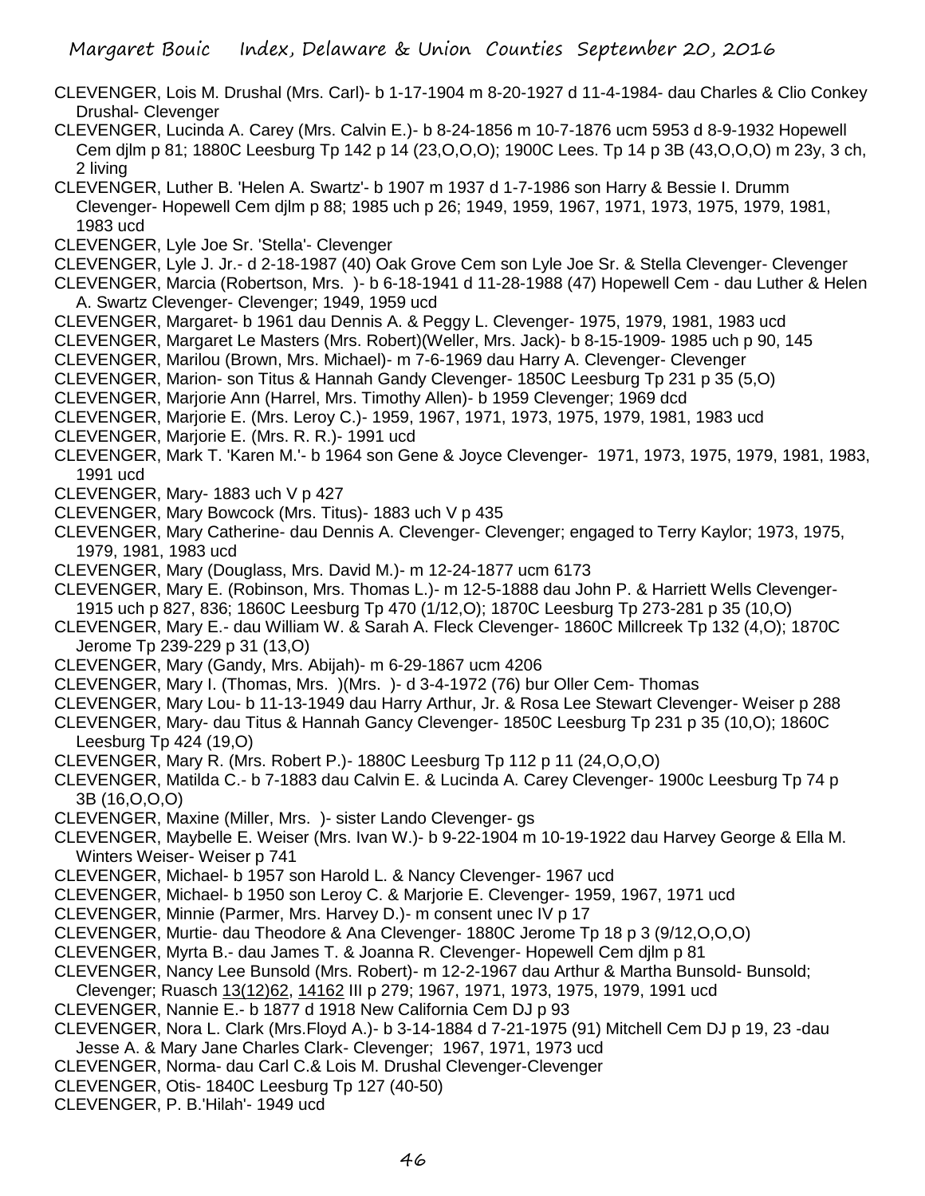CLEVENGER, Lois M. Drushal (Mrs. Carl)- b 1-17-1904 m 8-20-1927 d 11-4-1984- dau Charles & Clio Conkey Drushal- Clevenger

CLEVENGER, Lucinda A. Carey (Mrs. Calvin E.)- b 8-24-1856 m 10-7-1876 ucm 5953 d 8-9-1932 Hopewell Cem djlm p 81; 1880C Leesburg Tp 142 p 14 (23,O,O,O); 1900C Lees. Tp 14 p 3B (43,O,O,O) m 23y, 3 ch, 2 living

CLEVENGER, Luther B. 'Helen A. Swartz'- b 1907 m 1937 d 1-7-1986 son Harry & Bessie I. Drumm Clevenger- Hopewell Cem djlm p 88; 1985 uch p 26; 1949, 1959, 1967, 1971, 1973, 1975, 1979, 1981, 1983 ucd

CLEVENGER, Lyle Joe Sr. 'Stella'- Clevenger

CLEVENGER, Lyle J. Jr.- d 2-18-1987 (40) Oak Grove Cem son Lyle Joe Sr. & Stella Clevenger- Clevenger

CLEVENGER, Marcia (Robertson, Mrs. )- b 6-18-1941 d 11-28-1988 (47) Hopewell Cem - dau Luther & Helen A. Swartz Clevenger- Clevenger; 1949, 1959 ucd

CLEVENGER, Margaret- b 1961 dau Dennis A. & Peggy L. Clevenger- 1975, 1979, 1981, 1983 ucd

CLEVENGER, Margaret Le Masters (Mrs. Robert)(Weller, Mrs. Jack)- b 8-15-1909- 1985 uch p 90, 145

CLEVENGER, Marilou (Brown, Mrs. Michael)- m 7-6-1969 dau Harry A. Clevenger- Clevenger

CLEVENGER, Marion- son Titus & Hannah Gandy Clevenger- 1850C Leesburg Tp 231 p 35 (5,O)

CLEVENGER, Marjorie Ann (Harrel, Mrs. Timothy Allen)- b 1959 Clevenger; 1969 dcd

CLEVENGER, Marjorie E. (Mrs. Leroy C.)- 1959, 1967, 1971, 1973, 1975, 1979, 1981, 1983 ucd

CLEVENGER, Marjorie E. (Mrs. R. R.)- 1991 ucd

CLEVENGER, Mark T. 'Karen M.'- b 1964 son Gene & Joyce Clevenger- 1971, 1973, 1975, 1979, 1981, 1983, 1991 ucd

CLEVENGER, Mary- 1883 uch V p 427

CLEVENGER, Mary Bowcock (Mrs. Titus)- 1883 uch V p 435

CLEVENGER, Mary Catherine- dau Dennis A. Clevenger- Clevenger; engaged to Terry Kaylor; 1973, 1975, 1979, 1981, 1983 ucd

CLEVENGER, Mary (Douglass, Mrs. David M.)- m 12-24-1877 ucm 6173

CLEVENGER, Mary E. (Robinson, Mrs. Thomas L.)- m 12-5-1888 dau John P. & Harriett Wells Clevenger- 1915 uch p 827, 836; 1860C Leesburg Tp 470 (1/12,O); 1870C Leesburg Tp 273-281 p 35 (10,O)

CLEVENGER, Mary E.- dau William W. & Sarah A. Fleck Clevenger- 1860C Millcreek Tp 132 (4,O); 1870C Jerome Tp 239-229 p 31 (13,O)

CLEVENGER, Mary (Gandy, Mrs. Abijah)- m 6-29-1867 ucm 4206

CLEVENGER, Mary I. (Thomas, Mrs. )(Mrs. )- d 3-4-1972 (76) bur Oller Cem- Thomas

CLEVENGER, Mary Lou- b 11-13-1949 dau Harry Arthur, Jr. & Rosa Lee Stewart Clevenger- Weiser p 288

CLEVENGER, Mary- dau Titus & Hannah Gancy Clevenger- 1850C Leesburg Tp 231 p 35 (10,O); 1860C Leesburg Tp 424 (19,O)

CLEVENGER, Mary R. (Mrs. Robert P.)- 1880C Leesburg Tp 112 p 11 (24,O,O,O)

CLEVENGER, Matilda C.- b 7-1883 dau Calvin E. & Lucinda A. Carey Clevenger- 1900c Leesburg Tp 74 p 3B (16,O,O,O)

CLEVENGER, Maxine (Miller, Mrs. )- sister Lando Clevenger- gs

CLEVENGER, Maybelle E. Weiser (Mrs. Ivan W.)- b 9-22-1904 m 10-19-1922 dau Harvey George & Ella M. Winters Weiser- Weiser p 741

CLEVENGER, Michael- b 1957 son Harold L. & Nancy Clevenger- 1967 ucd

CLEVENGER, Michael- b 1950 son Leroy C. & Marjorie E. Clevenger- 1959, 1967, 1971 ucd

CLEVENGER, Minnie (Parmer, Mrs. Harvey D.)- m consent unec IV p 17

CLEVENGER, Murtie- dau Theodore & Ana Clevenger- 1880C Jerome Tp 18 p 3 (9/12,O,O,O)

CLEVENGER, Myrta B.- dau James T. & Joanna R. Clevenger- Hopewell Cem djlm p 81

CLEVENGER, Nancy Lee Bunsold (Mrs. Robert)- m 12-2-1967 dau Arthur & Martha Bunsold- Bunsold; Clevenger; Ruasch 13(12)62, 14162 III p 279; 1967, 1971, 1973, 1975, 1979, 1991 ucd

CLEVENGER, Nannie E.- b 1877 d 1918 New California Cem DJ p 93

CLEVENGER, Nora L. Clark (Mrs.Floyd A.)- b 3-14-1884 d 7-21-1975 (91) Mitchell Cem DJ p 19, 23 -dau Jesse A. & Mary Jane Charles Clark- Clevenger; 1967, 1971, 1973 ucd

CLEVENGER, Norma- dau Carl C.& Lois M. Drushal Clevenger-Clevenger

CLEVENGER, Otis- 1840C Leesburg Tp 127 (40-50)

CLEVENGER, P. B.'Hilah'- 1949 ucd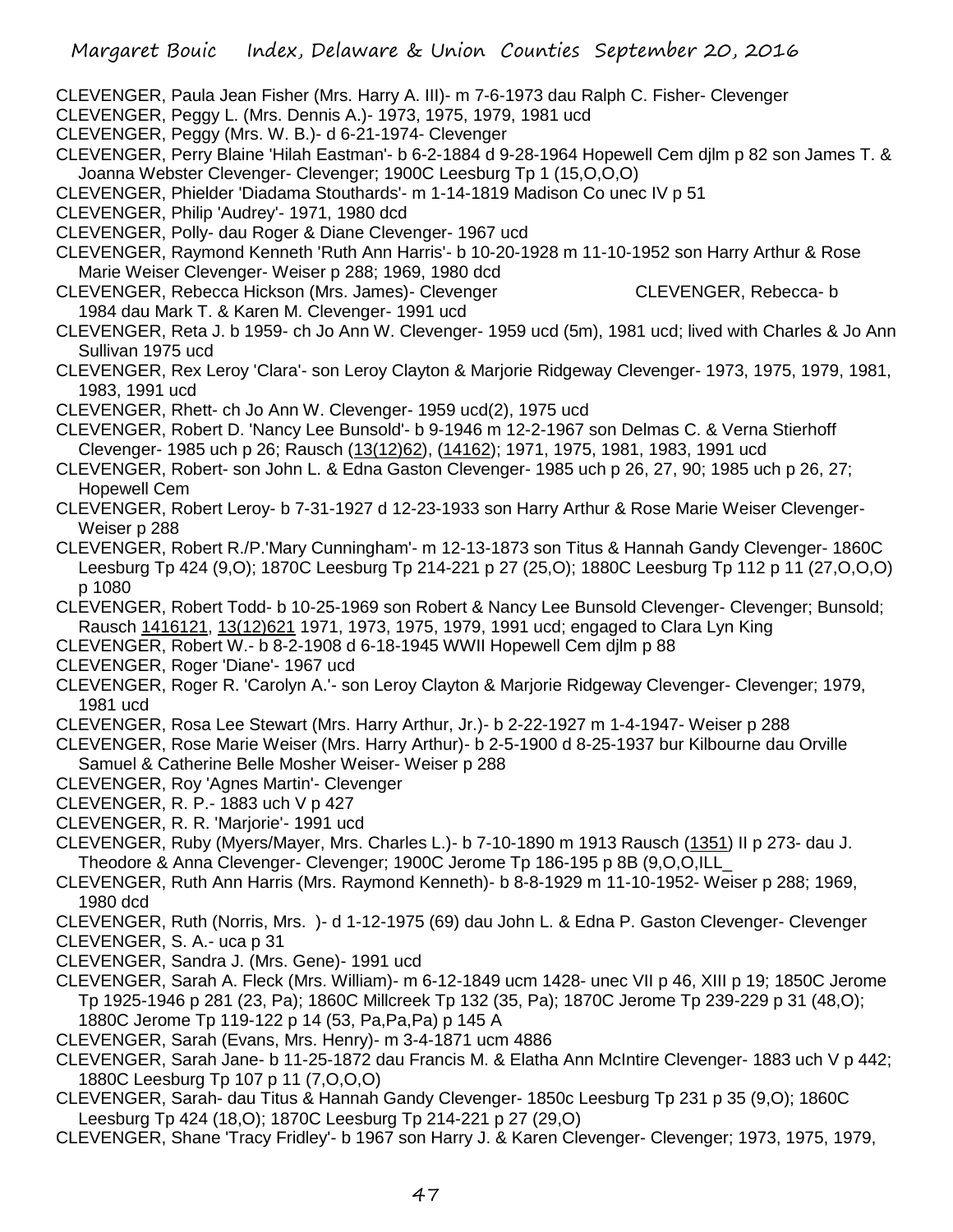CLEVENGER, Paula Jean Fisher (Mrs. Harry A. III)- m 7-6-1973 dau Ralph C. Fisher- Clevenger

CLEVENGER, Peggy L. (Mrs. Dennis A.)- 1973, 1975, 1979, 1981 ucd

CLEVENGER, Peggy (Mrs. W. B.)- d 6-21-1974- Clevenger

CLEVENGER, Perry Blaine 'Hilah Eastman'- b 6-2-1884 d 9-28-1964 Hopewell Cem djlm p 82 son James T. & Joanna Webster Clevenger- Clevenger; 1900C Leesburg Tp 1 (15,O,O,O)

CLEVENGER, Phielder 'Diadama Stouthards'- m 1-14-1819 Madison Co unec IV p 51

CLEVENGER, Philip 'Audrey'- 1971, 1980 dcd

CLEVENGER, Polly- dau Roger & Diane Clevenger- 1967 ucd

CLEVENGER, Raymond Kenneth 'Ruth Ann Harris'- b 10-20-1928 m 11-10-1952 son Harry Arthur & Rose Marie Weiser Clevenger- Weiser p 288; 1969, 1980 dcd

CLEVENGER, Rebecca Hickson (Mrs. James)- Clevenger

CLEVENGER, Rebecca- b 1984 dau Mark T. & Karen M. Clevenger- 1991 ucd

CLEVENGER, Reta J. b 1959- ch Jo Ann W. Clevenger- 1959 ucd (5m), 1981 ucd; lived with Charles & Jo Ann Sullivan 1975 ucd

CLEVENGER, Rex Leroy 'Clara'- son Leroy Clayton & Marjorie Ridgeway Clevenger- 1973, 1975, 1979, 1981, 1983, 1991 ucd

CLEVENGER, Rhett- ch Jo Ann W. Clevenger- 1959 ucd(2), 1975 ucd

CLEVENGER, Robert D. 'Nancy Lee Bunsold'- b 9-1946 m 12-2-1967 son Delmas C. & Verna Stierhoff Clevenger- 1985 uch p 26; Rausch (13(12)62), (14162); 1971, 1975, 1981, 1983, 1991 ucd

CLEVENGER, Robert- son John L. & Edna Gaston Clevenger- 1985 uch p 26, 27, 90; 1985 uch p 26, 27; Hopewell Cem

CLEVENGER, Robert Leroy- b 7-31-1927 d 12-23-1933 son Harry Arthur & Rose Marie Weiser Clevenger- Weiser p 288

CLEVENGER, Robert R./P.'Mary Cunningham'- m 12-13-1873 son Titus & Hannah Gandy Clevenger- 1860C Leesburg Tp 424 (9,O); 1870C Leesburg Tp 214-221 p 27 (25,O); 1880C Leesburg Tp 112 p 11 (27,O,O,O) p 1080

CLEVENGER, Robert Todd- b 10-25-1969 son Robert & Nancy Lee Bunsold Clevenger- Clevenger; Bunsold; Rausch 1416121, 13(12)621 1971, 1973, 1975, 1979, 1991 ucd; engaged to Clara Lyn King

CLEVENGER, Robert W.- b 8-2-1908 d 6-18-1945 WWII Hopewell Cem djlm p 88

CLEVENGER, Roger 'Diane'- 1967 ucd

CLEVENGER, Roger R. 'Carolyn A.'- son Leroy Clayton & Marjorie Ridgeway Clevenger- Clevenger; 1979, 1981 ucd

CLEVENGER, Rosa Lee Stewart (Mrs. Harry Arthur, Jr.)- b 2-22-1927 m 1-4-1947- Weiser p 288

CLEVENGER, Rose Marie Weiser (Mrs. Harry Arthur)- b 2-5-1900 d 8-25-1937 bur Kilbourne dau Orville Samuel & Catherine Belle Mosher Weiser- Weiser p 288

CLEVENGER, Roy 'Agnes Martin'- Clevenger

CLEVENGER, R. P.- 1883 uch V p 427

CLEVENGER, R. R. 'Marjorie'- 1991 ucd

CLEVENGER, Ruby (Myers/Mayer, Mrs. Charles L.)- b 7-10-1890 m 1913 Rausch (1351) II p 273- dau J. Theodore & Anna Clevenger- Clevenger; 1900C Jerome Tp 186-195 p 8B (9,O,O,ILL_

CLEVENGER, Ruth Ann Harris (Mrs. Raymond Kenneth)- b 8-8-1929 m 11-10-1952- Weiser p 288; 1969, 1980 dcd

CLEVENGER, Ruth (Norris, Mrs. )- d 1-12-1975 (69) dau John L. & Edna P. Gaston Clevenger- Clevenger

CLEVENGER, S. A.- uca p 31

CLEVENGER, Sandra J. (Mrs. Gene)- 1991 ucd

CLEVENGER, Sarah A. Fleck (Mrs. William)- m 6-12-1849 ucm 1428- unec VII p 46, XIII p 19; 1850C Jerome Tp 1925-1946 p 281 (23, Pa); 1860C Millcreek Tp 132 (35, Pa); 1870C Jerome Tp 239-229 p 31 (48,O); 1880C Jerome Tp 119-122 p 14 (53, Pa,Pa,Pa) p 145 A

CLEVENGER, Sarah (Evans, Mrs. Henry)- m 3-4-1871 ucm 4886

CLEVENGER, Sarah Jane- b 11-25-1872 dau Francis M. & Elatha Ann McIntire Clevenger- 1883 uch V p 442; 1880C Leesburg Tp 107 p 11 (7,O,O,O)

CLEVENGER, Sarah- dau Titus & Hannah Gandy Clevenger- 1850c Leesburg Tp 231 p 35 (9,O); 1860C Leesburg Tp 424 (18,O); 1870C Leesburg Tp 214-221 p 27 (29,O)

CLEVENGER, Shane 'Tracy Fridley'- b 1967 son Harry J. & Karen Clevenger- Clevenger; 1973, 1975, 1979,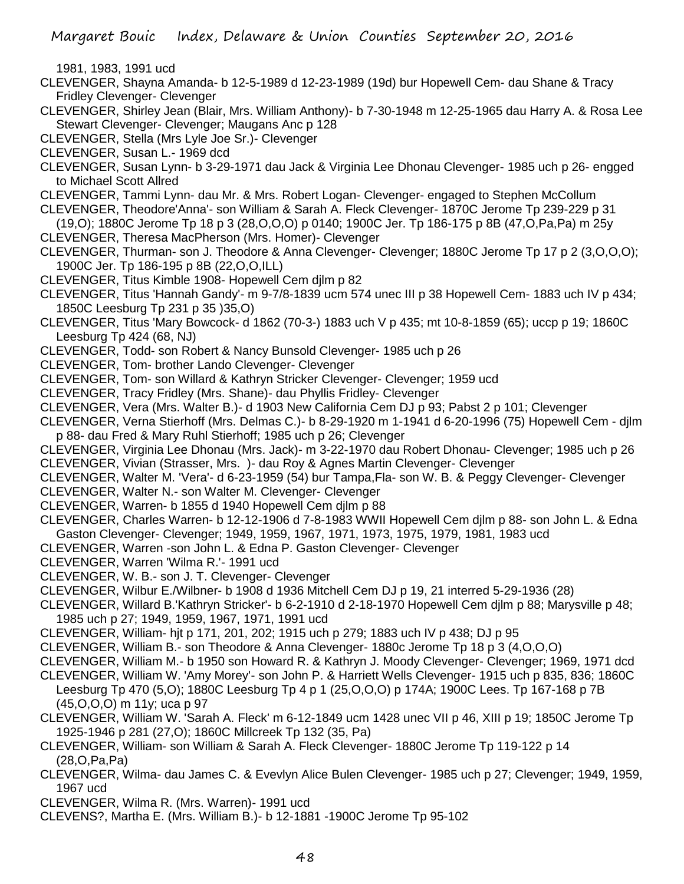1981, 1983, 1991 ucd

CLEVENGER, Shayna Amanda- b 12-5-1989 d 12-23-1989 (19d) bur Hopewell Cem- dau Shane & Tracy Fridley Clevenger- Clevenger

CLEVENGER, Shirley Jean (Blair, Mrs. William Anthony)- b 7-30-1948 m 12-25-1965 dau Harry A. & Rosa Lee Stewart Clevenger- Clevenger; Maugans Anc p 128

CLEVENGER, Stella (Mrs Lyle Joe Sr.)- Clevenger

CLEVENGER, Susan L.- 1969 dcd

CLEVENGER, Susan Lynn- b 3-29-1971 dau Jack & Virginia Lee Dhonau Clevenger- 1985 uch p 26- engged to Michael Scott Allred

CLEVENGER, Tammi Lynn- dau Mr. & Mrs. Robert Logan- Clevenger- engaged to Stephen McCollum

CLEVENGER, Theodore'Anna'- son William & Sarah A. Fleck Clevenger- 1870C Jerome Tp 239-229 p 31 (19,O); 1880C Jerome Tp 18 p 3 (28,O,O,O) p 0140; 1900C Jer. Tp 186-175 p 8B (47,O,Pa,Pa) m 25y

CLEVENGER, Theresa MacPherson (Mrs. Homer)- Clevenger

CLEVENGER, Thurman- son J. Theodore & Anna Clevenger- Clevenger; 1880C Jerome Tp 17 p 2 (3,O,O,O); 1900C Jer. Tp 186-195 p 8B (22,O,O,ILL)

CLEVENGER, Titus Kimble 1908- Hopewell Cem djlm p 82

CLEVENGER, Titus 'Hannah Gandy'- m 9-7/8-1839 ucm 574 unec III p 38 Hopewell Cem- 1883 uch IV p 434; 1850C Leesburg Tp 231 p 35 )35,O)

CLEVENGER, Titus 'Mary Bowcock- d 1862 (70-3-) 1883 uch V p 435; mt 10-8-1859 (65); uccp p 19; 1860C Leesburg Tp 424 (68, NJ)

CLEVENGER, Todd- son Robert & Nancy Bunsold Clevenger- 1985 uch p 26

CLEVENGER, Tom- brother Lando Clevenger- Clevenger

CLEVENGER, Tom- son Willard & Kathryn Stricker Clevenger- Clevenger; 1959 ucd

CLEVENGER, Tracy Fridley (Mrs. Shane)- dau Phyllis Fridley- Clevenger

CLEVENGER, Vera (Mrs. Walter B.)- d 1903 New California Cem DJ p 93; Pabst 2 p 101; Clevenger

CLEVENGER, Verna Stierhoff (Mrs. Delmas C.)- b 8-29-1920 m 1-1941 d 6-20-1996 (75) Hopewell Cem - djlm p 88- dau Fred & Mary Ruhl Stierhoff; 1985 uch p 26; Clevenger

CLEVENGER, Virginia Lee Dhonau (Mrs. Jack)- m 3-22-1970 dau Robert Dhonau- Clevenger; 1985 uch p 26

CLEVENGER, Vivian (Strasser, Mrs. )- dau Roy & Agnes Martin Clevenger- Clevenger

CLEVENGER, Walter M. 'Vera'- d 6-23-1959 (54) bur Tampa,Fla- son W. B. & Peggy Clevenger- Clevenger

CLEVENGER, Walter N.- son Walter M. Clevenger- Clevenger

CLEVENGER, Warren- b 1855 d 1940 Hopewell Cem djlm p 88

CLEVENGER, Charles Warren- b 12-12-1906 d 7-8-1983 WWII Hopewell Cem djlm p 88- son John L. & Edna Gaston Clevenger- Clevenger; 1949, 1959, 1967, 1971, 1973, 1975, 1979, 1981, 1983 ucd

CLEVENGER, Warren -son John L. & Edna P. Gaston Clevenger- Clevenger

CLEVENGER, Warren 'Wilma R.'- 1991 ucd

CLEVENGER, W. B.- son J. T. Clevenger- Clevenger

CLEVENGER, Wilbur E./Wilbner- b 1908 d 1936 Mitchell Cem DJ p 19, 21 interred 5-29-1936 (28)

CLEVENGER, Willard B.'Kathryn Stricker'- b 6-2-1910 d 2-18-1970 Hopewell Cem djlm p 88; Marysville p 48; 1985 uch p 27; 1949, 1959, 1967, 1971, 1991 ucd

CLEVENGER, William- hjt p 171, 201, 202; 1915 uch p 279; 1883 uch IV p 438; DJ p 95

CLEVENGER, William B.- son Theodore & Anna Clevenger- 1880c Jerome Tp 18 p 3 (4,O,O,O)

CLEVENGER, William M.- b 1950 son Howard R. & Kathryn J. Moody Clevenger- Clevenger; 1969, 1971 dcd

CLEVENGER, William W. 'Amy Morey'- son John P. & Harriett Wells Clevenger- 1915 uch p 835, 836; 1860C Leesburg Tp 470 (5,O); 1880C Leesburg Tp 4 p 1 (25,O,O,O) p 174A; 1900C Lees. Tp 167-168 p 7B (45,O,O,O) m 11y; uca p 97

CLEVENGER, William W. 'Sarah A. Fleck' m 6-12-1849 ucm 1428 unec VII p 46, XIII p 19; 1850C Jerome Tp 1925-1946 p 281 (27,O); 1860C Millcreek Tp 132 (35, Pa)

CLEVENGER, William- son William & Sarah A. Fleck Clevenger- 1880C Jerome Tp 119-122 p 14 (28,O,Pa,Pa)

CLEVENGER, Wilma- dau James C. & Evevlyn Alice Bulen Clevenger- 1985 uch p 27; Clevenger; 1949, 1959, 1967 ucd

CLEVENGER, Wilma R. (Mrs. Warren)- 1991 ucd

CLEVENS?, Martha E. (Mrs. William B.)- b 12-1881 -1900C Jerome Tp 95-102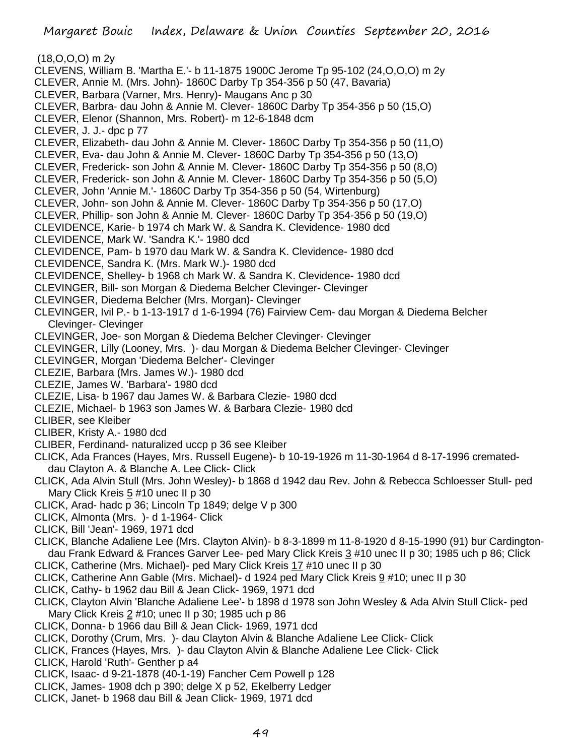(18,O,O,O) m 2y

CLEVENS, William B. 'Martha E.'- b 11-1875 1900C Jerome Tp 95-102 (24,O,O,O) m 2y

CLEVER, Annie M. (Mrs. John)- 1860C Darby Tp 354-356 p 50 (47, Bavaria)

CLEVER, Barbara (Varner, Mrs. Henry)- Maugans Anc p 30

CLEVER, Barbra- dau John & Annie M. Clever- 1860C Darby Tp 354-356 p 50 (15,O)

CLEVER, Elenor (Shannon, Mrs. Robert)- m 12-6-1848 dcm

CLEVER, J. J.- dpc p 77

CLEVER, Elizabeth- dau John & Annie M. Clever- 1860C Darby Tp 354-356 p 50 (11,O)

CLEVER, Eva- dau John & Annie M. Clever- 1860C Darby Tp 354-356 p 50 (13,O)

CLEVER, Frederick- son John & Annie M. Clever- 1860C Darby Tp 354-356 p 50 (8,O)

CLEVER, Frederick- son John & Annie M. Clever- 1860C Darby Tp 354-356 p 50 (5,O)

CLEVER, John 'Annie M.'- 1860C Darby Tp 354-356 p 50 (54, Wirtenburg)

CLEVER, John- son John & Annie M. Clever- 1860C Darby Tp 354-356 p 50 (17,O)

CLEVER, Phillip- son John & Annie M. Clever- 1860C Darby Tp 354-356 p 50 (19,O)

CLEVIDENCE, Karie- b 1974 ch Mark W. & Sandra K. Clevidence- 1980 dcd

CLEVIDENCE, Mark W. 'Sandra K.'- 1980 dcd

CLEVIDENCE, Pam- b 1970 dau Mark W. & Sandra K. Clevidence- 1980 dcd

CLEVIDENCE, Sandra K. (Mrs. Mark W.)- 1980 dcd

CLEVIDENCE, Shelley- b 1968 ch Mark W. & Sandra K. Clevidence- 1980 dcd

CLEVINGER, Bill- son Morgan & Diedema Belcher Clevinger- Clevinger

CLEVINGER, Diedema Belcher (Mrs. Morgan)- Clevinger

CLEVINGER, Ivil P.- b 1-13-1917 d 1-6-1994 (76) Fairview Cem- dau Morgan & Diedema Belcher Clevinger- Clevinger

CLEVINGER, Joe- son Morgan & Diedema Belcher Clevinger- Clevinger

CLEVINGER, Lilly (Looney, Mrs. )- dau Morgan & Diedema Belcher Clevinger- Clevinger

CLEVINGER, Morgan 'Diedema Belcher'- Clevinger

CLEZIE, Barbara (Mrs. James W.)- 1980 dcd

CLEZIE, James W. 'Barbara'- 1980 dcd

CLEZIE, Lisa- b 1967 dau James W. & Barbara Clezie- 1980 dcd

CLEZIE, Michael- b 1963 son James W. & Barbara Clezie- 1980 dcd

CLIBER, see Kleiber

CLIBER, Kristy A.- 1980 dcd

CLIBER, Ferdinand- naturalized uccp p 36 see Kleiber

CLICK, Ada Frances (Hayes, Mrs. Russell Eugene)- b 10-19-1926 m 11-30-1964 d 8-17-1996 cremated- dau Clayton A. & Blanche A. Lee Click- Click

CLICK, Ada Alvin Stull (Mrs. John Wesley)- b 1868 d 1942 dau Rev. John & Rebecca Schloesser Stull- ped Mary Click Kreis 5 #10 unec II p 30

CLICK, Arad- hadc p 36; Lincoln Tp 1849; delge V p 300

CLICK, Almonta (Mrs. )- d 1-1964- Click

CLICK, Bill 'Jean'- 1969, 1971 dcd

CLICK, Blanche Adaliene Lee (Mrs. Clayton Alvin)- b 8-3-1899 m 11-8-1920 d 8-15-1990 (91) bur Cardington- dau Frank Edward & Frances Garver Lee- ped Mary Click Kreis 3 #10 unec II p 30; 1985 uch p 86; Click

CLICK, Catherine (Mrs. Michael)- ped Mary Click Kreis 17 #10 unec II p 30

CLICK, Catherine Ann Gable (Mrs. Michael)- d 1924 ped Mary Click Kreis 9 #10; unec II p 30

CLICK, Cathy- b 1962 dau Bill & Jean Click- 1969, 1971 dcd

CLICK, Clayton Alvin 'Blanche Adaliene Lee'- b 1898 d 1978 son John Wesley & Ada Alvin Stull Click- ped Mary Click Kreis 2 #10; unec II p 30; 1985 uch p 86

CLICK, Donna- b 1966 dau Bill & Jean Click- 1969, 1971 dcd

CLICK, Dorothy (Crum, Mrs. )- dau Clayton Alvin & Blanche Adaliene Lee Click- Click

CLICK, Frances (Hayes, Mrs. )- dau Clayton Alvin & Blanche Adaliene Lee Click- Click

CLICK, Harold 'Ruth'- Genther p a4

CLICK, Isaac- d 9-21-1878 (40-1-19) Fancher Cem Powell p 128

CLICK, James- 1908 dch p 390; delge X p 52, Ekelberry Ledger

CLICK, Janet- b 1968 dau Bill & Jean Click- 1969, 1971 dcd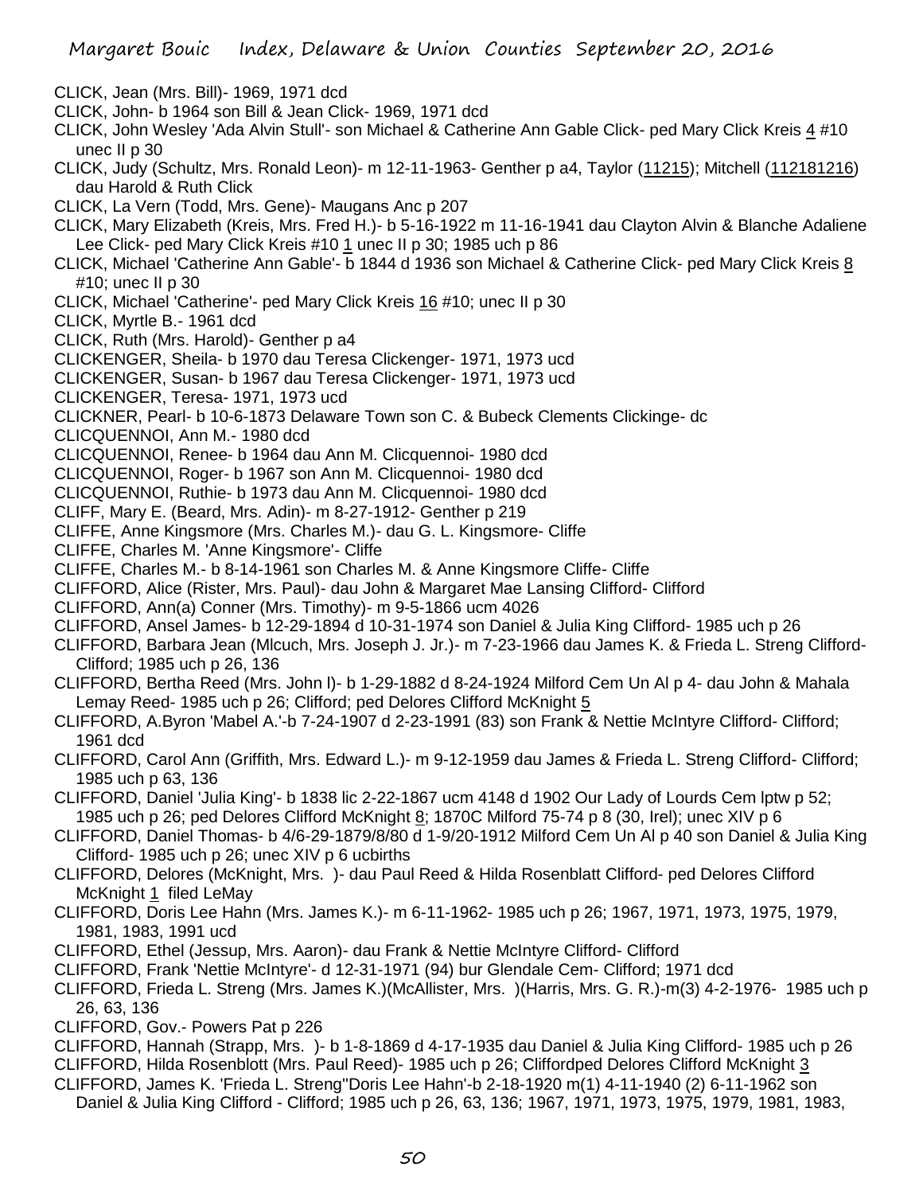CLICK, Jean (Mrs. Bill)- 1969, 1971 dcd

CLICK, John- b 1964 son Bill & Jean Click- 1969, 1971 dcd

CLICK, John Wesley 'Ada Alvin Stull'- son Michael & Catherine Ann Gable Click- ped Mary Click Kreis 4 #10 unec II p 30

CLICK, Judy (Schultz, Mrs. Ronald Leon)- m 12-11-1963- Genther p a4, Taylor (11215); Mitchell (112181216) dau Harold & Ruth Click

CLICK, La Vern (Todd, Mrs. Gene)- Maugans Anc p 207

CLICK, Mary Elizabeth (Kreis, Mrs. Fred H.)- b 5-16-1922 m 11-16-1941 dau Clayton Alvin & Blanche Adaliene Lee Click- ped Mary Click Kreis #10 1 unec II p 30; 1985 uch p 86

CLICK, Michael 'Catherine Ann Gable'- b 1844 d 1936 son Michael & Catherine Click- ped Mary Click Kreis 8 #10; unec II p 30

CLICK, Michael 'Catherine'- ped Mary Click Kreis 16 #10; unec II p 30

CLICK, Myrtle B.- 1961 dcd

CLICK, Ruth (Mrs. Harold)- Genther p a4

CLICKENGER, Sheila- b 1970 dau Teresa Clickenger- 1971, 1973 ucd

CLICKENGER, Susan- b 1967 dau Teresa Clickenger- 1971, 1973 ucd

CLICKENGER, Teresa- 1971, 1973 ucd

CLICKNER, Pearl- b 10-6-1873 Delaware Town son C. & Bubeck Clements Clickinge- dc

CLICQUENNOI, Ann M.- 1980 dcd

CLICQUENNOI, Renee- b 1964 dau Ann M. Clicquennoi- 1980 dcd

CLICQUENNOI, Roger- b 1967 son Ann M. Clicquennoi- 1980 dcd

CLICQUENNOI, Ruthie- b 1973 dau Ann M. Clicquennoi- 1980 dcd

CLIFF, Mary E. (Beard, Mrs. Adin)- m 8-27-1912- Genther p 219

CLIFFE, Anne Kingsmore (Mrs. Charles M.)- dau G. L. Kingsmore- Cliffe

CLIFFE, Charles M. 'Anne Kingsmore'- Cliffe

CLIFFE, Charles M.- b 8-14-1961 son Charles M. & Anne Kingsmore Cliffe- Cliffe

CLIFFORD, Alice (Rister, Mrs. Paul)- dau John & Margaret Mae Lansing Clifford- Clifford

CLIFFORD, Ann(a) Conner (Mrs. Timothy)- m 9-5-1866 ucm 4026

CLIFFORD, Ansel James- b 12-29-1894 d 10-31-1974 son Daniel & Julia King Clifford- 1985 uch p 26

CLIFFORD, Barbara Jean (Mlcuch, Mrs. Joseph J. Jr.)- m 7-23-1966 dau James K. & Frieda L. Streng Clifford- Clifford; 1985 uch p 26, 136

CLIFFORD, Bertha Reed (Mrs. John l)- b 1-29-1882 d 8-24-1924 Milford Cem Un Al p 4- dau John & Mahala Lemay Reed- 1985 uch p 26; Clifford; ped Delores Clifford McKnight 5

CLIFFORD, A.Byron 'Mabel A.'-b 7-24-1907 d 2-23-1991 (83) son Frank & Nettie McIntyre Clifford- Clifford; 1961 dcd

CLIFFORD, Carol Ann (Griffith, Mrs. Edward L.)- m 9-12-1959 dau James & Frieda L. Streng Clifford- Clifford; 1985 uch p 63, 136

CLIFFORD, Daniel 'Julia King'- b 1838 lic 2-22-1867 ucm 4148 d 1902 Our Lady of Lourds Cem lptw p 52; 1985 uch p 26; ped Delores Clifford McKnight 8; 1870C Milford 75-74 p 8 (30, Irel); unec XIV p 6

CLIFFORD, Daniel Thomas- b 4/6-29-1879/8/80 d 1-9/20-1912 Milford Cem Un Al p 40 son Daniel & Julia King Clifford- 1985 uch p 26; unec XIV p 6 ucbirths

CLIFFORD, Delores (McKnight, Mrs. )- dau Paul Reed & Hilda Rosenblatt Clifford- ped Delores Clifford McKnight 1 filed LeMay

CLIFFORD, Doris Lee Hahn (Mrs. James K.)- m 6-11-1962- 1985 uch p 26; 1967, 1971, 1973, 1975, 1979, 1981, 1983, 1991 ucd

CLIFFORD, Ethel (Jessup, Mrs. Aaron)- dau Frank & Nettie McIntyre Clifford- Clifford

CLIFFORD, Frank 'Nettie McIntyre'- d 12-31-1971 (94) bur Glendale Cem- Clifford; 1971 dcd

CLIFFORD, Frieda L. Streng (Mrs. James K.)(McAllister, Mrs. )(Harris, Mrs. G. R.)-m(3) 4-2-1976- 1985 uch p 26, 63, 136

CLIFFORD, Gov.- Powers Pat p 226

CLIFFORD, Hannah (Strapp, Mrs. )- b 1-8-1869 d 4-17-1935 dau Daniel & Julia King Clifford- 1985 uch p 26

CLIFFORD, Hilda Rosenblott (Mrs. Paul Reed)- 1985 uch p 26; Cliffordped Delores Clifford McKnight 3

CLIFFORD, James K. 'Frieda L. Streng''Doris Lee Hahn'-b 2-18-1920 m(1) 4-11-1940 (2) 6-11-1962 son Daniel & Julia King Clifford - Clifford; 1985 uch p 26, 63, 136; 1967, 1971, 1973, 1975, 1979, 1981, 1983,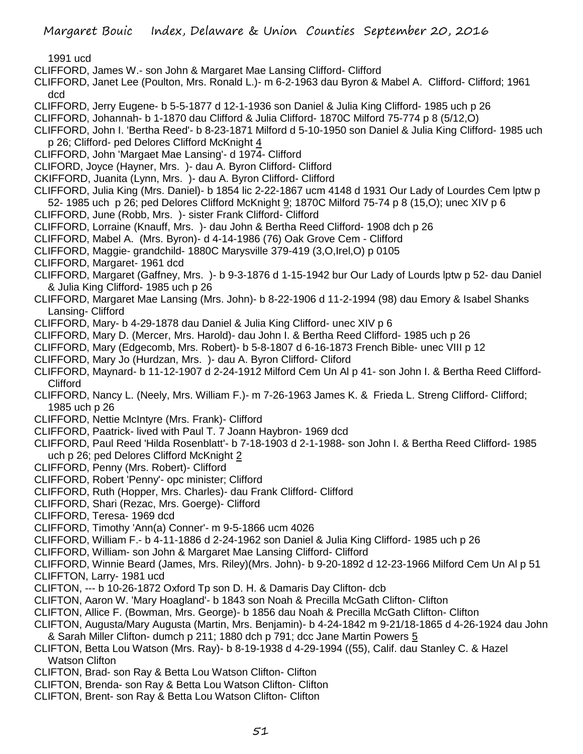1991 ucd

CLIFFORD, James W.- son John & Margaret Mae Lansing Clifford- Clifford

CLIFFORD, Janet Lee (Poulton, Mrs. Ronald L.)- m 6-2-1963 dau Byron & Mabel A. Clifford- Clifford; 1961 dcd

CLIFFORD, Jerry Eugene- b 5-5-1877 d 12-1-1936 son Daniel & Julia King Clifford- 1985 uch p 26

CLIFFORD, Johannah- b 1-1870 dau Clifford & Julia Clifford- 1870C Milford 75-774 p 8 (5/12,O)

CLIFFORD, John I. 'Bertha Reed'- b 8-23-1871 Milford d 5-10-1950 son Daniel & Julia King Clifford- 1985 uch p 26; Clifford- ped Delores Clifford McKnight 4

CLIFFORD, John 'Margaet Mae Lansing'- d 1974- Clifford

CLIFORD, Joyce (Hayner, Mrs. )- dau A. Byron Clifford- Clifford

CKIFFORD, Juanita (Lynn, Mrs. )- dau A. Byron Clifford- Clifford

CLIFFORD, Julia King (Mrs. Daniel)- b 1854 lic 2-22-1867 ucm 4148 d 1931 Our Lady of Lourdes Cem lptw p 52- 1985 uch p 26; ped Delores Clifford McKnight 9; 1870C Milford 75-74 p 8 (15,O); unec XIV p 6

CLIFFORD, June (Robb, Mrs. )- sister Frank Clifford- Clifford

CLIFFORD, Lorraine (Knauff, Mrs. )- dau John & Bertha Reed Clifford- 1908 dch p 26

CLIFFORD, Mabel A. (Mrs. Byron)- d 4-14-1986 (76) Oak Grove Cem - Clifford

CLIFFORD, Maggie- grandchild- 1880C Marysville 379-419 (3,O,Irel,O) p 0105

CLIFFORD, Margaret- 1961 dcd

CLIFFORD, Margaret (Gaffney, Mrs. )- b 9-3-1876 d 1-15-1942 bur Our Lady of Lourds lptw p 52- dau Daniel & Julia King Clifford- 1985 uch p 26

CLIFFORD, Margaret Mae Lansing (Mrs. John)- b 8-22-1906 d 11-2-1994 (98) dau Emory & Isabel Shanks Lansing- Clifford

CLIFFORD, Mary- b 4-29-1878 dau Daniel & Julia King Clifford- unec XIV p 6

CLIFFORD, Mary D. (Mercer, Mrs. Harold)- dau John I. & Bertha Reed Clifford- 1985 uch p 26

CLIFFORD, Mary (Edgecomb, Mrs. Robert)- b 5-8-1807 d 6-16-1873 French Bible- unec VIII p 12

CLIFFORD, Mary Jo (Hurdzan, Mrs. )- dau A. Byron Clifford- Cliford

CLIFFORD, Maynard- b 11-12-1907 d 2-24-1912 Milford Cem Un Al p 41- son John I. & Bertha Reed Clifford- Clifford

CLIFFORD, Nancy L. (Neely, Mrs. William F.)- m 7-26-1963 James K. & Frieda L. Streng Clifford- Clifford; 1985 uch p 26

CLIFFORD, Nettie McIntyre (Mrs. Frank)- Clifford

CLIFFORD, Paatrick- lived with Paul T. 7 Joann Haybron- 1969 dcd

CLIFFORD, Paul Reed 'Hilda Rosenblatt'- b 7-18-1903 d 2-1-1988- son John I. & Bertha Reed Clifford- 1985 uch p 26; ped Delores Clifford McKnight 2

CLIFFORD, Penny (Mrs. Robert)- Clifford

CLIFFORD, Robert 'Penny'- opc minister; Clifford

CLIFFORD, Ruth (Hopper, Mrs. Charles)- dau Frank Clifford- Clifford

CLIFFORD, Shari (Rezac, Mrs. Goerge)- Clifford

CLIFFORD, Teresa- 1969 dcd

CLIFFORD, Timothy 'Ann(a) Conner'- m 9-5-1866 ucm 4026

CLIFFORD, William F.- b 4-11-1886 d 2-24-1962 son Daniel & Julia King Clifford- 1985 uch p 26

CLIFFORD, William- son John & Margaret Mae Lansing Clifford- Clifford

CLIFFORD, Winnie Beard (James, Mrs. Riley)(Mrs. John)- b 9-20-1892 d 12-23-1966 Milford Cem Un Al p 51

CLIFFTON, Larry- 1981 ucd

CLIFTON, --- b 10-26-1872 Oxford Tp son D. H. & Damaris Day Clifton- dcb

CLIFTON, Aaron W. 'Mary Hoagland'- b 1843 son Noah & Precilla McGath Clifton- Clifton

CLIFTON, Allice F. (Bowman, Mrs. George)- b 1856 dau Noah & Precilla McGath Clifton- Clifton

CLIFTON, Augusta/Mary Augusta (Martin, Mrs. Benjamin)- b 4-24-1842 m 9-21/18-1865 d 4-26-1924 dau John & Sarah Miller Clifton- dumch p 211; 1880 dch p 791; dcc Jane Martin Powers 5

CLIFTON, Betta Lou Watson (Mrs. Ray)- b 8-19-1938 d 4-29-1994 ((55), Calif. dau Stanley C. & Hazel Watson Clifton

CLIFTON, Brad- son Ray & Betta Lou Watson Clifton- Clifton

CLIFTON, Brenda- son Ray & Betta Lou Watson Clifton- Clifton

CLIFTON, Brent- son Ray & Betta Lou Watson Clifton- Clifton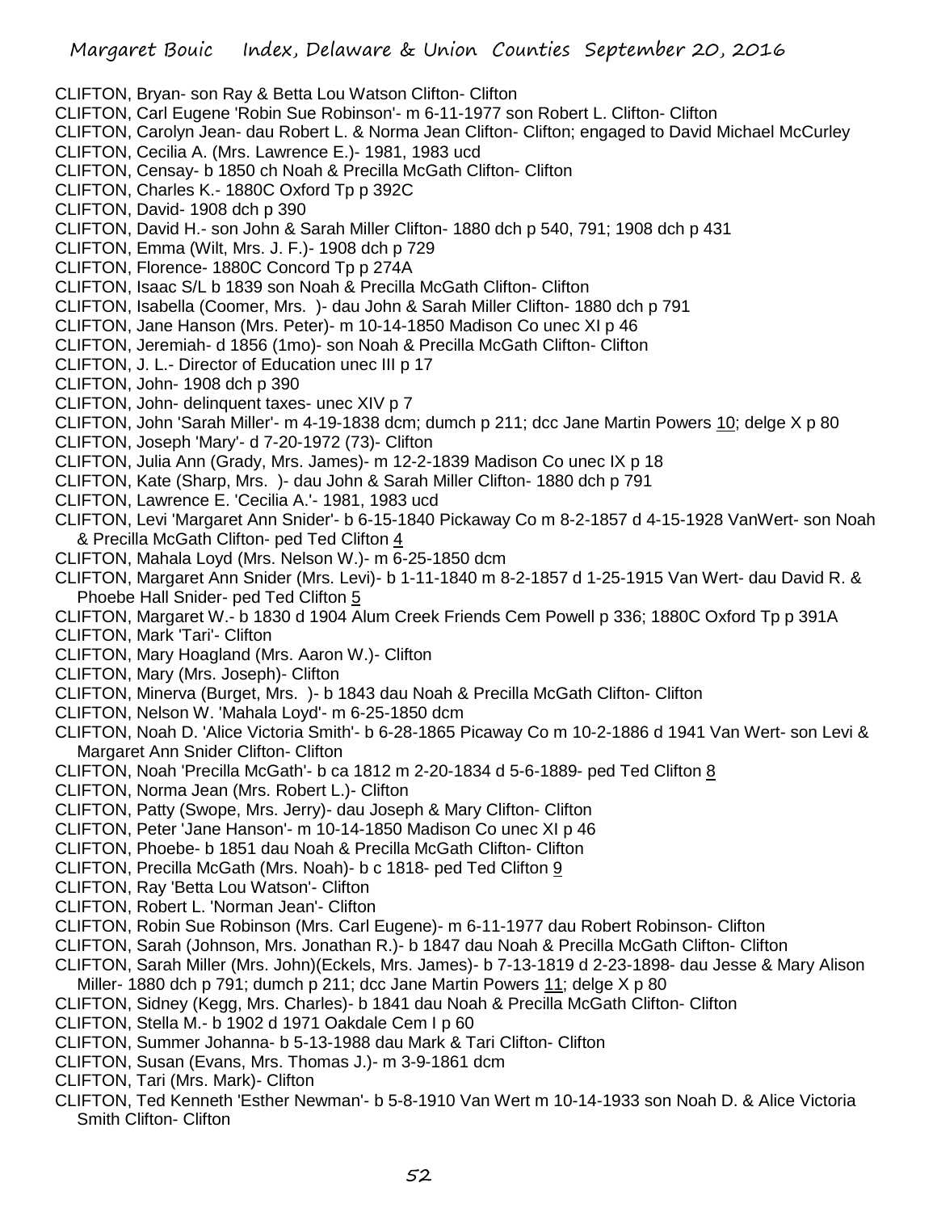CLIFTON, Bryan- son Ray & Betta Lou Watson Clifton- Clifton

CLIFTON, Carl Eugene 'Robin Sue Robinson'- m 6-11-1977 son Robert L. Clifton- Clifton

CLIFTON, Carolyn Jean- dau Robert L. & Norma Jean Clifton- Clifton; engaged to David Michael McCurley

CLIFTON, Cecilia A. (Mrs. Lawrence E.)- 1981, 1983 ucd

CLIFTON, Censay- b 1850 ch Noah & Precilla McGath Clifton- Clifton

CLIFTON, Charles K.- 1880C Oxford Tp p 392C

CLIFTON, David- 1908 dch p 390

CLIFTON, David H.- son John & Sarah Miller Clifton- 1880 dch p 540, 791; 1908 dch p 431

CLIFTON, Emma (Wilt, Mrs. J. F.)- 1908 dch p 729

CLIFTON, Florence- 1880C Concord Tp p 274A

CLIFTON, Isaac S/L b 1839 son Noah & Precilla McGath Clifton- Clifton

CLIFTON, Isabella (Coomer, Mrs. )- dau John & Sarah Miller Clifton- 1880 dch p 791

CLIFTON, Jane Hanson (Mrs. Peter)- m 10-14-1850 Madison Co unec XI p 46

CLIFTON, Jeremiah- d 1856 (1mo)- son Noah & Precilla McGath Clifton- Clifton

CLIFTON, J. L.- Director of Education unec III p 17

CLIFTON, John- 1908 dch p 390

CLIFTON, John- delinquent taxes- unec XIV p 7

CLIFTON, John 'Sarah Miller'- m 4-19-1838 dcm; dumch p 211; dcc Jane Martin Powers 10; delge X p 80

CLIFTON, Joseph 'Mary'- d 7-20-1972 (73)- Clifton

CLIFTON, Julia Ann (Grady, Mrs. James)- m 12-2-1839 Madison Co unec IX p 18

CLIFTON, Kate (Sharp, Mrs. )- dau John & Sarah Miller Clifton- 1880 dch p 791

CLIFTON, Lawrence E. 'Cecilia A.'- 1981, 1983 ucd

CLIFTON, Levi 'Margaret Ann Snider'- b 6-15-1840 Pickaway Co m 8-2-1857 d 4-15-1928 VanWert- son Noah & Precilla McGath Clifton- ped Ted Clifton 4

CLIFTON, Mahala Loyd (Mrs. Nelson W.)- m 6-25-1850 dcm

CLIFTON, Margaret Ann Snider (Mrs. Levi)- b 1-11-1840 m 8-2-1857 d 1-25-1915 Van Wert- dau David R. & Phoebe Hall Snider- ped Ted Clifton 5

CLIFTON, Margaret W.- b 1830 d 1904 Alum Creek Friends Cem Powell p 336; 1880C Oxford Tp p 391A

CLIFTON, Mark 'Tari'- Clifton

CLIFTON, Mary Hoagland (Mrs. Aaron W.)- Clifton

CLIFTON, Mary (Mrs. Joseph)- Clifton

CLIFTON, Minerva (Burget, Mrs. )- b 1843 dau Noah & Precilla McGath Clifton- Clifton

CLIFTON, Nelson W. 'Mahala Loyd'- m 6-25-1850 dcm

CLIFTON, Noah D. 'Alice Victoria Smith'- b 6-28-1865 Picaway Co m 10-2-1886 d 1941 Van Wert- son Levi & Margaret Ann Snider Clifton- Clifton

CLIFTON, Noah 'Precilla McGath'- b ca 1812 m 2-20-1834 d 5-6-1889- ped Ted Clifton 8

CLIFTON, Norma Jean (Mrs. Robert L.)- Clifton

CLIFTON, Patty (Swope, Mrs. Jerry)- dau Joseph & Mary Clifton- Clifton

CLIFTON, Peter 'Jane Hanson'- m 10-14-1850 Madison Co unec XI p 46

CLIFTON, Phoebe- b 1851 dau Noah & Precilla McGath Clifton- Clifton

CLIFTON, Precilla McGath (Mrs. Noah)- b c 1818- ped Ted Clifton 9

CLIFTON, Ray 'Betta Lou Watson'- Clifton

CLIFTON, Robert L. 'Norman Jean'- Clifton

CLIFTON, Robin Sue Robinson (Mrs. Carl Eugene)- m 6-11-1977 dau Robert Robinson- Clifton

CLIFTON, Sarah (Johnson, Mrs. Jonathan R.)- b 1847 dau Noah & Precilla McGath Clifton- Clifton

CLIFTON, Sarah Miller (Mrs. John)(Eckels, Mrs. James)- b 7-13-1819 d 2-23-1898- dau Jesse & Mary Alison Miller- 1880 dch p 791; dumch p 211; dcc Jane Martin Powers 11; delge X p 80

CLIFTON, Sidney (Kegg, Mrs. Charles)- b 1841 dau Noah & Precilla McGath Clifton- Clifton

CLIFTON, Stella M.- b 1902 d 1971 Oakdale Cem I p 60

CLIFTON, Summer Johanna- b 5-13-1988 dau Mark & Tari Clifton- Clifton

CLIFTON, Susan (Evans, Mrs. Thomas J.)- m 3-9-1861 dcm

CLIFTON, Tari (Mrs. Mark)- Clifton

CLIFTON, Ted Kenneth 'Esther Newman'- b 5-8-1910 Van Wert m 10-14-1933 son Noah D. & Alice Victoria Smith Clifton- Clifton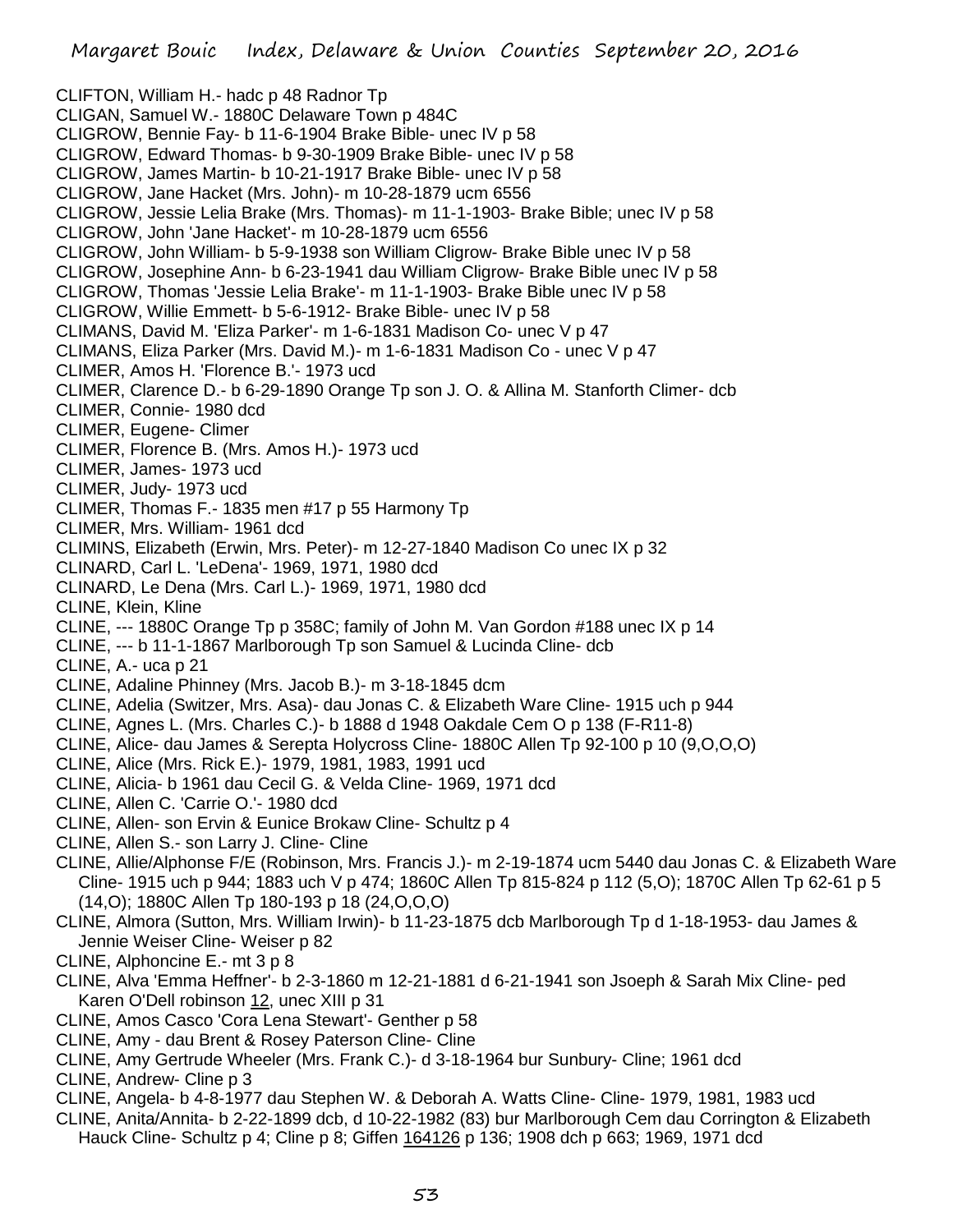CLIFTON, William H.- hadc p 48 Radnor Tp
CLIGAN, Samuel W.- 1880C Delaware Town p 484C
CLIGROW, Bennie Fay- b 11-6-1904 Brake Bible- unec IV p 58
CLIGROW, Edward Thomas- b 9-30-1909 Brake Bible- unec IV p 58
CLIGROW, James Martin- b 10-21-1917 Brake Bible- unec IV p 58
CLIGROW, Jane Hacket (Mrs. John)- m 10-28-1879 ucm 6556
CLIGROW, Jessie Lelia Brake (Mrs. Thomas)- m 11-1-1903- Brake Bible; unec IV p 58
CLIGROW, John 'Jane Hacket'- m 10-28-1879 ucm 6556
CLIGROW, John William- b 5-9-1938 son William Cligrow- Brake Bible unec IV p 58
CLIGROW, Josephine Ann- b 6-23-1941 dau William Cligrow- Brake Bible unec IV p 58
CLIGROW, Thomas 'Jessie Lelia Brake'- m 11-1-1903- Brake Bible unec IV p 58
CLIGROW, Willie Emmett- b 5-6-1912- Brake Bible- unec IV p 58
CLIMANS, David M. 'Eliza Parker'- m 1-6-1831 Madison Co- unec V p 47
CLIMANS, Eliza Parker (Mrs. David M.)- m 1-6-1831 Madison Co - unec V p 47
CLIMER, Amos H. 'Florence B.'- 1973 ucd
CLIMER, Clarence D.- b 6-29-1890 Orange Tp son J. O. & Allina M. Stanforth Climer- dcb
CLIMER, Connie- 1980 dcd
CLIMER, Eugene- Climer
CLIMER, Florence B. (Mrs. Amos H.)- 1973 ucd
CLIMER, James- 1973 ucd
CLIMER, Judy- 1973 ucd
CLIMER, Thomas F.- 1835 men #17 p 55 Harmony Tp
CLIMER, Mrs. William- 1961 dcd
CLIMINS, Elizabeth (Erwin, Mrs. Peter)- m 12-27-1840 Madison Co unec IX p 32
CLINARD, Carl L. 'LeDena'- 1969, 1971, 1980 dcd
CLINARD, Le Dena (Mrs. Carl L.)- 1969, 1971, 1980 dcd
CLINE, Klein, Kline
CLINE, --- 1880C Orange Tp p 358C; family of John M. Van Gordon #188 unec IX p 14
CLINE, --- b 11-1-1867 Marlborough Tp son Samuel & Lucinda Cline- dcb
CLINE, A.- uca p 21
CLINE, Adaline Phinney (Mrs. Jacob B.)- m 3-18-1845 dcm
CLINE, Adelia (Switzer, Mrs. Asa)- dau Jonas C. & Elizabeth Ware Cline- 1915 uch p 944
CLINE, Agnes L. (Mrs. Charles C.)- b 1888 d 1948 Oakdale Cem O p 138 (F-R11-8)
CLINE, Alice- dau James & Serepta Holycross Cline- 1880C Allen Tp 92-100 p 10 (9,O,O,O)
CLINE, Alice (Mrs. Rick E.)- 1979, 1981, 1983, 1991 ucd
CLINE, Alicia- b 1961 dau Cecil G. & Velda Cline- 1969, 1971 dcd
CLINE, Allen C. 'Carrie O.'- 1980 dcd
CLINE, Allen- son Ervin & Eunice Brokaw Cline- Schultz p 4
CLINE, Allen S.- son Larry J. Cline- Cline
CLINE, Allie/Alphonse F/E (Robinson, Mrs. Francis J.)- m 2-19-1874 ucm 5440 dau Jonas C. & Elizabeth Ware Cline- 1915 uch p 944; 1883 uch V p 474; 1860C Allen Tp 815-824 p 112 (5,O); 1870C Allen Tp 62-61 p 5 (14,O); 1880C Allen Tp 180-193 p 18 (24,O,O,O)
CLINE, Almora (Sutton, Mrs. William Irwin)- b 11-23-1875 dcb Marlborough Tp d 1-18-1953- dau James & Jennie Weiser Cline- Weiser p 82
CLINE, Alphoncine E.- mt 3 p 8
CLINE, Alva 'Emma Heffner'- b 2-3-1860 m 12-21-1881 d 6-21-1941 son Jsoeph & Sarah Mix Cline- ped Karen O'Dell robinson 12, unec XIII p 31
CLINE, Amos Casco 'Cora Lena Stewart'- Genther p 58
CLINE, Amy - dau Brent & Rosey Paterson Cline- Cline
CLINE, Amy Gertrude Wheeler (Mrs. Frank C.)- d 3-18-1964 bur Sunbury- Cline; 1961 dcd
CLINE, Andrew- Cline p 3
CLINE, Angela- b 4-8-1977 dau Stephen W. & Deborah A. Watts Cline- Cline- 1979, 1981, 1983 ucd
CLINE, Anita/Annita- b 2-22-1899 dcb, d 10-22-1982 (83) bur Marlborough Cem dau Corrington & Elizabeth Hauck Cline- Schultz p 4; Cline p 8; Giffen 164126 p 136; 1908 dch p 663; 1969, 1971 dcd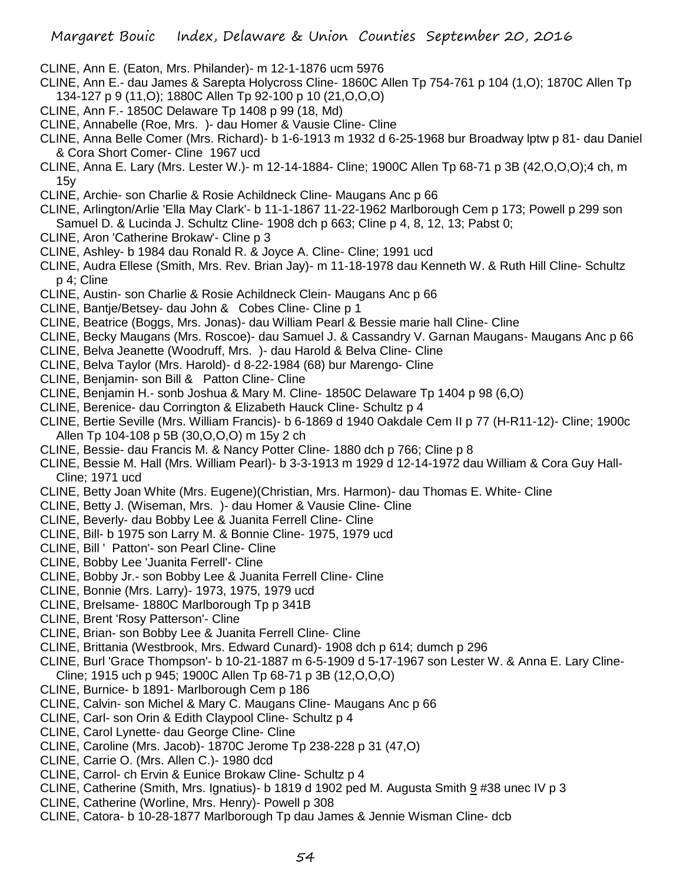CLINE, Ann E. (Eaton, Mrs. Philander)- m 12-1-1876 ucm 5976

CLINE, Ann E.- dau James & Sarepta Holycross Cline- 1860C Allen Tp 754-761 p 104 (1,O); 1870C Allen Tp 134-127 p 9 (11,O); 1880C Allen Tp 92-100 p 10 (21,O,O,O)

CLINE, Ann F.- 1850C Delaware Tp 1408 p 99 (18, Md)

CLINE, Annabelle (Roe, Mrs. )- dau Homer & Vausie Cline- Cline

CLINE, Anna Belle Comer (Mrs. Richard)- b 1-6-1913 m 1932 d 6-25-1968 bur Broadway lptw p 81- dau Daniel & Cora Short Comer- Cline 1967 ucd

CLINE, Anna E. Lary (Mrs. Lester W.)- m 12-14-1884- Cline; 1900C Allen Tp 68-71 p 3B (42,O,O,O);4 ch, m 15y

CLINE, Archie- son Charlie & Rosie Achildneck Cline- Maugans Anc p 66

CLINE, Arlington/Arlie 'Ella May Clark'- b 11-1-1867 11-22-1962 Marlborough Cem p 173; Powell p 299 son Samuel D. & Lucinda J. Schultz Cline- 1908 dch p 663; Cline p 4, 8, 12, 13; Pabst 0;

CLINE, Aron 'Catherine Brokaw'- Cline p 3

CLINE, Ashley- b 1984 dau Ronald R. & Joyce A. Cline- Cline; 1991 ucd

CLINE, Audra Ellese (Smith, Mrs. Rev. Brian Jay)- m 11-18-1978 dau Kenneth W. & Ruth Hill Cline- Schultz p 4; Cline

CLINE, Austin- son Charlie & Rosie Achildneck Clein- Maugans Anc p 66

CLINE, Bantje/Betsey- dau John & Cobes Cline- Cline p 1

CLINE, Beatrice (Boggs, Mrs. Jonas)- dau William Pearl & Bessie marie hall Cline- Cline

CLINE, Becky Maugans (Mrs. Roscoe)- dau Samuel J. & Cassandry V. Garnan Maugans- Maugans Anc p 66

CLINE, Belva Jeanette (Woodruff, Mrs. )- dau Harold & Belva Cline- Cline

CLINE, Belva Taylor (Mrs. Harold)- d 8-22-1984 (68) bur Marengo- Cline

CLINE, Benjamin- son Bill & Patton Cline- Cline

CLINE, Benjamin H.- sonb Joshua & Mary M. Cline- 1850C Delaware Tp 1404 p 98 (6,O)

CLINE, Berenice- dau Corrington & Elizabeth Hauck Cline- Schultz p 4

CLINE, Bertie Seville (Mrs. William Francis)- b 6-1869 d 1940 Oakdale Cem II p 77 (H-R11-12)- Cline; 1900c Allen Tp 104-108 p 5B (30,O,O,O) m 15y 2 ch

CLINE, Bessie- dau Francis M. & Nancy Potter Cline- 1880 dch p 766; Cline p 8

CLINE, Bessie M. Hall (Mrs. William Pearl)- b 3-3-1913 m 1929 d 12-14-1972 dau William & Cora Guy Hall- Cline; 1971 ucd

CLINE, Betty Joan White (Mrs. Eugene)(Christian, Mrs. Harmon)- dau Thomas E. White- Cline

CLINE, Betty J. (Wiseman, Mrs. )- dau Homer & Vausie Cline- Cline

CLINE, Beverly- dau Bobby Lee & Juanita Ferrell Cline- Cline

CLINE, Bill- b 1975 son Larry M. & Bonnie Cline- 1975, 1979 ucd

CLINE, Bill ' Patton'- son Pearl Cline- Cline

CLINE, Bobby Lee 'Juanita Ferrell'- Cline

CLINE, Bobby Jr.- son Bobby Lee & Juanita Ferrell Cline- Cline

CLINE, Bonnie (Mrs. Larry)- 1973, 1975, 1979 ucd

CLINE, Brelsame- 1880C Marlborough Tp p 341B

CLINE, Brent 'Rosy Patterson'- Cline

CLINE, Brian- son Bobby Lee & Juanita Ferrell Cline- Cline

CLINE, Brittania (Westbrook, Mrs. Edward Cunard)- 1908 dch p 614; dumch p 296

CLINE, Burl 'Grace Thompson'- b 10-21-1887 m 6-5-1909 d 5-17-1967 son Lester W. & Anna E. Lary Cline- Cline; 1915 uch p 945; 1900C Allen Tp 68-71 p 3B (12,O,O,O)

CLINE, Burnice- b 1891- Marlborough Cem p 186

CLINE, Calvin- son Michel & Mary C. Maugans Cline- Maugans Anc p 66

CLINE, Carl- son Orin & Edith Claypool Cline- Schultz p 4

CLINE, Carol Lynette- dau George Cline- Cline

CLINE, Caroline (Mrs. Jacob)- 1870C Jerome Tp 238-228 p 31 (47,O)

CLINE, Carrie O. (Mrs. Allen C.)- 1980 dcd

CLINE, Carrol- ch Ervin & Eunice Brokaw Cline- Schultz p 4

CLINE, Catherine (Smith, Mrs. Ignatius)- b 1819 d 1902 ped M. Augusta Smith 9 #38 unec IV p 3

CLINE, Catherine (Worline, Mrs. Henry)- Powell p 308

CLINE, Catora- b 10-28-1877 Marlborough Tp dau James & Jennie Wisman Cline- dcb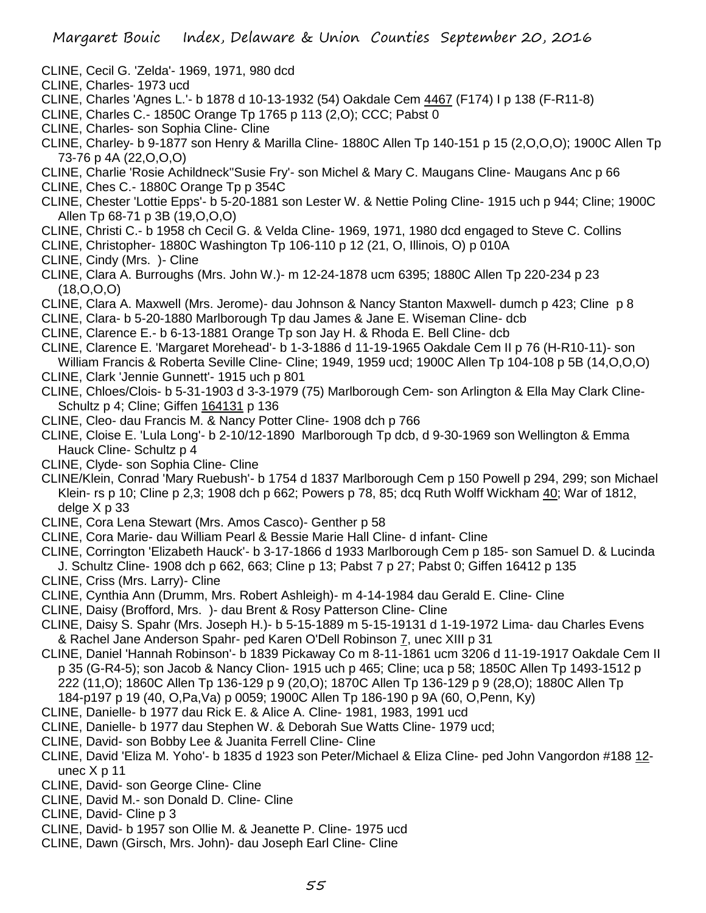CLINE, Cecil G. 'Zelda'- 1969, 1971, 980 dcd

CLINE, Charles- 1973 ucd

CLINE, Charles 'Agnes L.'- b 1878 d 10-13-1932 (54) Oakdale Cem 4467 (F174) I p 138 (F-R11-8)

CLINE, Charles C.- 1850C Orange Tp 1765 p 113 (2,O); CCC; Pabst 0

CLINE, Charles- son Sophia Cline- Cline

CLINE, Charley- b 9-1877 son Henry & Marilla Cline- 1880C Allen Tp 140-151 p 15 (2,O,O,O); 1900C Allen Tp 73-76 p 4A (22,O,O,O)

CLINE, Charlie 'Rosie Achildneck''Susie Fry'- son Michel & Mary C. Maugans Cline- Maugans Anc p 66

CLINE, Ches C.- 1880C Orange Tp p 354C

CLINE, Chester 'Lottie Epps'- b 5-20-1881 son Lester W. & Nettie Poling Cline- 1915 uch p 944; Cline; 1900C Allen Tp 68-71 p 3B (19,O,O,O)

CLINE, Christi C.- b 1958 ch Cecil G. & Velda Cline- 1969, 1971, 1980 dcd engaged to Steve C. Collins

CLINE, Christopher- 1880C Washington Tp 106-110 p 12 (21, O, Illinois, O) p 010A

CLINE, Cindy (Mrs. )- Cline

CLINE, Clara A. Burroughs (Mrs. John W.)- m 12-24-1878 ucm 6395; 1880C Allen Tp 220-234 p 23 (18,O,O,O)

CLINE, Clara A. Maxwell (Mrs. Jerome)- dau Johnson & Nancy Stanton Maxwell- dumch p 423; Cline p 8

CLINE, Clara- b 5-20-1880 Marlborough Tp dau James & Jane E. Wiseman Cline- dcb

CLINE, Clarence E.- b 6-13-1881 Orange Tp son Jay H. & Rhoda E. Bell Cline- dcb

CLINE, Clarence E. 'Margaret Morehead'- b 1-3-1886 d 11-19-1965 Oakdale Cem II p 76 (H-R10-11)- son William Francis & Roberta Seville Cline- Cline; 1949, 1959 ucd; 1900C Allen Tp 104-108 p 5B (14,O,O,O)

CLINE, Clark 'Jennie Gunnett'- 1915 uch p 801

CLINE, Chloes/Clois- b 5-31-1903 d 3-3-1979 (75) Marlborough Cem- son Arlington & Ella May Clark Cline- Schultz p 4; Cline; Giffen 164131 p 136

CLINE, Cleo- dau Francis M. & Nancy Potter Cline- 1908 dch p 766

CLINE, Cloise E. 'Lula Long'- b 2-10/12-1890 Marlborough Tp dcb, d 9-30-1969 son Wellington & Emma Hauck Cline- Schultz p 4

CLINE, Clyde- son Sophia Cline- Cline

CLINE/Klein, Conrad 'Mary Ruebush'- b 1754 d 1837 Marlborough Cem p 150 Powell p 294, 299; son Michael Klein- rs p 10; Cline p 2,3; 1908 dch p 662; Powers p 78, 85; dcq Ruth Wolff Wickham 40; War of 1812, delge X p 33

CLINE, Cora Lena Stewart (Mrs. Amos Casco)- Genther p 58

CLINE, Cora Marie- dau William Pearl & Bessie Marie Hall Cline- d infant- Cline

CLINE, Corrington 'Elizabeth Hauck'- b 3-17-1866 d 1933 Marlborough Cem p 185- son Samuel D. & Lucinda J. Schultz Cline- 1908 dch p 662, 663; Cline p 13; Pabst 7 p 27; Pabst 0; Giffen 16412 p 135

CLINE, Criss (Mrs. Larry)- Cline

CLINE, Cynthia Ann (Drumm, Mrs. Robert Ashleigh)- m 4-14-1984 dau Gerald E. Cline- Cline

CLINE, Daisy (Brofford, Mrs. )- dau Brent & Rosy Patterson Cline- Cline

CLINE, Daisy S. Spahr (Mrs. Joseph H.)- b 5-15-1889 m 5-15-19131 d 1-19-1972 Lima- dau Charles Evens & Rachel Jane Anderson Spahr- ped Karen O'Dell Robinson 7, unec XIII p 31

CLINE, Daniel 'Hannah Robinson'- b 1839 Pickaway Co m 8-11-1861 ucm 3206 d 11-19-1917 Oakdale Cem II p 35 (G-R4-5); son Jacob & Nancy Clion- 1915 uch p 465; Cline; uca p 58; 1850C Allen Tp 1493-1512 p 222 (11,O); 1860C Allen Tp 136-129 p 9 (20,O); 1870C Allen Tp 136-129 p 9 (28,O); 1880C Allen Tp 184-p197 p 19 (40, O,Pa,Va) p 0059; 1900C Allen Tp 186-190 p 9A (60, O,Penn, Ky)

CLINE, Danielle- b 1977 dau Rick E. & Alice A. Cline- 1981, 1983, 1991 ucd

CLINE, Danielle- b 1977 dau Stephen W. & Deborah Sue Watts Cline- 1979 ucd;

CLINE, David- son Bobby Lee & Juanita Ferrell Cline- Cline

CLINE, David 'Eliza M. Yoho'- b 1835 d 1923 son Peter/Michael & Eliza Cline- ped John Vangordon #188 12- unec X p 11

CLINE, David- son George Cline- Cline

CLINE, David M.- son Donald D. Cline- Cline

CLINE, David- Cline p 3

CLINE, David- b 1957 son Ollie M. & Jeanette P. Cline- 1975 ucd

CLINE, Dawn (Girsch, Mrs. John)- dau Joseph Earl Cline- Cline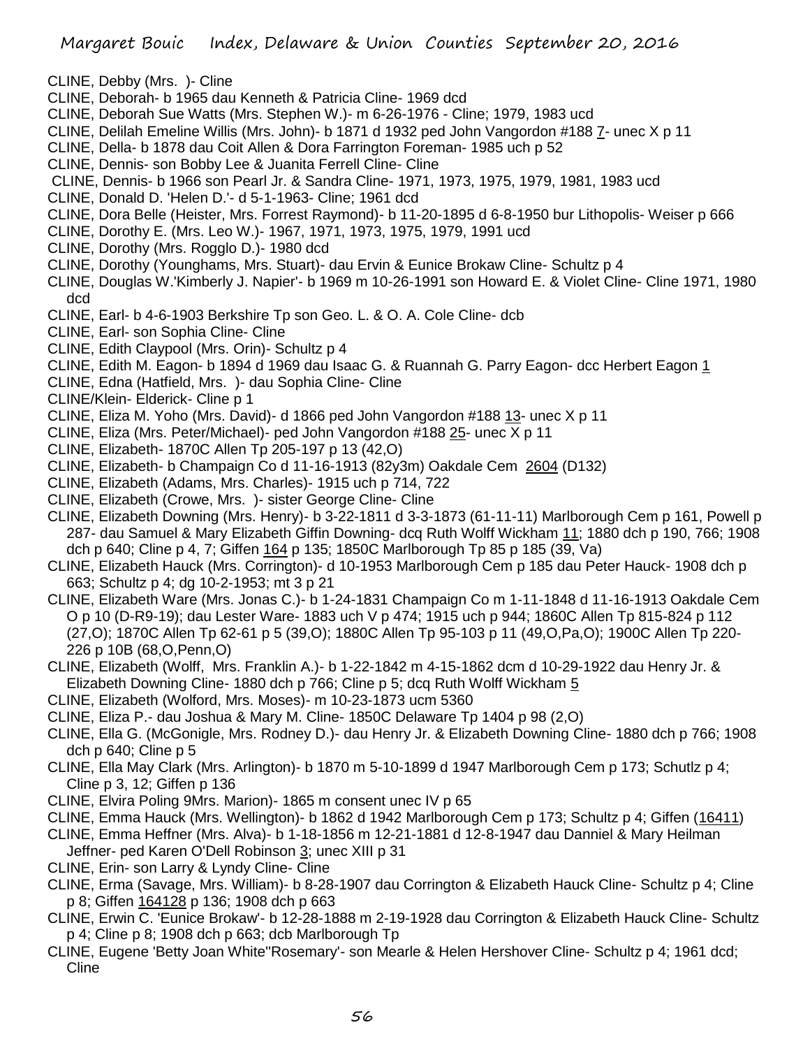CLINE, Debby (Mrs. )- Cline

CLINE, Deborah- b 1965 dau Kenneth & Patricia Cline- 1969 dcd

CLINE, Deborah Sue Watts (Mrs. Stephen W.)- m 6-26-1976 - Cline; 1979, 1983 ucd

CLINE, Delilah Emeline Willis (Mrs. John)- b 1871 d 1932 ped John Vangordon #188 7- unec X p 11

CLINE, Della- b 1878 dau Coit Allen & Dora Farrington Foreman- 1985 uch p 52

CLINE, Dennis- son Bobby Lee & Juanita Ferrell Cline- Cline

CLINE, Dennis- b 1966 son Pearl Jr. & Sandra Cline- 1971, 1973, 1975, 1979, 1981, 1983 ucd

CLINE, Donald D. 'Helen D.'- d 5-1-1963- Cline; 1961 dcd

CLINE, Dora Belle (Heister, Mrs. Forrest Raymond)- b 11-20-1895 d 6-8-1950 bur Lithopolis- Weiser p 666

CLINE, Dorothy E. (Mrs. Leo W.)- 1967, 1971, 1973, 1975, 1979, 1991 ucd

CLINE, Dorothy (Mrs. Rogglo D.)- 1980 dcd

CLINE, Dorothy (Younghams, Mrs. Stuart)- dau Ervin & Eunice Brokaw Cline- Schultz p 4

CLINE, Douglas W.'Kimberly J. Napier'- b 1969 m 10-26-1991 son Howard E. & Violet Cline- Cline 1971, 1980 dcd

CLINE, Earl- b 4-6-1903 Berkshire Tp son Geo. L. & O. A. Cole Cline- dcb

CLINE, Earl- son Sophia Cline- Cline

CLINE, Edith Claypool (Mrs. Orin)- Schultz p 4

CLINE, Edith M. Eagon- b 1894 d 1969 dau Isaac G. & Ruannah G. Parry Eagon- dcc Herbert Eagon 1

CLINE, Edna (Hatfield, Mrs. )- dau Sophia Cline- Cline

CLINE/Klein- Elderick- Cline p 1

CLINE, Eliza M. Yoho (Mrs. David)- d 1866 ped John Vangordon #188 13- unec X p 11

CLINE, Eliza (Mrs. Peter/Michael)- ped John Vangordon #188 25- unec X p 11

CLINE, Elizabeth- 1870C Allen Tp 205-197 p 13 (42,O)

CLINE, Elizabeth- b Champaign Co d 11-16-1913 (82y3m) Oakdale Cem 2604 (D132)

CLINE, Elizabeth (Adams, Mrs. Charles)- 1915 uch p 714, 722

CLINE, Elizabeth (Crowe, Mrs. )- sister George Cline- Cline

CLINE, Elizabeth Downing (Mrs. Henry)- b 3-22-1811 d 3-3-1873 (61-11-11) Marlborough Cem p 161, Powell p 287- dau Samuel & Mary Elizabeth Giffin Downing- dcq Ruth Wolff Wickham 11; 1880 dch p 190, 766; 1908 dch p 640; Cline p 4, 7; Giffen 164 p 135; 1850C Marlborough Tp 85 p 185 (39, Va)

CLINE, Elizabeth Hauck (Mrs. Corrington)- d 10-1953 Marlborough Cem p 185 dau Peter Hauck- 1908 dch p 663; Schultz p 4; dg 10-2-1953; mt 3 p 21

CLINE, Elizabeth Ware (Mrs. Jonas C.)- b 1-24-1831 Champaign Co m 1-11-1848 d 11-16-1913 Oakdale Cem O p 10 (D-R9-19); dau Lester Ware- 1883 uch V p 474; 1915 uch p 944; 1860C Allen Tp 815-824 p 112 (27,O); 1870C Allen Tp 62-61 p 5 (39,O); 1880C Allen Tp 95-103 p 11 (49,O,Pa,O); 1900C Allen Tp 220-226 p 10B (68,O,Penn,O)

CLINE, Elizabeth (Wolff, Mrs. Franklin A.)- b 1-22-1842 m 4-15-1862 dcm d 10-29-1922 dau Henry Jr. & Elizabeth Downing Cline- 1880 dch p 766; Cline p 5; dcq Ruth Wolff Wickham 5

CLINE, Elizabeth (Wolford, Mrs. Moses)- m 10-23-1873 ucm 5360

CLINE, Eliza P.- dau Joshua & Mary M. Cline- 1850C Delaware Tp 1404 p 98 (2,O)

CLINE, Ella G. (McGonigle, Mrs. Rodney D.)- dau Henry Jr. & Elizabeth Downing Cline- 1880 dch p 766; 1908 dch p 640; Cline p 5

CLINE, Ella May Clark (Mrs. Arlington)- b 1870 m 5-10-1899 d 1947 Marlborough Cem p 173; Schutlz p 4; Cline p 3, 12; Giffen p 136

CLINE, Elvira Poling 9Mrs. Marion)- 1865 m consent unec IV p 65

CLINE, Emma Hauck (Mrs. Wellington)- b 1862 d 1942 Marlborough Cem p 173; Schultz p 4; Giffen (16411)

CLINE, Emma Heffner (Mrs. Alva)- b 1-18-1856 m 12-21-1881 d 12-8-1947 dau Danniel & Mary Heilman Jeffner- ped Karen O'Dell Robinson 3; unec XIII p 31

CLINE, Erin- son Larry & Lyndy Cline- Cline

CLINE, Erma (Savage, Mrs. William)- b 8-28-1907 dau Corrington & Elizabeth Hauck Cline- Schultz p 4; Cline p 8; Giffen 164128 p 136; 1908 dch p 663

CLINE, Erwin C. 'Eunice Brokaw'- b 12-28-1888 m 2-19-1928 dau Corrington & Elizabeth Hauck Cline- Schultz p 4; Cline p 8; 1908 dch p 663; dcb Marlborough Tp

CLINE, Eugene 'Betty Joan White''Rosemary'- son Mearle & Helen Hershover Cline- Schultz p 4; 1961 dcd; Cline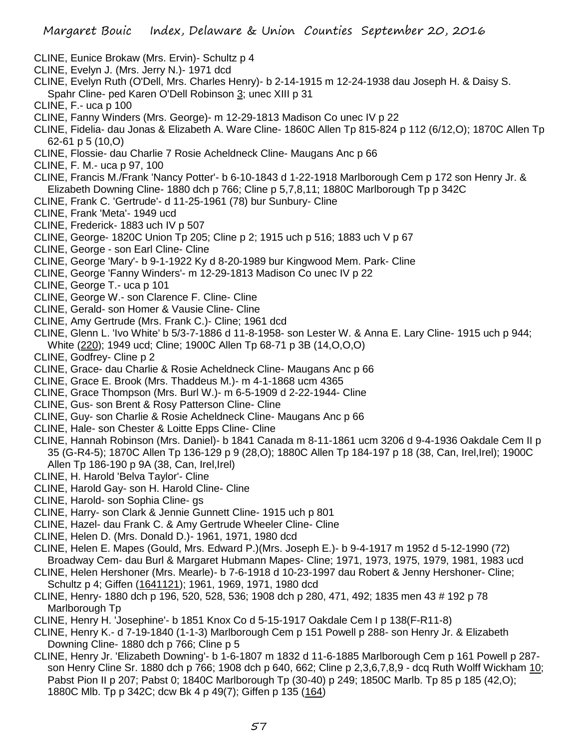CLINE, Eunice Brokaw (Mrs. Ervin)- Schultz p 4

CLINE, Evelyn J. (Mrs. Jerry N.)- 1971 dcd

CLINE, Evelyn Ruth (O'Dell, Mrs. Charles Henry)- b 2-14-1915 m 12-24-1938 dau Joseph H. & Daisy S. Spahr Cline- ped Karen O'Dell Robinson 3; unec XIII p 31

CLINE, F.- uca p 100

CLINE, Fanny Winders (Mrs. George)- m 12-29-1813 Madison Co unec IV p 22

CLINE, Fidelia- dau Jonas & Elizabeth A. Ware Cline- 1860C Allen Tp 815-824 p 112 (6/12,O); 1870C Allen Tp 62-61 p 5 (10,O)

CLINE, Flossie- dau Charlie 7 Rosie Acheldneck Cline- Maugans Anc p 66

CLINE, F. M.- uca p 97, 100

CLINE, Francis M./Frank 'Nancy Potter'- b 6-10-1843 d 1-22-1918 Marlborough Cem p 172 son Henry Jr. & Elizabeth Downing Cline- 1880 dch p 766; Cline p 5,7,8,11; 1880C Marlborough Tp p 342C

CLINE, Frank C. 'Gertrude'- d 11-25-1961 (78) bur Sunbury- Cline

CLINE, Frank 'Meta'- 1949 ucd

CLINE, Frederick- 1883 uch IV p 507

CLINE, George- 1820C Union Tp 205; Cline p 2; 1915 uch p 516; 1883 uch V p 67

CLINE, George - son Earl Cline- Cline

CLINE, George 'Mary'- b 9-1-1922 Ky d 8-20-1989 bur Kingwood Mem. Park- Cline

CLINE, George 'Fanny Winders'- m 12-29-1813 Madison Co unec IV p 22

CLINE, George T.- uca p 101

CLINE, George W.- son Clarence F. Cline- Cline

CLINE, Gerald- son Homer & Vausie Cline- Cline

CLINE, Amy Gertrude (Mrs. Frank C.)- Cline; 1961 dcd

CLINE, Glenn L. 'Ivo White' b 5/3-7-1886 d 11-8-1958- son Lester W. & Anna E. Lary Cline- 1915 uch p 944; White (220); 1949 ucd; Cline; 1900C Allen Tp 68-71 p 3B (14,O,O,O)

CLINE, Godfrey- Cline p 2

CLINE, Grace- dau Charlie & Rosie Acheldneck Cline- Maugans Anc p 66

CLINE, Grace E. Brook (Mrs. Thaddeus M.)- m 4-1-1868 ucm 4365

CLINE, Grace Thompson (Mrs. Burl W.)- m 6-5-1909 d 2-22-1944- Cline

CLINE, Gus- son Brent & Rosy Patterson Cline- Cline

CLINE, Guy- son Charlie & Rosie Acheldneck Cline- Maugans Anc p 66

CLINE, Hale- son Chester & Loitte Epps Cline- Cline

CLINE, Hannah Robinson (Mrs. Daniel)- b 1841 Canada m 8-11-1861 ucm 3206 d 9-4-1936 Oakdale Cem II p 35 (G-R4-5); 1870C Allen Tp 136-129 p 9 (28,O); 1880C Allen Tp 184-197 p 18 (38, Can, Irel,Irel); 1900C Allen Tp 186-190 p 9A (38, Can, Irel,Irel)

CLINE, H. Harold 'Belva Taylor'- Cline

CLINE, Harold Gay- son H. Harold Cline- Cline

CLINE, Harold- son Sophia Cline- gs

CLINE, Harry- son Clark & Jennie Gunnett Cline- 1915 uch p 801

CLINE, Hazel- dau Frank C. & Amy Gertrude Wheeler Cline- Cline

CLINE, Helen D. (Mrs. Donald D.)- 1961, 1971, 1980 dcd

CLINE, Helen E. Mapes (Gould, Mrs. Edward P.)(Mrs. Joseph E.)- b 9-4-1917 m 1952 d 5-12-1990 (72) Broadway Cem- dau Burl & Margaret Hubmann Mapes- Cline; 1971, 1973, 1975, 1979, 1981, 1983 ucd

CLINE, Helen Hershoner (Mrs. Mearle)- b 7-6-1918 d 10-23-1997 dau Robert & Jenny Hershoner- Cline; Schultz p 4; Giffen (1641121); 1961, 1969, 1971, 1980 dcd

CLINE, Henry- 1880 dch p 196, 520, 528, 536; 1908 dch p 280, 471, 492; 1835 men 43 # 192 p 78 Marlborough Tp

CLINE, Henry H. 'Josephine'- b 1851 Knox Co d 5-15-1917 Oakdale Cem I p 138(F-R11-8)

CLINE, Henry K.- d 7-19-1840 (1-1-3) Marlborough Cem p 151 Powell p 288- son Henry Jr. & Elizabeth Downing Cline- 1880 dch p 766; Cline p 5

CLINE, Henry Jr. 'Elizabeth Downing'- b 1-6-1807 m 1832 d 11-6-1885 Marlborough Cem p 161 Powell p 287- son Henry Cline Sr. 1880 dch p 766; 1908 dch p 640, 662; Cline p 2,3,6,7,8,9 - dcq Ruth Wolff Wickham 10; Pabst Pion II p 207; Pabst 0; 1840C Marlborough Tp (30-40) p 249; 1850C Marlb. Tp 85 p 185 (42,O); 1880C Mlb. Tp p 342C; dcw Bk 4 p 49(7); Giffen p 135 (164)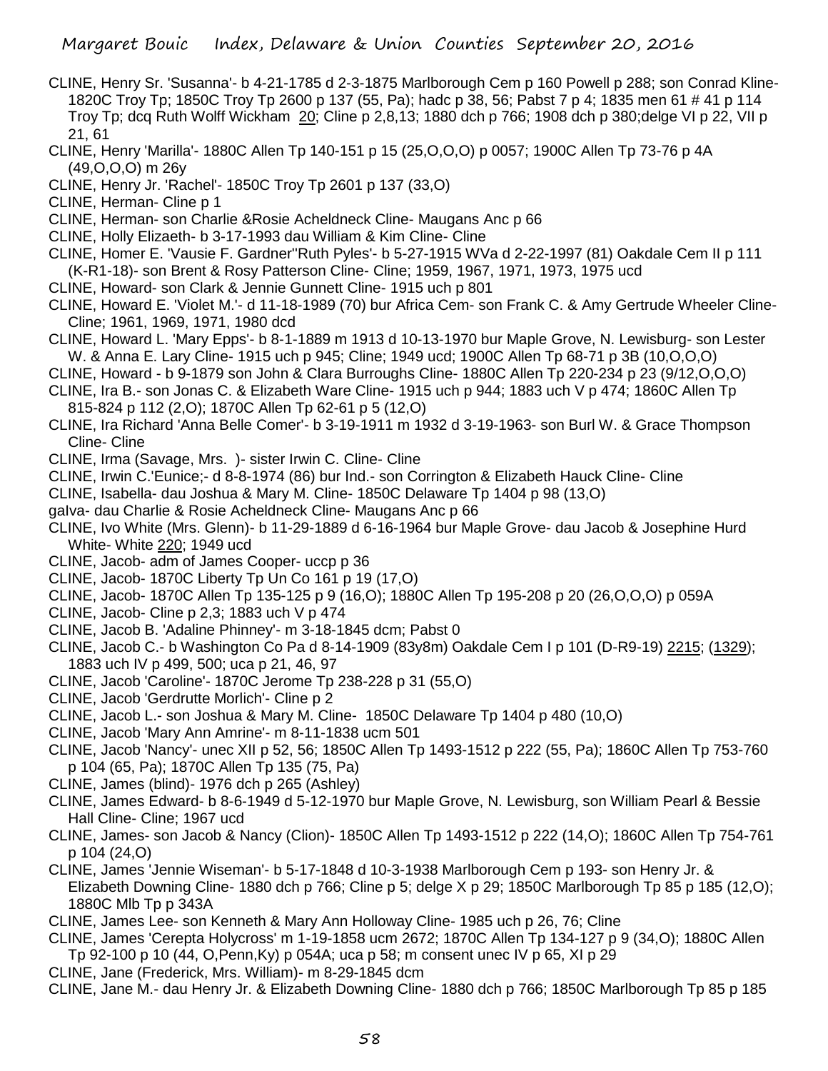CLINE, Henry Sr. 'Susanna'- b 4-21-1785 d 2-3-1875 Marlborough Cem p 160 Powell p 288; son Conrad Kline- 1820C Troy Tp; 1850C Troy Tp 2600 p 137 (55, Pa); hadc p 38, 56; Pabst 7 p 4; 1835 men 61 # 41 p 114 Troy Tp; dcq Ruth Wolff Wickham 20; Cline p 2,8,13; 1880 dch p 766; 1908 dch p 380;delge VI p 22, VII p 21, 61

CLINE, Henry 'Marilla'- 1880C Allen Tp 140-151 p 15 (25,O,O,O) p 0057; 1900C Allen Tp 73-76 p 4A (49,O,O,O) m 26y

CLINE, Henry Jr. 'Rachel'- 1850C Troy Tp 2601 p 137 (33,O)

CLINE, Herman- Cline p 1

CLINE, Herman- son Charlie &Rosie Acheldneck Cline- Maugans Anc p 66

CLINE, Holly Elizaeth- b 3-17-1993 dau William & Kim Cline- Cline

CLINE, Homer E. 'Vausie F. Gardner''Ruth Pyles'- b 5-27-1915 WVa d 2-22-1997 (81) Oakdale Cem II p 111 (K-R1-18)- son Brent & Rosy Patterson Cline- Cline; 1959, 1967, 1971, 1973, 1975 ucd

CLINE, Howard- son Clark & Jennie Gunnett Cline- 1915 uch p 801

CLINE, Howard E. 'Violet M.'- d 11-18-1989 (70) bur Africa Cem- son Frank C. & Amy Gertrude Wheeler Cline- Cline; 1961, 1969, 1971, 1980 dcd

CLINE, Howard L. 'Mary Epps'- b 8-1-1889 m 1913 d 10-13-1970 bur Maple Grove, N. Lewisburg- son Lester W. & Anna E. Lary Cline- 1915 uch p 945; Cline; 1949 ucd; 1900C Allen Tp 68-71 p 3B (10,O,O,O)

CLINE, Howard - b 9-1879 son John & Clara Burroughs Cline- 1880C Allen Tp 220-234 p 23 (9/12,O,O,O)

CLINE, Ira B.- son Jonas C. & Elizabeth Ware Cline- 1915 uch p 944; 1883 uch V p 474; 1860C Allen Tp 815-824 p 112 (2,O); 1870C Allen Tp 62-61 p 5 (12,O)

CLINE, Ira Richard 'Anna Belle Comer'- b 3-19-1911 m 1932 d 3-19-1963- son Burl W. & Grace Thompson Cline- Cline

CLINE, Irma (Savage, Mrs. )- sister Irwin C. Cline- Cline

CLINE, Irwin C.'Eunice;- d 8-8-1974 (86) bur Ind.- son Corrington & Elizabeth Hauck Cline- Cline

CLINE, Isabella- dau Joshua & Mary M. Cline- 1850C Delaware Tp 1404 p 98 (13,O)

galva- dau Charlie & Rosie Acheldneck Cline- Maugans Anc p 66

CLINE, Ivo White (Mrs. Glenn)- b 11-29-1889 d 6-16-1964 bur Maple Grove- dau Jacob & Josephine Hurd White- White 220; 1949 ucd

CLINE, Jacob- adm of James Cooper- uccp p 36

CLINE, Jacob- 1870C Liberty Tp Un Co 161 p 19 (17,O)

CLINE, Jacob- 1870C Allen Tp 135-125 p 9 (16,O); 1880C Allen Tp 195-208 p 20 (26,O,O,O) p 059A

CLINE, Jacob- Cline p 2,3; 1883 uch V p 474

CLINE, Jacob B. 'Adaline Phinney'- m 3-18-1845 dcm; Pabst 0

CLINE, Jacob C.- b Washington Co Pa d 8-14-1909 (83y8m) Oakdale Cem I p 101 (D-R9-19) 2215; (1329); 1883 uch IV p 499, 500; uca p 21, 46, 97

CLINE, Jacob 'Caroline'- 1870C Jerome Tp 238-228 p 31 (55,O)

CLINE, Jacob 'Gerdrutte Morlich'- Cline p 2

CLINE, Jacob L.- son Joshua & Mary M. Cline- 1850C Delaware Tp 1404 p 480 (10,O)

CLINE, Jacob 'Mary Ann Amrine'- m 8-11-1838 ucm 501

CLINE, Jacob 'Nancy'- unec XII p 52, 56; 1850C Allen Tp 1493-1512 p 222 (55, Pa); 1860C Allen Tp 753-760 p 104 (65, Pa); 1870C Allen Tp 135 (75, Pa)

CLINE, James (blind)- 1976 dch p 265 (Ashley)

CLINE, James Edward- b 8-6-1949 d 5-12-1970 bur Maple Grove, N. Lewisburg, son William Pearl & Bessie Hall Cline- Cline; 1967 ucd

CLINE, James- son Jacob & Nancy (Clion)- 1850C Allen Tp 1493-1512 p 222 (14,O); 1860C Allen Tp 754-761 p 104 (24,O)

CLINE, James 'Jennie Wiseman'- b 5-17-1848 d 10-3-1938 Marlborough Cem p 193- son Henry Jr. & Elizabeth Downing Cline- 1880 dch p 766; Cline p 5; delge X p 29; 1850C Marlborough Tp 85 p 185 (12,O); 1880C Mlb Tp p 343A

CLINE, James Lee- son Kenneth & Mary Ann Holloway Cline- 1985 uch p 26, 76; Cline

CLINE, James 'Cerepta Holycross' m 1-19-1858 ucm 2672; 1870C Allen Tp 134-127 p 9 (34,O); 1880C Allen Tp 92-100 p 10 (44, O,Penn,Ky) p 054A; uca p 58; m consent unec IV p 65, XI p 29

CLINE, Jane (Frederick, Mrs. William)- m 8-29-1845 dcm

CLINE, Jane M.- dau Henry Jr. & Elizabeth Downing Cline- 1880 dch p 766; 1850C Marlborough Tp 85 p 185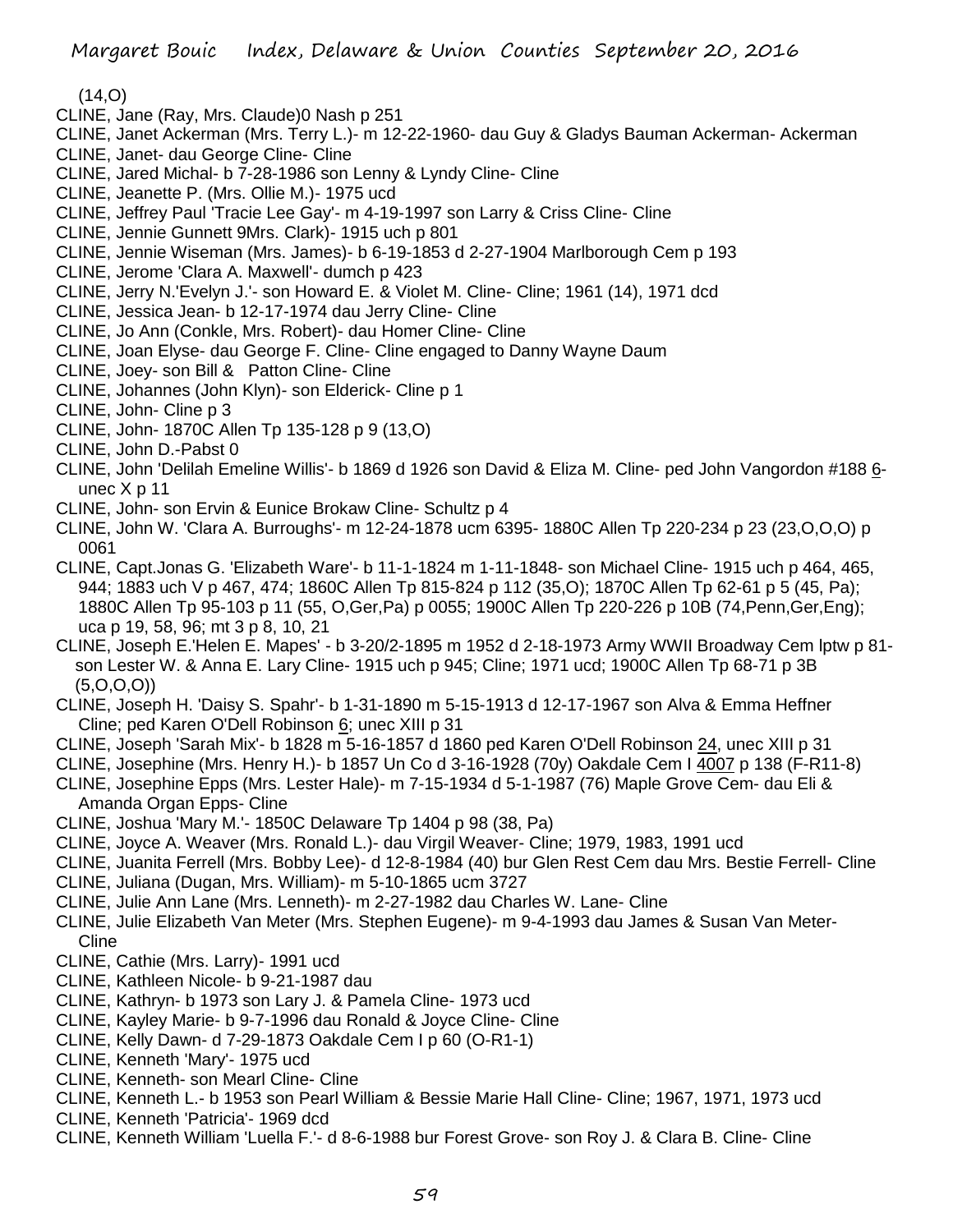(14,O)
CLINE, Jane (Ray, Mrs. Claude)0 Nash p 251
CLINE, Janet Ackerman (Mrs. Terry L.)- m 12-22-1960- dau Guy & Gladys Bauman Ackerman- Ackerman
CLINE, Janet- dau George Cline- Cline
CLINE, Jared Michal- b 7-28-1986 son Lenny & Lyndy Cline- Cline
CLINE, Jeanette P. (Mrs. Ollie M.)- 1975 ucd
CLINE, Jeffrey Paul 'Tracie Lee Gay'- m 4-19-1997 son Larry & Criss Cline- Cline
CLINE, Jennie Gunnett 9Mrs. Clark)- 1915 uch p 801
CLINE, Jennie Wiseman (Mrs. James)- b 6-19-1853 d 2-27-1904 Marlborough Cem p 193
CLINE, Jerome 'Clara A. Maxwell'- dumch p 423
CLINE, Jerry N.'Evelyn J.'- son Howard E. & Violet M. Cline- Cline; 1961 (14), 1971 dcd
CLINE, Jessica Jean- b 12-17-1974 dau Jerry Cline- Cline
CLINE, Jo Ann (Conkle, Mrs. Robert)- dau Homer Cline- Cline
CLINE, Joan Elyse- dau George F. Cline- Cline engaged to Danny Wayne Daum
CLINE, Joey- son Bill & Patton Cline- Cline
CLINE, Johannes (John Klyn)- son Elderick- Cline p 1
CLINE, John- Cline p 3
CLINE, John- 1870C Allen Tp 135-128 p 9 (13,O)
CLINE, John D.-Pabst 0
CLINE, John 'Delilah Emeline Willis'- b 1869 d 1926 son David & Eliza M. Cline- ped John Vangordon #188 6-unec X p 11
CLINE, John- son Ervin & Eunice Brokaw Cline- Schultz p 4
CLINE, John W. 'Clara A. Burroughs'- m 12-24-1878 ucm 6395- 1880C Allen Tp 220-234 p 23 (23,O,O,O) p 0061
CLINE, Capt.Jonas G. 'Elizabeth Ware'- b 11-1-1824 m 1-11-1848- son Michael Cline- 1915 uch p 464, 465, 944; 1883 uch V p 467, 474; 1860C Allen Tp 815-824 p 112 (35,O); 1870C Allen Tp 62-61 p 5 (45, Pa); 1880C Allen Tp 95-103 p 11 (55, O,Ger,Pa) p 0055; 1900C Allen Tp 220-226 p 10B (74,Penn,Ger,Eng); uca p 19, 58, 96; mt 3 p 8, 10, 21
CLINE, Joseph E.'Helen E. Mapes' - b 3-20/2-1895 m 1952 d 2-18-1973 Army WWII Broadway Cem lptw p 81- son Lester W. & Anna E. Lary Cline- 1915 uch p 945; Cline; 1971 ucd; 1900C Allen Tp 68-71 p 3B (5,O,O,O))
CLINE, Joseph H. 'Daisy S. Spahr'- b 1-31-1890 m 5-15-1913 d 12-17-1967 son Alva & Emma Heffner Cline; ped Karen O'Dell Robinson 6; unec XIII p 31
CLINE, Joseph 'Sarah Mix'- b 1828 m 5-16-1857 d 1860 ped Karen O'Dell Robinson 24, unec XIII p 31
CLINE, Josephine (Mrs. Henry H.)- b 1857 Un Co d 3-16-1928 (70y) Oakdale Cem I 4007 p 138 (F-R11-8)
CLINE, Josephine Epps (Mrs. Lester Hale)- m 7-15-1934 d 5-1-1987 (76) Maple Grove Cem- dau Eli & Amanda Organ Epps- Cline
CLINE, Joshua 'Mary M.'- 1850C Delaware Tp 1404 p 98 (38, Pa)
CLINE, Joyce A. Weaver (Mrs. Ronald L.)- dau Virgil Weaver- Cline; 1979, 1983, 1991 ucd
CLINE, Juanita Ferrell (Mrs. Bobby Lee)- d 12-8-1984 (40) bur Glen Rest Cem dau Mrs. Bestie Ferrell- Cline
CLINE, Juliana (Dugan, Mrs. William)- m 5-10-1865 ucm 3727
CLINE, Julie Ann Lane (Mrs. Lenneth)- m 2-27-1982 dau Charles W. Lane- Cline
CLINE, Julie Elizabeth Van Meter (Mrs. Stephen Eugene)- m 9-4-1993 dau James & Susan Van Meter- Cline
CLINE, Cathie (Mrs. Larry)- 1991 ucd
CLINE, Kathleen Nicole- b 9-21-1987 dau
CLINE, Kathryn- b 1973 son Lary J. & Pamela Cline- 1973 ucd
CLINE, Kayley Marie- b 9-7-1996 dau Ronald & Joyce Cline- Cline
CLINE, Kelly Dawn- d 7-29-1873 Oakdale Cem I p 60 (O-R1-1)
CLINE, Kenneth 'Mary'- 1975 ucd
CLINE, Kenneth- son Mearl Cline- Cline
CLINE, Kenneth L.- b 1953 son Pearl William & Bessie Marie Hall Cline- Cline; 1967, 1971, 1973 ucd
CLINE, Kenneth 'Patricia'- 1969 dcd
CLINE, Kenneth William 'Luella F.'- d 8-6-1988 bur Forest Grove- son Roy J. & Clara B. Cline- Cline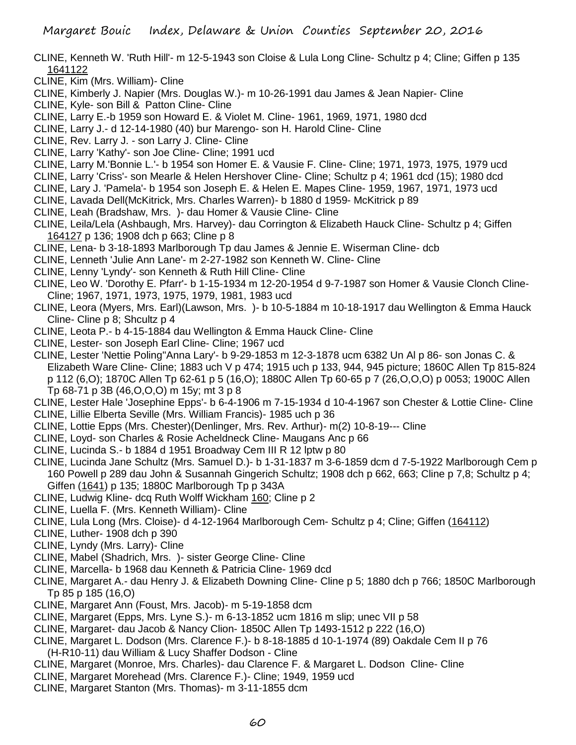CLINE, Kenneth W. 'Ruth Hill'- m 12-5-1943 son Cloise & Lula Long Cline- Schultz p 4; Cline; Giffen p 135 1641122

CLINE, Kim (Mrs. William)- Cline

CLINE, Kimberly J. Napier (Mrs. Douglas W.)- m 10-26-1991 dau James & Jean Napier- Cline

CLINE, Kyle- son Bill & Patton Cline- Cline

CLINE, Larry E.-b 1959 son Howard E. & Violet M. Cline- 1961, 1969, 1971, 1980 dcd

CLINE, Larry J.- d 12-14-1980 (40) bur Marengo- son H. Harold Cline- Cline

CLINE, Rev. Larry J. - son Larry J. Cline- Cline

CLINE, Larry 'Kathy'- son Joe Cline- Cline; 1991 ucd

CLINE, Larry M.'Bonnie L.'- b 1954 son Homer E. & Vausie F. Cline- Cline; 1971, 1973, 1975, 1979 ucd

CLINE, Larry 'Criss'- son Mearle & Helen Hershover Cline- Cline; Schultz p 4; 1961 dcd (15); 1980 dcd

CLINE, Lary J. 'Pamela'- b 1954 son Joseph E. & Helen E. Mapes Cline- 1959, 1967, 1971, 1973 ucd

CLINE, Lavada Dell(McKitrick, Mrs. Charles Warren)- b 1880 d 1959- McKitrick p 89

CLINE, Leah (Bradshaw, Mrs. )- dau Homer & Vausie Cline- Cline

CLINE, Leila/Lela (Ashbaugh, Mrs. Harvey)- dau Corrington & Elizabeth Hauck Cline- Schultz p 4; Giffen 164127 p 136; 1908 dch p 663; Cline p 8

CLINE, Lena- b 3-18-1893 Marlborough Tp dau James & Jennie E. Wiserman Cline- dcb

CLINE, Lenneth 'Julie Ann Lane'- m 2-27-1982 son Kenneth W. Cline- Cline

CLINE, Lenny 'Lyndy'- son Kenneth & Ruth Hill Cline- Cline

CLINE, Leo W. 'Dorothy E. Pfarr'- b 1-15-1934 m 12-20-1954 d 9-7-1987 son Homer & Vausie Clonch Cline- Cline; 1967, 1971, 1973, 1975, 1979, 1981, 1983 ucd

CLINE, Leora (Myers, Mrs. Earl)(Lawson, Mrs. )- b 10-5-1884 m 10-18-1917 dau Wellington & Emma Hauck Cline- Cline p 8; Shcultz p 4

CLINE, Leota P.- b 4-15-1884 dau Wellington & Emma Hauck Cline- Cline

CLINE, Lester- son Joseph Earl Cline- Cline; 1967 ucd

CLINE, Lester 'Nettie Poling''Anna Lary'- b 9-29-1853 m 12-3-1878 ucm 6382 Un Al p 86- son Jonas C. & Elizabeth Ware Cline- Cline; 1883 uch V p 474; 1915 uch p 133, 944, 945 picture; 1860C Allen Tp 815-824 p 112 (6,O); 1870C Allen Tp 62-61 p 5 (16,O); 1880C Allen Tp 60-65 p 7 (26,O,O,O) p 0053; 1900C Allen Tp 68-71 p 3B (46,O,O,O) m 15y; mt 3 p 8

CLINE, Lester Hale 'Josephine Epps'- b 6-4-1906 m 7-15-1934 d 10-4-1967 son Chester & Lottie Cline- Cline

CLINE, Lillie Elberta Seville (Mrs. William Francis)- 1985 uch p 36

CLINE, Lottie Epps (Mrs. Chester)(Denlinger, Mrs. Rev. Arthur)- m(2) 10-8-19--- Cline

CLINE, Loyd- son Charles & Rosie Acheldneck Cline- Maugans Anc p 66

CLINE, Lucinda S.- b 1884 d 1951 Broadway Cem III R 12 lptw p 80

CLINE, Lucinda Jane Schultz (Mrs. Samuel D.)- b 1-31-1837 m 3-6-1859 dcm d 7-5-1922 Marlborough Cem p 160 Powell p 289 dau John & Susannah Gingerich Schultz; 1908 dch p 662, 663; Cline p 7,8; Schultz p 4; Giffen (1641) p 135; 1880C Marlborough Tp p 343A

CLINE, Ludwig Kline- dcq Ruth Wolff Wickham 160; Cline p 2

CLINE, Luella F. (Mrs. Kenneth William)- Cline

CLINE, Lula Long (Mrs. Cloise)- d 4-12-1964 Marlborough Cem- Schultz p 4; Cline; Giffen (164112)

CLINE, Luther- 1908 dch p 390

CLINE, Lyndy (Mrs. Larry)- Cline

CLINE, Mabel (Shadrich, Mrs. )- sister George Cline- Cline

CLINE, Marcella- b 1968 dau Kenneth & Patricia Cline- 1969 dcd

CLINE, Margaret A.- dau Henry J. & Elizabeth Downing Cline- Cline p 5; 1880 dch p 766; 1850C Marlborough Tp 85 p 185 (16,O)

CLINE, Margaret Ann (Foust, Mrs. Jacob)- m 5-19-1858 dcm

CLINE, Margaret (Epps, Mrs. Lyne S.)- m 6-13-1852 ucm 1816 m slip; unec VII p 58

CLINE, Margaret- dau Jacob & Nancy Clion- 1850C Allen Tp 1493-1512 p 222 (16,O)

CLINE, Margaret L. Dodson (Mrs. Clarence F.)- b 8-18-1885 d 10-1-1974 (89) Oakdale Cem II p 76 (H-R10-11) dau William & Lucy Shaffer Dodson - Cline

CLINE, Margaret (Monroe, Mrs. Charles)- dau Clarence F. & Margaret L. Dodson Cline- Cline

CLINE, Margaret Morehead (Mrs. Clarence F.)- Cline; 1949, 1959 ucd

CLINE, Margaret Stanton (Mrs. Thomas)- m 3-11-1855 dcm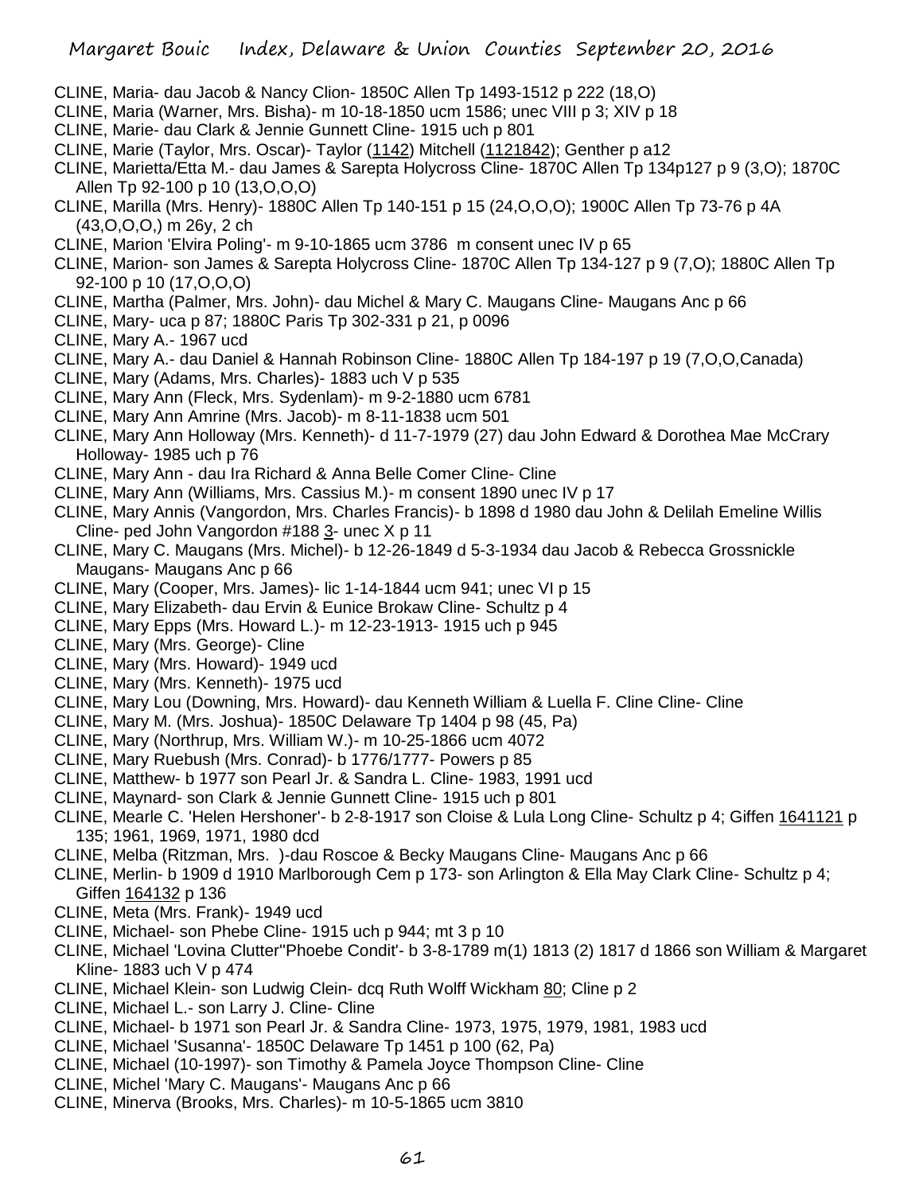CLINE, Maria- dau Jacob & Nancy Clion- 1850C Allen Tp 1493-1512 p 222 (18,O)

CLINE, Maria (Warner, Mrs. Bisha)- m 10-18-1850 ucm 1586; unec VIII p 3; XIV p 18

CLINE, Marie- dau Clark & Jennie Gunnett Cline- 1915 uch p 801

CLINE, Marie (Taylor, Mrs. Oscar)- Taylor (1142) Mitchell (1121842); Genther p a12

CLINE, Marietta/Etta M.- dau James & Sarepta Holycross Cline- 1870C Allen Tp 134p127 p 9 (3,O); 1870C Allen Tp 92-100 p 10 (13,O,O,O)

CLINE, Marilla (Mrs. Henry)- 1880C Allen Tp 140-151 p 15 (24,O,O,O); 1900C Allen Tp 73-76 p 4A (43,O,O,O,) m 26y, 2 ch

CLINE, Marion 'Elvira Poling'- m 9-10-1865 ucm 3786 m consent unec IV p 65

CLINE, Marion- son James & Sarepta Holycross Cline- 1870C Allen Tp 134-127 p 9 (7,O); 1880C Allen Tp 92-100 p 10 (17,O,O,O)

CLINE, Martha (Palmer, Mrs. John)- dau Michel & Mary C. Maugans Cline- Maugans Anc p 66

CLINE, Mary- uca p 87; 1880C Paris Tp 302-331 p 21, p 0096

CLINE, Mary A.- 1967 ucd

CLINE, Mary A.- dau Daniel & Hannah Robinson Cline- 1880C Allen Tp 184-197 p 19 (7,O,O,Canada)

CLINE, Mary (Adams, Mrs. Charles)- 1883 uch V p 535

CLINE, Mary Ann (Fleck, Mrs. Sydenlam)- m 9-2-1880 ucm 6781

CLINE, Mary Ann Amrine (Mrs. Jacob)- m 8-11-1838 ucm 501

CLINE, Mary Ann Holloway (Mrs. Kenneth)- d 11-7-1979 (27) dau John Edward & Dorothea Mae McCrary Holloway- 1985 uch p 76

CLINE, Mary Ann - dau Ira Richard & Anna Belle Comer Cline- Cline

CLINE, Mary Ann (Williams, Mrs. Cassius M.)- m consent 1890 unec IV p 17

CLINE, Mary Annis (Vangordon, Mrs. Charles Francis)- b 1898 d 1980 dau John & Delilah Emeline Willis Cline- ped John Vangordon #188 3- unec X p 11

CLINE, Mary C. Maugans (Mrs. Michel)- b 12-26-1849 d 5-3-1934 dau Jacob & Rebecca Grossnickle Maugans- Maugans Anc p 66

CLINE, Mary (Cooper, Mrs. James)- lic 1-14-1844 ucm 941; unec VI p 15

CLINE, Mary Elizabeth- dau Ervin & Eunice Brokaw Cline- Schultz p 4

CLINE, Mary Epps (Mrs. Howard L.)- m 12-23-1913- 1915 uch p 945

CLINE, Mary (Mrs. George)- Cline

CLINE, Mary (Mrs. Howard)- 1949 ucd

CLINE, Mary (Mrs. Kenneth)- 1975 ucd

CLINE, Mary Lou (Downing, Mrs. Howard)- dau Kenneth William & Luella F. Cline Cline- Cline

CLINE, Mary M. (Mrs. Joshua)- 1850C Delaware Tp 1404 p 98 (45, Pa)

CLINE, Mary (Northrup, Mrs. William W.)- m 10-25-1866 ucm 4072

CLINE, Mary Ruebush (Mrs. Conrad)- b 1776/1777- Powers p 85

CLINE, Matthew- b 1977 son Pearl Jr. & Sandra L. Cline- 1983, 1991 ucd

CLINE, Maynard- son Clark & Jennie Gunnett Cline- 1915 uch p 801

CLINE, Mearle C. 'Helen Hershoner'- b 2-8-1917 son Cloise & Lula Long Cline- Schultz p 4; Giffen 1641121 p 135; 1961, 1969, 1971, 1980 dcd

CLINE, Melba (Ritzman, Mrs. )-dau Roscoe & Becky Maugans Cline- Maugans Anc p 66

CLINE, Merlin- b 1909 d 1910 Marlborough Cem p 173- son Arlington & Ella May Clark Cline- Schultz p 4; Giffen 164132 p 136

CLINE, Meta (Mrs. Frank)- 1949 ucd

CLINE, Michael- son Phebe Cline- 1915 uch p 944; mt 3 p 10

CLINE, Michael 'Lovina Clutter''Phoebe Condit'- b 3-8-1789 m(1) 1813 (2) 1817 d 1866 son William & Margaret Kline- 1883 uch V p 474

CLINE, Michael Klein- son Ludwig Clein- dcq Ruth Wolff Wickham 80; Cline p 2

CLINE, Michael L.- son Larry J. Cline- Cline

CLINE, Michael- b 1971 son Pearl Jr. & Sandra Cline- 1973, 1975, 1979, 1981, 1983 ucd

CLINE, Michael 'Susanna'- 1850C Delaware Tp 1451 p 100 (62, Pa)

CLINE, Michael (10-1997)- son Timothy & Pamela Joyce Thompson Cline- Cline

CLINE, Michel 'Mary C. Maugans'- Maugans Anc p 66

CLINE, Minerva (Brooks, Mrs. Charles)- m 10-5-1865 ucm 3810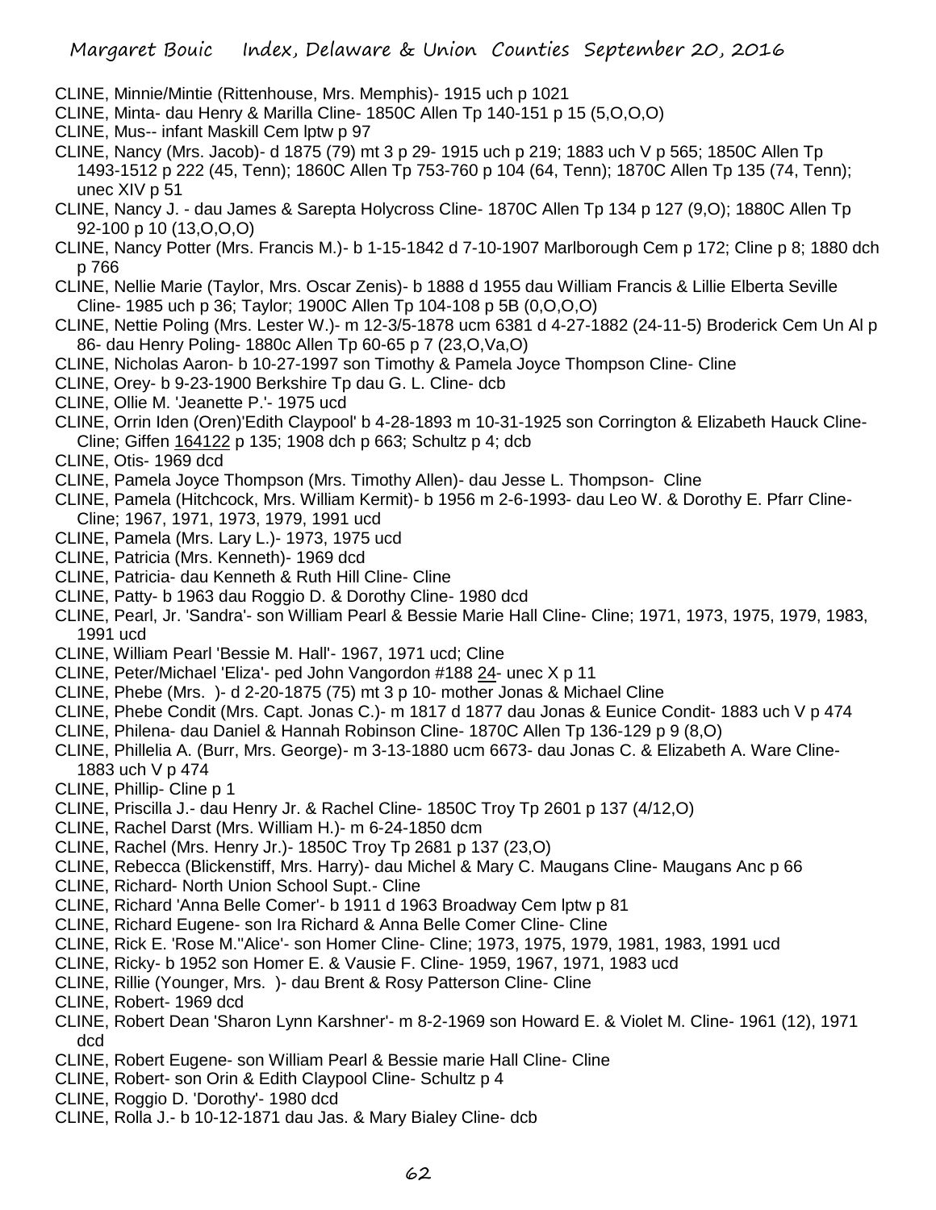CLINE, Minnie/Mintie (Rittenhouse, Mrs. Memphis)- 1915 uch p 1021

CLINE, Minta- dau Henry & Marilla Cline- 1850C Allen Tp 140-151 p 15 (5,O,O,O)

CLINE, Mus-- infant Maskill Cem lptw p 97

CLINE, Nancy (Mrs. Jacob)- d 1875 (79) mt 3 p 29- 1915 uch p 219; 1883 uch V p 565; 1850C Allen Tp 1493-1512 p 222 (45, Tenn); 1860C Allen Tp 753-760 p 104 (64, Tenn); 1870C Allen Tp 135 (74, Tenn); unec XIV p 51

CLINE, Nancy J. - dau James & Sarepta Holycross Cline- 1870C Allen Tp 134 p 127 (9,O); 1880C Allen Tp 92-100 p 10 (13,O,O,O)

CLINE, Nancy Potter (Mrs. Francis M.)- b 1-15-1842 d 7-10-1907 Marlborough Cem p 172; Cline p 8; 1880 dch p 766

CLINE, Nellie Marie (Taylor, Mrs. Oscar Zenis)- b 1888 d 1955 dau William Francis & Lillie Elberta Seville Cline- 1985 uch p 36; Taylor; 1900C Allen Tp 104-108 p 5B (0,O,O,O)

CLINE, Nettie Poling (Mrs. Lester W.)- m 12-3/5-1878 ucm 6381 d 4-27-1882 (24-11-5) Broderick Cem Un Al p 86- dau Henry Poling- 1880c Allen Tp 60-65 p 7 (23,O,Va,O)

CLINE, Nicholas Aaron- b 10-27-1997 son Timothy & Pamela Joyce Thompson Cline- Cline

CLINE, Orey- b 9-23-1900 Berkshire Tp dau G. L. Cline- dcb

CLINE, Ollie M. 'Jeanette P.'- 1975 ucd

CLINE, Orrin Iden (Oren)'Edith Claypool' b 4-28-1893 m 10-31-1925 son Corrington & Elizabeth Hauck Cline- Cline; Giffen 164122 p 135; 1908 dch p 663; Schultz p 4; dcb

CLINE, Otis- 1969 dcd

CLINE, Pamela Joyce Thompson (Mrs. Timothy Allen)- dau Jesse L. Thompson- Cline

CLINE, Pamela (Hitchcock, Mrs. William Kermit)- b 1956 m 2-6-1993- dau Leo W. & Dorothy E. Pfarr Cline- Cline; 1967, 1971, 1973, 1979, 1991 ucd

CLINE, Pamela (Mrs. Lary L.)- 1973, 1975 ucd

CLINE, Patricia (Mrs. Kenneth)- 1969 dcd

CLINE, Patricia- dau Kenneth & Ruth Hill Cline- Cline

CLINE, Patty- b 1963 dau Roggio D. & Dorothy Cline- 1980 dcd

CLINE, Pearl, Jr. 'Sandra'- son William Pearl & Bessie Marie Hall Cline- Cline; 1971, 1973, 1975, 1979, 1983, 1991 ucd

CLINE, William Pearl 'Bessie M. Hall'- 1967, 1971 ucd; Cline

CLINE, Peter/Michael 'Eliza'- ped John Vangordon #188 24- unec X p 11

CLINE, Phebe (Mrs. )- d 2-20-1875 (75) mt 3 p 10- mother Jonas & Michael Cline

CLINE, Phebe Condit (Mrs. Capt. Jonas C.)- m 1817 d 1877 dau Jonas & Eunice Condit- 1883 uch V p 474

CLINE, Philena- dau Daniel & Hannah Robinson Cline- 1870C Allen Tp 136-129 p 9 (8,O)

CLINE, Phillelia A. (Burr, Mrs. George)- m 3-13-1880 ucm 6673- dau Jonas C. & Elizabeth A. Ware Cline- 1883 uch V p 474

CLINE, Phillip- Cline p 1

CLINE, Priscilla J.- dau Henry Jr. & Rachel Cline- 1850C Troy Tp 2601 p 137 (4/12,O)

CLINE, Rachel Darst (Mrs. William H.)- m 6-24-1850 dcm

CLINE, Rachel (Mrs. Henry Jr.)- 1850C Troy Tp 2681 p 137 (23,O)

CLINE, Rebecca (Blickenstiff, Mrs. Harry)- dau Michel & Mary C. Maugans Cline- Maugans Anc p 66

CLINE, Richard- North Union School Supt.- Cline

CLINE, Richard 'Anna Belle Comer'- b 1911 d 1963 Broadway Cem lptw p 81

CLINE, Richard Eugene- son Ira Richard & Anna Belle Comer Cline- Cline

CLINE, Rick E. 'Rose M.''Alice'- son Homer Cline- Cline; 1973, 1975, 1979, 1981, 1983, 1991 ucd

CLINE, Ricky- b 1952 son Homer E. & Vausie F. Cline- 1959, 1967, 1971, 1983 ucd

CLINE, Rillie (Younger, Mrs. )- dau Brent & Rosy Patterson Cline- Cline

CLINE, Robert- 1969 dcd

CLINE, Robert Dean 'Sharon Lynn Karshner'- m 8-2-1969 son Howard E. & Violet M. Cline- 1961 (12), 1971 dcd

CLINE, Robert Eugene- son William Pearl & Bessie marie Hall Cline- Cline

CLINE, Robert- son Orin & Edith Claypool Cline- Schultz p 4

CLINE, Roggio D. 'Dorothy'- 1980 dcd

CLINE, Rolla J.- b 10-12-1871 dau Jas. & Mary Bialey Cline- dcb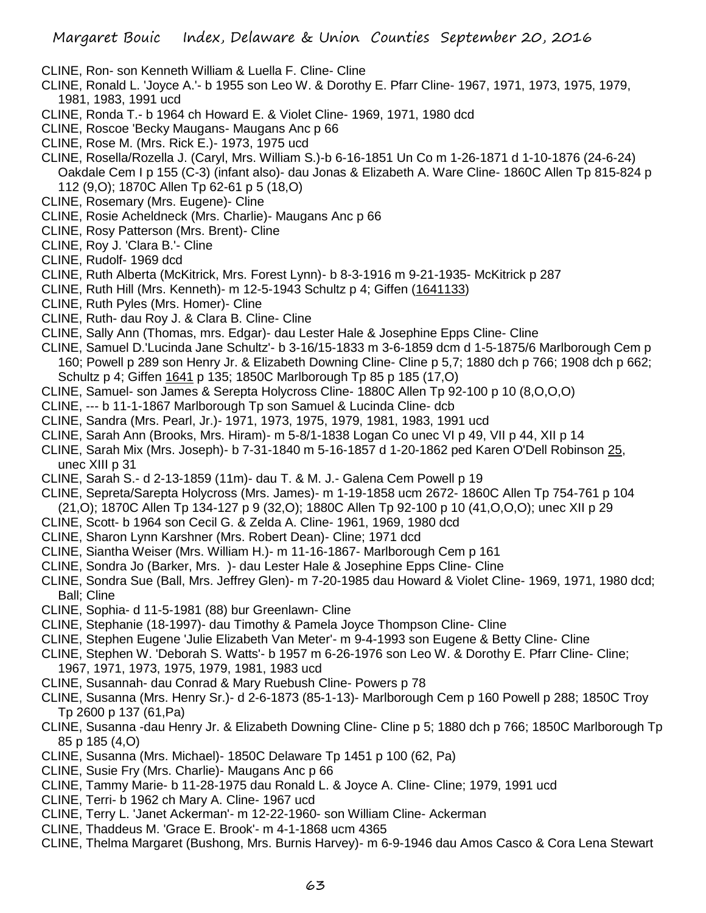CLINE, Ron- son Kenneth William & Luella F. Cline- Cline

CLINE, Ronald L. 'Joyce A.'- b 1955 son Leo W. & Dorothy E. Pfarr Cline- 1967, 1971, 1973, 1975, 1979, 1981, 1983, 1991 ucd

CLINE, Ronda T.- b 1964 ch Howard E. & Violet Cline- 1969, 1971, 1980 dcd

CLINE, Roscoe 'Becky Maugans- Maugans Anc p 66

CLINE, Rose M. (Mrs. Rick E.)- 1973, 1975 ucd

CLINE, Rosella/Rozella J. (Caryl, Mrs. William S.)-b 6-16-1851 Un Co m 1-26-1871 d 1-10-1876 (24-6-24) Oakdale Cem I p 155 (C-3) (infant also)- dau Jonas & Elizabeth A. Ware Cline- 1860C Allen Tp 815-824 p 112 (9,O); 1870C Allen Tp 62-61 p 5 (18,O)

CLINE, Rosemary (Mrs. Eugene)- Cline

CLINE, Rosie Acheldneck (Mrs. Charlie)- Maugans Anc p 66

CLINE, Rosy Patterson (Mrs. Brent)- Cline

CLINE, Roy J. 'Clara B.'- Cline

CLINE, Rudolf- 1969 dcd

CLINE, Ruth Alberta (McKitrick, Mrs. Forest Lynn)- b 8-3-1916 m 9-21-1935- McKitrick p 287

CLINE, Ruth Hill (Mrs. Kenneth)- m 12-5-1943 Schultz p 4; Giffen (1641133)

CLINE, Ruth Pyles (Mrs. Homer)- Cline

CLINE, Ruth- dau Roy J. & Clara B. Cline- Cline

CLINE, Sally Ann (Thomas, mrs. Edgar)- dau Lester Hale & Josephine Epps Cline- Cline

CLINE, Samuel D.'Lucinda Jane Schultz'- b 3-16/15-1833 m 3-6-1859 dcm d 1-5-1875/6 Marlborough Cem p 160; Powell p 289 son Henry Jr. & Elizabeth Downing Cline- Cline p 5,7; 1880 dch p 766; 1908 dch p 662; Schultz p 4; Giffen 1641 p 135; 1850C Marlborough Tp 85 p 185 (17,O)

CLINE, Samuel- son James & Serepta Holycross Cline- 1880C Allen Tp 92-100 p 10 (8,O,O,O)

CLINE, --- b 11-1-1867 Marlborough Tp son Samuel & Lucinda Cline- dcb

CLINE, Sandra (Mrs. Pearl, Jr.)- 1971, 1973, 1975, 1979, 1981, 1983, 1991 ucd

CLINE, Sarah Ann (Brooks, Mrs. Hiram)- m 5-8/1-1838 Logan Co unec VI p 49, VII p 44, XII p 14

CLINE, Sarah Mix (Mrs. Joseph)- b 7-31-1840 m 5-16-1857 d 1-20-1862 ped Karen O'Dell Robinson 25, unec XIII p 31

CLINE, Sarah S.- d 2-13-1859 (11m)- dau T. & M. J.- Galena Cem Powell p 19

CLINE, Sepreta/Sarepta Holycross (Mrs. James)- m 1-19-1858 ucm 2672- 1860C Allen Tp 754-761 p 104 (21,O); 1870C Allen Tp 134-127 p 9 (32,O); 1880C Allen Tp 92-100 p 10 (41,O,O,O); unec XII p 29

CLINE, Scott- b 1964 son Cecil G. & Zelda A. Cline- 1961, 1969, 1980 dcd

CLINE, Sharon Lynn Karshner (Mrs. Robert Dean)- Cline; 1971 dcd

CLINE, Siantha Weiser (Mrs. William H.)- m 11-16-1867- Marlborough Cem p 161

CLINE, Sondra Jo (Barker, Mrs. )- dau Lester Hale & Josephine Epps Cline- Cline

CLINE, Sondra Sue (Ball, Mrs. Jeffrey Glen)- m 7-20-1985 dau Howard & Violet Cline- 1969, 1971, 1980 dcd; Ball; Cline

CLINE, Sophia- d 11-5-1981 (88) bur Greenlawn- Cline

CLINE, Stephanie (18-1997)- dau Timothy & Pamela Joyce Thompson Cline- Cline

CLINE, Stephen Eugene 'Julie Elizabeth Van Meter'- m 9-4-1993 son Eugene & Betty Cline- Cline

CLINE, Stephen W. 'Deborah S. Watts'- b 1957 m 6-26-1976 son Leo W. & Dorothy E. Pfarr Cline- Cline; 1967, 1971, 1973, 1975, 1979, 1981, 1983 ucd

CLINE, Susannah- dau Conrad & Mary Ruebush Cline- Powers p 78

CLINE, Susanna (Mrs. Henry Sr.)- d 2-6-1873 (85-1-13)- Marlborough Cem p 160 Powell p 288; 1850C Troy Tp 2600 p 137 (61,Pa)

CLINE, Susanna -dau Henry Jr. & Elizabeth Downing Cline- Cline p 5; 1880 dch p 766; 1850C Marlborough Tp 85 p 185 (4,O)

CLINE, Susanna (Mrs. Michael)- 1850C Delaware Tp 1451 p 100 (62, Pa)

CLINE, Susie Fry (Mrs. Charlie)- Maugans Anc p 66

CLINE, Tammy Marie- b 11-28-1975 dau Ronald L. & Joyce A. Cline- Cline; 1979, 1991 ucd

CLINE, Terri- b 1962 ch Mary A. Cline- 1967 ucd

CLINE, Terry L. 'Janet Ackerman'- m 12-22-1960- son William Cline- Ackerman

CLINE, Thaddeus M. 'Grace E. Brook'- m 4-1-1868 ucm 4365

CLINE, Thelma Margaret (Bushong, Mrs. Burnis Harvey)- m 6-9-1946 dau Amos Casco & Cora Lena Stewart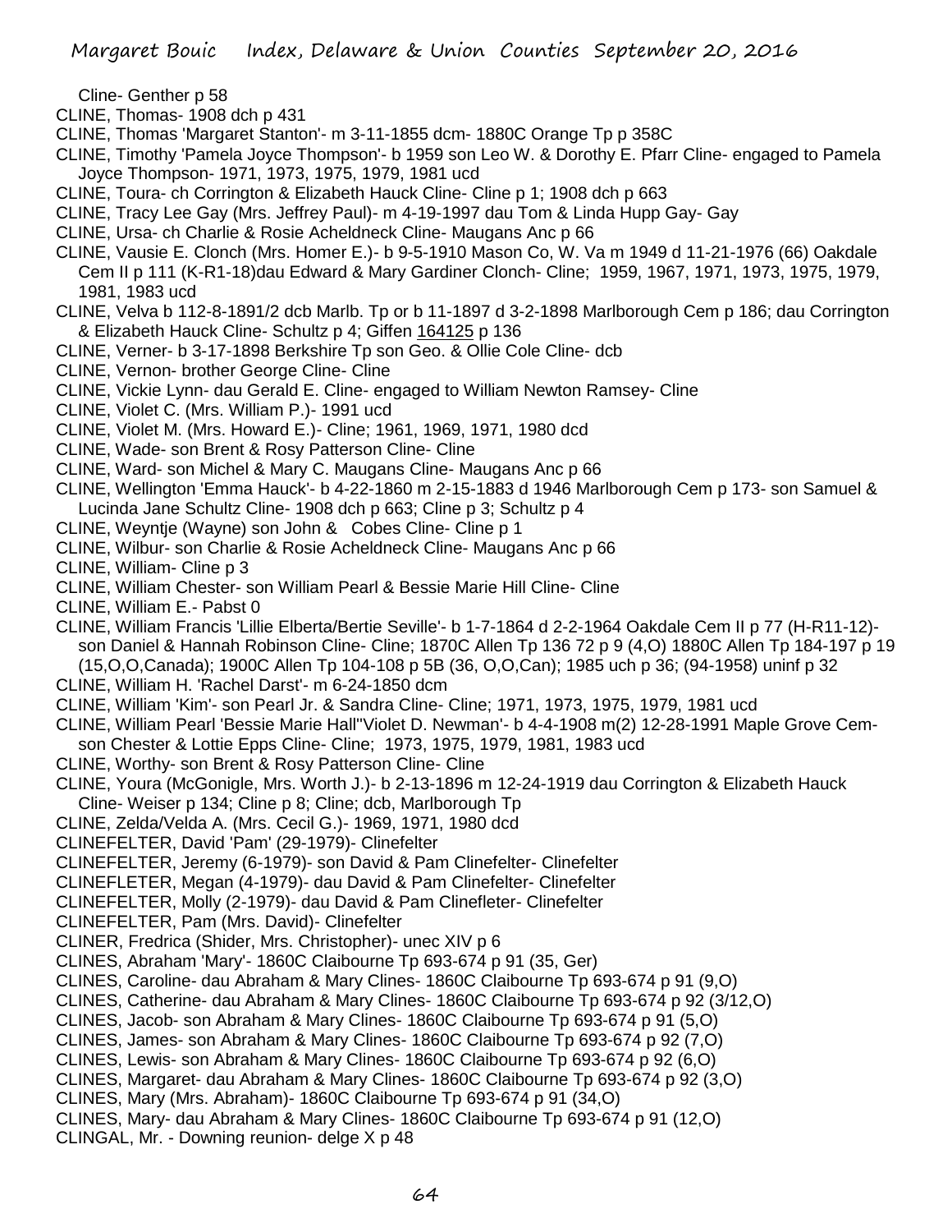Cline- Genther p 58

CLINE, Thomas- 1908 dch p 431

CLINE, Thomas 'Margaret Stanton'- m 3-11-1855 dcm- 1880C Orange Tp p 358C

CLINE, Timothy 'Pamela Joyce Thompson'- b 1959 son Leo W. & Dorothy E. Pfarr Cline- engaged to Pamela Joyce Thompson- 1971, 1973, 1975, 1979, 1981 ucd

CLINE, Toura- ch Corrington & Elizabeth Hauck Cline- Cline p 1; 1908 dch p 663

CLINE, Tracy Lee Gay (Mrs. Jeffrey Paul)- m 4-19-1997 dau Tom & Linda Hupp Gay- Gay

CLINE, Ursa- ch Charlie & Rosie Acheldneck Cline- Maugans Anc p 66

CLINE, Vausie E. Clonch (Mrs. Homer E.)- b 9-5-1910 Mason Co, W. Va m 1949 d 11-21-1976 (66) Oakdale Cem II p 111 (K-R1-18)dau Edward & Mary Gardiner Clonch- Cline; 1959, 1967, 1971, 1973, 1975, 1979, 1981, 1983 ucd

CLINE, Velva b 112-8-1891/2 dcb Marlb. Tp or b 11-1897 d 3-2-1898 Marlborough Cem p 186; dau Corrington & Elizabeth Hauck Cline- Schultz p 4; Giffen 164125 p 136

CLINE, Verner- b 3-17-1898 Berkshire Tp son Geo. & Ollie Cole Cline- dcb

CLINE, Vernon- brother George Cline- Cline

CLINE, Vickie Lynn- dau Gerald E. Cline- engaged to William Newton Ramsey- Cline

CLINE, Violet C. (Mrs. William P.)- 1991 ucd

CLINE, Violet M. (Mrs. Howard E.)- Cline; 1961, 1969, 1971, 1980 dcd

CLINE, Wade- son Brent & Rosy Patterson Cline- Cline

CLINE, Ward- son Michel & Mary C. Maugans Cline- Maugans Anc p 66

CLINE, Wellington 'Emma Hauck'- b 4-22-1860 m 2-15-1883 d 1946 Marlborough Cem p 173- son Samuel & Lucinda Jane Schultz Cline- 1908 dch p 663; Cline p 3; Schultz p 4

CLINE, Weyntje (Wayne) son John & Cobes Cline- Cline p 1

CLINE, Wilbur- son Charlie & Rosie Acheldneck Cline- Maugans Anc p 66

CLINE, William- Cline p 3

CLINE, William Chester- son William Pearl & Bessie Marie Hill Cline- Cline

CLINE, William E.- Pabst 0

CLINE, William Francis 'Lillie Elberta/Bertie Seville'- b 1-7-1864 d 2-2-1964 Oakdale Cem II p 77 (H-R11-12)- son Daniel & Hannah Robinson Cline- Cline; 1870C Allen Tp 136 72 p 9 (4,O) 1880C Allen Tp 184-197 p 19 (15,O,O,Canada); 1900C Allen Tp 104-108 p 5B (36, O,O,Can); 1985 uch p 36; (94-1958) uninf p 32

CLINE, William H. 'Rachel Darst'- m 6-24-1850 dcm

CLINE, William 'Kim'- son Pearl Jr. & Sandra Cline- Cline; 1971, 1973, 1975, 1979, 1981 ucd

CLINE, William Pearl 'Bessie Marie Hall''Violet D. Newman'- b 4-4-1908 m(2) 12-28-1991 Maple Grove Cem- son Chester & Lottie Epps Cline- Cline; 1973, 1975, 1979, 1981, 1983 ucd

CLINE, Worthy- son Brent & Rosy Patterson Cline- Cline

CLINE, Youra (McGonigle, Mrs. Worth J.)- b 2-13-1896 m 12-24-1919 dau Corrington & Elizabeth Hauck Cline- Weiser p 134; Cline p 8; Cline; dcb, Marlborough Tp

CLINE, Zelda/Velda A. (Mrs. Cecil G.)- 1969, 1971, 1980 dcd

CLINEFELTER, David 'Pam' (29-1979)- Clinefelter

CLINEFELTER, Jeremy (6-1979)- son David & Pam Clinefelter- Clinefelter

CLINEFLETER, Megan (4-1979)- dau David & Pam Clinefelter- Clinefelter

CLINEFELTER, Molly (2-1979)- dau David & Pam Clinefleter- Clinefelter

CLINEFELTER, Pam (Mrs. David)- Clinefelter

CLINER, Fredrica (Shider, Mrs. Christopher)- unec XIV p 6

CLINES, Abraham 'Mary'- 1860C Claibourne Tp 693-674 p 91 (35, Ger)

CLINES, Caroline- dau Abraham & Mary Clines- 1860C Claibourne Tp 693-674 p 91 (9,O)

CLINES, Catherine- dau Abraham & Mary Clines- 1860C Claibourne Tp 693-674 p 92 (3/12,O)

CLINES, Jacob- son Abraham & Mary Clines- 1860C Claibourne Tp 693-674 p 91 (5,O)

CLINES, James- son Abraham & Mary Clines- 1860C Claibourne Tp 693-674 p 92 (7,O)

CLINES, Lewis- son Abraham & Mary Clines- 1860C Claibourne Tp 693-674 p 92 (6,O)

CLINES, Margaret- dau Abraham & Mary Clines- 1860C Claibourne Tp 693-674 p 92 (3,O)

CLINES, Mary (Mrs. Abraham)- 1860C Claibourne Tp 693-674 p 91 (34,O)

CLINES, Mary- dau Abraham & Mary Clines- 1860C Claibourne Tp 693-674 p 91 (12,O)

CLINGAL, Mr. - Downing reunion- delge X p 48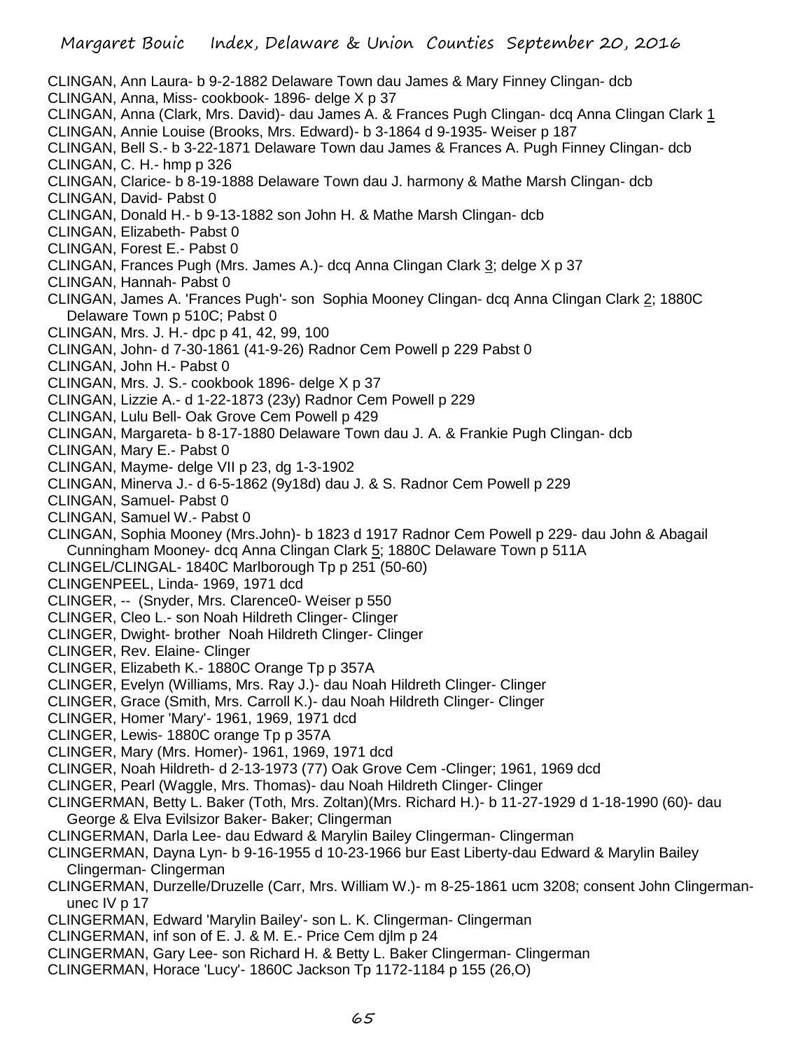CLINGAN, Ann Laura- b 9-2-1882 Delaware Town dau James & Mary Finney Clingan- dcb
CLINGAN, Anna, Miss- cookbook- 1896- delge X p 37
CLINGAN, Anna (Clark, Mrs. David)- dau James A. & Frances Pugh Clingan- dcq Anna Clingan Clark 1
CLINGAN, Annie Louise (Brooks, Mrs. Edward)- b 3-1864 d 9-1935- Weiser p 187
CLINGAN, Bell S.- b 3-22-1871 Delaware Town dau James & Frances A. Pugh Finney Clingan- dcb
CLINGAN, C. H.- hmp p 326
CLINGAN, Clarice- b 8-19-1888 Delaware Town dau J. harmony & Mathe Marsh Clingan- dcb
CLINGAN, David- Pabst 0
CLINGAN, Donald H.- b 9-13-1882 son John H. & Mathe Marsh Clingan- dcb
CLINGAN, Elizabeth- Pabst 0
CLINGAN, Forest E.- Pabst 0
CLINGAN, Frances Pugh (Mrs. James A.)- dcq Anna Clingan Clark 3; delge X p 37
CLINGAN, Hannah- Pabst 0
CLINGAN, James A. 'Frances Pugh'- son Sophia Mooney Clingan- dcq Anna Clingan Clark 2; 1880C Delaware Town p 510C; Pabst 0
CLINGAN, Mrs. J. H.- dpc p 41, 42, 99, 100
CLINGAN, John- d 7-30-1861 (41-9-26) Radnor Cem Powell p 229 Pabst 0
CLINGAN, John H.- Pabst 0
CLINGAN, Mrs. J. S.- cookbook 1896- delge X p 37
CLINGAN, Lizzie A.- d 1-22-1873 (23y) Radnor Cem Powell p 229
CLINGAN, Lulu Bell- Oak Grove Cem Powell p 429
CLINGAN, Margareta- b 8-17-1880 Delaware Town dau J. A. & Frankie Pugh Clingan- dcb
CLINGAN, Mary E.- Pabst 0
CLINGAN, Mayme- delge VII p 23, dg 1-3-1902
CLINGAN, Minerva J.- d 6-5-1862 (9y18d) dau J. & S. Radnor Cem Powell p 229
CLINGAN, Samuel- Pabst 0
CLINGAN, Samuel W.- Pabst 0
CLINGAN, Sophia Mooney (Mrs.John)- b 1823 d 1917 Radnor Cem Powell p 229- dau John & Abagail Cunningham Mooney- dcq Anna Clingan Clark 5; 1880C Delaware Town p 511A
CLINGEL/CLINGAL- 1840C Marlborough Tp p 251 (50-60)
CLINGENPEEL, Linda- 1969, 1971 dcd
CLINGER, -- (Snyder, Mrs. Clarence0- Weiser p 550
CLINGER, Cleo L.- son Noah Hildreth Clinger- Clinger
CLINGER, Dwight- brother Noah Hildreth Clinger- Clinger
CLINGER, Rev. Elaine- Clinger
CLINGER, Elizabeth K.- 1880C Orange Tp p 357A
CLINGER, Evelyn (Williams, Mrs. Ray J.)- dau Noah Hildreth Clinger- Clinger
CLINGER, Grace (Smith, Mrs. Carroll K.)- dau Noah Hildreth Clinger- Clinger
CLINGER, Homer 'Mary'- 1961, 1969, 1971 dcd
CLINGER, Lewis- 1880C orange Tp p 357A
CLINGER, Mary (Mrs. Homer)- 1961, 1969, 1971 dcd
CLINGER, Noah Hildreth- d 2-13-1973 (77) Oak Grove Cem -Clinger; 1961, 1969 dcd
CLINGER, Pearl (Waggle, Mrs. Thomas)- dau Noah Hildreth Clinger- Clinger
CLINGERMAN, Betty L. Baker (Toth, Mrs. Zoltan)(Mrs. Richard H.)- b 11-27-1929 d 1-18-1990 (60)- dau George & Elva Evilsizor Baker- Baker; Clingerman
CLINGERMAN, Darla Lee- dau Edward & Marylin Bailey Clingerman- Clingerman
CLINGERMAN, Dayna Lyn- b 9-16-1955 d 10-23-1966 bur East Liberty-dau Edward & Marylin Bailey Clingerman- Clingerman
CLINGERMAN, Durzelle/Druzelle (Carr, Mrs. William W.)- m 8-25-1861 ucm 3208; consent John Clingerman- unec IV p 17
CLINGERMAN, Edward 'Marylin Bailey'- son L. K. Clingerman- Clingerman
CLINGERMAN, inf son of E. J. & M. E.- Price Cem djlm p 24
CLINGERMAN, Gary Lee- son Richard H. & Betty L. Baker Clingerman- Clingerman
CLINGERMAN, Horace 'Lucy'- 1860C Jackson Tp 1172-1184 p 155 (26,O)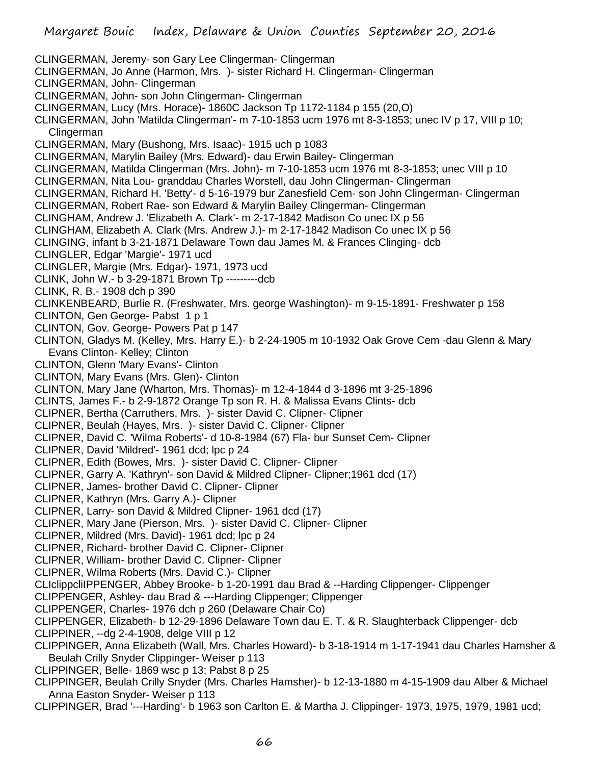CLINGERMAN, Jeremy- son Gary Lee Clingerman- Clingerman
CLINGERMAN, Jo Anne (Harmon, Mrs. )- sister Richard H. Clingerman- Clingerman
CLINGERMAN, John- Clingerman
CLINGERMAN, John- son John Clingerman- Clingerman
CLINGERMAN, Lucy (Mrs. Horace)- 1860C Jackson Tp 1172-1184 p 155 (20,O)
CLINGERMAN, John 'Matilda Clingerman'- m 7-10-1853 ucm 1976 mt 8-3-1853; unec IV p 17, VIII p 10; Clingerman
CLINGERMAN, Mary (Bushong, Mrs. Isaac)- 1915 uch p 1083
CLINGERMAN, Marylin Bailey (Mrs. Edward)- dau Erwin Bailey- Clingerman
CLINGERMAN, Matilda Clingerman (Mrs. John)- m 7-10-1853 ucm 1976 mt 8-3-1853; unec VIII p 10
CLINGERMAN, Nita Lou- granddau Charles Worstell, dau John Clingerman- Clingerman
CLINGERMAN, Richard H. 'Betty'- d 5-16-1979 bur Zanesfield Cem- son John Clingerman- Clingerman
CLINGERMAN, Robert Rae- son Edward & Marylin Bailey Clingerman- Clingerman
CLINGHAM, Andrew J. 'Elizabeth A. Clark'- m 2-17-1842 Madison Co unec IX p 56
CLINGHAM, Elizabeth A. Clark (Mrs. Andrew J.)- m 2-17-1842 Madison Co unec IX p 56
CLINGING, infant b 3-21-1871 Delaware Town dau James M. & Frances Clinging- dcb
CLINGLER, Edgar 'Margie'- 1971 ucd
CLINGLER, Margie (Mrs. Edgar)- 1971, 1973 ucd
CLINK, John W.- b 3-29-1871 Brown Tp ---------dcb
CLINK, R. B.- 1908 dch p 390
CLINKENBEARD, Burlie R. (Freshwater, Mrs. george Washington)- m 9-15-1891- Freshwater p 158
CLINTON, Gen George- Pabst 1 p 1
CLINTON, Gov. George- Powers Pat p 147
CLINTON, Gladys M. (Kelley, Mrs. Harry E.)- b 2-24-1905 m 10-1932 Oak Grove Cem -dau Glenn & Mary Evans Clinton- Kelley; Clinton
CLINTON, Glenn 'Mary Evans'- Clinton
CLINTON, Mary Evans (Mrs. Glen)- Clinton
CLINTON, Mary Jane (Wharton, Mrs. Thomas)- m 12-4-1844 d 3-1896 mt 3-25-1896
CLINTS, James F.- b 2-9-1872 Orange Tp son R. H. & Malissa Evans Clints- dcb
CLIPNER, Bertha (Carruthers, Mrs. )- sister David C. Clipner- Clipner
CLIPNER, Beulah (Hayes, Mrs. )- sister David C. Clipner- Clipner
CLIPNER, David C. 'Wilma Roberts'- d 10-8-1984 (67) Fla- bur Sunset Cem- Clipner
CLIPNER, David 'Mildred'- 1961 dcd; lpc p 24
CLIPNER, Edith (Bowes, Mrs. )- sister David C. Clipner- Clipner
CLIPNER, Garry A. 'Kathryn'- son David & Mildred Clipner- Clipner;1961 dcd (17)
CLIPNER, James- brother David C. Clipner- Clipner
CLIPNER, Kathryn (Mrs. Garry A.)- Clipner
CLIPNER, Larry- son David & Mildred Clipner- 1961 dcd (17)
CLIPNER, Mary Jane (Pierson, Mrs. )- sister David C. Clipner- Clipner
CLIPNER, Mildred (Mrs. David)- 1961 dcd; lpc p 24
CLIPNER, Richard- brother David C. Clipner- Clipner
CLIPNER, William- brother David C. Clipner- Clipner
CLIPNER, Wilma Roberts (Mrs. David C.)- Clipner
CLIclippcliIPPENGER, Abbey Brooke- b 1-20-1991 dau Brad & --Harding Clippenger- Clippenger
CLIPPENGER, Ashley- dau Brad & ---Harding Clippenger; Clippenger
CLIPPENGER, Charles- 1976 dch p 260 (Delaware Chair Co)
CLIPPENGER, Elizabeth- b 12-29-1896 Delaware Town dau E. T. & R. Slaughterback Clippenger- dcb
CLIPPINER, --dg 2-4-1908, delge VIII p 12
CLIPPINGER, Anna Elizabeth (Wall, Mrs. Charles Howard)- b 3-18-1914 m 1-17-1941 dau Charles Hamsher & Beulah Crilly Snyder Clippinger- Weiser p 113
CLIPPINGER, Belle- 1869 wsc p 13; Pabst 8 p 25
CLIPPINGER, Beulah Crilly Snyder (Mrs. Charles Hamsher)- b 12-13-1880 m 4-15-1909 dau Alber & Michael Anna Easton Snyder- Weiser p 113
CLIPPINGER, Brad '---Harding'- b 1963 son Carlton E. & Martha J. Clippinger- 1973, 1975, 1979, 1981 ucd;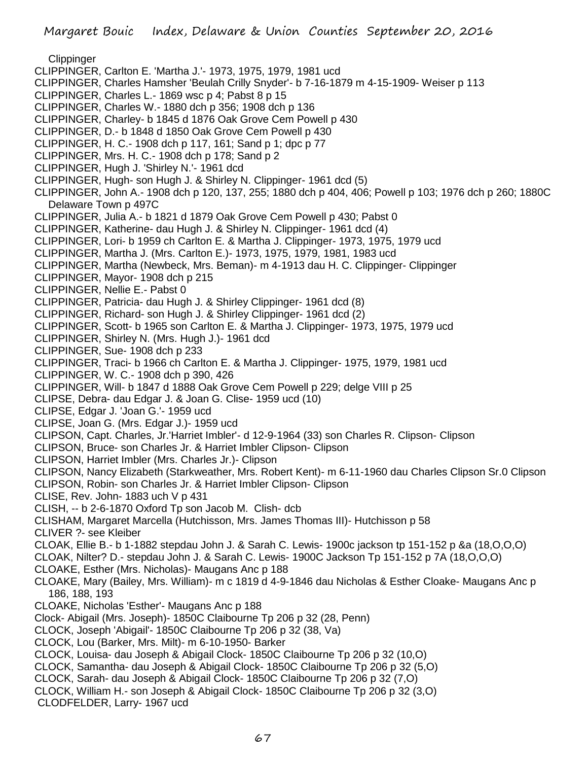Clippinger

CLIPPINGER, Carlton E. 'Martha J.'- 1973, 1975, 1979, 1981 ucd

CLIPPINGER, Charles Hamsher 'Beulah Crilly Snyder'- b 7-16-1879 m 4-15-1909- Weiser p 113

CLIPPINGER, Charles L.- 1869 wsc p 4; Pabst 8 p 15

CLIPPINGER, Charles W.- 1880 dch p 356; 1908 dch p 136

CLIPPINGER, Charley- b 1845 d 1876 Oak Grove Cem Powell p 430

CLIPPINGER, D.- b 1848 d 1850 Oak Grove Cem Powell p 430

CLIPPINGER, H. C.- 1908 dch p 117, 161; Sand p 1; dpc p 77

CLIPPINGER, Mrs. H. C.- 1908 dch p 178; Sand p 2

CLIPPINGER, Hugh J. 'Shirley N.'- 1961 dcd

CLIPPINGER, Hugh- son Hugh J. & Shirley N. Clippinger- 1961 dcd (5)

CLIPPINGER, John A.- 1908 dch p 120, 137, 255; 1880 dch p 404, 406; Powell p 103; 1976 dch p 260; 1880C Delaware Town p 497C

CLIPPINGER, Julia A.- b 1821 d 1879 Oak Grove Cem Powell p 430; Pabst 0

CLIPPINGER, Katherine- dau Hugh J. & Shirley N. Clippinger- 1961 dcd (4)

CLIPPINGER, Lori- b 1959 ch Carlton E. & Martha J. Clippinger- 1973, 1975, 1979 ucd

CLIPPINGER, Martha J. (Mrs. Carlton E.)- 1973, 1975, 1979, 1981, 1983 ucd

CLIPPINGER, Martha (Newbeck, Mrs. Beman)- m 4-1913 dau H. C. Clippinger- Clippinger

CLIPPINGER, Mayor- 1908 dch p 215

CLIPPINGER, Nellie E.- Pabst 0

CLIPPINGER, Patricia- dau Hugh J. & Shirley Clippinger- 1961 dcd (8)

CLIPPINGER, Richard- son Hugh J. & Shirley Clippinger- 1961 dcd (2)

CLIPPINGER, Scott- b 1965 son Carlton E. & Martha J. Clippinger- 1973, 1975, 1979 ucd

CLIPPINGER, Shirley N. (Mrs. Hugh J.)- 1961 dcd

CLIPPINGER, Sue- 1908 dch p 233

CLIPPINGER, Traci- b 1966 ch Carlton E. & Martha J. Clippinger- 1975, 1979, 1981 ucd

CLIPPINGER, W. C.- 1908 dch p 390, 426

CLIPPINGER, Will- b 1847 d 1888 Oak Grove Cem Powell p 229; delge VIII p 25

CLIPSE, Debra- dau Edgar J. & Joan G. Clise- 1959 ucd (10)

CLIPSE, Edgar J. 'Joan G.'- 1959 ucd

CLIPSE, Joan G. (Mrs. Edgar J.)- 1959 ucd

CLIPSON, Capt. Charles, Jr.'Harriet Imbler'- d 12-9-1964 (33) son Charles R. Clipson- Clipson

CLIPSON, Bruce- son Charles Jr. & Harriet Imbler Clipson- Clipson

CLIPSON, Harriet Imbler (Mrs. Charles Jr.)- Clipson

CLIPSON, Nancy Elizabeth (Starkweather, Mrs. Robert Kent)- m 6-11-1960 dau Charles Clipson Sr.0 Clipson

CLIPSON, Robin- son Charles Jr. & Harriet Imbler Clipson- Clipson

CLISE, Rev. John- 1883 uch V p 431

CLISH, -- b 2-6-1870 Oxford Tp son Jacob M. Clish- dcb

CLISHAM, Margaret Marcella (Hutchisson, Mrs. James Thomas III)- Hutchisson p 58

CLIVER ?- see Kleiber

CLOAK, Ellie B.- b 1-1882 stepdau John J. & Sarah C. Lewis- 1900c jackson tp 151-152 p &a (18,O,O,O)

CLOAK, Nilter? D.- stepdau John J. & Sarah C. Lewis- 1900C Jackson Tp 151-152 p 7A (18,O,O,O)

CLOAKE, Esther (Mrs. Nicholas)- Maugans Anc p 188

CLOAKE, Mary (Bailey, Mrs. William)- m c 1819 d 4-9-1846 dau Nicholas & Esther Cloake- Maugans Anc p 186, 188, 193

CLOAKE, Nicholas 'Esther'- Maugans Anc p 188

Clock- Abigail (Mrs. Joseph)- 1850C Claibourne Tp 206 p 32 (28, Penn)

CLOCK, Joseph 'Abigail'- 1850C Claibourne Tp 206 p 32 (38, Va)

CLOCK, Lou (Barker, Mrs. Milt)- m 6-10-1950- Barker

CLOCK, Louisa- dau Joseph & Abigail Clock- 1850C Claibourne Tp 206 p 32 (10,O)

CLOCK, Samantha- dau Joseph & Abigail Clock- 1850C Claibourne Tp 206 p 32 (5,O)

CLOCK, Sarah- dau Joseph & Abigail Clock- 1850C Claibourne Tp 206 p 32 (7,O)

CLOCK, William H.- son Joseph & Abigail Clock- 1850C Claibourne Tp 206 p 32 (3,O)

CLODFELDER, Larry- 1967 ucd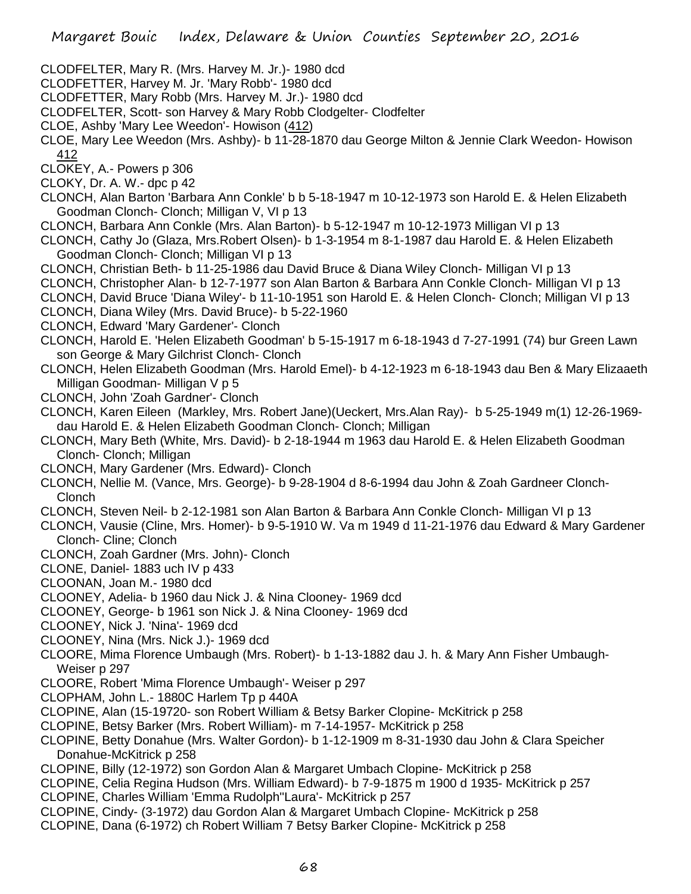CLODFELTER, Mary R. (Mrs. Harvey M. Jr.)- 1980 dcd

CLODFETTER, Harvey M. Jr. 'Mary Robb'- 1980 dcd

CLODFETTER, Mary Robb (Mrs. Harvey M. Jr.)- 1980 dcd

CLODFELTER, Scott- son Harvey & Mary Robb Clodgelter- Clodfelter

CLOE, Ashby 'Mary Lee Weedon'- Howison (412)

CLOE, Mary Lee Weedon (Mrs. Ashby)- b 11-28-1870 dau George Milton & Jennie Clark Weedon- Howison 412

CLOKEY, A.- Powers p 306

CLOKY, Dr. A. W.- dpc p 42

CLONCH, Alan Barton 'Barbara Ann Conkle' b b 5-18-1947 m 10-12-1973 son Harold E. & Helen Elizabeth Goodman Clonch- Clonch; Milligan V, VI p 13

CLONCH, Barbara Ann Conkle (Mrs. Alan Barton)- b 5-12-1947 m 10-12-1973 Milligan VI p 13

CLONCH, Cathy Jo (Glaza, Mrs.Robert Olsen)- b 1-3-1954 m 8-1-1987 dau Harold E. & Helen Elizabeth Goodman Clonch- Clonch; Milligan VI p 13

CLONCH, Christian Beth- b 11-25-1986 dau David Bruce & Diana Wiley Clonch- Milligan VI p 13

CLONCH, Christopher Alan- b 12-7-1977 son Alan Barton & Barbara Ann Conkle Clonch- Milligan VI p 13

CLONCH, David Bruce 'Diana Wiley'- b 11-10-1951 son Harold E. & Helen Clonch- Clonch; Milligan VI p 13

CLONCH, Diana Wiley (Mrs. David Bruce)- b 5-22-1960

CLONCH, Edward 'Mary Gardener'- Clonch

CLONCH, Harold E. 'Helen Elizabeth Goodman' b 5-15-1917 m 6-18-1943 d 7-27-1991 (74) bur Green Lawn son George & Mary Gilchrist Clonch- Clonch

CLONCH, Helen Elizabeth Goodman (Mrs. Harold Emel)- b 4-12-1923 m 6-18-1943 dau Ben & Mary Elizaaeth Milligan Goodman- Milligan V p 5

CLONCH, John 'Zoah Gardner'- Clonch

CLONCH, Karen Eileen (Markley, Mrs. Robert Jane)(Ueckert, Mrs.Alan Ray)- b 5-25-1949 m(1) 12-26-1969- dau Harold E. & Helen Elizabeth Goodman Clonch- Clonch; Milligan

CLONCH, Mary Beth (White, Mrs. David)- b 2-18-1944 m 1963 dau Harold E. & Helen Elizabeth Goodman Clonch- Clonch; Milligan

CLONCH, Mary Gardener (Mrs. Edward)- Clonch

CLONCH, Nellie M. (Vance, Mrs. George)- b 9-28-1904 d 8-6-1994 dau John & Zoah Gardneer Clonch- Clonch

CLONCH, Steven Neil- b 2-12-1981 son Alan Barton & Barbara Ann Conkle Clonch- Milligan VI p 13

CLONCH, Vausie (Cline, Mrs. Homer)- b 9-5-1910 W. Va m 1949 d 11-21-1976 dau Edward & Mary Gardener Clonch- Cline; Clonch

CLONCH, Zoah Gardner (Mrs. John)- Clonch

CLONE, Daniel- 1883 uch IV p 433

CLOONAN, Joan M.- 1980 dcd

CLOONEY, Adelia- b 1960 dau Nick J. & Nina Clooney- 1969 dcd

CLOONEY, George- b 1961 son Nick J. & Nina Clooney- 1969 dcd

CLOONEY, Nick J. 'Nina'- 1969 dcd

CLOONEY, Nina (Mrs. Nick J.)- 1969 dcd

CLOORE, Mima Florence Umbaugh (Mrs. Robert)- b 1-13-1882 dau J. h. & Mary Ann Fisher Umbaugh- Weiser p 297

CLOORE, Robert 'Mima Florence Umbaugh'- Weiser p 297

CLOPHAM, John L.- 1880C Harlem Tp p 440A

CLOPINE, Alan (15-19720- son Robert William & Betsy Barker Clopine- McKitrick p 258

CLOPINE, Betsy Barker (Mrs. Robert William)- m 7-14-1957- McKitrick p 258

CLOPINE, Betty Donahue (Mrs. Walter Gordon)- b 1-12-1909 m 8-31-1930 dau John & Clara Speicher Donahue-McKitrick p 258

CLOPINE, Billy (12-1972) son Gordon Alan & Margaret Umbach Clopine- McKitrick p 258

CLOPINE, Celia Regina Hudson (Mrs. William Edward)- b 7-9-1875 m 1900 d 1935- McKitrick p 257

CLOPINE, Charles William 'Emma Rudolph''Laura'- McKitrick p 257

CLOPINE, Cindy- (3-1972) dau Gordon Alan & Margaret Umbach Clopine- McKitrick p 258

CLOPINE, Dana (6-1972) ch Robert William 7 Betsy Barker Clopine- McKitrick p 258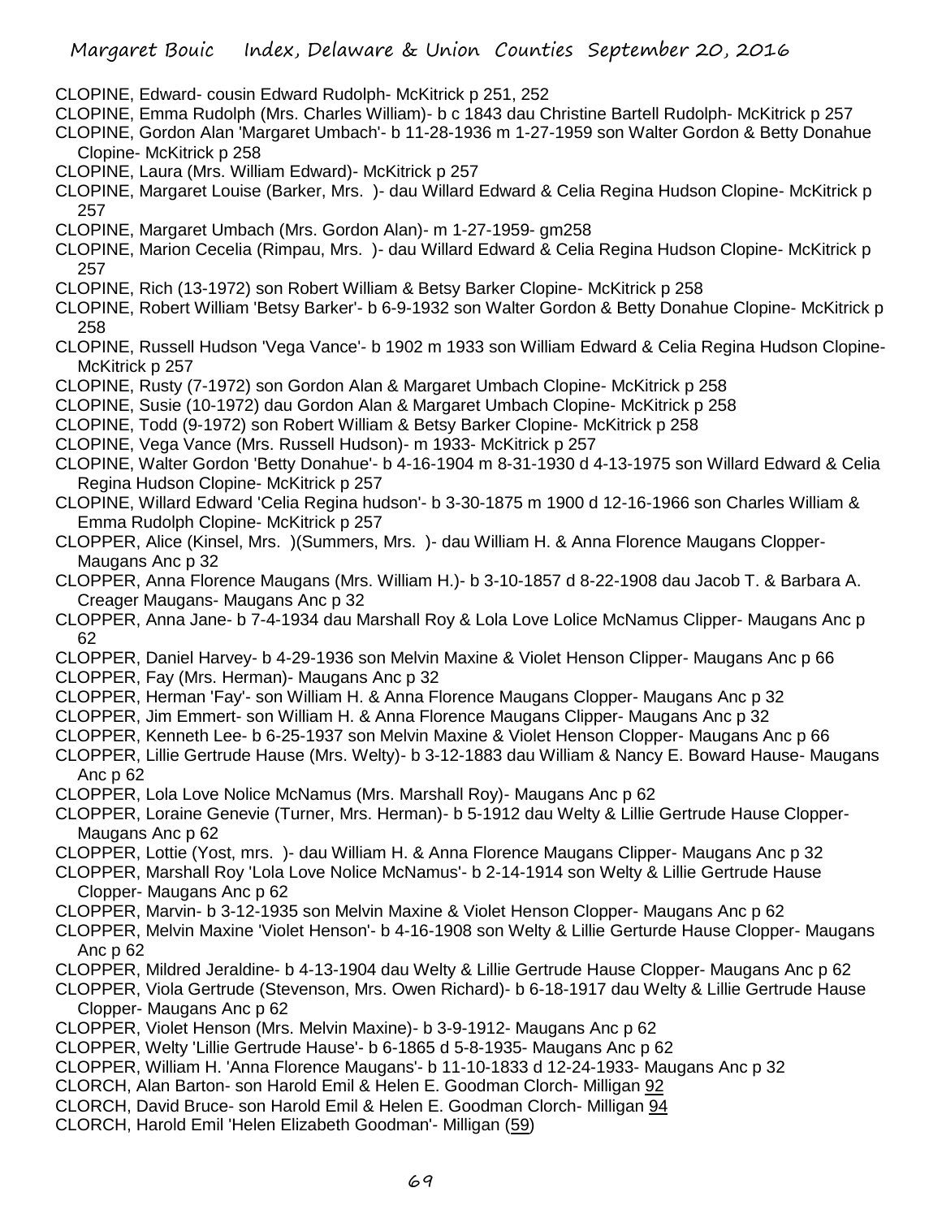CLOPINE, Edward- cousin Edward Rudolph- McKitrick p 251, 252

CLOPINE, Emma Rudolph (Mrs. Charles William)- b c 1843 dau Christine Bartell Rudolph- McKitrick p 257

CLOPINE, Gordon Alan 'Margaret Umbach'- b 11-28-1936 m 1-27-1959 son Walter Gordon & Betty Donahue Clopine- McKitrick p 258

CLOPINE, Laura (Mrs. William Edward)- McKitrick p 257

CLOPINE, Margaret Louise (Barker, Mrs. )- dau Willard Edward & Celia Regina Hudson Clopine- McKitrick p 257

CLOPINE, Margaret Umbach (Mrs. Gordon Alan)- m 1-27-1959- gm258

CLOPINE, Marion Cecelia (Rimpau, Mrs. )- dau Willard Edward & Celia Regina Hudson Clopine- McKitrick p 257

CLOPINE, Rich (13-1972) son Robert William & Betsy Barker Clopine- McKitrick p 258

CLOPINE, Robert William 'Betsy Barker'- b 6-9-1932 son Walter Gordon & Betty Donahue Clopine- McKitrick p 258

CLOPINE, Russell Hudson 'Vega Vance'- b 1902 m 1933 son William Edward & Celia Regina Hudson Clopine- McKitrick p 257

CLOPINE, Rusty (7-1972) son Gordon Alan & Margaret Umbach Clopine- McKitrick p 258

CLOPINE, Susie (10-1972) dau Gordon Alan & Margaret Umbach Clopine- McKitrick p 258

CLOPINE, Todd (9-1972) son Robert William & Betsy Barker Clopine- McKitrick p 258

CLOPINE, Vega Vance (Mrs. Russell Hudson)- m 1933- McKitrick p 257

CLOPINE, Walter Gordon 'Betty Donahue'- b 4-16-1904 m 8-31-1930 d 4-13-1975 son Willard Edward & Celia Regina Hudson Clopine- McKitrick p 257

CLOPINE, Willard Edward 'Celia Regina hudson'- b 3-30-1875 m 1900 d 12-16-1966 son Charles William & Emma Rudolph Clopine- McKitrick p 257

CLOPPER, Alice (Kinsel, Mrs. )(Summers, Mrs. )- dau William H. & Anna Florence Maugans Clopper- Maugans Anc p 32

CLOPPER, Anna Florence Maugans (Mrs. William H.)- b 3-10-1857 d 8-22-1908 dau Jacob T. & Barbara A. Creager Maugans- Maugans Anc p 32

CLOPPER, Anna Jane- b 7-4-1934 dau Marshall Roy & Lola Love Lolice McNamus Clipper- Maugans Anc p 62

CLOPPER, Daniel Harvey- b 4-29-1936 son Melvin Maxine & Violet Henson Clipper- Maugans Anc p 66

CLOPPER, Fay (Mrs. Herman)- Maugans Anc p 32

CLOPPER, Herman 'Fay'- son William H. & Anna Florence Maugans Clopper- Maugans Anc p 32

CLOPPER, Jim Emmert- son William H. & Anna Florence Maugans Clipper- Maugans Anc p 32

CLOPPER, Kenneth Lee- b 6-25-1937 son Melvin Maxine & Violet Henson Clopper- Maugans Anc p 66

CLOPPER, Lillie Gertrude Hause (Mrs. Welty)- b 3-12-1883 dau William & Nancy E. Boward Hause- Maugans Anc p 62

CLOPPER, Lola Love Nolice McNamus (Mrs. Marshall Roy)- Maugans Anc p 62

CLOPPER, Loraine Genevie (Turner, Mrs. Herman)- b 5-1912 dau Welty & Lillie Gertrude Hause Clopper- Maugans Anc p 62

CLOPPER, Lottie (Yost, mrs. )- dau William H. & Anna Florence Maugans Clipper- Maugans Anc p 32

CLOPPER, Marshall Roy 'Lola Love Nolice McNamus'- b 2-14-1914 son Welty & Lillie Gertrude Hause Clopper- Maugans Anc p 62

CLOPPER, Marvin- b 3-12-1935 son Melvin Maxine & Violet Henson Clopper- Maugans Anc p 62

CLOPPER, Melvin Maxine 'Violet Henson'- b 4-16-1908 son Welty & Lillie Gerturde Hause Clopper- Maugans Anc p 62

CLOPPER, Mildred Jeraldine- b 4-13-1904 dau Welty & Lillie Gertrude Hause Clopper- Maugans Anc p 62

CLOPPER, Viola Gertrude (Stevenson, Mrs. Owen Richard)- b 6-18-1917 dau Welty & Lillie Gertrude Hause Clopper- Maugans Anc p 62

CLOPPER, Violet Henson (Mrs. Melvin Maxine)- b 3-9-1912- Maugans Anc p 62

CLOPPER, Welty 'Lillie Gertrude Hause'- b 6-1865 d 5-8-1935- Maugans Anc p 62

CLOPPER, William H. 'Anna Florence Maugans'- b 11-10-1833 d 12-24-1933- Maugans Anc p 32

CLORCH, Alan Barton- son Harold Emil & Helen E. Goodman Clorch- Milligan 92

CLORCH, David Bruce- son Harold Emil & Helen E. Goodman Clorch- Milligan 94

CLORCH, Harold Emil 'Helen Elizabeth Goodman'- Milligan (59)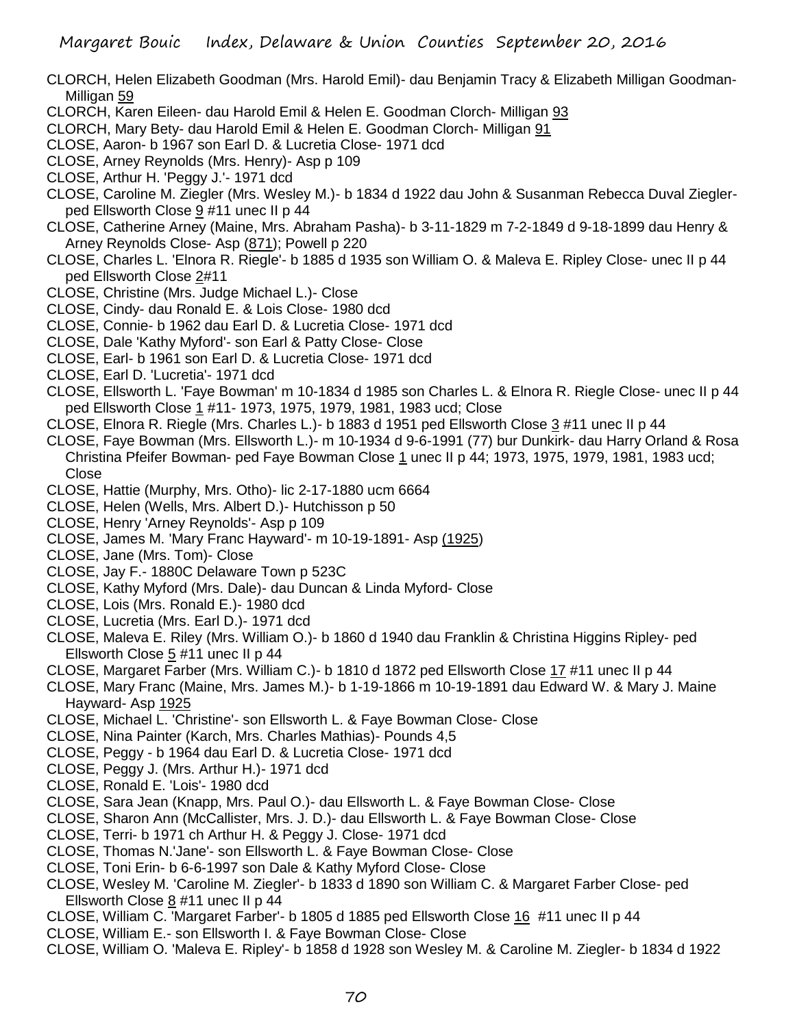CLORCH, Helen Elizabeth Goodman (Mrs. Harold Emil)- dau Benjamin Tracy & Elizabeth Milligan Goodman- Milligan 59

CLORCH, Karen Eileen- dau Harold Emil & Helen E. Goodman Clorch- Milligan 93

CLORCH, Mary Bety- dau Harold Emil & Helen E. Goodman Clorch- Milligan 91

CLOSE, Aaron- b 1967 son Earl D. & Lucretia Close- 1971 dcd

CLOSE, Arney Reynolds (Mrs. Henry)- Asp p 109

CLOSE, Arthur H. 'Peggy J.'- 1971 dcd

CLOSE, Caroline M. Ziegler (Mrs. Wesley M.)- b 1834 d 1922 dau John & Susanman Rebecca Duval Ziegler- ped Ellsworth Close 9 #11 unec II p 44

CLOSE, Catherine Arney (Maine, Mrs. Abraham Pasha)- b 3-11-1829 m 7-2-1849 d 9-18-1899 dau Henry & Arney Reynolds Close- Asp (871); Powell p 220

CLOSE, Charles L. 'Elnora R. Riegle'- b 1885 d 1935 son William O. & Maleva E. Ripley Close- unec II p 44 ped Ellsworth Close 2#11

CLOSE, Christine (Mrs. Judge Michael L.)- Close

CLOSE, Cindy- dau Ronald E. & Lois Close- 1980 dcd

CLOSE, Connie- b 1962 dau Earl D. & Lucretia Close- 1971 dcd

CLOSE, Dale 'Kathy Myford'- son Earl & Patty Close- Close

CLOSE, Earl- b 1961 son Earl D. & Lucretia Close- 1971 dcd

CLOSE, Earl D. 'Lucretia'- 1971 dcd

CLOSE, Ellsworth L. 'Faye Bowman' m 10-1834 d 1985 son Charles L. & Elnora R. Riegle Close- unec II p 44 ped Ellsworth Close 1 #11- 1973, 1975, 1979, 1981, 1983 ucd; Close

CLOSE, Elnora R. Riegle (Mrs. Charles L.)- b 1883 d 1951 ped Ellsworth Close 3 #11 unec II p 44

CLOSE, Faye Bowman (Mrs. Ellsworth L.)- m 10-1934 d 9-6-1991 (77) bur Dunkirk- dau Harry Orland & Rosa Christina Pfeifer Bowman- ped Faye Bowman Close 1 unec II p 44; 1973, 1975, 1979, 1981, 1983 ucd; Close

CLOSE, Hattie (Murphy, Mrs. Otho)- lic 2-17-1880 ucm 6664

CLOSE, Helen (Wells, Mrs. Albert D.)- Hutchisson p 50

CLOSE, Henry 'Arney Reynolds'- Asp p 109

CLOSE, James M. 'Mary Franc Hayward'- m 10-19-1891- Asp (1925)

CLOSE, Jane (Mrs. Tom)- Close

CLOSE, Jay F.- 1880C Delaware Town p 523C

CLOSE, Kathy Myford (Mrs. Dale)- dau Duncan & Linda Myford- Close

CLOSE, Lois (Mrs. Ronald E.)- 1980 dcd

CLOSE, Lucretia (Mrs. Earl D.)- 1971 dcd

CLOSE, Maleva E. Riley (Mrs. William O.)- b 1860 d 1940 dau Franklin & Christina Higgins Ripley- ped Ellsworth Close 5 #11 unec II p 44

CLOSE, Margaret Farber (Mrs. William C.)- b 1810 d 1872 ped Ellsworth Close 17 #11 unec II p 44

CLOSE, Mary Franc (Maine, Mrs. James M.)- b 1-19-1866 m 10-19-1891 dau Edward W. & Mary J. Maine Hayward- Asp 1925

CLOSE, Michael L. 'Christine'- son Ellsworth L. & Faye Bowman Close- Close

CLOSE, Nina Painter (Karch, Mrs. Charles Mathias)- Pounds 4,5

CLOSE, Peggy - b 1964 dau Earl D. & Lucretia Close- 1971 dcd

CLOSE, Peggy J. (Mrs. Arthur H.)- 1971 dcd

CLOSE, Ronald E. 'Lois'- 1980 dcd

CLOSE, Sara Jean (Knapp, Mrs. Paul O.)- dau Ellsworth L. & Faye Bowman Close- Close

CLOSE, Sharon Ann (McCallister, Mrs. J. D.)- dau Ellsworth L. & Faye Bowman Close- Close

CLOSE, Terri- b 1971 ch Arthur H. & Peggy J. Close- 1971 dcd

CLOSE, Thomas N.'Jane'- son Ellsworth L. & Faye Bowman Close- Close

CLOSE, Toni Erin- b 6-6-1997 son Dale & Kathy Myford Close- Close

CLOSE, Wesley M. 'Caroline M. Ziegler'- b 1833 d 1890 son William C. & Margaret Farber Close- ped Ellsworth Close 8 #11 unec II p 44

CLOSE, William C. 'Margaret Farber'- b 1805 d 1885 ped Ellsworth Close 16 #11 unec II p 44

CLOSE, William E.- son Ellsworth I. & Faye Bowman Close- Close

CLOSE, William O. 'Maleva E. Ripley'- b 1858 d 1928 son Wesley M. & Caroline M. Ziegler- b 1834 d 1922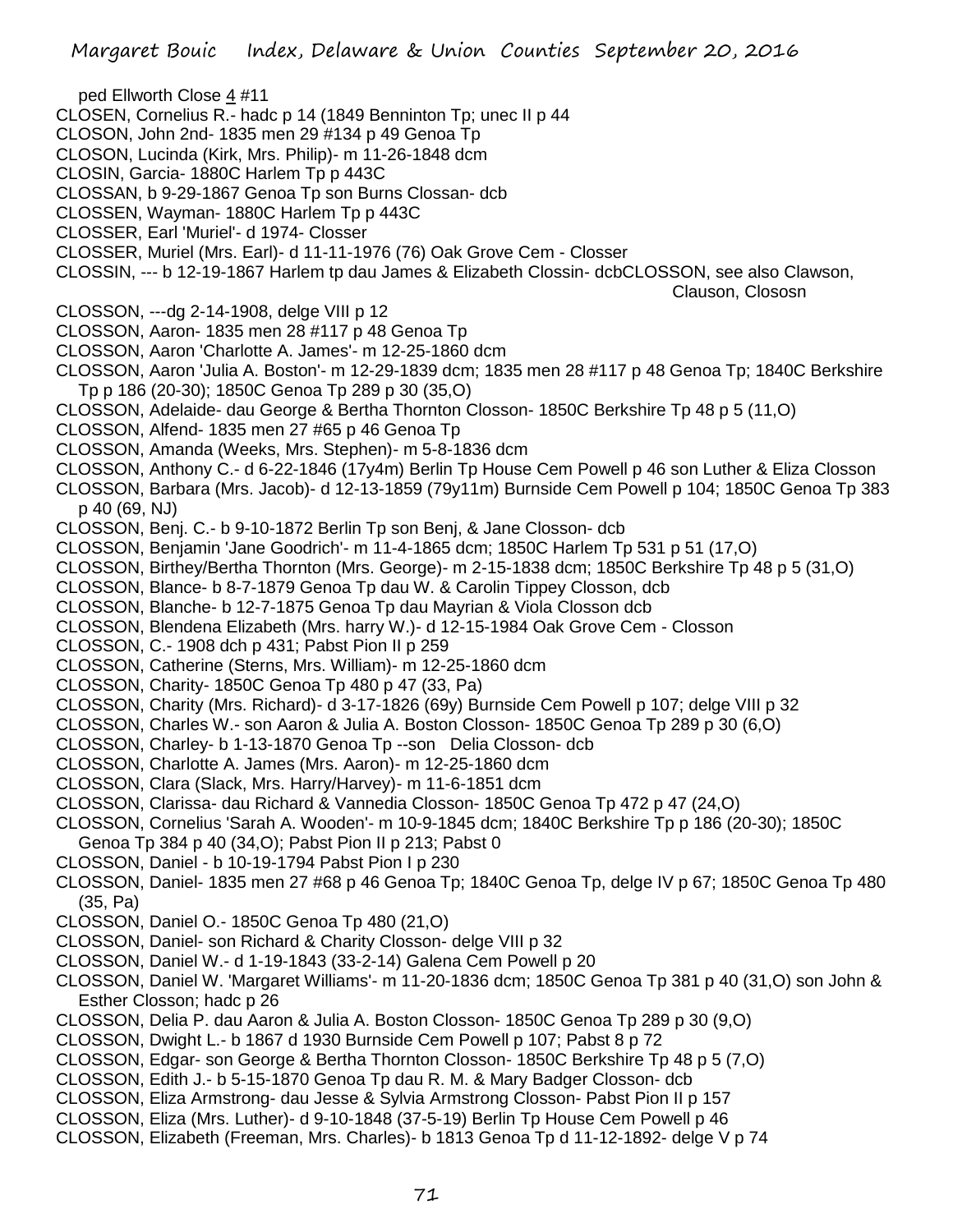ped Ellworth Close 4 #11

CLOSEN, Cornelius R.- hadc p 14 (1849 Benninton Tp; unec II p 44

CLOSON, John 2nd- 1835 men 29 #134 p 49 Genoa Tp

CLOSON, Lucinda (Kirk, Mrs. Philip)- m 11-26-1848 dcm

CLOSIN, Garcia- 1880C Harlem Tp p 443C

CLOSSAN, b 9-29-1867 Genoa Tp son Burns Clossan- dcb

CLOSSEN, Wayman- 1880C Harlem Tp p 443C

CLOSSER, Earl 'Muriel'- d 1974- Closser

CLOSSER, Muriel (Mrs. Earl)- d 11-11-1976 (76) Oak Grove Cem - Closser

CLOSSIN, --- b 12-19-1867 Harlem tp dau James & Elizabeth Clossin- dcbCLOSSON, see also Clawson, Clauson, Clososn

CLOSSON, ---dg 2-14-1908, delge VIII p 12

CLOSSON, Aaron- 1835 men 28 #117 p 48 Genoa Tp

CLOSSON, Aaron 'Charlotte A. James'- m 12-25-1860 dcm

CLOSSON, Aaron 'Julia A. Boston'- m 12-29-1839 dcm; 1835 men 28 #117 p 48 Genoa Tp; 1840C Berkshire Tp p 186 (20-30); 1850C Genoa Tp 289 p 30 (35,O)

CLOSSON, Adelaide- dau George & Bertha Thornton Closson- 1850C Berkshire Tp 48 p 5 (11,O)

CLOSSON, Alfend- 1835 men 27 #65 p 46 Genoa Tp

CLOSSON, Amanda (Weeks, Mrs. Stephen)- m 5-8-1836 dcm

CLOSSON, Anthony C.- d 6-22-1846 (17y4m) Berlin Tp House Cem Powell p 46 son Luther & Eliza Closson

CLOSSON, Barbara (Mrs. Jacob)- d 12-13-1859 (79y11m) Burnside Cem Powell p 104; 1850C Genoa Tp 383 p 40 (69, NJ)

CLOSSON, Benj. C.- b 9-10-1872 Berlin Tp son Benj, & Jane Closson- dcb

CLOSSON, Benjamin 'Jane Goodrich'- m 11-4-1865 dcm; 1850C Harlem Tp 531 p 51 (17,O)

CLOSSON, Birthey/Bertha Thornton (Mrs. George)- m 2-15-1838 dcm; 1850C Berkshire Tp 48 p 5 (31,O)

CLOSSON, Blance- b 8-7-1879 Genoa Tp dau W. & Carolin Tippey Closson, dcb

CLOSSON, Blanche- b 12-7-1875 Genoa Tp dau Mayrian & Viola Closson dcb

CLOSSON, Blendena Elizabeth (Mrs. harry W.)- d 12-15-1984 Oak Grove Cem - Closson

CLOSSON, C.- 1908 dch p 431; Pabst Pion II p 259

CLOSSON, Catherine (Sterns, Mrs. William)- m 12-25-1860 dcm

CLOSSON, Charity- 1850C Genoa Tp 480 p 47 (33, Pa)

CLOSSON, Charity (Mrs. Richard)- d 3-17-1826 (69y) Burnside Cem Powell p 107; delge VIII p 32

CLOSSON, Charles W.- son Aaron & Julia A. Boston Closson- 1850C Genoa Tp 289 p 30 (6,O)

CLOSSON, Charley- b 1-13-1870 Genoa Tp --son Delia Closson- dcb

CLOSSON, Charlotte A. James (Mrs. Aaron)- m 12-25-1860 dcm

CLOSSON, Clara (Slack, Mrs. Harry/Harvey)- m 11-6-1851 dcm

CLOSSON, Clarissa- dau Richard & Vannedia Closson- 1850C Genoa Tp 472 p 47 (24,O)

CLOSSON, Cornelius 'Sarah A. Wooden'- m 10-9-1845 dcm; 1840C Berkshire Tp p 186 (20-30); 1850C Genoa Tp 384 p 40 (34,O); Pabst Pion II p 213; Pabst 0

CLOSSON, Daniel - b 10-19-1794 Pabst Pion I p 230

CLOSSON, Daniel- 1835 men 27 #68 p 46 Genoa Tp; 1840C Genoa Tp, delge IV p 67; 1850C Genoa Tp 480 (35, Pa)

CLOSSON, Daniel O.- 1850C Genoa Tp 480 (21,O)

CLOSSON, Daniel- son Richard & Charity Closson- delge VIII p 32

CLOSSON, Daniel W.- d 1-19-1843 (33-2-14) Galena Cem Powell p 20

CLOSSON, Daniel W. 'Margaret Williams'- m 11-20-1836 dcm; 1850C Genoa Tp 381 p 40 (31,O) son John & Esther Closson; hadc p 26

CLOSSON, Delia P. dau Aaron & Julia A. Boston Closson- 1850C Genoa Tp 289 p 30 (9,O)

CLOSSON, Dwight L.- b 1867 d 1930 Burnside Cem Powell p 107; Pabst 8 p 72

CLOSSON, Edgar- son George & Bertha Thornton Closson- 1850C Berkshire Tp 48 p 5 (7,O)

CLOSSON, Edith J.- b 5-15-1870 Genoa Tp dau R. M. & Mary Badger Closson- dcb

CLOSSON, Eliza Armstrong- dau Jesse & Sylvia Armstrong Closson- Pabst Pion II p 157

CLOSSON, Eliza (Mrs. Luther)- d 9-10-1848 (37-5-19) Berlin Tp House Cem Powell p 46

CLOSSON, Elizabeth (Freeman, Mrs. Charles)- b 1813 Genoa Tp d 11-12-1892- delge V p 74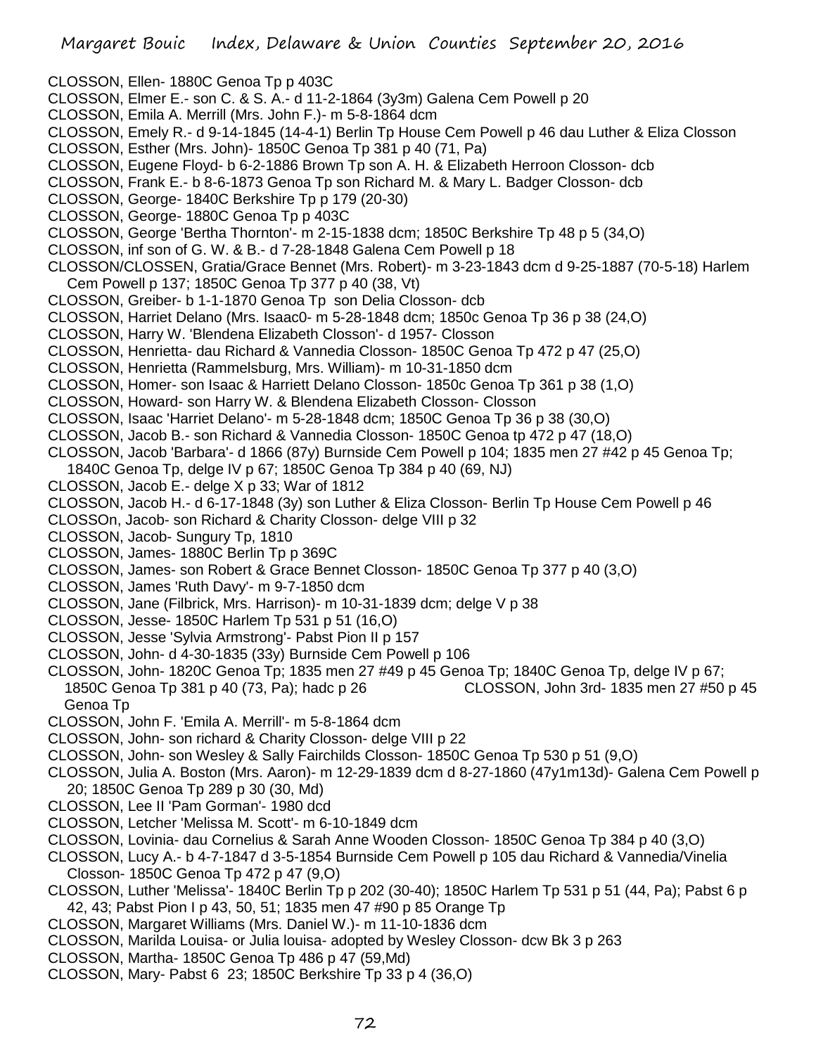CLOSSON, Ellen- 1880C Genoa Tp p 403C

CLOSSON, Elmer E.- son C. & S. A.- d 11-2-1864 (3y3m) Galena Cem Powell p 20

CLOSSON, Emila A. Merrill (Mrs. John F.)- m 5-8-1864 dcm

CLOSSON, Emely R.- d 9-14-1845 (14-4-1) Berlin Tp House Cem Powell p 46 dau Luther & Eliza Closson

CLOSSON, Esther (Mrs. John)- 1850C Genoa Tp 381 p 40 (71, Pa)

CLOSSON, Eugene Floyd- b 6-2-1886 Brown Tp son A. H. & Elizabeth Herroon Closson- dcb

CLOSSON, Frank E.- b 8-6-1873 Genoa Tp son Richard M. & Mary L. Badger Closson- dcb

CLOSSON, George- 1840C Berkshire Tp p 179 (20-30)

CLOSSON, George- 1880C Genoa Tp p 403C

CLOSSON, George 'Bertha Thornton'- m 2-15-1838 dcm; 1850C Berkshire Tp 48 p 5 (34,O)

CLOSSON, inf son of G. W. & B.- d 7-28-1848 Galena Cem Powell p 18

CLOSSON/CLOSSEN, Gratia/Grace Bennet (Mrs. Robert)- m 3-23-1843 dcm d 9-25-1887 (70-5-18) Harlem Cem Powell p 137; 1850C Genoa Tp 377 p 40 (38, Vt)

CLOSSON, Greiber- b 1-1-1870 Genoa Tp son Delia Closson- dcb

CLOSSON, Harriet Delano (Mrs. Isaac0- m 5-28-1848 dcm; 1850c Genoa Tp 36 p 38 (24,O)

CLOSSON, Harry W. 'Blendena Elizabeth Closson'- d 1957- Closson

CLOSSON, Henrietta- dau Richard & Vannedia Closson- 1850C Genoa Tp 472 p 47 (25,O)

CLOSSON, Henrietta (Rammelsburg, Mrs. William)- m 10-31-1850 dcm

CLOSSON, Homer- son Isaac & Harriett Delano Closson- 1850c Genoa Tp 361 p 38 (1,O)

CLOSSON, Howard- son Harry W. & Blendena Elizabeth Closson- Closson

CLOSSON, Isaac 'Harriet Delano'- m 5-28-1848 dcm; 1850C Genoa Tp 36 p 38 (30,O)

CLOSSON, Jacob B.- son Richard & Vannedia Closson- 1850C Genoa tp 472 p 47 (18,O)

CLOSSON, Jacob 'Barbara'- d 1866 (87y) Burnside Cem Powell p 104; 1835 men 27 #42 p 45 Genoa Tp; 1840C Genoa Tp, delge IV p 67; 1850C Genoa Tp 384 p 40 (69, NJ)

CLOSSON, Jacob E.- delge X p 33; War of 1812

CLOSSON, Jacob H.- d 6-17-1848 (3y) son Luther & Eliza Closson- Berlin Tp House Cem Powell p 46

CLOSSOn, Jacob- son Richard & Charity Closson- delge VIII p 32

CLOSSON, Jacob- Sungury Tp, 1810

CLOSSON, James- 1880C Berlin Tp p 369C

CLOSSON, James- son Robert & Grace Bennet Closson- 1850C Genoa Tp 377 p 40 (3,O)

CLOSSON, James 'Ruth Davy'- m 9-7-1850 dcm

CLOSSON, Jane (Filbrick, Mrs. Harrison)- m 10-31-1839 dcm; delge V p 38

CLOSSON, Jesse- 1850C Harlem Tp 531 p 51 (16,O)

CLOSSON, Jesse 'Sylvia Armstrong'- Pabst Pion II p 157

CLOSSON, John- d 4-30-1835 (33y) Burnside Cem Powell p 106

CLOSSON, John- 1820C Genoa Tp; 1835 men 27 #49 p 45 Genoa Tp; 1840C Genoa Tp, delge IV p 67; 1850C Genoa Tp 381 p 40 (73, Pa); hadc p 26

CLOSSON, John 3rd- 1835 men 27 #50 p 45 Genoa Tp

CLOSSON, John F. 'Emila A. Merrill'- m 5-8-1864 dcm

CLOSSON, John- son richard & Charity Closson- delge VIII p 22

CLOSSON, John- son Wesley & Sally Fairchilds Closson- 1850C Genoa Tp 530 p 51 (9,O)

CLOSSON, Julia A. Boston (Mrs. Aaron)- m 12-29-1839 dcm d 8-27-1860 (47y1m13d)- Galena Cem Powell p 20; 1850C Genoa Tp 289 p 30 (30, Md)

CLOSSON, Lee II 'Pam Gorman'- 1980 dcd

CLOSSON, Letcher 'Melissa M. Scott'- m 6-10-1849 dcm

CLOSSON, Lovinia- dau Cornelius & Sarah Anne Wooden Closson- 1850C Genoa Tp 384 p 40 (3,O)

CLOSSON, Lucy A.- b 4-7-1847 d 3-5-1854 Burnside Cem Powell p 105 dau Richard & Vannedia/Vinelia Closson- 1850C Genoa Tp 472 p 47 (9,O)

CLOSSON, Luther 'Melissa'- 1840C Berlin Tp p 202 (30-40); 1850C Harlem Tp 531 p 51 (44, Pa); Pabst 6 p 42, 43; Pabst Pion I p 43, 50, 51; 1835 men 47 #90 p 85 Orange Tp

CLOSSON, Margaret Williams (Mrs. Daniel W.)- m 11-10-1836 dcm

CLOSSON, Marilda Louisa- or Julia louisa- adopted by Wesley Closson- dcw Bk 3 p 263

CLOSSON, Martha- 1850C Genoa Tp 486 p 47 (59,Md)

CLOSSON, Mary- Pabst 6 23; 1850C Berkshire Tp 33 p 4 (36,O)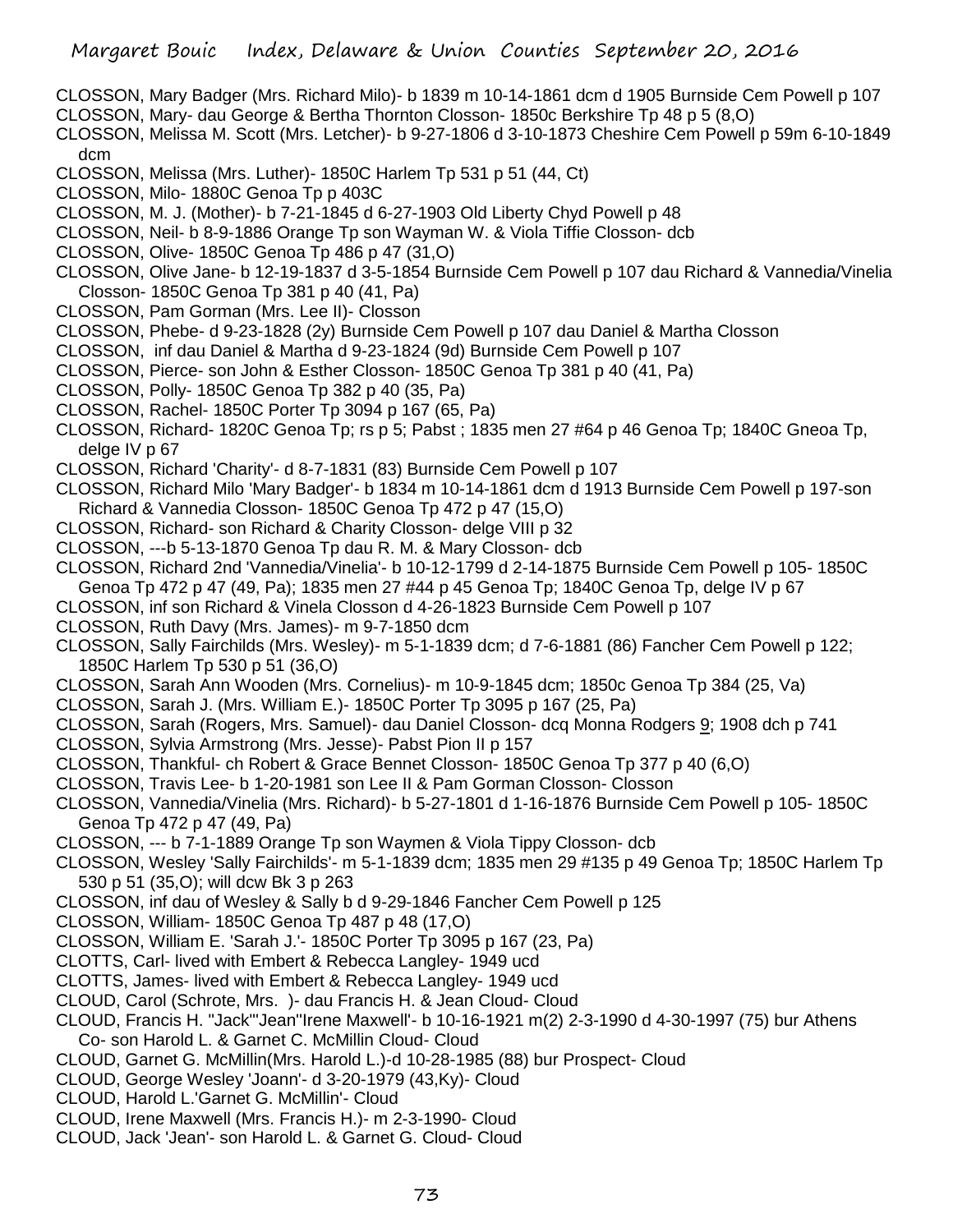CLOSSON, Mary Badger (Mrs. Richard Milo)- b 1839 m 10-14-1861 dcm d 1905 Burnside Cem Powell p 107
CLOSSON, Mary- dau George & Bertha Thornton Closson- 1850c Berkshire Tp 48 p 5 (8,O)
CLOSSON, Melissa M. Scott (Mrs. Letcher)- b 9-27-1806 d 3-10-1873 Cheshire Cem Powell p 59m 6-10-1849 dcm
CLOSSON, Melissa (Mrs. Luther)- 1850C Harlem Tp 531 p 51 (44, Ct)
CLOSSON, Milo- 1880C Genoa Tp p 403C
CLOSSON, M. J. (Mother)- b 7-21-1845 d 6-27-1903 Old Liberty Chyd Powell p 48
CLOSSON, Neil- b 8-9-1886 Orange Tp son Wayman W. & Viola Tiffie Closson- dcb
CLOSSON, Olive- 1850C Genoa Tp 486 p 47 (31,O)
CLOSSON, Olive Jane- b 12-19-1837 d 3-5-1854 Burnside Cem Powell p 107 dau Richard & Vannedia/Vinelia Closson- 1850C Genoa Tp 381 p 40 (41, Pa)
CLOSSON, Pam Gorman (Mrs. Lee II)- Closson
CLOSSON, Phebe- d 9-23-1828 (2y) Burnside Cem Powell p 107 dau Daniel & Martha Closson
CLOSSON, inf dau Daniel & Martha d 9-23-1824 (9d) Burnside Cem Powell p 107
CLOSSON, Pierce- son John & Esther Closson- 1850C Genoa Tp 381 p 40 (41, Pa)
CLOSSON, Polly- 1850C Genoa Tp 382 p 40 (35, Pa)
CLOSSON, Rachel- 1850C Porter Tp 3094 p 167 (65, Pa)
CLOSSON, Richard- 1820C Genoa Tp; rs p 5; Pabst ; 1835 men 27 #64 p 46 Genoa Tp; 1840C Gneoa Tp, delge IV p 67
CLOSSON, Richard 'Charity'- d 8-7-1831 (83) Burnside Cem Powell p 107
CLOSSON, Richard Milo 'Mary Badger'- b 1834 m 10-14-1861 dcm d 1913 Burnside Cem Powell p 197-son Richard & Vannedia Closson- 1850C Genoa Tp 472 p 47 (15,O)
CLOSSON, Richard- son Richard & Charity Closson- delge VIII p 32
CLOSSON, ---b 5-13-1870 Genoa Tp dau R. M. & Mary Closson- dcb
CLOSSON, Richard 2nd 'Vannedia/Vinelia'- b 10-12-1799 d 2-14-1875 Burnside Cem Powell p 105- 1850C Genoa Tp 472 p 47 (49, Pa); 1835 men 27 #44 p 45 Genoa Tp; 1840C Genoa Tp, delge IV p 67
CLOSSON, inf son Richard & Vinela Closson d 4-26-1823 Burnside Cem Powell p 107
CLOSSON, Ruth Davy (Mrs. James)- m 9-7-1850 dcm
CLOSSON, Sally Fairchilds (Mrs. Wesley)- m 5-1-1839 dcm; d 7-6-1881 (86) Fancher Cem Powell p 122; 1850C Harlem Tp 530 p 51 (36,O)
CLOSSON, Sarah Ann Wooden (Mrs. Cornelius)- m 10-9-1845 dcm; 1850c Genoa Tp 384 (25, Va)
CLOSSON, Sarah J. (Mrs. William E.)- 1850C Porter Tp 3095 p 167 (25, Pa)
CLOSSON, Sarah (Rogers, Mrs. Samuel)- dau Daniel Closson- dcq Monna Rodgers 9; 1908 dch p 741
CLOSSON, Sylvia Armstrong (Mrs. Jesse)- Pabst Pion II p 157
CLOSSON, Thankful- ch Robert & Grace Bennet Closson- 1850C Genoa Tp 377 p 40 (6,O)
CLOSSON, Travis Lee- b 1-20-1981 son Lee II & Pam Gorman Closson- Closson
CLOSSON, Vannedia/Vinelia (Mrs. Richard)- b 5-27-1801 d 1-16-1876 Burnside Cem Powell p 105- 1850C Genoa Tp 472 p 47 (49, Pa)
CLOSSON, --- b 7-1-1889 Orange Tp son Waymen & Viola Tippy Closson- dcb
CLOSSON, Wesley 'Sally Fairchilds'- m 5-1-1839 dcm; 1835 men 29 #135 p 49 Genoa Tp; 1850C Harlem Tp 530 p 51 (35,O); will dcw Bk 3 p 263
CLOSSON, inf dau of Wesley & Sally b d 9-29-1846 Fancher Cem Powell p 125
CLOSSON, William- 1850C Genoa Tp 487 p 48 (17,O)
CLOSSON, William E. 'Sarah J.'- 1850C Porter Tp 3095 p 167 (23, Pa)
CLOTTS, Carl- lived with Embert & Rebecca Langley- 1949 ucd
CLOTTS, James- lived with Embert & Rebecca Langley- 1949 ucd
CLOUD, Carol (Schrote, Mrs. )- dau Francis H. & Jean Cloud- Cloud
CLOUD, Francis H. "Jack"'Jean''Irene Maxwell'- b 10-16-1921 m(2) 2-3-1990 d 4-30-1997 (75) bur Athens Co- son Harold L. & Garnet C. McMillin Cloud- Cloud
CLOUD, Garnet G. McMillin(Mrs. Harold L.)-d 10-28-1985 (88) bur Prospect- Cloud
CLOUD, George Wesley 'Joann'- d 3-20-1979 (43,Ky)- Cloud
CLOUD, Harold L.'Garnet G. McMillin'- Cloud
CLOUD, Irene Maxwell (Mrs. Francis H.)- m 2-3-1990- Cloud
CLOUD, Jack 'Jean'- son Harold L. & Garnet G. Cloud- Cloud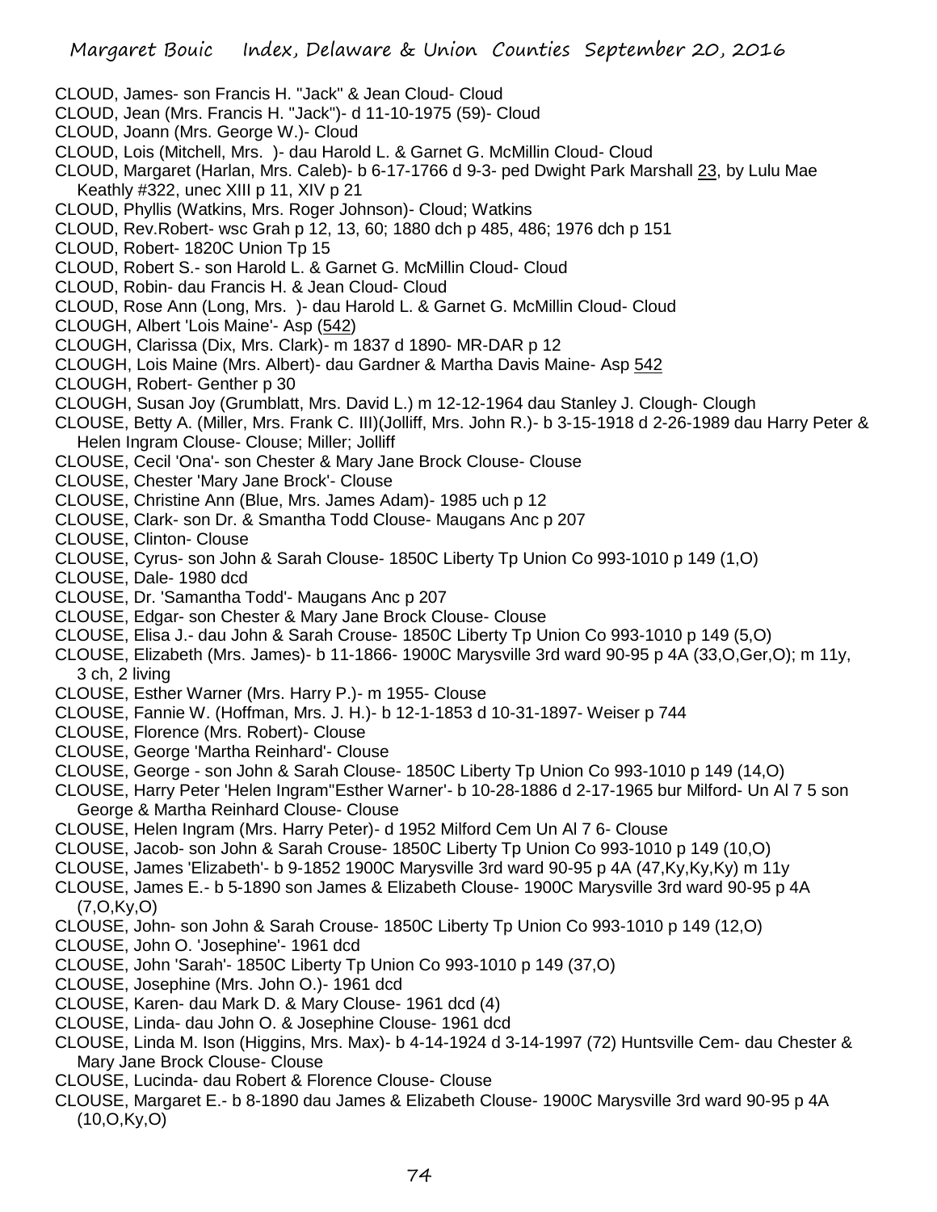CLOUD, James- son Francis H. "Jack" & Jean Cloud- Cloud

CLOUD, Jean (Mrs. Francis H. "Jack")- d 11-10-1975 (59)- Cloud

CLOUD, Joann (Mrs. George W.)- Cloud

CLOUD, Lois (Mitchell, Mrs. )- dau Harold L. & Garnet G. McMillin Cloud- Cloud

CLOUD, Margaret (Harlan, Mrs. Caleb)- b 6-17-1766 d 9-3- ped Dwight Park Marshall 23, by Lulu Mae Keathly #322, unec XIII p 11, XIV p 21

CLOUD, Phyllis (Watkins, Mrs. Roger Johnson)- Cloud; Watkins

CLOUD, Rev.Robert- wsc Grah p 12, 13, 60; 1880 dch p 485, 486; 1976 dch p 151

CLOUD, Robert- 1820C Union Tp 15

CLOUD, Robert S.- son Harold L. & Garnet G. McMillin Cloud- Cloud

CLOUD, Robin- dau Francis H. & Jean Cloud- Cloud

CLOUD, Rose Ann (Long, Mrs. )- dau Harold L. & Garnet G. McMillin Cloud- Cloud

CLOUGH, Albert 'Lois Maine'- Asp (542)

CLOUGH, Clarissa (Dix, Mrs. Clark)- m 1837 d 1890- MR-DAR p 12

CLOUGH, Lois Maine (Mrs. Albert)- dau Gardner & Martha Davis Maine- Asp 542

CLOUGH, Robert- Genther p 30

CLOUGH, Susan Joy (Grumblatt, Mrs. David L.) m 12-12-1964 dau Stanley J. Clough- Clough

CLOUSE, Betty A. (Miller, Mrs. Frank C. III)(Jolliff, Mrs. John R.)- b 3-15-1918 d 2-26-1989 dau Harry Peter & Helen Ingram Clouse- Clouse; Miller; Jolliff

CLOUSE, Cecil 'Ona'- son Chester & Mary Jane Brock Clouse- Clouse

CLOUSE, Chester 'Mary Jane Brock'- Clouse

CLOUSE, Christine Ann (Blue, Mrs. James Adam)- 1985 uch p 12

CLOUSE, Clark- son Dr. & Smantha Todd Clouse- Maugans Anc p 207

CLOUSE, Clinton- Clouse

CLOUSE, Cyrus- son John & Sarah Clouse- 1850C Liberty Tp Union Co 993-1010 p 149 (1,O)

CLOUSE, Dale- 1980 dcd

CLOUSE, Dr. 'Samantha Todd'- Maugans Anc p 207

CLOUSE, Edgar- son Chester & Mary Jane Brock Clouse- Clouse

CLOUSE, Elisa J.- dau John & Sarah Crouse- 1850C Liberty Tp Union Co 993-1010 p 149 (5,O)

CLOUSE, Elizabeth (Mrs. James)- b 11-1866- 1900C Marysville 3rd ward 90-95 p 4A (33,O,Ger,O); m 11y, 3 ch, 2 living

CLOUSE, Esther Warner (Mrs. Harry P.)- m 1955- Clouse

CLOUSE, Fannie W. (Hoffman, Mrs. J. H.)- b 12-1-1853 d 10-31-1897- Weiser p 744

CLOUSE, Florence (Mrs. Robert)- Clouse

CLOUSE, George 'Martha Reinhard'- Clouse

CLOUSE, George - son John & Sarah Clouse- 1850C Liberty Tp Union Co 993-1010 p 149 (14,O)

CLOUSE, Harry Peter 'Helen Ingram''Esther Warner'- b 10-28-1886 d 2-17-1965 bur Milford- Un Al 7 5 son George & Martha Reinhard Clouse- Clouse

CLOUSE, Helen Ingram (Mrs. Harry Peter)- d 1952 Milford Cem Un Al 7 6- Clouse

CLOUSE, Jacob- son John & Sarah Crouse- 1850C Liberty Tp Union Co 993-1010 p 149 (10,O)

CLOUSE, James 'Elizabeth'- b 9-1852 1900C Marysville 3rd ward 90-95 p 4A (47,Ky,Ky,Ky) m 11y

CLOUSE, James E.- b 5-1890 son James & Elizabeth Clouse- 1900C Marysville 3rd ward 90-95 p 4A (7,O,Ky,O)

CLOUSE, John- son John & Sarah Crouse- 1850C Liberty Tp Union Co 993-1010 p 149 (12,O)

CLOUSE, John O. 'Josephine'- 1961 dcd

CLOUSE, John 'Sarah'- 1850C Liberty Tp Union Co 993-1010 p 149 (37,O)

CLOUSE, Josephine (Mrs. John O.)- 1961 dcd

CLOUSE, Karen- dau Mark D. & Mary Clouse- 1961 dcd (4)

CLOUSE, Linda- dau John O. & Josephine Clouse- 1961 dcd

CLOUSE, Linda M. Ison (Higgins, Mrs. Max)- b 4-14-1924 d 3-14-1997 (72) Huntsville Cem- dau Chester & Mary Jane Brock Clouse- Clouse

CLOUSE, Lucinda- dau Robert & Florence Clouse- Clouse

CLOUSE, Margaret E.- b 8-1890 dau James & Elizabeth Clouse- 1900C Marysville 3rd ward 90-95 p 4A (10,O,Ky,O)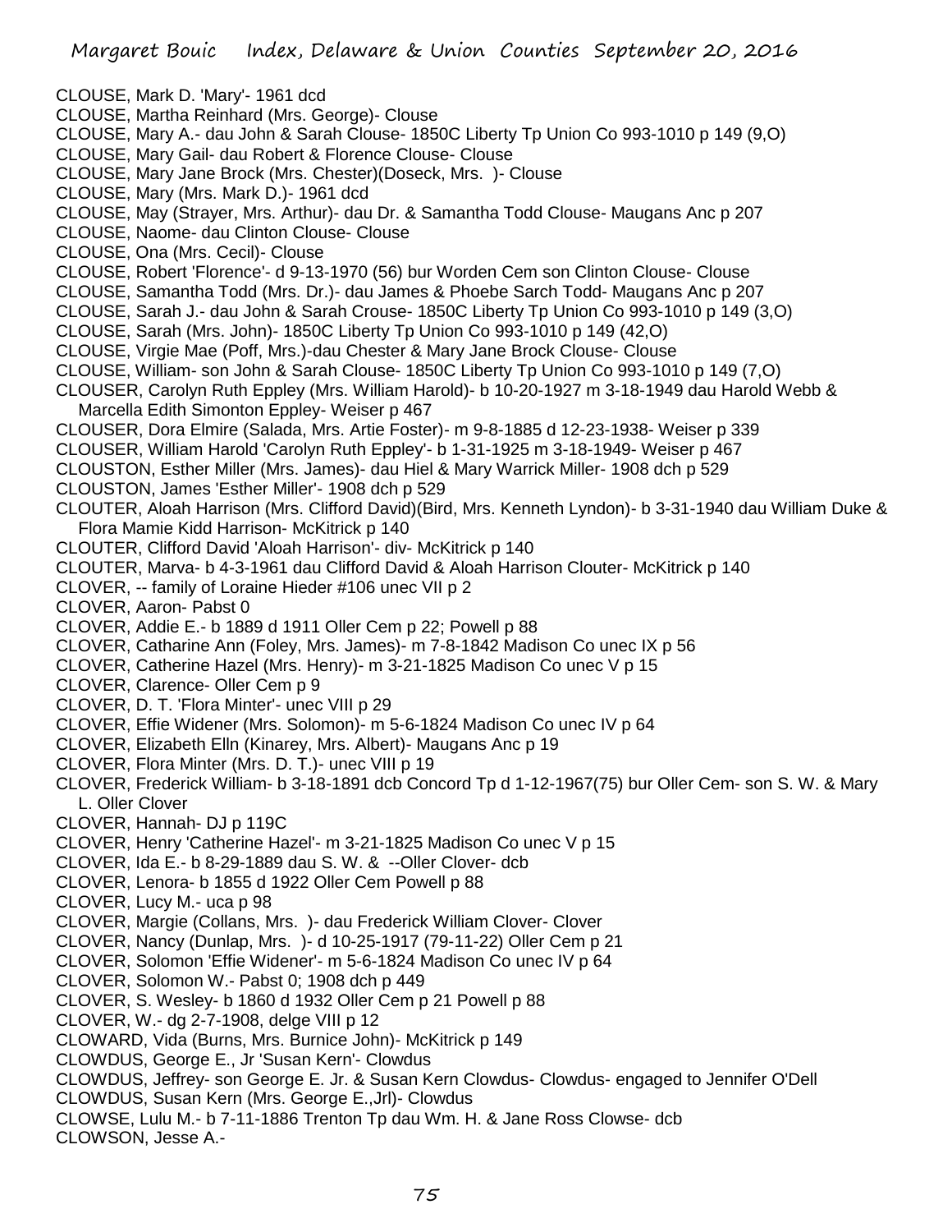CLOUSE, Mark D. 'Mary'- 1961 dcd
CLOUSE, Martha Reinhard (Mrs. George)- Clouse
CLOUSE, Mary A.- dau John & Sarah Clouse- 1850C Liberty Tp Union Co 993-1010 p 149 (9,O)
CLOUSE, Mary Gail- dau Robert & Florence Clouse- Clouse
CLOUSE, Mary Jane Brock (Mrs. Chester)(Doseck, Mrs. )- Clouse
CLOUSE, Mary (Mrs. Mark D.)- 1961 dcd
CLOUSE, May (Strayer, Mrs. Arthur)- dau Dr. & Samantha Todd Clouse- Maugans Anc p 207
CLOUSE, Naome- dau Clinton Clouse- Clouse
CLOUSE, Ona (Mrs. Cecil)- Clouse
CLOUSE, Robert 'Florence'- d 9-13-1970 (56) bur Worden Cem son Clinton Clouse- Clouse
CLOUSE, Samantha Todd (Mrs. Dr.)- dau James & Phoebe Sarch Todd- Maugans Anc p 207
CLOUSE, Sarah J.- dau John & Sarah Crouse- 1850C Liberty Tp Union Co 993-1010 p 149 (3,O)
CLOUSE, Sarah (Mrs. John)- 1850C Liberty Tp Union Co 993-1010 p 149 (42,O)
CLOUSE, Virgie Mae (Poff, Mrs.)-dau Chester & Mary Jane Brock Clouse- Clouse
CLOUSE, William- son John & Sarah Clouse- 1850C Liberty Tp Union Co 993-1010 p 149 (7,O)
CLOUSER, Carolyn Ruth Eppley (Mrs. William Harold)- b 10-20-1927 m 3-18-1949 dau Harold Webb & Marcella Edith Simonton Eppley- Weiser p 467
CLOUSER, Dora Elmire (Salada, Mrs. Artie Foster)- m 9-8-1885 d 12-23-1938- Weiser p 339
CLOUSER, William Harold 'Carolyn Ruth Eppley'- b 1-31-1925 m 3-18-1949- Weiser p 467
CLOUSTON, Esther Miller (Mrs. James)- dau Hiel & Mary Warrick Miller- 1908 dch p 529
CLOUSTON, James 'Esther Miller'- 1908 dch p 529
CLOUTER, Aloah Harrison (Mrs. Clifford David)(Bird, Mrs. Kenneth Lyndon)- b 3-31-1940 dau William Duke & Flora Mamie Kidd Harrison- McKitrick p 140
CLOUTER, Clifford David 'Aloah Harrison'- div- McKitrick p 140
CLOUTER, Marva- b 4-3-1961 dau Clifford David & Aloah Harrison Clouter- McKitrick p 140
CLOVER, -- family of Loraine Hieder #106 unec VII p 2
CLOVER, Aaron- Pabst 0
CLOVER, Addie E.- b 1889 d 1911 Oller Cem p 22; Powell p 88
CLOVER, Catharine Ann (Foley, Mrs. James)- m 7-8-1842 Madison Co unec IX p 56
CLOVER, Catherine Hazel (Mrs. Henry)- m 3-21-1825 Madison Co unec V p 15
CLOVER, Clarence- Oller Cem p 9
CLOVER, D. T. 'Flora Minter'- unec VIII p 29
CLOVER, Effie Widener (Mrs. Solomon)- m 5-6-1824 Madison Co unec IV p 64
CLOVER, Elizabeth Elln (Kinarey, Mrs. Albert)- Maugans Anc p 19
CLOVER, Flora Minter (Mrs. D. T.)- unec VIII p 19
CLOVER, Frederick William- b 3-18-1891 dcb Concord Tp d 1-12-1967(75) bur Oller Cem- son S. W. & Mary L. Oller Clover
CLOVER, Hannah- DJ p 119C
CLOVER, Henry 'Catherine Hazel'- m 3-21-1825 Madison Co unec V p 15
CLOVER, Ida E.- b 8-29-1889 dau S. W. & --Oller Clover- dcb
CLOVER, Lenora- b 1855 d 1922 Oller Cem Powell p 88
CLOVER, Lucy M.- uca p 98
CLOVER, Margie (Collans, Mrs. )- dau Frederick William Clover- Clover
CLOVER, Nancy (Dunlap, Mrs. )- d 10-25-1917 (79-11-22) Oller Cem p 21
CLOVER, Solomon 'Effie Widener'- m 5-6-1824 Madison Co unec IV p 64
CLOVER, Solomon W.- Pabst 0; 1908 dch p 449
CLOVER, S. Wesley- b 1860 d 1932 Oller Cem p 21 Powell p 88
CLOVER, W.- dg 2-7-1908, delge VIII p 12
CLOWARD, Vida (Burns, Mrs. Burnice John)- McKitrick p 149
CLOWDUS, George E., Jr 'Susan Kern'- Clowdus
CLOWDUS, Jeffrey- son George E. Jr. & Susan Kern Clowdus- Clowdus- engaged to Jennifer O'Dell
CLOWDUS, Susan Kern (Mrs. George E.,Jrl)- Clowdus
CLOWSE, Lulu M.- b 7-11-1886 Trenton Tp dau Wm. H. & Jane Ross Clowse- dcb
CLOWSON, Jesse A.-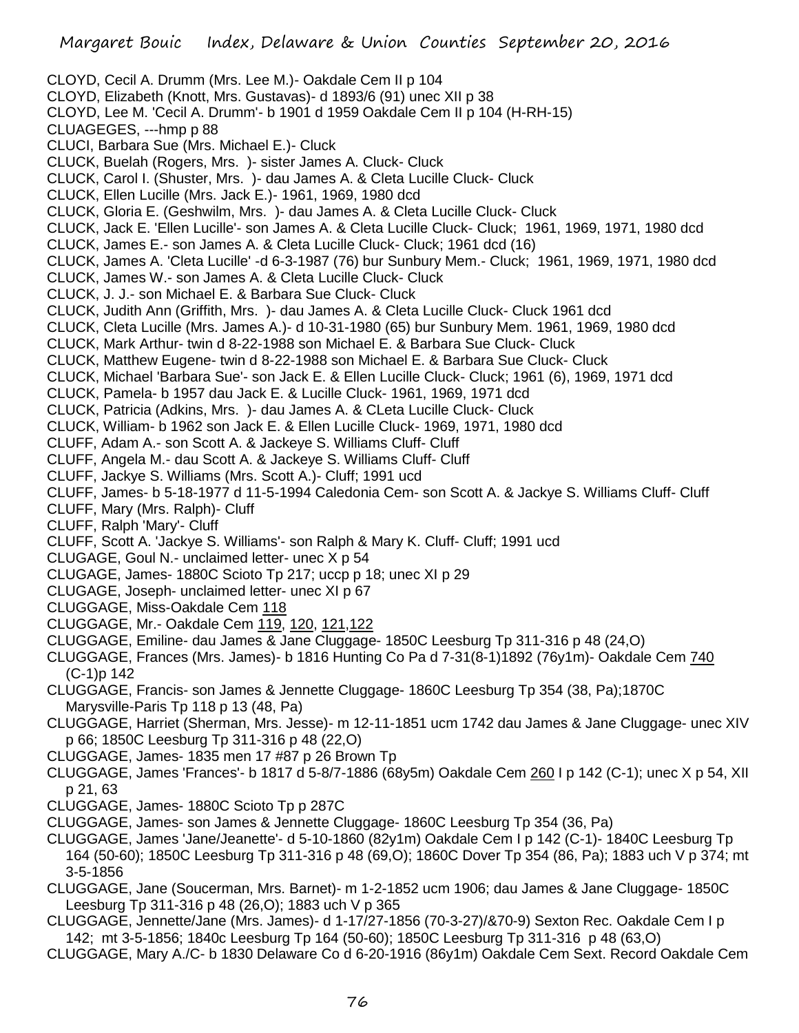CLOYD, Cecil A. Drumm (Mrs. Lee M.)- Oakdale Cem II p 104

CLOYD, Elizabeth (Knott, Mrs. Gustavas)- d 1893/6 (91) unec XII p 38

CLOYD, Lee M. 'Cecil A. Drumm'- b 1901 d 1959 Oakdale Cem II p 104 (H-RH-15)

CLUAGEGES, ---hmp p 88

CLUCI, Barbara Sue (Mrs. Michael E.)- Cluck

CLUCK, Buelah (Rogers, Mrs. )- sister James A. Cluck- Cluck

CLUCK, Carol I. (Shuster, Mrs. )- dau James A. & Cleta Lucille Cluck- Cluck

CLUCK, Ellen Lucille (Mrs. Jack E.)- 1961, 1969, 1980 dcd

CLUCK, Gloria E. (Geshwilm, Mrs. )- dau James A. & Cleta Lucille Cluck- Cluck

CLUCK, Jack E. 'Ellen Lucille'- son James A. & Cleta Lucille Cluck- Cluck; 1961, 1969, 1971, 1980 dcd

CLUCK, James E.- son James A. & Cleta Lucille Cluck- Cluck; 1961 dcd (16)

CLUCK, James A. 'Cleta Lucille' -d 6-3-1987 (76) bur Sunbury Mem.- Cluck; 1961, 1969, 1971, 1980 dcd

CLUCK, James W.- son James A. & Cleta Lucille Cluck- Cluck

CLUCK, J. J.- son Michael E. & Barbara Sue Cluck- Cluck

CLUCK, Judith Ann (Griffith, Mrs. )- dau James A. & Cleta Lucille Cluck- Cluck 1961 dcd

CLUCK, Cleta Lucille (Mrs. James A.)- d 10-31-1980 (65) bur Sunbury Mem. 1961, 1969, 1980 dcd

CLUCK, Mark Arthur- twin d 8-22-1988 son Michael E. & Barbara Sue Cluck- Cluck

CLUCK, Matthew Eugene- twin d 8-22-1988 son Michael E. & Barbara Sue Cluck- Cluck

CLUCK, Michael 'Barbara Sue'- son Jack E. & Ellen Lucille Cluck- Cluck; 1961 (6), 1969, 1971 dcd

CLUCK, Pamela- b 1957 dau Jack E. & Lucille Cluck- 1961, 1969, 1971 dcd

CLUCK, Patricia (Adkins, Mrs. )- dau James A. & CLeta Lucille Cluck- Cluck

CLUCK, William- b 1962 son Jack E. & Ellen Lucille Cluck- 1969, 1971, 1980 dcd

CLUFF, Adam A.- son Scott A. & Jackeye S. Williams Cluff- Cluff

CLUFF, Angela M.- dau Scott A. & Jackeye S. Williams Cluff- Cluff

CLUFF, Jackye S. Williams (Mrs. Scott A.)- Cluff; 1991 ucd

CLUFF, James- b 5-18-1977 d 11-5-1994 Caledonia Cem- son Scott A. & Jackye S. Williams Cluff- Cluff

CLUFF, Mary (Mrs. Ralph)- Cluff

CLUFF, Ralph 'Mary'- Cluff

CLUFF, Scott A. 'Jackye S. Williams'- son Ralph & Mary K. Cluff- Cluff; 1991 ucd

CLUGAGE, Goul N.- unclaimed letter- unec X p 54

CLUGAGE, James- 1880C Scioto Tp 217; uccp p 18; unec XI p 29

CLUGAGE, Joseph- unclaimed letter- unec XI p 67

CLUGGAGE, Miss-Oakdale Cem 118

CLUGGAGE, Mr.- Oakdale Cem 119, 120, 121,122

CLUGGAGE, Emiline- dau James & Jane Cluggage- 1850C Leesburg Tp 311-316 p 48 (24,O)

CLUGGAGE, Frances (Mrs. James)- b 1816 Hunting Co Pa d 7-31(8-1)1892 (76y1m)- Oakdale Cem 740 (C-1)p 142

CLUGGAGE, Francis- son James & Jennette Cluggage- 1860C Leesburg Tp 354 (38, Pa);1870C Marysville-Paris Tp 118 p 13 (48, Pa)

CLUGGAGE, Harriet (Sherman, Mrs. Jesse)- m 12-11-1851 ucm 1742 dau James & Jane Cluggage- unec XIV p 66; 1850C Leesburg Tp 311-316 p 48 (22,O)

CLUGGAGE, James- 1835 men 17 #87 p 26 Brown Tp

CLUGGAGE, James 'Frances'- b 1817 d 5-8/7-1886 (68y5m) Oakdale Cem 260 I p 142 (C-1); unec X p 54, XII p 21, 63

CLUGGAGE, James- 1880C Scioto Tp p 287C

CLUGGAGE, James- son James & Jennette Cluggage- 1860C Leesburg Tp 354 (36, Pa)

CLUGGAGE, James 'Jane/Jeanette'- d 5-10-1860 (82y1m) Oakdale Cem I p 142 (C-1)- 1840C Leesburg Tp 164 (50-60); 1850C Leesburg Tp 311-316 p 48 (69,O); 1860C Dover Tp 354 (86, Pa); 1883 uch V p 374; mt 3-5-1856

CLUGGAGE, Jane (Soucerman, Mrs. Barnet)- m 1-2-1852 ucm 1906; dau James & Jane Cluggage- 1850C Leesburg Tp 311-316 p 48 (26,O); 1883 uch V p 365

CLUGGAGE, Jennette/Jane (Mrs. James)- d 1-17/27-1856 (70-3-27)/&70-9) Sexton Rec. Oakdale Cem I p 142; mt 3-5-1856; 1840c Leesburg Tp 164 (50-60); 1850C Leesburg Tp 311-316 p 48 (63,O)

CLUGGAGE, Mary A./C- b 1830 Delaware Co d 6-20-1916 (86y1m) Oakdale Cem Sext. Record Oakdale Cem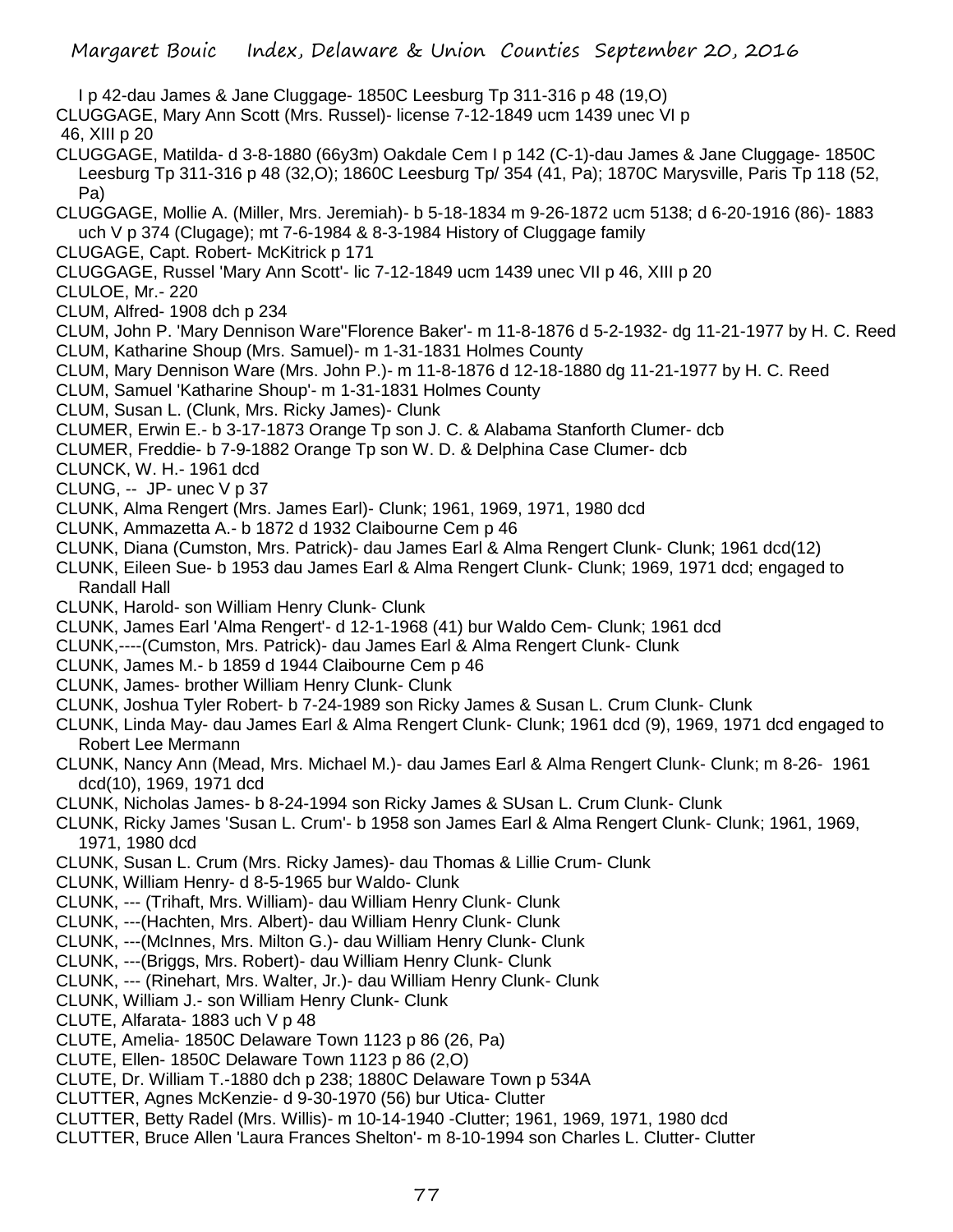I p 42-dau James & Jane Cluggage- 1850C Leesburg Tp 311-316 p 48 (19,O)

CLUGGAGE, Mary Ann Scott (Mrs. Russel)- license 7-12-1849 ucm 1439 unec VI p 46, XIII p 20

CLUGGAGE, Matilda- d 3-8-1880 (66y3m) Oakdale Cem I p 142 (C-1)-dau James & Jane Cluggage- 1850C Leesburg Tp 311-316 p 48 (32,O); 1860C Leesburg Tp/ 354 (41, Pa); 1870C Marysville, Paris Tp 118 (52, Pa)

CLUGGAGE, Mollie A. (Miller, Mrs. Jeremiah)- b 5-18-1834 m 9-26-1872 ucm 5138; d 6-20-1916 (86)- 1883 uch V p 374 (Clugage); mt 7-6-1984 & 8-3-1984 History of Cluggage family

CLUGAGE, Capt. Robert- McKitrick p 171

CLUGGAGE, Russel 'Mary Ann Scott'- lic 7-12-1849 ucm 1439 unec VII p 46, XIII p 20

CLULOE, Mr.- 220

CLUM, Alfred- 1908 dch p 234

CLUM, John P. 'Mary Dennison Ware''Florence Baker'- m 11-8-1876 d 5-2-1932- dg 11-21-1977 by H. C. Reed

CLUM, Katharine Shoup (Mrs. Samuel)- m 1-31-1831 Holmes County

CLUM, Mary Dennison Ware (Mrs. John P.)- m 11-8-1876 d 12-18-1880 dg 11-21-1977 by H. C. Reed

CLUM, Samuel 'Katharine Shoup'- m 1-31-1831 Holmes County

CLUM, Susan L. (Clunk, Mrs. Ricky James)- Clunk

CLUMER, Erwin E.- b 3-17-1873 Orange Tp son J. C. & Alabama Stanforth Clumer- dcb

CLUMER, Freddie- b 7-9-1882 Orange Tp son W. D. & Delphina Case Clumer- dcb

CLUNCK, W. H.- 1961 dcd

CLUNG, -- JP- unec V p 37

CLUNK, Alma Rengert (Mrs. James Earl)- Clunk; 1961, 1969, 1971, 1980 dcd

CLUNK, Ammazetta A.- b 1872 d 1932 Claibourne Cem p 46

CLUNK, Diana (Cumston, Mrs. Patrick)- dau James Earl & Alma Rengert Clunk- Clunk; 1961 dcd(12)

CLUNK, Eileen Sue- b 1953 dau James Earl & Alma Rengert Clunk- Clunk; 1969, 1971 dcd; engaged to Randall Hall

CLUNK, Harold- son William Henry Clunk- Clunk

CLUNK, James Earl 'Alma Rengert'- d 12-1-1968 (41) bur Waldo Cem- Clunk; 1961 dcd

CLUNK,----(Cumston, Mrs. Patrick)- dau James Earl & Alma Rengert Clunk- Clunk

CLUNK, James M.- b 1859 d 1944 Claibourne Cem p 46

CLUNK, James- brother William Henry Clunk- Clunk

CLUNK, Joshua Tyler Robert- b 7-24-1989 son Ricky James & Susan L. Crum Clunk- Clunk

CLUNK, Linda May- dau James Earl & Alma Rengert Clunk- Clunk; 1961 dcd (9), 1969, 1971 dcd engaged to Robert Lee Mermann

CLUNK, Nancy Ann (Mead, Mrs. Michael M.)- dau James Earl & Alma Rengert Clunk- Clunk; m 8-26- 1961 dcd(10), 1969, 1971 dcd

CLUNK, Nicholas James- b 8-24-1994 son Ricky James & SUsan L. Crum Clunk- Clunk

CLUNK, Ricky James 'Susan L. Crum'- b 1958 son James Earl & Alma Rengert Clunk- Clunk; 1961, 1969, 1971, 1980 dcd

CLUNK, Susan L. Crum (Mrs. Ricky James)- dau Thomas & Lillie Crum- Clunk

CLUNK, William Henry- d 8-5-1965 bur Waldo- Clunk

CLUNK, --- (Trihaft, Mrs. William)- dau William Henry Clunk- Clunk

CLUNK, ---(Hachten, Mrs. Albert)- dau William Henry Clunk- Clunk

CLUNK, ---(McInnes, Mrs. Milton G.)- dau William Henry Clunk- Clunk

CLUNK, ---(Briggs, Mrs. Robert)- dau William Henry Clunk- Clunk

CLUNK, --- (Rinehart, Mrs. Walter, Jr.)- dau William Henry Clunk- Clunk

CLUNK, William J.- son William Henry Clunk- Clunk

CLUTE, Alfarata- 1883 uch V p 48

CLUTE, Amelia- 1850C Delaware Town 1123 p 86 (26, Pa)

CLUTE, Ellen- 1850C Delaware Town 1123 p 86 (2,O)

CLUTE, Dr. William T.-1880 dch p 238; 1880C Delaware Town p 534A

CLUTTER, Agnes McKenzie- d 9-30-1970 (56) bur Utica- Clutter

CLUTTER, Betty Radel (Mrs. Willis)- m 10-14-1940 -Clutter; 1961, 1969, 1971, 1980 dcd

CLUTTER, Bruce Allen 'Laura Frances Shelton'- m 8-10-1994 son Charles L. Clutter- Clutter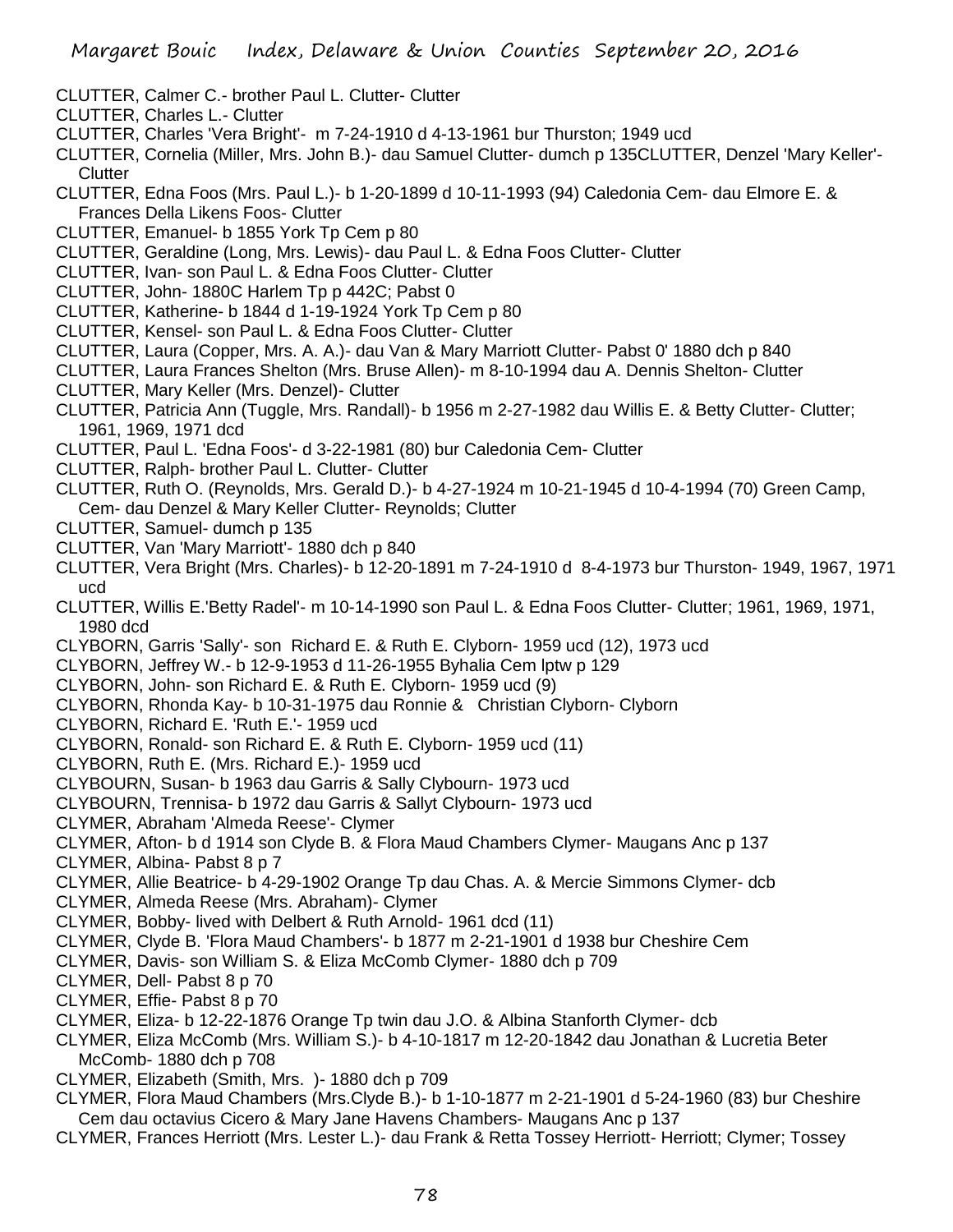CLUTTER, Calmer C.- brother Paul L. Clutter- Clutter
CLUTTER, Charles L.- Clutter
CLUTTER, Charles 'Vera Bright'- m 7-24-1910 d 4-13-1961 bur Thurston; 1949 ucd
CLUTTER, Cornelia (Miller, Mrs. John B.)- dau Samuel Clutter- dumch p 135CLUTTER, Denzel 'Mary Keller'- Clutter
CLUTTER, Edna Foos (Mrs. Paul L.)- b 1-20-1899 d 10-11-1993 (94) Caledonia Cem- dau Elmore E. & Frances Della Likens Foos- Clutter
CLUTTER, Emanuel- b 1855 York Tp Cem p 80
CLUTTER, Geraldine (Long, Mrs. Lewis)- dau Paul L. & Edna Foos Clutter- Clutter
CLUTTER, Ivan- son Paul L. & Edna Foos Clutter- Clutter
CLUTTER, John- 1880C Harlem Tp p 442C; Pabst 0
CLUTTER, Katherine- b 1844 d 1-19-1924 York Tp Cem p 80
CLUTTER, Kensel- son Paul L. & Edna Foos Clutter- Clutter
CLUTTER, Laura (Copper, Mrs. A. A.)- dau Van & Mary Marriott Clutter- Pabst 0' 1880 dch p 840
CLUTTER, Laura Frances Shelton (Mrs. Bruse Allen)- m 8-10-1994 dau A. Dennis Shelton- Clutter
CLUTTER, Mary Keller (Mrs. Denzel)- Clutter
CLUTTER, Patricia Ann (Tuggle, Mrs. Randall)- b 1956 m 2-27-1982 dau Willis E. & Betty Clutter- Clutter; 1961, 1969, 1971 dcd
CLUTTER, Paul L. 'Edna Foos'- d 3-22-1981 (80) bur Caledonia Cem- Clutter
CLUTTER, Ralph- brother Paul L. Clutter- Clutter
CLUTTER, Ruth O. (Reynolds, Mrs. Gerald D.)- b 4-27-1924 m 10-21-1945 d 10-4-1994 (70) Green Camp, Cem- dau Denzel & Mary Keller Clutter- Reynolds; Clutter
CLUTTER, Samuel- dumch p 135
CLUTTER, Van 'Mary Marriott'- 1880 dch p 840
CLUTTER, Vera Bright (Mrs. Charles)- b 12-20-1891 m 7-24-1910 d 8-4-1973 bur Thurston- 1949, 1967, 1971 ucd
CLUTTER, Willis E.'Betty Radel'- m 10-14-1990 son Paul L. & Edna Foos Clutter- Clutter; 1961, 1969, 1971, 1980 dcd
CLYBORN, Garris 'Sally'- son Richard E. & Ruth E. Clyborn- 1959 ucd (12), 1973 ucd
CLYBORN, Jeffrey W.- b 12-9-1953 d 11-26-1955 Byhalia Cem lptw p 129
CLYBORN, John- son Richard E. & Ruth E. Clyborn- 1959 ucd (9)
CLYBORN, Rhonda Kay- b 10-31-1975 dau Ronnie & Christian Clyborn- Clyborn
CLYBORN, Richard E. 'Ruth E.'- 1959 ucd
CLYBORN, Ronald- son Richard E. & Ruth E. Clyborn- 1959 ucd (11)
CLYBORN, Ruth E. (Mrs. Richard E.)- 1959 ucd
CLYBOURN, Susan- b 1963 dau Garris & Sally Clybourn- 1973 ucd
CLYBOURN, Trennisa- b 1972 dau Garris & Sallyt Clybourn- 1973 ucd
CLYMER, Abraham 'Almeda Reese'- Clymer
CLYMER, Afton- b d 1914 son Clyde B. & Flora Maud Chambers Clymer- Maugans Anc p 137
CLYMER, Albina- Pabst 8 p 7
CLYMER, Allie Beatrice- b 4-29-1902 Orange Tp dau Chas. A. & Mercie Simmons Clymer- dcb
CLYMER, Almeda Reese (Mrs. Abraham)- Clymer
CLYMER, Bobby- lived with Delbert & Ruth Arnold- 1961 dcd (11)
CLYMER, Clyde B. 'Flora Maud Chambers'- b 1877 m 2-21-1901 d 1938 bur Cheshire Cem
CLYMER, Davis- son William S. & Eliza McComb Clymer- 1880 dch p 709
CLYMER, Dell- Pabst 8 p 70
CLYMER, Effie- Pabst 8 p 70
CLYMER, Eliza- b 12-22-1876 Orange Tp twin dau J.O. & Albina Stanforth Clymer- dcb
CLYMER, Eliza McComb (Mrs. William S.)- b 4-10-1817 m 12-20-1842 dau Jonathan & Lucretia Beter McComb- 1880 dch p 708
CLYMER, Elizabeth (Smith, Mrs. )- 1880 dch p 709
CLYMER, Flora Maud Chambers (Mrs.Clyde B.)- b 1-10-1877 m 2-21-1901 d 5-24-1960 (83) bur Cheshire Cem dau octavius Cicero & Mary Jane Havens Chambers- Maugans Anc p 137
CLYMER, Frances Herriott (Mrs. Lester L.)- dau Frank & Retta Tossey Herriott- Herriott; Clymer; Tossey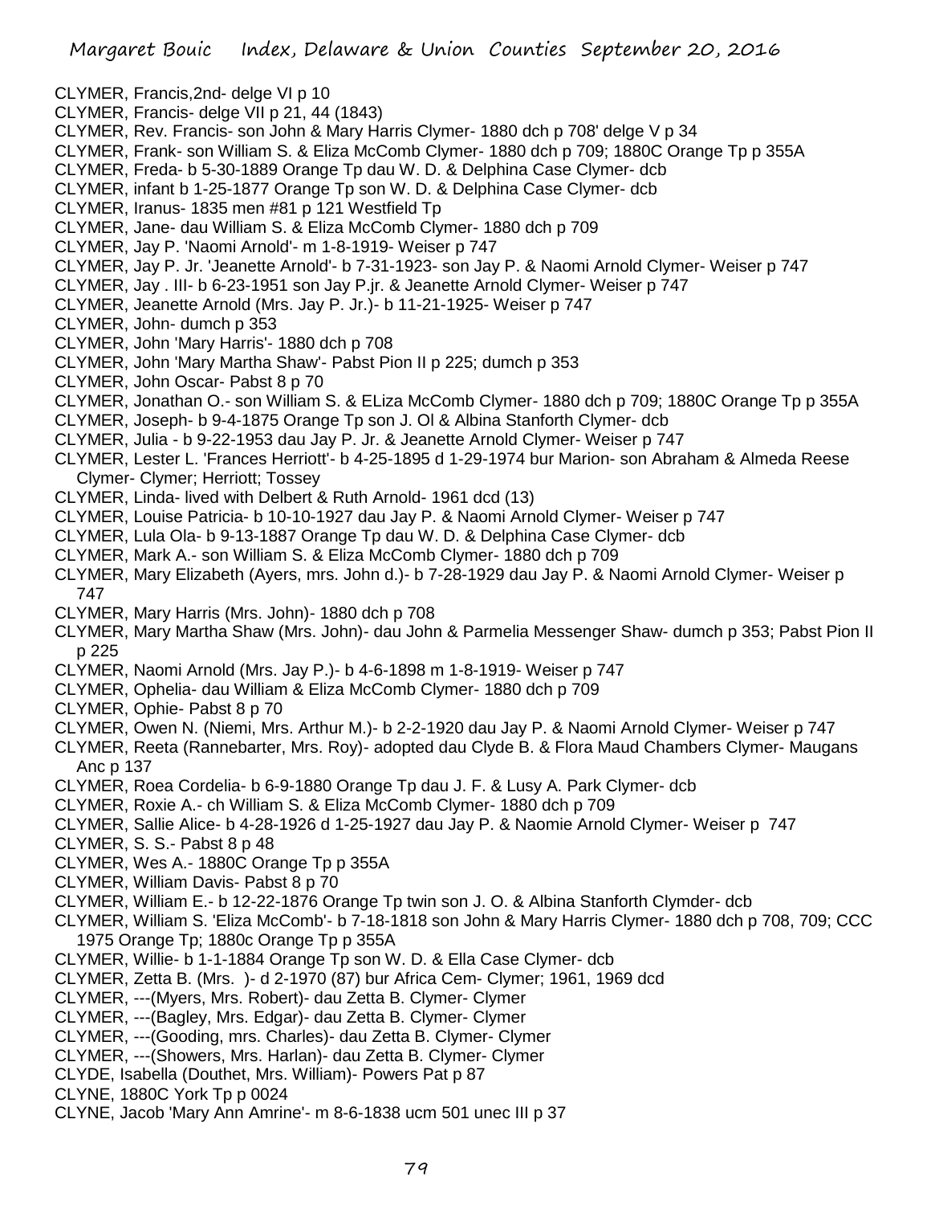CLYMER, Francis,2nd- delge VI p 10
CLYMER, Francis- delge VII p 21, 44 (1843)
CLYMER, Rev. Francis- son John & Mary Harris Clymer- 1880 dch p 708' delge V p 34
CLYMER, Frank- son William S. & Eliza McComb Clymer- 1880 dch p 709; 1880C Orange Tp p 355A
CLYMER, Freda- b 5-30-1889 Orange Tp dau W. D. & Delphina Case Clymer- dcb
CLYMER, infant b 1-25-1877 Orange Tp son W. D. & Delphina Case Clymer- dcb
CLYMER, Iranus- 1835 men #81 p 121 Westfield Tp
CLYMER, Jane- dau William S. & Eliza McComb Clymer- 1880 dch p 709
CLYMER, Jay P. 'Naomi Arnold'- m 1-8-1919- Weiser p 747
CLYMER, Jay P. Jr. 'Jeanette Arnold'- b 7-31-1923- son Jay P. & Naomi Arnold Clymer- Weiser p 747
CLYMER, Jay . III- b 6-23-1951 son Jay P.jr. & Jeanette Arnold Clymer- Weiser p 747
CLYMER, Jeanette Arnold (Mrs. Jay P. Jr.)- b 11-21-1925- Weiser p 747
CLYMER, John- dumch p 353
CLYMER, John 'Mary Harris'- 1880 dch p 708
CLYMER, John 'Mary Martha Shaw'- Pabst Pion II p 225; dumch p 353
CLYMER, John Oscar- Pabst 8 p 70
CLYMER, Jonathan O.- son William S. & ELiza McComb Clymer- 1880 dch p 709; 1880C Orange Tp p 355A
CLYMER, Joseph- b 9-4-1875 Orange Tp son J. Ol & Albina Stanforth Clymer- dcb
CLYMER, Julia - b 9-22-1953 dau Jay P. Jr. & Jeanette Arnold Clymer- Weiser p 747
CLYMER, Lester L. 'Frances Herriott'- b 4-25-1895 d 1-29-1974 bur Marion- son Abraham & Almeda Reese Clymer- Clymer; Herriott; Tossey
CLYMER, Linda- lived with Delbert & Ruth Arnold- 1961 dcd (13)
CLYMER, Louise Patricia- b 10-10-1927 dau Jay P. & Naomi Arnold Clymer- Weiser p 747
CLYMER, Lula Ola- b 9-13-1887 Orange Tp dau W. D. & Delphina Case Clymer- dcb
CLYMER, Mark A.- son William S. & Eliza McComb Clymer- 1880 dch p 709
CLYMER, Mary Elizabeth (Ayers, mrs. John d.)- b 7-28-1929 dau Jay P. & Naomi Arnold Clymer- Weiser p 747
CLYMER, Mary Harris (Mrs. John)- 1880 dch p 708
CLYMER, Mary Martha Shaw (Mrs. John)- dau John & Parmelia Messenger Shaw- dumch p 353; Pabst Pion II p 225
CLYMER, Naomi Arnold (Mrs. Jay P.)- b 4-6-1898 m 1-8-1919- Weiser p 747
CLYMER, Ophelia- dau William & Eliza McComb Clymer- 1880 dch p 709
CLYMER, Ophie- Pabst 8 p 70
CLYMER, Owen N. (Niemi, Mrs. Arthur M.)- b 2-2-1920 dau Jay P. & Naomi Arnold Clymer- Weiser p 747
CLYMER, Reeta (Rannebarter, Mrs. Roy)- adopted dau Clyde B. & Flora Maud Chambers Clymer- Maugans Anc p 137
CLYMER, Roea Cordelia- b 6-9-1880 Orange Tp dau J. F. & Lusy A. Park Clymer- dcb
CLYMER, Roxie A.- ch William S. & Eliza McComb Clymer- 1880 dch p 709
CLYMER, Sallie Alice- b 4-28-1926 d 1-25-1927 dau Jay P. & Naomie Arnold Clymer- Weiser p 747
CLYMER, S. S.- Pabst 8 p 48
CLYMER, Wes A.- 1880C Orange Tp p 355A
CLYMER, William Davis- Pabst 8 p 70
CLYMER, William E.- b 12-22-1876 Orange Tp twin son J. O. & Albina Stanforth Clymder- dcb
CLYMER, William S. 'Eliza McComb'- b 7-18-1818 son John & Mary Harris Clymer- 1880 dch p 708, 709; CCC 1975 Orange Tp; 1880c Orange Tp p 355A
CLYMER, Willie- b 1-1-1884 Orange Tp son W. D. & Ella Case Clymer- dcb
CLYMER, Zetta B. (Mrs. )- d 2-1970 (87) bur Africa Cem- Clymer; 1961, 1969 dcd
CLYMER, ---(Myers, Mrs. Robert)- dau Zetta B. Clymer- Clymer
CLYMER, ---(Bagley, Mrs. Edgar)- dau Zetta B. Clymer- Clymer
CLYMER, ---(Gooding, mrs. Charles)- dau Zetta B. Clymer- Clymer
CLYMER, ---(Showers, Mrs. Harlan)- dau Zetta B. Clymer- Clymer
CLYDE, Isabella (Douthet, Mrs. William)- Powers Pat p 87
CLYNE, 1880C York Tp p 0024
CLYNE, Jacob 'Mary Ann Amrine'- m 8-6-1838 ucm 501 unec III p 37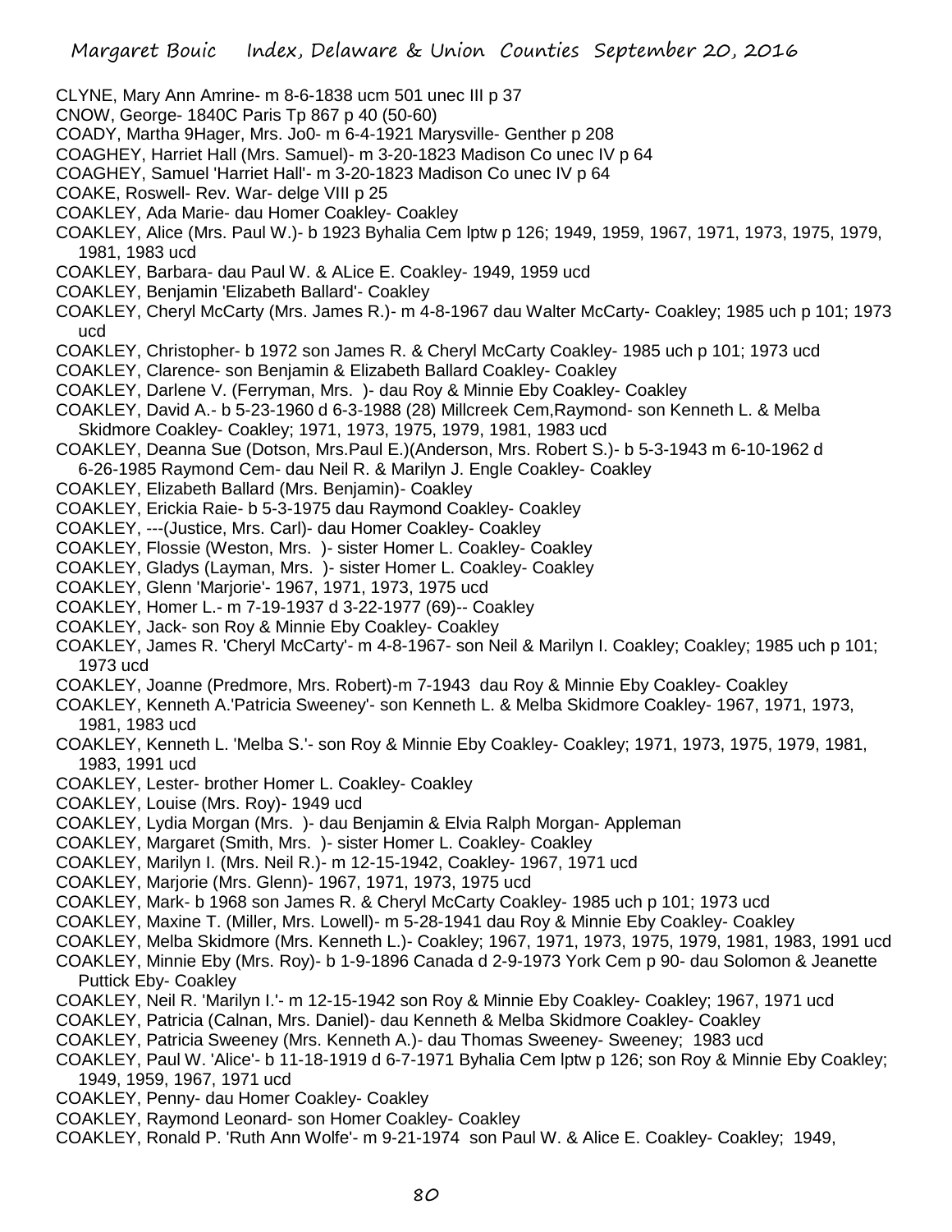CLYNE, Mary Ann Amrine- m 8-6-1838 ucm 501 unec III p 37

CNOW, George- 1840C Paris Tp 867 p 40 (50-60)

COADY, Martha 9Hager, Mrs. Jo0- m 6-4-1921 Marysville- Genther p 208

COAGHEY, Harriet Hall (Mrs. Samuel)- m 3-20-1823 Madison Co unec IV p 64

COAGHEY, Samuel 'Harriet Hall'- m 3-20-1823 Madison Co unec IV p 64

COAKE, Roswell- Rev. War- delge VIII p 25

COAKLEY, Ada Marie- dau Homer Coakley- Coakley

COAKLEY, Alice (Mrs. Paul W.)- b 1923 Byhalia Cem lptw p 126; 1949, 1959, 1967, 1971, 1973, 1975, 1979, 1981, 1983 ucd

COAKLEY, Barbara- dau Paul W. & ALice E. Coakley- 1949, 1959 ucd

COAKLEY, Benjamin 'Elizabeth Ballard'- Coakley

COAKLEY, Cheryl McCarty (Mrs. James R.)- m 4-8-1967 dau Walter McCarty- Coakley; 1985 uch p 101; 1973 ucd

COAKLEY, Christopher- b 1972 son James R. & Cheryl McCarty Coakley- 1985 uch p 101; 1973 ucd

COAKLEY, Clarence- son Benjamin & Elizabeth Ballard Coakley- Coakley

COAKLEY, Darlene V. (Ferryman, Mrs. )- dau Roy & Minnie Eby Coakley- Coakley

COAKLEY, David A.- b 5-23-1960 d 6-3-1988 (28) Millcreek Cem,Raymond- son Kenneth L. & Melba Skidmore Coakley- Coakley; 1971, 1973, 1975, 1979, 1981, 1983 ucd

COAKLEY, Deanna Sue (Dotson, Mrs.Paul E.)(Anderson, Mrs. Robert S.)- b 5-3-1943 m 6-10-1962 d 6-26-1985 Raymond Cem- dau Neil R. & Marilyn J. Engle Coakley- Coakley

COAKLEY, Elizabeth Ballard (Mrs. Benjamin)- Coakley

COAKLEY, Erickia Raie- b 5-3-1975 dau Raymond Coakley- Coakley

COAKLEY, ---(Justice, Mrs. Carl)- dau Homer Coakley- Coakley

COAKLEY, Flossie (Weston, Mrs. )- sister Homer L. Coakley- Coakley

COAKLEY, Gladys (Layman, Mrs. )- sister Homer L. Coakley- Coakley

COAKLEY, Glenn 'Marjorie'- 1967, 1971, 1973, 1975 ucd

COAKLEY, Homer L.- m 7-19-1937 d 3-22-1977 (69)-- Coakley

COAKLEY, Jack- son Roy & Minnie Eby Coakley- Coakley

COAKLEY, James R. 'Cheryl McCarty'- m 4-8-1967- son Neil & Marilyn I. Coakley; Coakley; 1985 uch p 101; 1973 ucd

COAKLEY, Joanne (Predmore, Mrs. Robert)-m 7-1943 dau Roy & Minnie Eby Coakley- Coakley

COAKLEY, Kenneth A.'Patricia Sweeney'- son Kenneth L. & Melba Skidmore Coakley- 1967, 1971, 1973, 1981, 1983 ucd

COAKLEY, Kenneth L. 'Melba S.'- son Roy & Minnie Eby Coakley- Coakley; 1971, 1973, 1975, 1979, 1981, 1983, 1991 ucd

COAKLEY, Lester- brother Homer L. Coakley- Coakley

COAKLEY, Louise (Mrs. Roy)- 1949 ucd

COAKLEY, Lydia Morgan (Mrs. )- dau Benjamin & Elvia Ralph Morgan- Appleman

COAKLEY, Margaret (Smith, Mrs. )- sister Homer L. Coakley- Coakley

COAKLEY, Marilyn I. (Mrs. Neil R.)- m 12-15-1942, Coakley- 1967, 1971 ucd

COAKLEY, Marjorie (Mrs. Glenn)- 1967, 1971, 1973, 1975 ucd

COAKLEY, Mark- b 1968 son James R. & Cheryl McCarty Coakley- 1985 uch p 101; 1973 ucd

COAKLEY, Maxine T. (Miller, Mrs. Lowell)- m 5-28-1941 dau Roy & Minnie Eby Coakley- Coakley

COAKLEY, Melba Skidmore (Mrs. Kenneth L.)- Coakley; 1967, 1971, 1973, 1975, 1979, 1981, 1983, 1991 ucd

COAKLEY, Minnie Eby (Mrs. Roy)- b 1-9-1896 Canada d 2-9-1973 York Cem p 90- dau Solomon & Jeanette Puttick Eby- Coakley

COAKLEY, Neil R. 'Marilyn I.'- m 12-15-1942 son Roy & Minnie Eby Coakley- Coakley; 1967, 1971 ucd

COAKLEY, Patricia (Calnan, Mrs. Daniel)- dau Kenneth & Melba Skidmore Coakley- Coakley

COAKLEY, Patricia Sweeney (Mrs. Kenneth A.)- dau Thomas Sweeney- Sweeney; 1983 ucd

COAKLEY, Paul W. 'Alice'- b 11-18-1919 d 6-7-1971 Byhalia Cem lptw p 126; son Roy & Minnie Eby Coakley; 1949, 1959, 1967, 1971 ucd

COAKLEY, Penny- dau Homer Coakley- Coakley

COAKLEY, Raymond Leonard- son Homer Coakley- Coakley

COAKLEY, Ronald P. 'Ruth Ann Wolfe'- m 9-21-1974 son Paul W. & Alice E. Coakley- Coakley; 1949,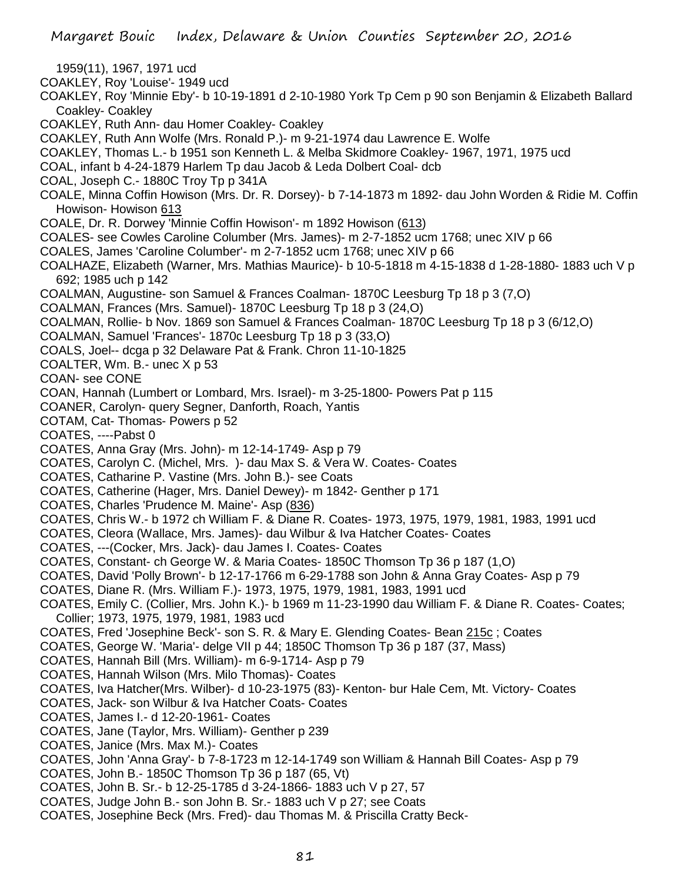1959(11), 1967, 1971 ucd

COAKLEY, Roy 'Louise'- 1949 ucd

COAKLEY, Roy 'Minnie Eby'- b 10-19-1891 d 2-10-1980 York Tp Cem p 90 son Benjamin & Elizabeth Ballard Coakley- Coakley

COAKLEY, Ruth Ann- dau Homer Coakley- Coakley

COAKLEY, Ruth Ann Wolfe (Mrs. Ronald P.)- m 9-21-1974 dau Lawrence E. Wolfe

COAKLEY, Thomas L.- b 1951 son Kenneth L. & Melba Skidmore Coakley- 1967, 1971, 1975 ucd

COAL, infant b 4-24-1879 Harlem Tp dau Jacob & Leda Dolbert Coal- dcb

COAL, Joseph C.- 1880C Troy Tp p 341A

COALE, Minna Coffin Howison (Mrs. Dr. R. Dorsey)- b 7-14-1873 m 1892- dau John Worden & Ridie M. Coffin Howison- Howison 613

COALE, Dr. R. Dorwey 'Minnie Coffin Howison'- m 1892 Howison (613)

COALES- see Cowles Caroline Columber (Mrs. James)- m 2-7-1852 ucm 1768; unec XIV p 66

COALES, James 'Caroline Columber'- m 2-7-1852 ucm 1768; unec XIV p 66

COALHAZE, Elizabeth (Warner, Mrs. Mathias Maurice)- b 10-5-1818 m 4-15-1838 d 1-28-1880- 1883 uch V p 692; 1985 uch p 142

COALMAN, Augustine- son Samuel & Frances Coalman- 1870C Leesburg Tp 18 p 3 (7,O)

COALMAN, Frances (Mrs. Samuel)- 1870C Leesburg Tp 18 p 3 (24,O)

COALMAN, Rollie- b Nov. 1869 son Samuel & Frances Coalman- 1870C Leesburg Tp 18 p 3 (6/12,O)

COALMAN, Samuel 'Frances'- 1870c Leesburg Tp 18 p 3 (33,O)

COALS, Joel-- dcga p 32 Delaware Pat & Frank. Chron 11-10-1825

COALTER, Wm. B.- unec X p 53

COAN- see CONE

COAN, Hannah (Lumbert or Lombard, Mrs. Israel)- m 3-25-1800- Powers Pat p 115

COANER, Carolyn- query Segner, Danforth, Roach, Yantis

COTAM, Cat- Thomas- Powers p 52

COATES, ----Pabst 0

COATES, Anna Gray (Mrs. John)- m 12-14-1749- Asp p 79

COATES, Carolyn C. (Michel, Mrs. )- dau Max S. & Vera W. Coates- Coates

COATES, Catharine P. Vastine (Mrs. John B.)- see Coats

COATES, Catherine (Hager, Mrs. Daniel Dewey)- m 1842- Genther p 171

COATES, Charles 'Prudence M. Maine'- Asp (836)

COATES, Chris W.- b 1972 ch William F. & Diane R. Coates- 1973, 1975, 1979, 1981, 1983, 1991 ucd

COATES, Cleora (Wallace, Mrs. James)- dau Wilbur & Iva Hatcher Coates- Coates

COATES, ---(Cocker, Mrs. Jack)- dau James I. Coates- Coates

COATES, Constant- ch George W. & Maria Coates- 1850C Thomson Tp 36 p 187 (1,O)

COATES, David 'Polly Brown'- b 12-17-1766 m 6-29-1788 son John & Anna Gray Coates- Asp p 79

COATES, Diane R. (Mrs. William F.)- 1973, 1975, 1979, 1981, 1983, 1991 ucd

COATES, Emily C. (Collier, Mrs. John K.)- b 1969 m 11-23-1990 dau William F. & Diane R. Coates- Coates; Collier; 1973, 1975, 1979, 1981, 1983 ucd

COATES, Fred 'Josephine Beck'- son S. R. & Mary E. Glending Coates- Bean 215c ; Coates

COATES, George W. 'Maria'- delge VII p 44; 1850C Thomson Tp 36 p 187 (37, Mass)

COATES, Hannah Bill (Mrs. William)- m 6-9-1714- Asp p 79

COATES, Hannah Wilson (Mrs. Milo Thomas)- Coates

COATES, Iva Hatcher(Mrs. Wilber)- d 10-23-1975 (83)- Kenton- bur Hale Cem, Mt. Victory- Coates

COATES, Jack- son Wilbur & Iva Hatcher Coats- Coates

COATES, James I.- d 12-20-1961- Coates

COATES, Jane (Taylor, Mrs. William)- Genther p 239

COATES, Janice (Mrs. Max M.)- Coates

COATES, John 'Anna Gray'- b 7-8-1723 m 12-14-1749 son William & Hannah Bill Coates- Asp p 79

COATES, John B.- 1850C Thomson Tp 36 p 187 (65, Vt)

COATES, John B. Sr.- b 12-25-1785 d 3-24-1866- 1883 uch V p 27, 57

COATES, Judge John B.- son John B. Sr.- 1883 uch V p 27; see Coats

COATES, Josephine Beck (Mrs. Fred)- dau Thomas M. & Priscilla Cratty Beck-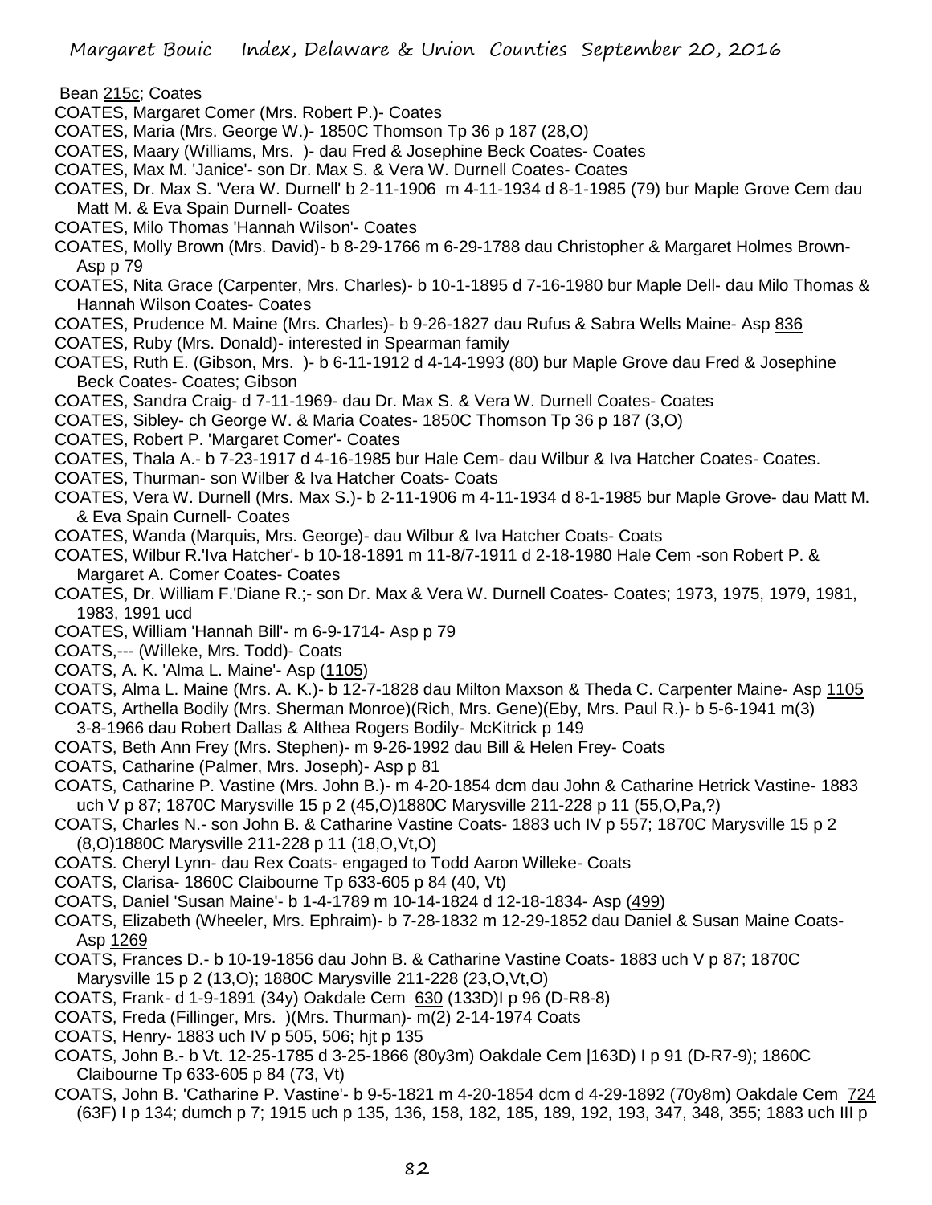Bean 215c; Coates

COATES, Margaret Comer (Mrs. Robert P.)- Coates

COATES, Maria (Mrs. George W.)- 1850C Thomson Tp 36 p 187 (28,O)

COATES, Maary (Williams, Mrs. )- dau Fred & Josephine Beck Coates- Coates

COATES, Max M. 'Janice'- son Dr. Max S. & Vera W. Durnell Coates- Coates

COATES, Dr. Max S. 'Vera W. Durnell' b 2-11-1906 m 4-11-1934 d 8-1-1985 (79) bur Maple Grove Cem dau Matt M. & Eva Spain Durnell- Coates

COATES, Milo Thomas 'Hannah Wilson'- Coates

COATES, Molly Brown (Mrs. David)- b 8-29-1766 m 6-29-1788 dau Christopher & Margaret Holmes Brown- Asp p 79

COATES, Nita Grace (Carpenter, Mrs. Charles)- b 10-1-1895 d 7-16-1980 bur Maple Dell- dau Milo Thomas & Hannah Wilson Coates- Coates

COATES, Prudence M. Maine (Mrs. Charles)- b 9-26-1827 dau Rufus & Sabra Wells Maine- Asp 836

COATES, Ruby (Mrs. Donald)- interested in Spearman family

COATES, Ruth E. (Gibson, Mrs. )- b 6-11-1912 d 4-14-1993 (80) bur Maple Grove dau Fred & Josephine Beck Coates- Coates; Gibson

COATES, Sandra Craig- d 7-11-1969- dau Dr. Max S. & Vera W. Durnell Coates- Coates

COATES, Sibley- ch George W. & Maria Coates- 1850C Thomson Tp 36 p 187 (3,O)

COATES, Robert P. 'Margaret Comer'- Coates

COATES, Thala A.- b 7-23-1917 d 4-16-1985 bur Hale Cem- dau Wilbur & Iva Hatcher Coates- Coates.

COATES, Thurman- son Wilber & Iva Hatcher Coats- Coats

COATES, Vera W. Durnell (Mrs. Max S.)- b 2-11-1906 m 4-11-1934 d 8-1-1985 bur Maple Grove- dau Matt M. & Eva Spain Curnell- Coates

COATES, Wanda (Marquis, Mrs. George)- dau Wilbur & Iva Hatcher Coats- Coats

COATES, Wilbur R.'Iva Hatcher'- b 10-18-1891 m 11-8/7-1911 d 2-18-1980 Hale Cem -son Robert P. & Margaret A. Comer Coates- Coates

COATES, Dr. William F.'Diane R.;- son Dr. Max & Vera W. Durnell Coates- Coates; 1973, 1975, 1979, 1981, 1983, 1991 ucd

COATES, William 'Hannah Bill'- m 6-9-1714- Asp p 79

COATS,--- (Willeke, Mrs. Todd)- Coats

COATS, A. K. 'Alma L. Maine'- Asp (1105)

COATS, Alma L. Maine (Mrs. A. K.)- b 12-7-1828 dau Milton Maxson & Theda C. Carpenter Maine- Asp 1105

COATS, Arthella Bodily (Mrs. Sherman Monroe)(Rich, Mrs. Gene)(Eby, Mrs. Paul R.)- b 5-6-1941 m(3) 3-8-1966 dau Robert Dallas & Althea Rogers Bodily- McKitrick p 149

COATS, Beth Ann Frey (Mrs. Stephen)- m 9-26-1992 dau Bill & Helen Frey- Coats

COATS, Catharine (Palmer, Mrs. Joseph)- Asp p 81

COATS, Catharine P. Vastine (Mrs. John B.)- m 4-20-1854 dcm dau John & Catharine Hetrick Vastine- 1883 uch V p 87; 1870C Marysville 15 p 2 (45,O)1880C Marysville 211-228 p 11 (55,O,Pa,?)

COATS, Charles N.- son John B. & Catharine Vastine Coats- 1883 uch IV p 557; 1870C Marysville 15 p 2 (8,O)1880C Marysville 211-228 p 11 (18,O,Vt,O)

COATS. Cheryl Lynn- dau Rex Coats- engaged to Todd Aaron Willeke- Coats

COATS, Clarisa- 1860C Claibourne Tp 633-605 p 84 (40, Vt)

COATS, Daniel 'Susan Maine'- b 1-4-1789 m 10-14-1824 d 12-18-1834- Asp (499)

COATS, Elizabeth (Wheeler, Mrs. Ephraim)- b 7-28-1832 m 12-29-1852 dau Daniel & Susan Maine Coats- Asp 1269

COATS, Frances D.- b 10-19-1856 dau John B. & Catharine Vastine Coats- 1883 uch V p 87; 1870C Marysville 15 p 2 (13,O); 1880C Marysville 211-228 (23,O,Vt,O)

COATS, Frank- d 1-9-1891 (34y) Oakdale Cem 630 (133D)I p 96 (D-R8-8)

COATS, Freda (Fillinger, Mrs. )(Mrs. Thurman)- m(2) 2-14-1974 Coats

COATS, Henry- 1883 uch IV p 505, 506; hjt p 135

COATS, John B.- b Vt. 12-25-1785 d 3-25-1866 (80y3m) Oakdale Cem |163D) I p 91 (D-R7-9); 1860C Claibourne Tp 633-605 p 84 (73, Vt)

COATS, John B. 'Catharine P. Vastine'- b 9-5-1821 m 4-20-1854 dcm d 4-29-1892 (70y8m) Oakdale Cem 724 (63F) I p 134; dumch p 7; 1915 uch p 135, 136, 158, 182, 185, 189, 192, 193, 347, 348, 355; 1883 uch III p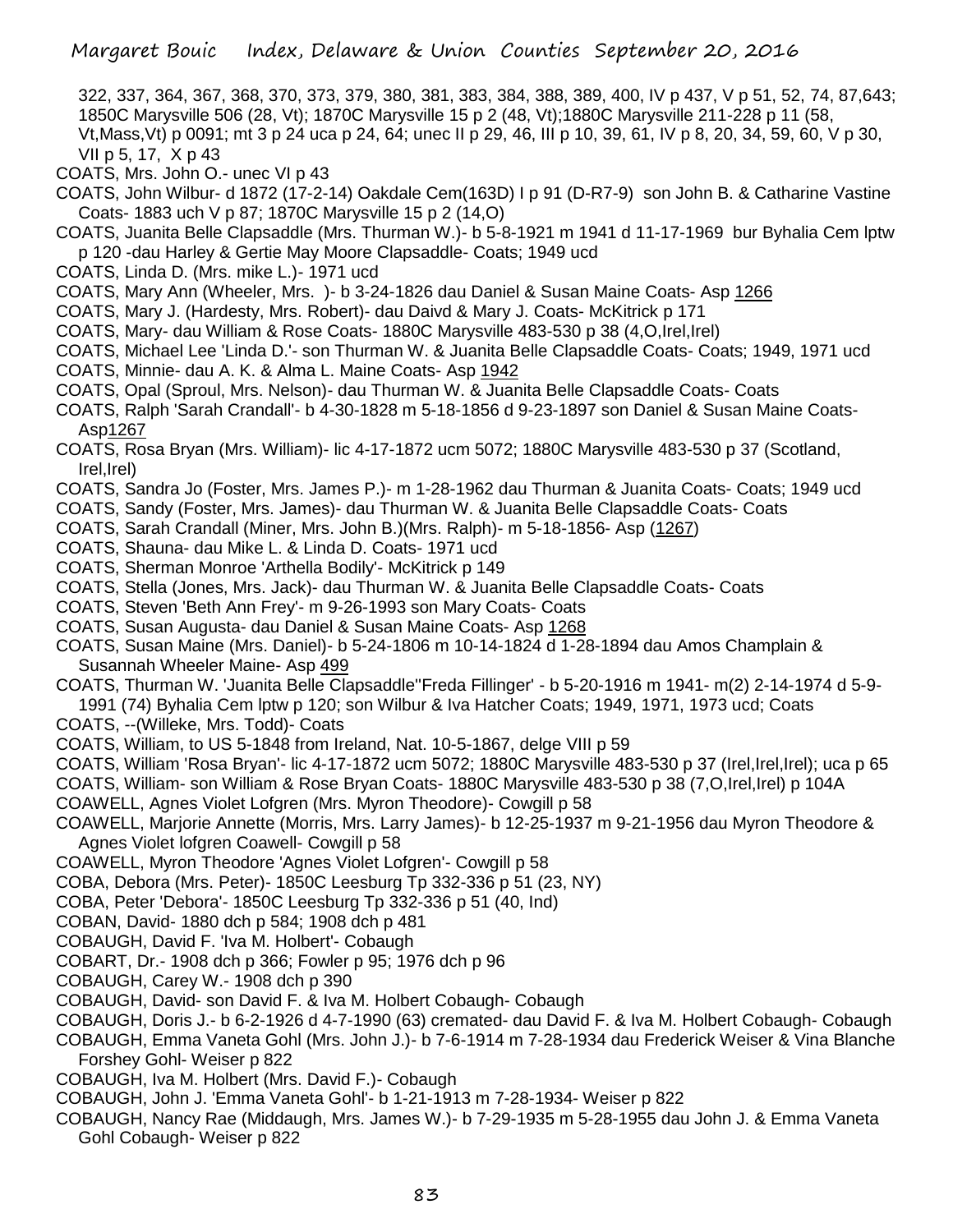322, 337, 364, 367, 368, 370, 373, 379, 380, 381, 383, 384, 388, 389, 400, IV p 437, V p 51, 52, 74, 87,643; 1850C Marysville 506 (28, Vt); 1870C Marysville 15 p 2 (48, Vt);1880C Marysville 211-228 p 11 (58, Vt,Mass,Vt) p 0091; mt 3 p 24 uca p 24, 64; unec II p 29, 46, III p 10, 39, 61, IV p 8, 20, 34, 59, 60, V p 30, VII p 5, 17, X p 43

COATS, Mrs. John O.- unec VI p 43

COATS, John Wilbur- d 1872 (17-2-14) Oakdale Cem(163D) I p 91 (D-R7-9) son John B. & Catharine Vastine Coats- 1883 uch V p 87; 1870C Marysville 15 p 2 (14,O)

COATS, Juanita Belle Clapsaddle (Mrs. Thurman W.)- b 5-8-1921 m 1941 d 11-17-1969 bur Byhalia Cem lptw p 120 -dau Harley & Gertie May Moore Clapsaddle- Coats; 1949 ucd

COATS, Linda D. (Mrs. mike L.)- 1971 ucd

COATS, Mary Ann (Wheeler, Mrs. )- b 3-24-1826 dau Daniel & Susan Maine Coats- Asp 1266

COATS, Mary J. (Hardesty, Mrs. Robert)- dau Daivd & Mary J. Coats- McKitrick p 171

COATS, Mary- dau William & Rose Coats- 1880C Marysville 483-530 p 38 (4,O,Irel,Irel)

COATS, Michael Lee 'Linda D.'- son Thurman W. & Juanita Belle Clapsaddle Coats- Coats; 1949, 1971 ucd

COATS, Minnie- dau A. K. & Alma L. Maine Coats- Asp 1942

COATS, Opal (Sproul, Mrs. Nelson)- dau Thurman W. & Juanita Belle Clapsaddle Coats- Coats

COATS, Ralph 'Sarah Crandall'- b 4-30-1828 m 5-18-1856 d 9-23-1897 son Daniel & Susan Maine Coats- Asp1267

COATS, Rosa Bryan (Mrs. William)- lic 4-17-1872 ucm 5072; 1880C Marysville 483-530 p 37 (Scotland, Irel,Irel)

COATS, Sandra Jo (Foster, Mrs. James P.)- m 1-28-1962 dau Thurman & Juanita Coats- Coats; 1949 ucd

COATS, Sandy (Foster, Mrs. James)- dau Thurman W. & Juanita Belle Clapsaddle Coats- Coats

COATS, Sarah Crandall (Miner, Mrs. John B.)(Mrs. Ralph)- m 5-18-1856- Asp (1267)

COATS, Shauna- dau Mike L. & Linda D. Coats- 1971 ucd

COATS, Sherman Monroe 'Arthella Bodily'- McKitrick p 149

COATS, Stella (Jones, Mrs. Jack)- dau Thurman W. & Juanita Belle Clapsaddle Coats- Coats

COATS, Steven 'Beth Ann Frey'- m 9-26-1993 son Mary Coats- Coats

COATS, Susan Augusta- dau Daniel & Susan Maine Coats- Asp 1268

COATS, Susan Maine (Mrs. Daniel)- b 5-24-1806 m 10-14-1824 d 1-28-1894 dau Amos Champlain & Susannah Wheeler Maine- Asp 499

COATS, Thurman W. 'Juanita Belle Clapsaddle''Freda Fillinger' - b 5-20-1916 m 1941- m(2) 2-14-1974 d 5-9-1991 (74) Byhalia Cem lptw p 120; son Wilbur & Iva Hatcher Coats; 1949, 1971, 1973 ucd; Coats

COATS, --(Willeke, Mrs. Todd)- Coats

COATS, William, to US 5-1848 from Ireland, Nat. 10-5-1867, delge VIII p 59

COATS, William 'Rosa Bryan'- lic 4-17-1872 ucm 5072; 1880C Marysville 483-530 p 37 (Irel,Irel,Irel); uca p 65

COATS, William- son William & Rose Bryan Coats- 1880C Marysville 483-530 p 38 (7,O,Irel,Irel) p 104A

COAWELL, Agnes Violet Lofgren (Mrs. Myron Theodore)- Cowgill p 58

COAWELL, Marjorie Annette (Morris, Mrs. Larry James)- b 12-25-1937 m 9-21-1956 dau Myron Theodore & Agnes Violet lofgren Coawell- Cowgill p 58

COAWELL, Myron Theodore 'Agnes Violet Lofgren'- Cowgill p 58

COBA, Debora (Mrs. Peter)- 1850C Leesburg Tp 332-336 p 51 (23, NY)

COBA, Peter 'Debora'- 1850C Leesburg Tp 332-336 p 51 (40, Ind)

COBAN, David- 1880 dch p 584; 1908 dch p 481

COBAUGH, David F. 'Iva M. Holbert'- Cobaugh

COBART, Dr.- 1908 dch p 366; Fowler p 95; 1976 dch p 96

COBAUGH, Carey W.- 1908 dch p 390

COBAUGH, David- son David F. & Iva M. Holbert Cobaugh- Cobaugh

COBAUGH, Doris J.- b 6-2-1926 d 4-7-1990 (63) cremated- dau David F. & Iva M. Holbert Cobaugh- Cobaugh

COBAUGH, Emma Vaneta Gohl (Mrs. John J.)- b 7-6-1914 m 7-28-1934 dau Frederick Weiser & Vina Blanche Forshey Gohl- Weiser p 822

COBAUGH, Iva M. Holbert (Mrs. David F.)- Cobaugh

COBAUGH, John J. 'Emma Vaneta Gohl'- b 1-21-1913 m 7-28-1934- Weiser p 822

COBAUGH, Nancy Rae (Middaugh, Mrs. James W.)- b 7-29-1935 m 5-28-1955 dau John J. & Emma Vaneta Gohl Cobaugh- Weiser p 822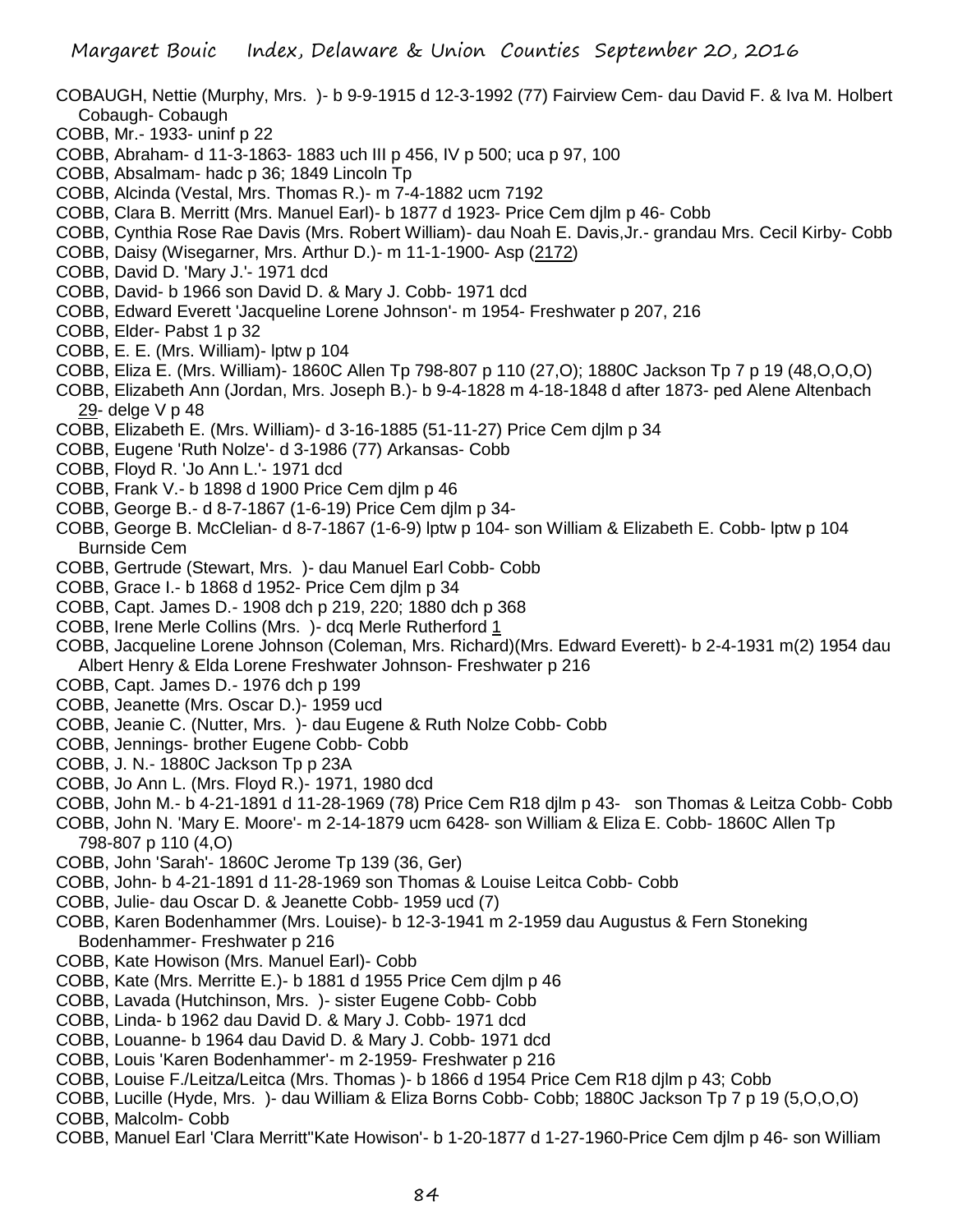COBAUGH, Nettie (Murphy, Mrs. )- b 9-9-1915 d 12-3-1992 (77) Fairview Cem- dau David F. & Iva M. Holbert Cobaugh- Cobaugh

COBB, Mr.- 1933- uninf p 22

COBB, Abraham- d 11-3-1863- 1883 uch III p 456, IV p 500; uca p 97, 100

COBB, Absalmam- hadc p 36; 1849 Lincoln Tp

COBB, Alcinda (Vestal, Mrs. Thomas R.)- m 7-4-1882 ucm 7192

COBB, Clara B. Merritt (Mrs. Manuel Earl)- b 1877 d 1923- Price Cem djlm p 46- Cobb

COBB, Cynthia Rose Rae Davis (Mrs. Robert William)- dau Noah E. Davis,Jr.- grandau Mrs. Cecil Kirby- Cobb

COBB, Daisy (Wisegarner, Mrs. Arthur D.)- m 11-1-1900- Asp (2172)

COBB, David D. 'Mary J.'- 1971 dcd

COBB, David- b 1966 son David D. & Mary J. Cobb- 1971 dcd

COBB, Edward Everett 'Jacqueline Lorene Johnson'- m 1954- Freshwater p 207, 216

COBB, Elder- Pabst 1 p 32

COBB, E. E. (Mrs. William)- lptw p 104

COBB, Eliza E. (Mrs. William)- 1860C Allen Tp 798-807 p 110 (27,O); 1880C Jackson Tp 7 p 19 (48,O,O,O)

COBB, Elizabeth Ann (Jordan, Mrs. Joseph B.)- b 9-4-1828 m 4-18-1848 d after 1873- ped Alene Altenbach 29- delge V p 48

COBB, Elizabeth E. (Mrs. William)- d 3-16-1885 (51-11-27) Price Cem djlm p 34

COBB, Eugene 'Ruth Nolze'- d 3-1986 (77) Arkansas- Cobb

COBB, Floyd R. 'Jo Ann L.'- 1971 dcd

COBB, Frank V.- b 1898 d 1900 Price Cem djlm p 46

COBB, George B.- d 8-7-1867 (1-6-19) Price Cem djlm p 34-

COBB, George B. McClelian- d 8-7-1867 (1-6-9) lptw p 104- son William & Elizabeth E. Cobb- lptw p 104 Burnside Cem

COBB, Gertrude (Stewart, Mrs. )- dau Manuel Earl Cobb- Cobb

COBB, Grace I.- b 1868 d 1952- Price Cem djlm p 34

COBB, Capt. James D.- 1908 dch p 219, 220; 1880 dch p 368

COBB, Irene Merle Collins (Mrs. )- dcq Merle Rutherford 1

COBB, Jacqueline Lorene Johnson (Coleman, Mrs. Richard)(Mrs. Edward Everett)- b 2-4-1931 m(2) 1954 dau Albert Henry & Elda Lorene Freshwater Johnson- Freshwater p 216

COBB, Capt. James D.- 1976 dch p 199

COBB, Jeanette (Mrs. Oscar D.)- 1959 ucd

COBB, Jeanie C. (Nutter, Mrs. )- dau Eugene & Ruth Nolze Cobb- Cobb

COBB, Jennings- brother Eugene Cobb- Cobb

COBB, J. N.- 1880C Jackson Tp p 23A

COBB, Jo Ann L. (Mrs. Floyd R.)- 1971, 1980 dcd

COBB, John M.- b 4-21-1891 d 11-28-1969 (78) Price Cem R18 djlm p 43- son Thomas & Leitza Cobb- Cobb

COBB, John N. 'Mary E. Moore'- m 2-14-1879 ucm 6428- son William & Eliza E. Cobb- 1860C Allen Tp 798-807 p 110 (4,O)

COBB, John 'Sarah'- 1860C Jerome Tp 139 (36, Ger)

COBB, John- b 4-21-1891 d 11-28-1969 son Thomas & Louise Leitca Cobb- Cobb

COBB, Julie- dau Oscar D. & Jeanette Cobb- 1959 ucd (7)

COBB, Karen Bodenhammer (Mrs. Louise)- b 12-3-1941 m 2-1959 dau Augustus & Fern Stoneking Bodenhammer- Freshwater p 216

COBB, Kate Howison (Mrs. Manuel Earl)- Cobb

COBB, Kate (Mrs. Merritte E.)- b 1881 d 1955 Price Cem djlm p 46

COBB, Lavada (Hutchinson, Mrs. )- sister Eugene Cobb- Cobb

COBB, Linda- b 1962 dau David D. & Mary J. Cobb- 1971 dcd

COBB, Louanne- b 1964 dau David D. & Mary J. Cobb- 1971 dcd

COBB, Louis 'Karen Bodenhammer'- m 2-1959- Freshwater p 216

COBB, Louise F./Leitza/Leitca (Mrs. Thomas )- b 1866 d 1954 Price Cem R18 djlm p 43; Cobb

COBB, Lucille (Hyde, Mrs. )- dau William & Eliza Borns Cobb- Cobb; 1880C Jackson Tp 7 p 19 (5,O,O,O)

COBB, Malcolm- Cobb

COBB, Manuel Earl 'Clara Merritt''Kate Howison'- b 1-20-1877 d 1-27-1960-Price Cem djlm p 46- son William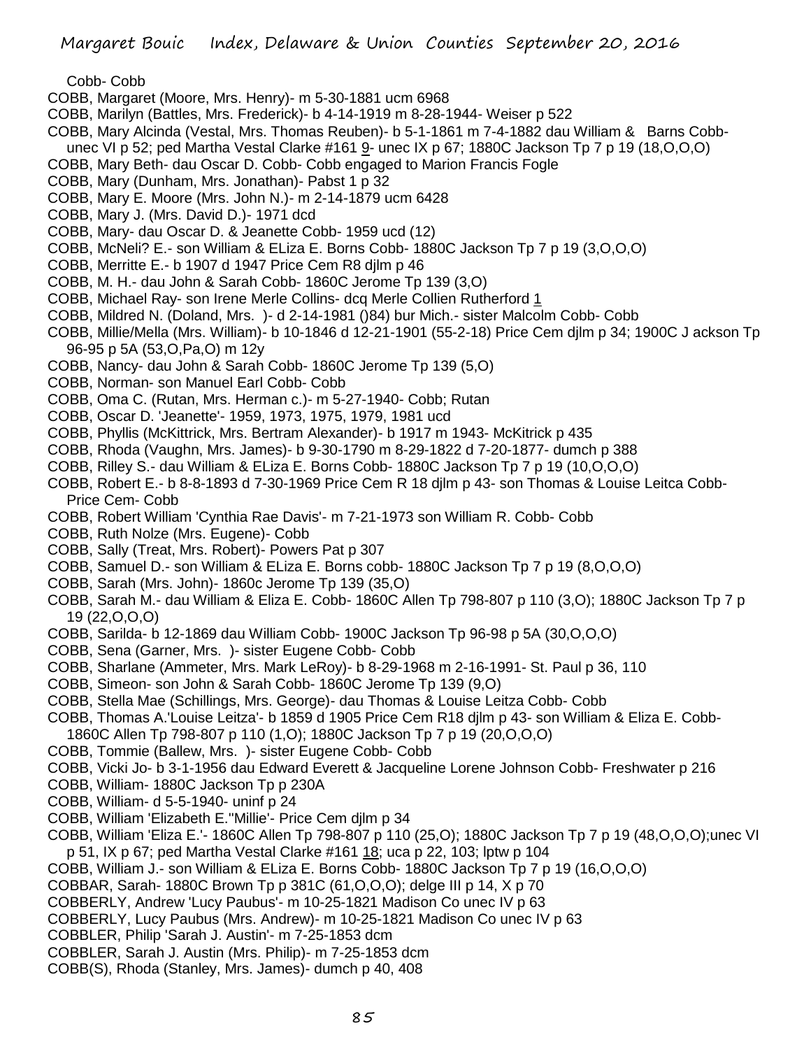Cobb- Cobb

COBB, Margaret (Moore, Mrs. Henry)- m 5-30-1881 ucm 6968

COBB, Marilyn (Battles, Mrs. Frederick)- b 4-14-1919 m 8-28-1944- Weiser p 522

COBB, Mary Alcinda (Vestal, Mrs. Thomas Reuben)- b 5-1-1861 m 7-4-1882 dau William & Barns Cobb- unec VI p 52; ped Martha Vestal Clarke #161 9- unec IX p 67; 1880C Jackson Tp 7 p 19 (18,O,O,O)

COBB, Mary Beth- dau Oscar D. Cobb- Cobb engaged to Marion Francis Fogle

COBB, Mary (Dunham, Mrs. Jonathan)- Pabst 1 p 32

COBB, Mary E. Moore (Mrs. John N.)- m 2-14-1879 ucm 6428

COBB, Mary J. (Mrs. David D.)- 1971 dcd

COBB, Mary- dau Oscar D. & Jeanette Cobb- 1959 ucd (12)

COBB, McNeli? E.- son William & ELiza E. Borns Cobb- 1880C Jackson Tp 7 p 19 (3,O,O,O)

COBB, Merritte E.- b 1907 d 1947 Price Cem R8 djlm p 46

COBB, M. H.- dau John & Sarah Cobb- 1860C Jerome Tp 139 (3,O)

COBB, Michael Ray- son Irene Merle Collins- dcq Merle Collien Rutherford 1

COBB, Mildred N. (Doland, Mrs. )- d 2-14-1981 ()84) bur Mich.- sister Malcolm Cobb- Cobb

COBB, Millie/Mella (Mrs. William)- b 10-1846 d 12-21-1901 (55-2-18) Price Cem djlm p 34; 1900C J ackson Tp 96-95 p 5A (53,O,Pa,O) m 12y

COBB, Nancy- dau John & Sarah Cobb- 1860C Jerome Tp 139 (5,O)

COBB, Norman- son Manuel Earl Cobb- Cobb

COBB, Oma C. (Rutan, Mrs. Herman c.)- m 5-27-1940- Cobb; Rutan

COBB, Oscar D. 'Jeanette'- 1959, 1973, 1975, 1979, 1981 ucd

COBB, Phyllis (McKittrick, Mrs. Bertram Alexander)- b 1917 m 1943- McKitrick p 435

COBB, Rhoda (Vaughn, Mrs. James)- b 9-30-1790 m 8-29-1822 d 7-20-1877- dumch p 388

COBB, Rilley S.- dau William & ELiza E. Borns Cobb- 1880C Jackson Tp 7 p 19 (10,O,O,O)

COBB, Robert E.- b 8-8-1893 d 7-30-1969 Price Cem R 18 djlm p 43- son Thomas & Louise Leitca Cobb- Price Cem- Cobb

COBB, Robert William 'Cynthia Rae Davis'- m 7-21-1973 son William R. Cobb- Cobb

COBB, Ruth Nolze (Mrs. Eugene)- Cobb

COBB, Sally (Treat, Mrs. Robert)- Powers Pat p 307

COBB, Samuel D.- son William & ELiza E. Borns cobb- 1880C Jackson Tp 7 p 19 (8,O,O,O)

COBB, Sarah (Mrs. John)- 1860c Jerome Tp 139 (35,O)

COBB, Sarah M.- dau William & Eliza E. Cobb- 1860C Allen Tp 798-807 p 110 (3,O); 1880C Jackson Tp 7 p 19 (22,O,O,O)

COBB, Sarilda- b 12-1869 dau William Cobb- 1900C Jackson Tp 96-98 p 5A (30,O,O,O)

COBB, Sena (Garner, Mrs. )- sister Eugene Cobb- Cobb

COBB, Sharlane (Ammeter, Mrs. Mark LeRoy)- b 8-29-1968 m 2-16-1991- St. Paul p 36, 110

COBB, Simeon- son John & Sarah Cobb- 1860C Jerome Tp 139 (9,O)

COBB, Stella Mae (Schillings, Mrs. George)- dau Thomas & Louise Leitza Cobb- Cobb

COBB, Thomas A.'Louise Leitza'- b 1859 d 1905 Price Cem R18 djlm p 43- son William & Eliza E. Cobb- 1860C Allen Tp 798-807 p 110 (1,O); 1880C Jackson Tp 7 p 19 (20,O,O,O)

COBB, Tommie (Ballew, Mrs. )- sister Eugene Cobb- Cobb

COBB, Vicki Jo- b 3-1-1956 dau Edward Everett & Jacqueline Lorene Johnson Cobb- Freshwater p 216

COBB, William- 1880C Jackson Tp p 230A

COBB, William- d 5-5-1940- uninf p 24

COBB, William 'Elizabeth E.''Millie'- Price Cem djlm p 34

COBB, William 'Eliza E.'- 1860C Allen Tp 798-807 p 110 (25,O); 1880C Jackson Tp 7 p 19 (48,O,O,O);unec VI p 51, IX p 67; ped Martha Vestal Clarke #161 18; uca p 22, 103; lptw p 104

COBB, William J.- son William & ELiza E. Borns Cobb- 1880C Jackson Tp 7 p 19 (16,O,O,O)

COBBAR, Sarah- 1880C Brown Tp p 381C (61,O,O,O); delge III p 14, X p 70

COBBERLY, Andrew 'Lucy Paubus'- m 10-25-1821 Madison Co unec IV p 63

COBBERLY, Lucy Paubus (Mrs. Andrew)- m 10-25-1821 Madison Co unec IV p 63

COBBLER, Philip 'Sarah J. Austin'- m 7-25-1853 dcm

COBBLER, Sarah J. Austin (Mrs. Philip)- m 7-25-1853 dcm

COBB(S), Rhoda (Stanley, Mrs. James)- dumch p 40, 408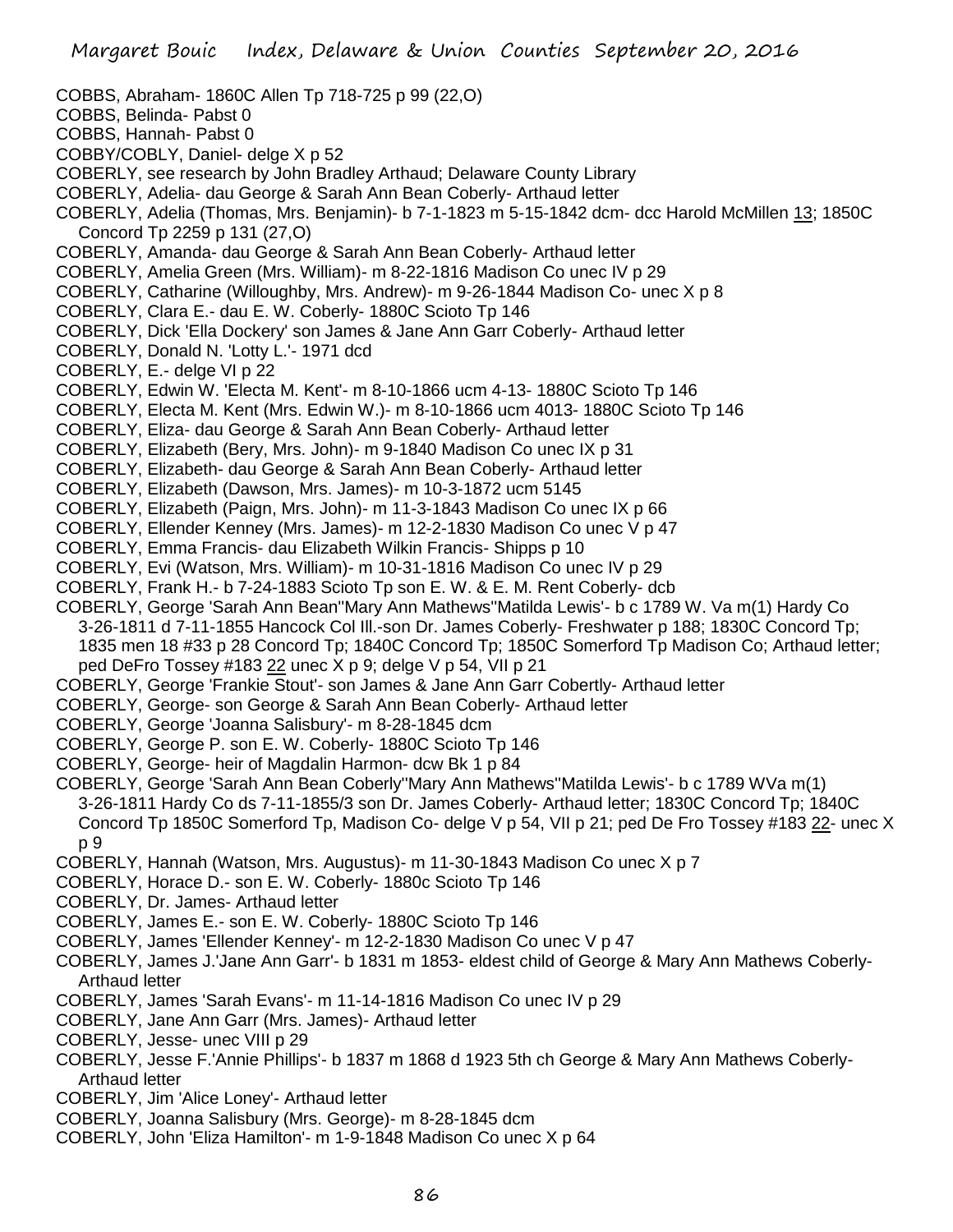COBBS, Abraham- 1860C Allen Tp 718-725 p 99 (22,O)
COBBS, Belinda- Pabst 0
COBBS, Hannah- Pabst 0
COBBY/COBLY, Daniel- delge X p 52
COBERLY, see research by John Bradley Arthaud; Delaware County Library
COBERLY, Adelia- dau George & Sarah Ann Bean Coberly- Arthaud letter
COBERLY, Adelia (Thomas, Mrs. Benjamin)- b 7-1-1823 m 5-15-1842 dcm- dcc Harold McMillen 13; 1850C Concord Tp 2259 p 131 (27,O)
COBERLY, Amanda- dau George & Sarah Ann Bean Coberly- Arthaud letter
COBERLY, Amelia Green (Mrs. William)- m 8-22-1816 Madison Co unec IV p 29
COBERLY, Catharine (Willoughby, Mrs. Andrew)- m 9-26-1844 Madison Co- unec X p 8
COBERLY, Clara E.- dau E. W. Coberly- 1880C Scioto Tp 146
COBERLY, Dick 'Ella Dockery' son James & Jane Ann Garr Coberly- Arthaud letter
COBERLY, Donald N. 'Lotty L.'- 1971 dcd
COBERLY, E.- delge VI p 22
COBERLY, Edwin W. 'Electa M. Kent'- m 8-10-1866 ucm 4-13- 1880C Scioto Tp 146
COBERLY, Electa M. Kent (Mrs. Edwin W.)- m 8-10-1866 ucm 4013- 1880C Scioto Tp 146
COBERLY, Eliza- dau George & Sarah Ann Bean Coberly- Arthaud letter
COBERLY, Elizabeth (Bery, Mrs. John)- m 9-1840 Madison Co unec IX p 31
COBERLY, Elizabeth- dau George & Sarah Ann Bean Coberly- Arthaud letter
COBERLY, Elizabeth (Dawson, Mrs. James)- m 10-3-1872 ucm 5145
COBERLY, Elizabeth (Paign, Mrs. John)- m 11-3-1843 Madison Co unec IX p 66
COBERLY, Ellender Kenney (Mrs. James)- m 12-2-1830 Madison Co unec V p 47
COBERLY, Emma Francis- dau Elizabeth Wilkin Francis- Shipps p 10
COBERLY, Evi (Watson, Mrs. William)- m 10-31-1816 Madison Co unec IV p 29
COBERLY, Frank H.- b 7-24-1883 Scioto Tp son E. W. & E. M. Rent Coberly- dcb
COBERLY, George 'Sarah Ann Bean''Mary Ann Mathews''Matilda Lewis'- b c 1789 W. Va m(1) Hardy Co 3-26-1811 d 7-11-1855 Hancock Col Ill.-son Dr. James Coberly- Freshwater p 188; 1830C Concord Tp; 1835 men 18 #33 p 28 Concord Tp; 1840C Concord Tp; 1850C Somerford Tp Madison Co; Arthaud letter; ped DeFro Tossey #183 22 unec X p 9; delge V p 54, VII p 21
COBERLY, George 'Frankie Stout'- son James & Jane Ann Garr Cobertly- Arthaud letter
COBERLY, George- son George & Sarah Ann Bean Coberly- Arthaud letter
COBERLY, George 'Joanna Salisbury'- m 8-28-1845 dcm
COBERLY, George P. son E. W. Coberly- 1880C Scioto Tp 146
COBERLY, George- heir of Magdalin Harmon- dcw Bk 1 p 84
COBERLY, George 'Sarah Ann Bean Coberly''Mary Ann Mathews''Matilda Lewis'- b c 1789 WVa m(1) 3-26-1811 Hardy Co ds 7-11-1855/3 son Dr. James Coberly- Arthaud letter; 1830C Concord Tp; 1840C Concord Tp 1850C Somerford Tp, Madison Co- delge V p 54, VII p 21; ped De Fro Tossey #183 22- unec X p 9
COBERLY, Hannah (Watson, Mrs. Augustus)- m 11-30-1843 Madison Co unec X p 7
COBERLY, Horace D.- son E. W. Coberly- 1880c Scioto Tp 146
COBERLY, Dr. James- Arthaud letter
COBERLY, James E.- son E. W. Coberly- 1880C Scioto Tp 146
COBERLY, James 'Ellender Kenney'- m 12-2-1830 Madison Co unec V p 47
COBERLY, James J.'Jane Ann Garr'- b 1831 m 1853- eldest child of George & Mary Ann Mathews Coberly- Arthaud letter
COBERLY, James 'Sarah Evans'- m 11-14-1816 Madison Co unec IV p 29
COBERLY, Jane Ann Garr (Mrs. James)- Arthaud letter
COBERLY, Jesse- unec VIII p 29
COBERLY, Jesse F.'Annie Phillips'- b 1837 m 1868 d 1923 5th ch George & Mary Ann Mathews Coberly- Arthaud letter
COBERLY, Jim 'Alice Loney'- Arthaud letter
COBERLY, Joanna Salisbury (Mrs. George)- m 8-28-1845 dcm
COBERLY, John 'Eliza Hamilton'- m 1-9-1848 Madison Co unec X p 64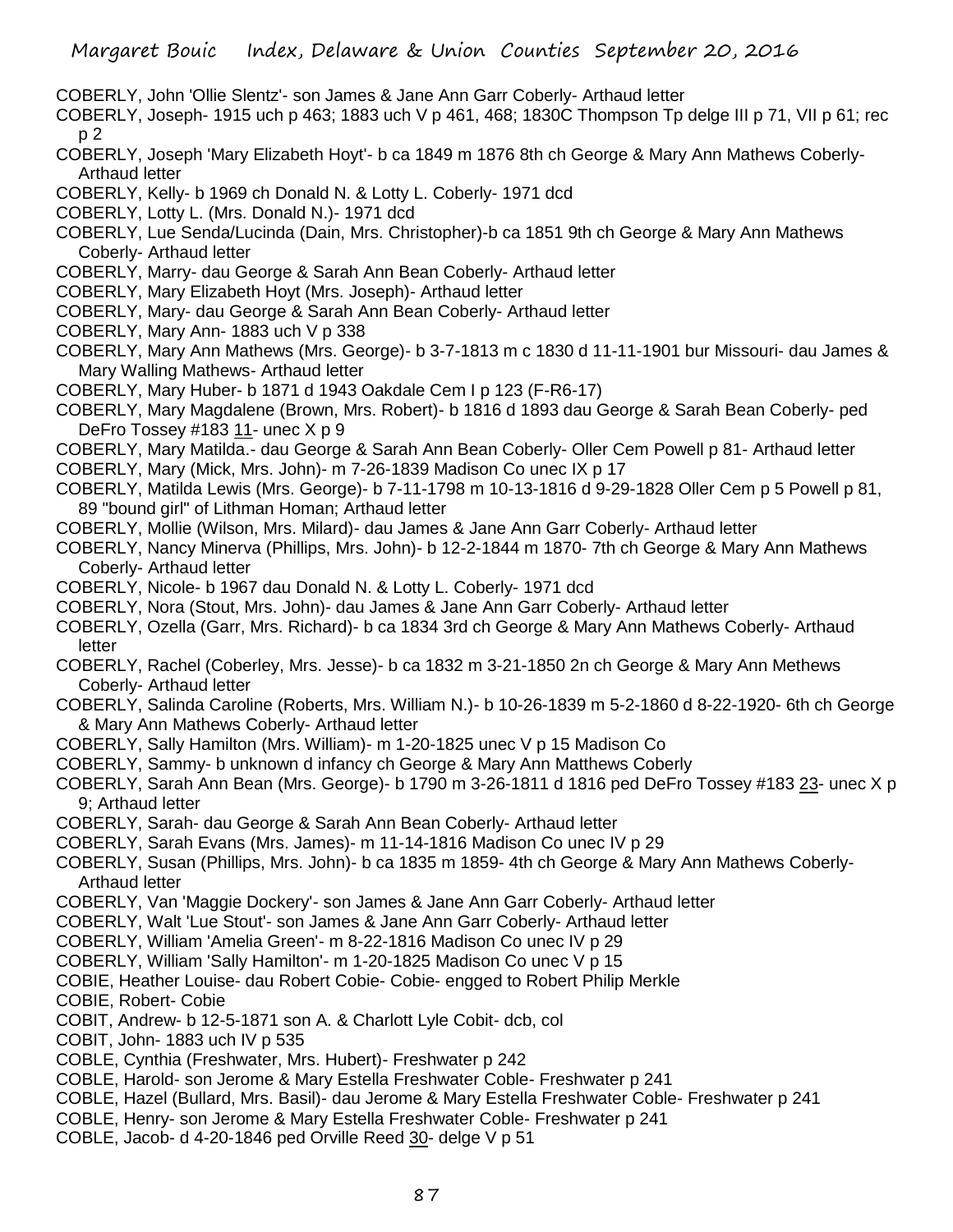COBERLY, John 'Ollie Slentz'- son James & Jane Ann Garr Coberly- Arthaud letter

COBERLY, Joseph- 1915 uch p 463; 1883 uch V p 461, 468; 1830C Thompson Tp delge III p 71, VII p 61; rec p 2

COBERLY, Joseph 'Mary Elizabeth Hoyt'- b ca 1849 m 1876 8th ch George & Mary Ann Mathews Coberly- Arthaud letter

COBERLY, Kelly- b 1969 ch Donald N. & Lotty L. Coberly- 1971 dcd

COBERLY, Lotty L. (Mrs. Donald N.)- 1971 dcd

COBERLY, Lue Senda/Lucinda (Dain, Mrs. Christopher)-b ca 1851 9th ch George & Mary Ann Mathews Coberly- Arthaud letter

COBERLY, Marry- dau George & Sarah Ann Bean Coberly- Arthaud letter

COBERLY, Mary Elizabeth Hoyt (Mrs. Joseph)- Arthaud letter

COBERLY, Mary- dau George & Sarah Ann Bean Coberly- Arthaud letter

COBERLY, Mary Ann- 1883 uch V p 338

COBERLY, Mary Ann Mathews (Mrs. George)- b 3-7-1813 m c 1830 d 11-11-1901 bur Missouri- dau James & Mary Walling Mathews- Arthaud letter

COBERLY, Mary Huber- b 1871 d 1943 Oakdale Cem I p 123 (F-R6-17)

COBERLY, Mary Magdalene (Brown, Mrs. Robert)- b 1816 d 1893 dau George & Sarah Bean Coberly- ped DeFro Tossey #183 11- unec X p 9

COBERLY, Mary Matilda.- dau George & Sarah Ann Bean Coberly- Oller Cem Powell p 81- Arthaud letter

COBERLY, Mary (Mick, Mrs. John)- m 7-26-1839 Madison Co unec IX p 17

COBERLY, Matilda Lewis (Mrs. George)- b 7-11-1798 m 10-13-1816 d 9-29-1828 Oller Cem p 5 Powell p 81, 89 "bound girl" of Lithman Homan; Arthaud letter

COBERLY, Mollie (Wilson, Mrs. Milard)- dau James & Jane Ann Garr Coberly- Arthaud letter

COBERLY, Nancy Minerva (Phillips, Mrs. John)- b 12-2-1844 m 1870- 7th ch George & Mary Ann Mathews Coberly- Arthaud letter

COBERLY, Nicole- b 1967 dau Donald N. & Lotty L. Coberly- 1971 dcd

COBERLY, Nora (Stout, Mrs. John)- dau James & Jane Ann Garr Coberly- Arthaud letter

COBERLY, Ozella (Garr, Mrs. Richard)- b ca 1834 3rd ch George & Mary Ann Mathews Coberly- Arthaud letter

COBERLY, Rachel (Coberley, Mrs. Jesse)- b ca 1832 m 3-21-1850 2n ch George & Mary Ann Methews Coberly- Arthaud letter

COBERLY, Salinda Caroline (Roberts, Mrs. William N.)- b 10-26-1839 m 5-2-1860 d 8-22-1920- 6th ch George & Mary Ann Mathews Coberly- Arthaud letter

COBERLY, Sally Hamilton (Mrs. William)- m 1-20-1825 unec V p 15 Madison Co

COBERLY, Sammy- b unknown d infancy ch George & Mary Ann Matthews Coberly

COBERLY, Sarah Ann Bean (Mrs. George)- b 1790 m 3-26-1811 d 1816 ped DeFro Tossey #183 23- unec X p 9; Arthaud letter

COBERLY, Sarah- dau George & Sarah Ann Bean Coberly- Arthaud letter

COBERLY, Sarah Evans (Mrs. James)- m 11-14-1816 Madison Co unec IV p 29

COBERLY, Susan (Phillips, Mrs. John)- b ca 1835 m 1859- 4th ch George & Mary Ann Mathews Coberly- Arthaud letter

COBERLY, Van 'Maggie Dockery'- son James & Jane Ann Garr Coberly- Arthaud letter

COBERLY, Walt 'Lue Stout'- son James & Jane Ann Garr Coberly- Arthaud letter

COBERLY, William 'Amelia Green'- m 8-22-1816 Madison Co unec IV p 29

COBERLY, William 'Sally Hamilton'- m 1-20-1825 Madison Co unec V p 15

COBIE, Heather Louise- dau Robert Cobie- Cobie- engged to Robert Philip Merkle

COBIE, Robert- Cobie

COBIT, Andrew- b 12-5-1871 son A. & Charlott Lyle Cobit- dcb, col

COBIT, John- 1883 uch IV p 535

COBLE, Cynthia (Freshwater, Mrs. Hubert)- Freshwater p 242

COBLE, Harold- son Jerome & Mary Estella Freshwater Coble- Freshwater p 241

COBLE, Hazel (Bullard, Mrs. Basil)- dau Jerome & Mary Estella Freshwater Coble- Freshwater p 241

COBLE, Henry- son Jerome & Mary Estella Freshwater Coble- Freshwater p 241

COBLE, Jacob- d 4-20-1846 ped Orville Reed 30- delge V p 51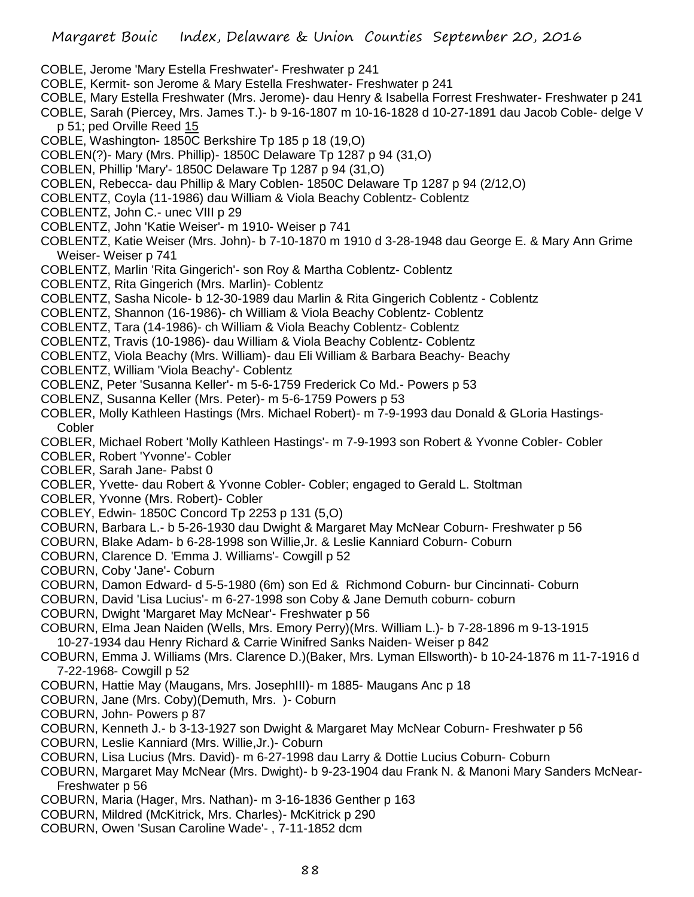COBLE, Jerome 'Mary Estella Freshwater'- Freshwater p 241
COBLE, Kermit- son Jerome & Mary Estella Freshwater- Freshwater p 241
COBLE, Mary Estella Freshwater (Mrs. Jerome)- dau Henry & Isabella Forrest Freshwater- Freshwater p 241
COBLE, Sarah (Piercey, Mrs. James T.)- b 9-16-1807 m 10-16-1828 d 10-27-1891 dau Jacob Coble- delge V p 51; ped Orville Reed 15
COBLE, Washington- 1850C Berkshire Tp 185 p 18 (19,O)
COBLEN(?)- Mary (Mrs. Phillip)- 1850C Delaware Tp 1287 p 94 (31,O)
COBLEN, Phillip 'Mary'- 1850C Delaware Tp 1287 p 94 (31,O)
COBLEN, Rebecca- dau Phillip & Mary Coblen- 1850C Delaware Tp 1287 p 94 (2/12,O)
COBLENTZ, Coyla (11-1986) dau William & Viola Beachy Coblentz- Coblentz
COBLENTZ, John C.- unec VIII p 29
COBLENTZ, John 'Katie Weiser'- m 1910- Weiser p 741
COBLENTZ, Katie Weiser (Mrs. John)- b 7-10-1870 m 1910 d 3-28-1948 dau George E. & Mary Ann Grime Weiser- Weiser p 741
COBLENTZ, Marlin 'Rita Gingerich'- son Roy & Martha Coblentz- Coblentz
COBLENTZ, Rita Gingerich (Mrs. Marlin)- Coblentz
COBLENTZ, Sasha Nicole- b 12-30-1989 dau Marlin & Rita Gingerich Coblentz - Coblentz
COBLENTZ, Shannon (16-1986)- ch William & Viola Beachy Coblentz- Coblentz
COBLENTZ, Tara (14-1986)- ch William & Viola Beachy Coblentz- Coblentz
COBLENTZ, Travis (10-1986)- dau William & Viola Beachy Coblentz- Coblentz
COBLENTZ, Viola Beachy (Mrs. William)- dau Eli William & Barbara Beachy- Beachy
COBLENTZ, William 'Viola Beachy'- Coblentz
COBLENZ, Peter 'Susanna Keller'- m 5-6-1759 Frederick Co Md.- Powers p 53
COBLENZ, Susanna Keller (Mrs. Peter)- m 5-6-1759 Powers p 53
COBLER, Molly Kathleen Hastings (Mrs. Michael Robert)- m 7-9-1993 dau Donald & GLoria Hastings- Cobler
COBLER, Michael Robert 'Molly Kathleen Hastings'- m 7-9-1993 son Robert & Yvonne Cobler- Cobler
COBLER, Robert 'Yvonne'- Cobler
COBLER, Sarah Jane- Pabst 0
COBLER, Yvette- dau Robert & Yvonne Cobler- Cobler; engaged to Gerald L. Stoltman
COBLER, Yvonne (Mrs. Robert)- Cobler
COBLEY, Edwin- 1850C Concord Tp 2253 p 131 (5,O)
COBURN, Barbara L.- b 5-26-1930 dau Dwight & Margaret May McNear Coburn- Freshwater p 56
COBURN, Blake Adam- b 6-28-1998 son Willie,Jr. & Leslie Kanniard Coburn- Coburn
COBURN, Clarence D. 'Emma J. Williams'- Cowgill p 52
COBURN, Coby 'Jane'- Coburn
COBURN, Damon Edward- d 5-5-1980 (6m) son Ed & Richmond Coburn- bur Cincinnati- Coburn
COBURN, David 'Lisa Lucius'- m 6-27-1998 son Coby & Jane Demuth coburn- coburn
COBURN, Dwight 'Margaret May McNear'- Freshwater p 56
COBURN, Elma Jean Naiden (Wells, Mrs. Emory Perry)(Mrs. William L.)- b 7-28-1896 m 9-13-1915 10-27-1934 dau Henry Richard & Carrie Winifred Sanks Naiden- Weiser p 842
COBURN, Emma J. Williams (Mrs. Clarence D.)(Baker, Mrs. Lyman Ellsworth)- b 10-24-1876 m 11-7-1916 d 7-22-1968- Cowgill p 52
COBURN, Hattie May (Maugans, Mrs. JosephIII)- m 1885- Maugans Anc p 18
COBURN, Jane (Mrs. Coby)(Demuth, Mrs. )- Coburn
COBURN, John- Powers p 87
COBURN, Kenneth J.- b 3-13-1927 son Dwight & Margaret May McNear Coburn- Freshwater p 56
COBURN, Leslie Kanniard (Mrs. Willie,Jr.)- Coburn
COBURN, Lisa Lucius (Mrs. David)- m 6-27-1998 dau Larry & Dottie Lucius Coburn- Coburn
COBURN, Margaret May McNear (Mrs. Dwight)- b 9-23-1904 dau Frank N. & Manoni Mary Sanders McNear- Freshwater p 56
COBURN, Maria (Hager, Mrs. Nathan)- m 3-16-1836 Genther p 163
COBURN, Mildred (McKitrick, Mrs. Charles)- McKitrick p 290
COBURN, Owen 'Susan Caroline Wade'- , 7-11-1852 dcm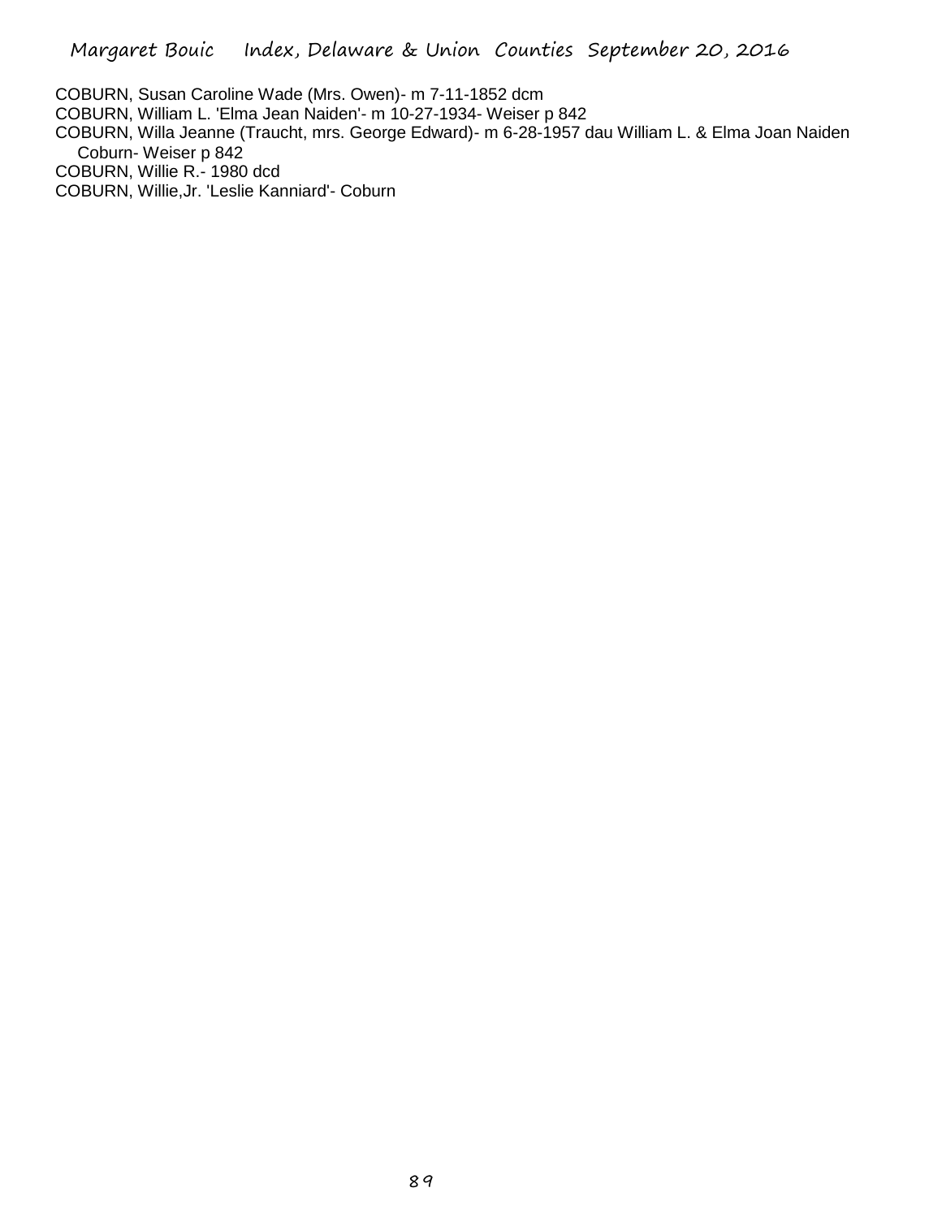COBURN, Susan Caroline Wade (Mrs. Owen)- m 7-11-1852 dcm
COBURN, William L. 'Elma Jean Naiden'- m 10-27-1934- Weiser p 842
COBURN, Willa Jeanne (Traucht, mrs. George Edward)- m 6-28-1957 dau William L. & Elma Joan Naiden Coburn- Weiser p 842
COBURN, Willie R.- 1980 dcd
COBURN, Willie,Jr. 'Leslie Kanniard'- Coburn